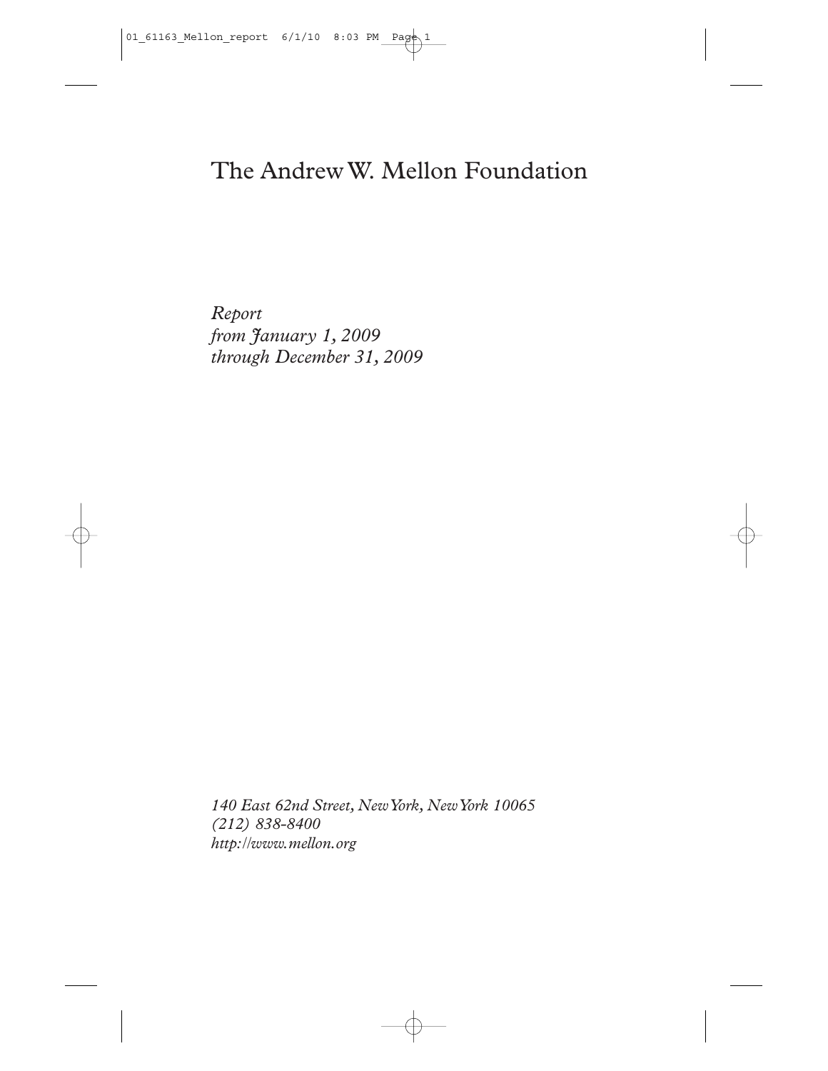# The Andrew W. Mellon Foundation

*Report*
*from January 1, 2009*
*through December 31, 2009*

*140 East 62nd Street, New York, New York 10065*
*(212) 838-8400*
*http://www.mellon.org*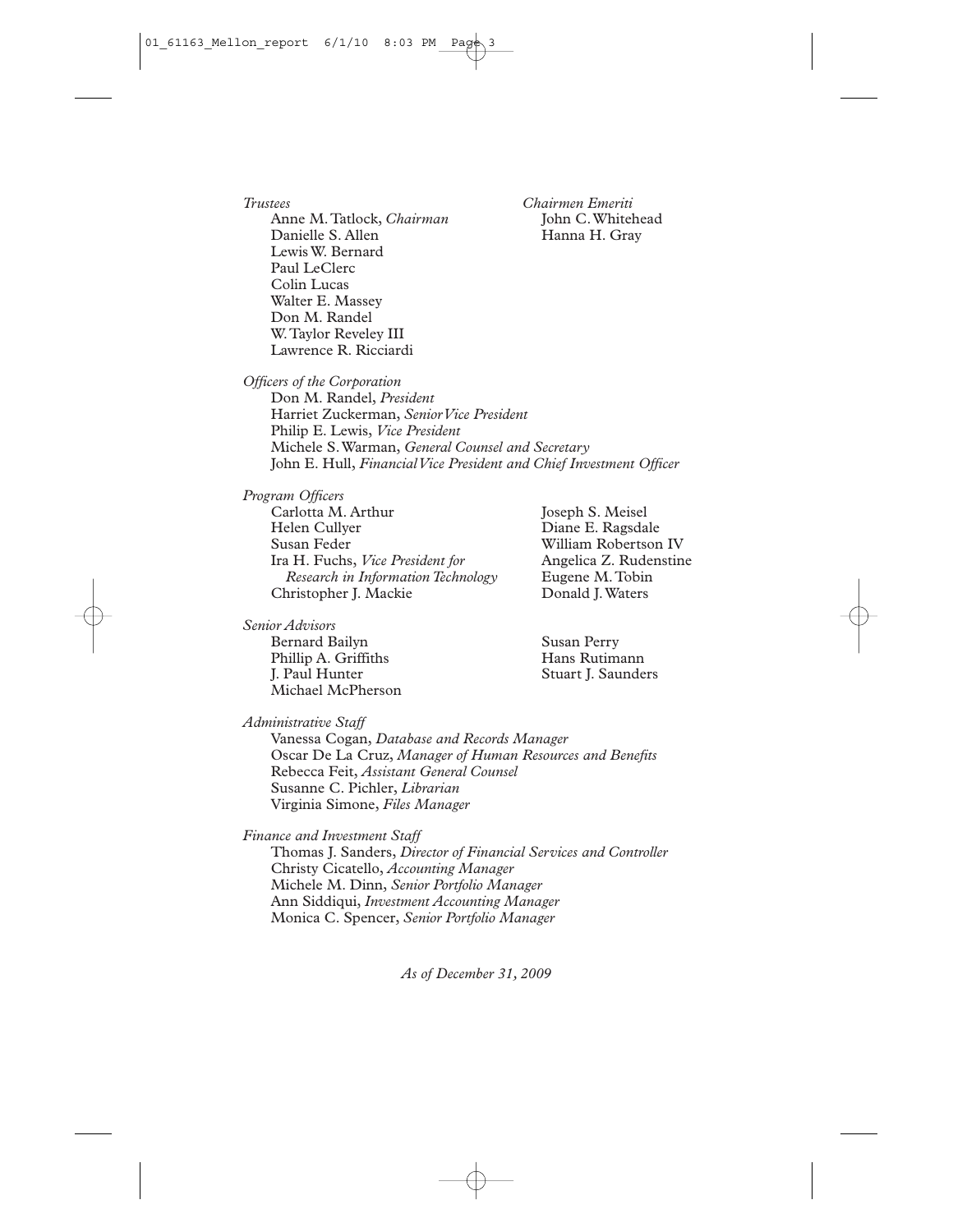*Trustees*

Anne M. Tatlock, *Chairman*
Danielle S. Allen
Lewis W. Bernard
Paul LeClerc
Colin Lucas
Walter E. Massey
Don M. Randel
W. Taylor Reveley III
Lawrence R. Ricciardi

*Chairmen Emeriti*

John C. Whitehead
Hanna H. Gray

*Officers of the Corporation*

Don M. Randel, *President*
Harriet Zuckerman, *Senior Vice President*
Philip E. Lewis, *Vice President*
Michele S. Warman, *General Counsel and Secretary*
John E. Hull, *Financial Vice President and Chief Investment Officer*

*Program Officers*

Carlotta M. Arthur
Helen Cullyer
Susan Feder
Ira H. Fuchs, *Vice President for Research in Information Technology*
Christopher J. Mackie
Joseph S. Meisel
Diane E. Ragsdale
William Robertson IV
Angelica Z. Rudenstine
Eugene M. Tobin
Donald J. Waters

*Senior Advisors*

Bernard Bailyn
Phillip A. Griffiths
J. Paul Hunter
Michael McPherson
Susan Perry
Hans Rutimann
Stuart J. Saunders

*Administrative Staff*

Vanessa Cogan, *Database and Records Manager*
Oscar De La Cruz, *Manager of Human Resources and Benefits*
Rebecca Feit, *Assistant General Counsel*
Susanne C. Pichler, *Librarian*
Virginia Simone, *Files Manager*

*Finance and Investment Staff*

Thomas J. Sanders, *Director of Financial Services and Controller*
Christy Cicatello, *Accounting Manager*
Michele M. Dinn, *Senior Portfolio Manager*
Ann Siddiqui, *Investment Accounting Manager*
Monica C. Spencer, *Senior Portfolio Manager*

*As of December 31, 2009*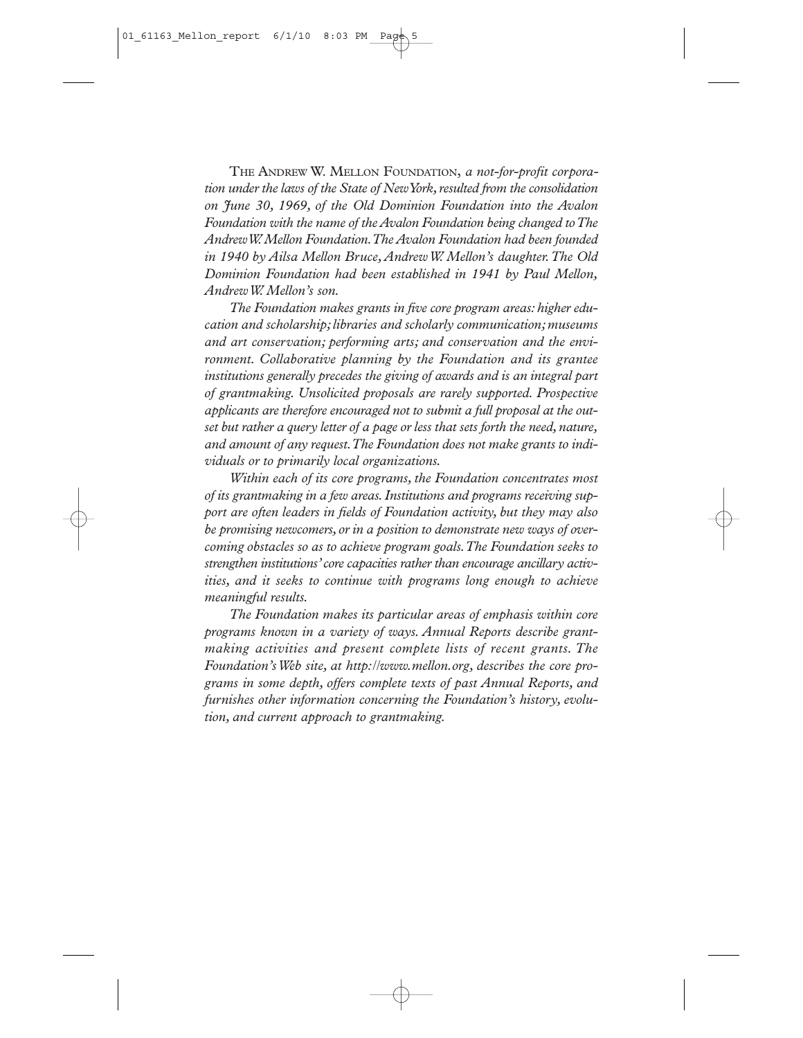THE ANDREW W. MELLON FOUNDATION, *a not-for-profit corporation under the laws of the State of New York, resulted from the consolidation on June 30, 1969, of the Old Dominion Foundation into the Avalon Foundation with the name of the Avalon Foundation being changed to The Andrew W. Mellon Foundation. The Avalon Foundation had been founded in 1940 by Ailsa Mellon Bruce, Andrew W. Mellon's daughter. The Old Dominion Foundation had been established in 1941 by Paul Mellon, Andrew W. Mellon's son.*

*The Foundation makes grants in five core program areas: higher education and scholarship; libraries and scholarly communication; museums and art conservation; performing arts; and conservation and the environment. Collaborative planning by the Foundation and its grantee institutions generally precedes the giving of awards and is an integral part of grantmaking. Unsolicited proposals are rarely supported. Prospective applicants are therefore encouraged not to submit a full proposal at the outset but rather a query letter of a page or less that sets forth the need, nature, and amount of any request. The Foundation does not make grants to individuals or to primarily local organizations.*

*Within each of its core programs, the Foundation concentrates most of its grantmaking in a few areas. Institutions and programs receiving support are often leaders in fields of Foundation activity, but they may also be promising newcomers, or in a position to demonstrate new ways of overcoming obstacles so as to achieve program goals. The Foundation seeks to strengthen institutions' core capacities rather than encourage ancillary activities, and it seeks to continue with programs long enough to achieve meaningful results.*

*The Foundation makes its particular areas of emphasis within core programs known in a variety of ways. Annual Reports describe grantmaking activities and present complete lists of recent grants. The Foundation's Web site, at http://www.mellon.org, describes the core programs in some depth, offers complete texts of past Annual Reports, and furnishes other information concerning the Foundation's history, evolution, and current approach to grantmaking.*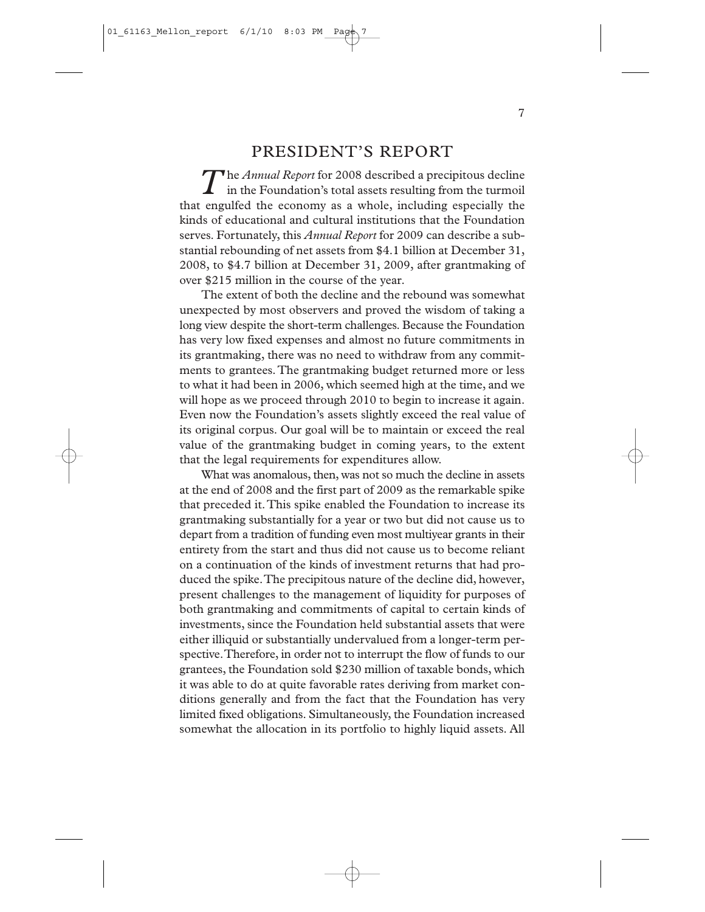# PRESIDENT'S REPORT

The *Annual Report* for 2008 described a precipitous decline in the Foundation's total assets resulting from the turmoil that engulfed the economy as a whole, including especially the kinds of educational and cultural institutions that the Foundation serves. Fortunately, this *Annual Report* for 2009 can describe a substantial rebounding of net assets from $4.1 billion at December 31, 2008, to $4.7 billion at December 31, 2009, after grantmaking of over $215 million in the course of the year.

The extent of both the decline and the rebound was somewhat unexpected by most observers and proved the wisdom of taking a long view despite the short-term challenges. Because the Foundation has very low fixed expenses and almost no future commitments in its grantmaking, there was no need to withdraw from any commitments to grantees. The grantmaking budget returned more or less to what it had been in 2006, which seemed high at the time, and we will hope as we proceed through 2010 to begin to increase it again. Even now the Foundation's assets slightly exceed the real value of its original corpus. Our goal will be to maintain or exceed the real value of the grantmaking budget in coming years, to the extent that the legal requirements for expenditures allow.

What was anomalous, then, was not so much the decline in assets at the end of 2008 and the first part of 2009 as the remarkable spike that preceded it. This spike enabled the Foundation to increase its grantmaking substantially for a year or two but did not cause us to depart from a tradition of funding even most multiyear grants in their entirety from the start and thus did not cause us to become reliant on a continuation of the kinds of investment returns that had produced the spike. The precipitous nature of the decline did, however, present challenges to the management of liquidity for purposes of both grantmaking and commitments of capital to certain kinds of investments, since the Foundation held substantial assets that were either illiquid or substantially undervalued from a longer-term perspective. Therefore, in order not to interrupt the flow of funds to our grantees, the Foundation sold $230 million of taxable bonds, which it was able to do at quite favorable rates deriving from market conditions generally and from the fact that the Foundation has very limited fixed obligations. Simultaneously, the Foundation increased somewhat the allocation in its portfolio to highly liquid assets. All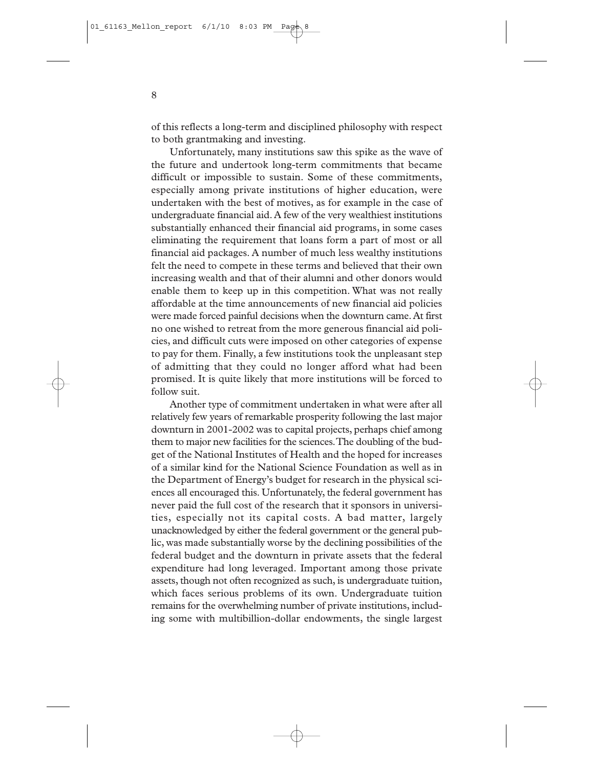of this reflects a long-term and disciplined philosophy with respect to both grantmaking and investing.

Unfortunately, many institutions saw this spike as the wave of the future and undertook long-term commitments that became difficult or impossible to sustain. Some of these commitments, especially among private institutions of higher education, were undertaken with the best of motives, as for example in the case of undergraduate financial aid. A few of the very wealthiest institutions substantially enhanced their financial aid programs, in some cases eliminating the requirement that loans form a part of most or all financial aid packages. A number of much less wealthy institutions felt the need to compete in these terms and believed that their own increasing wealth and that of their alumni and other donors would enable them to keep up in this competition. What was not really affordable at the time announcements of new financial aid policies were made forced painful decisions when the downturn came. At first no one wished to retreat from the more generous financial aid policies, and difficult cuts were imposed on other categories of expense to pay for them. Finally, a few institutions took the unpleasant step of admitting that they could no longer afford what had been promised. It is quite likely that more institutions will be forced to follow suit.

Another type of commitment undertaken in what were after all relatively few years of remarkable prosperity following the last major downturn in 2001-2002 was to capital projects, perhaps chief among them to major new facilities for the sciences. The doubling of the budget of the National Institutes of Health and the hoped for increases of a similar kind for the National Science Foundation as well as in the Department of Energy's budget for research in the physical sciences all encouraged this. Unfortunately, the federal government has never paid the full cost of the research that it sponsors in universities, especially not its capital costs. A bad matter, largely unacknowledged by either the federal government or the general public, was made substantially worse by the declining possibilities of the federal budget and the downturn in private assets that the federal expenditure had long leveraged. Important among those private assets, though not often recognized as such, is undergraduate tuition, which faces serious problems of its own. Undergraduate tuition remains for the overwhelming number of private institutions, including some with multibillion-dollar endowments, the single largest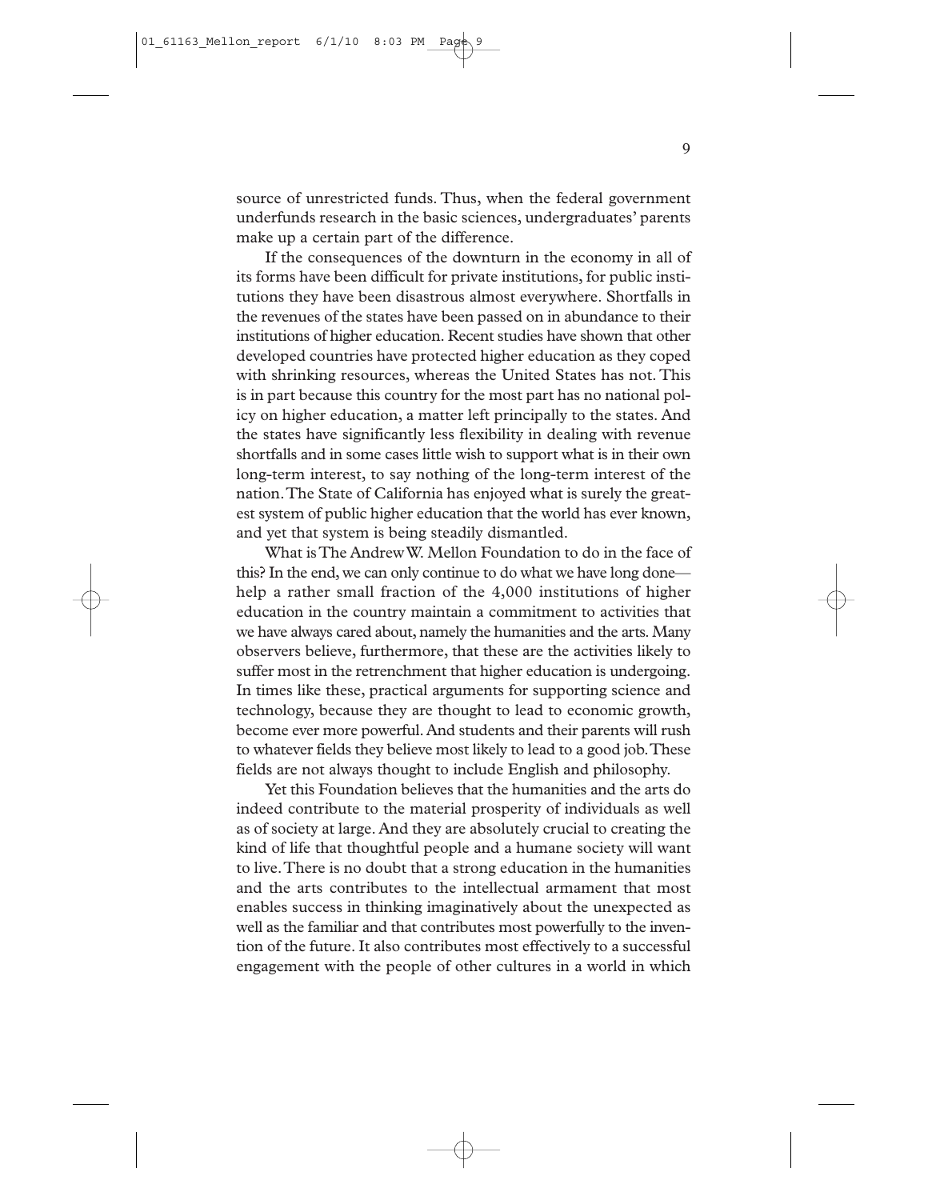source of unrestricted funds. Thus, when the federal government underfunds research in the basic sciences, undergraduates' parents make up a certain part of the difference.

If the consequences of the downturn in the economy in all of its forms have been difficult for private institutions, for public institutions they have been disastrous almost everywhere. Shortfalls in the revenues of the states have been passed on in abundance to their institutions of higher education. Recent studies have shown that other developed countries have protected higher education as they coped with shrinking resources, whereas the United States has not. This is in part because this country for the most part has no national policy on higher education, a matter left principally to the states. And the states have significantly less flexibility in dealing with revenue shortfalls and in some cases little wish to support what is in their own long-term interest, to say nothing of the long-term interest of the nation. The State of California has enjoyed what is surely the greatest system of public higher education that the world has ever known, and yet that system is being steadily dismantled.

What is The Andrew W. Mellon Foundation to do in the face of this? In the end, we can only continue to do what we have long done—help a rather small fraction of the 4,000 institutions of higher education in the country maintain a commitment to activities that we have always cared about, namely the humanities and the arts. Many observers believe, furthermore, that these are the activities likely to suffer most in the retrenchment that higher education is undergoing. In times like these, practical arguments for supporting science and technology, because they are thought to lead to economic growth, become ever more powerful. And students and their parents will rush to whatever fields they believe most likely to lead to a good job. These fields are not always thought to include English and philosophy.

Yet this Foundation believes that the humanities and the arts do indeed contribute to the material prosperity of individuals as well as of society at large. And they are absolutely crucial to creating the kind of life that thoughtful people and a humane society will want to live. There is no doubt that a strong education in the humanities and the arts contributes to the intellectual armament that most enables success in thinking imaginatively about the unexpected as well as the familiar and that contributes most powerfully to the invention of the future. It also contributes most effectively to a successful engagement with the people of other cultures in a world in which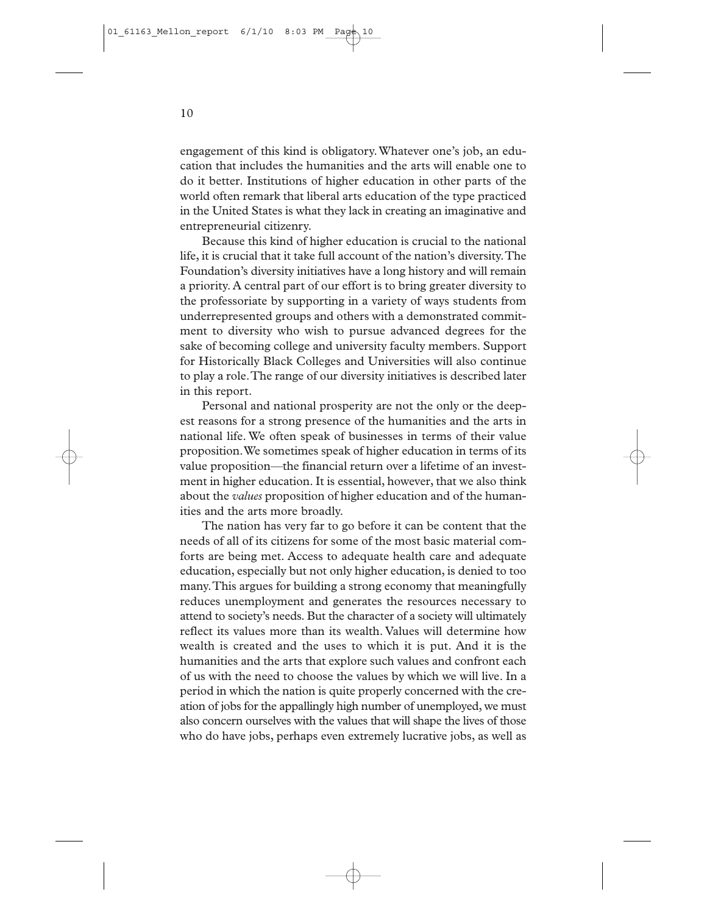engagement of this kind is obligatory. Whatever one's job, an education that includes the humanities and the arts will enable one to do it better. Institutions of higher education in other parts of the world often remark that liberal arts education of the type practiced in the United States is what they lack in creating an imaginative and entrepreneurial citizenry.

Because this kind of higher education is crucial to the national life, it is crucial that it take full account of the nation's diversity. The Foundation's diversity initiatives have a long history and will remain a priority. A central part of our effort is to bring greater diversity to the professoriate by supporting in a variety of ways students from underrepresented groups and others with a demonstrated commitment to diversity who wish to pursue advanced degrees for the sake of becoming college and university faculty members. Support for Historically Black Colleges and Universities will also continue to play a role. The range of our diversity initiatives is described later in this report.

Personal and national prosperity are not the only or the deepest reasons for a strong presence of the humanities and the arts in national life. We often speak of businesses in terms of their value proposition. We sometimes speak of higher education in terms of its value proposition—the financial return over a lifetime of an investment in higher education. It is essential, however, that we also think about the *values* proposition of higher education and of the humanities and the arts more broadly.

The nation has very far to go before it can be content that the needs of all of its citizens for some of the most basic material comforts are being met. Access to adequate health care and adequate education, especially but not only higher education, is denied to too many. This argues for building a strong economy that meaningfully reduces unemployment and generates the resources necessary to attend to society's needs. But the character of a society will ultimately reflect its values more than its wealth. Values will determine how wealth is created and the uses to which it is put. And it is the humanities and the arts that explore such values and confront each of us with the need to choose the values by which we will live. In a period in which the nation is quite properly concerned with the creation of jobs for the appallingly high number of unemployed, we must also concern ourselves with the values that will shape the lives of those who do have jobs, perhaps even extremely lucrative jobs, as well as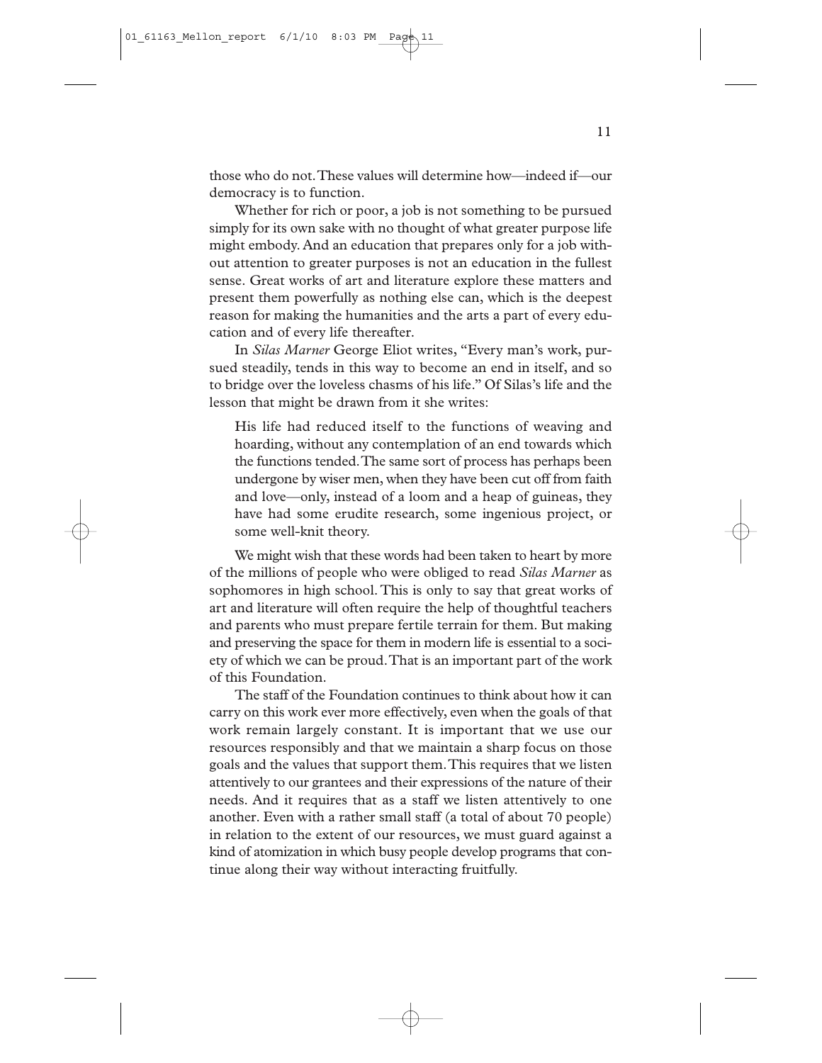those who do not. These values will determine how—indeed if—our democracy is to function.

Whether for rich or poor, a job is not something to be pursued simply for its own sake with no thought of what greater purpose life might embody. And an education that prepares only for a job without attention to greater purposes is not an education in the fullest sense. Great works of art and literature explore these matters and present them powerfully as nothing else can, which is the deepest reason for making the humanities and the arts a part of every education and of every life thereafter.

In *Silas Marner* George Eliot writes, "Every man's work, pursued steadily, tends in this way to become an end in itself, and so to bridge over the loveless chasms of his life." Of Silas's life and the lesson that might be drawn from it she writes:

> His life had reduced itself to the functions of weaving and hoarding, without any contemplation of an end towards which the functions tended. The same sort of process has perhaps been undergone by wiser men, when they have been cut off from faith and love—only, instead of a loom and a heap of guineas, they have had some erudite research, some ingenious project, or some well-knit theory.

We might wish that these words had been taken to heart by more of the millions of people who were obliged to read *Silas Marner* as sophomores in high school. This is only to say that great works of art and literature will often require the help of thoughtful teachers and parents who must prepare fertile terrain for them. But making and preserving the space for them in modern life is essential to a society of which we can be proud. That is an important part of the work of this Foundation.

The staff of the Foundation continues to think about how it can carry on this work ever more effectively, even when the goals of that work remain largely constant. It is important that we use our resources responsibly and that we maintain a sharp focus on those goals and the values that support them. This requires that we listen attentively to our grantees and their expressions of the nature of their needs. And it requires that as a staff we listen attentively to one another. Even with a rather small staff (a total of about 70 people) in relation to the extent of our resources, we must guard against a kind of atomization in which busy people develop programs that continue along their way without interacting fruitfully.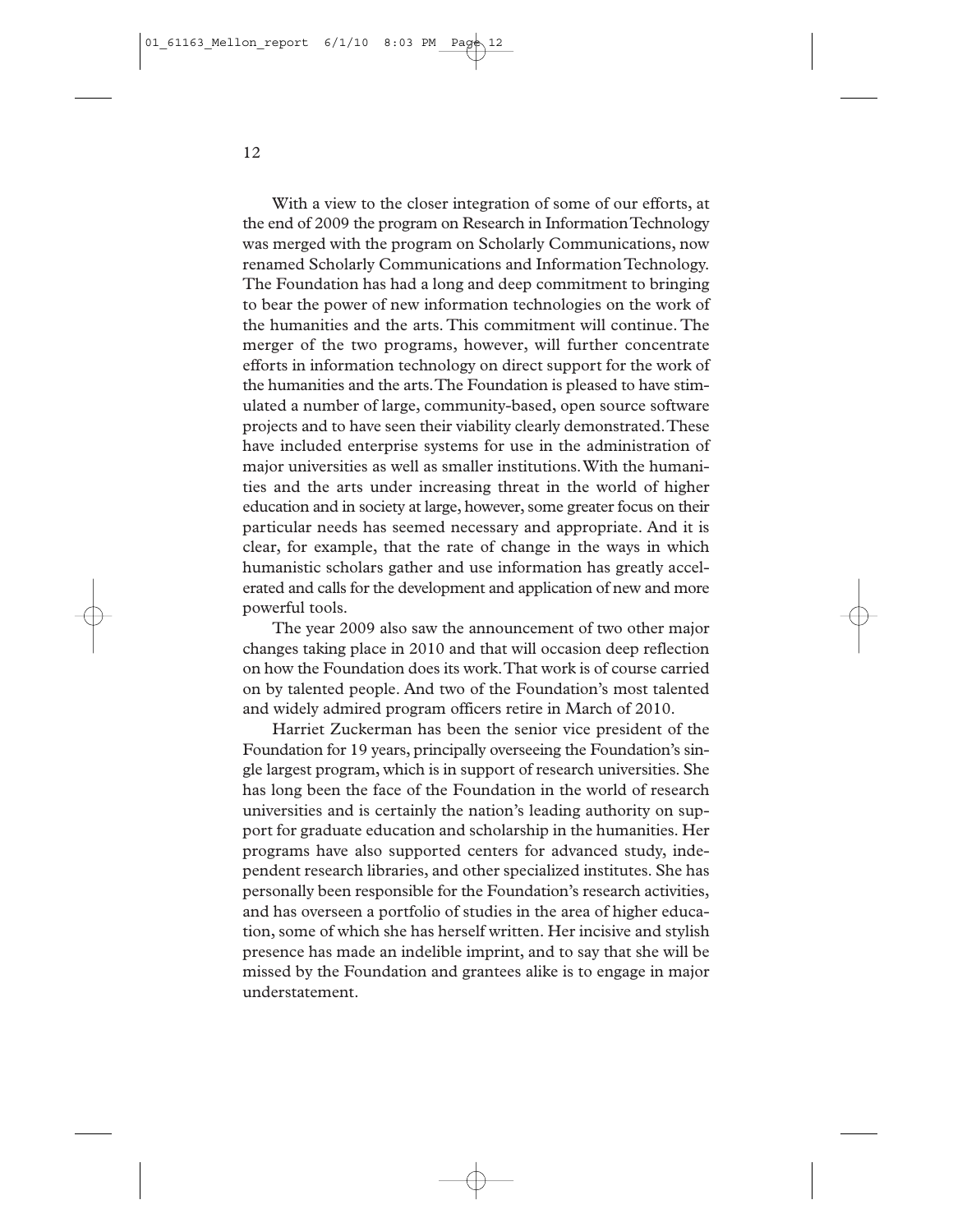With a view to the closer integration of some of our efforts, at the end of 2009 the program on Research in Information Technology was merged with the program on Scholarly Communications, now renamed Scholarly Communications and Information Technology. The Foundation has had a long and deep commitment to bringing to bear the power of new information technologies on the work of the humanities and the arts. This commitment will continue. The merger of the two programs, however, will further concentrate efforts in information technology on direct support for the work of the humanities and the arts. The Foundation is pleased to have stimulated a number of large, community-based, open source software projects and to have seen their viability clearly demonstrated. These have included enterprise systems for use in the administration of major universities as well as smaller institutions. With the humanities and the arts under increasing threat in the world of higher education and in society at large, however, some greater focus on their particular needs has seemed necessary and appropriate. And it is clear, for example, that the rate of change in the ways in which humanistic scholars gather and use information has greatly accelerated and calls for the development and application of new and more powerful tools.

The year 2009 also saw the announcement of two other major changes taking place in 2010 and that will occasion deep reflection on how the Foundation does its work. That work is of course carried on by talented people. And two of the Foundation's most talented and widely admired program officers retire in March of 2010.

Harriet Zuckerman has been the senior vice president of the Foundation for 19 years, principally overseeing the Foundation's single largest program, which is in support of research universities. She has long been the face of the Foundation in the world of research universities and is certainly the nation's leading authority on support for graduate education and scholarship in the humanities. Her programs have also supported centers for advanced study, independent research libraries, and other specialized institutes. She has personally been responsible for the Foundation's research activities, and has overseen a portfolio of studies in the area of higher education, some of which she has herself written. Her incisive and stylish presence has made an indelible imprint, and to say that she will be missed by the Foundation and grantees alike is to engage in major understatement.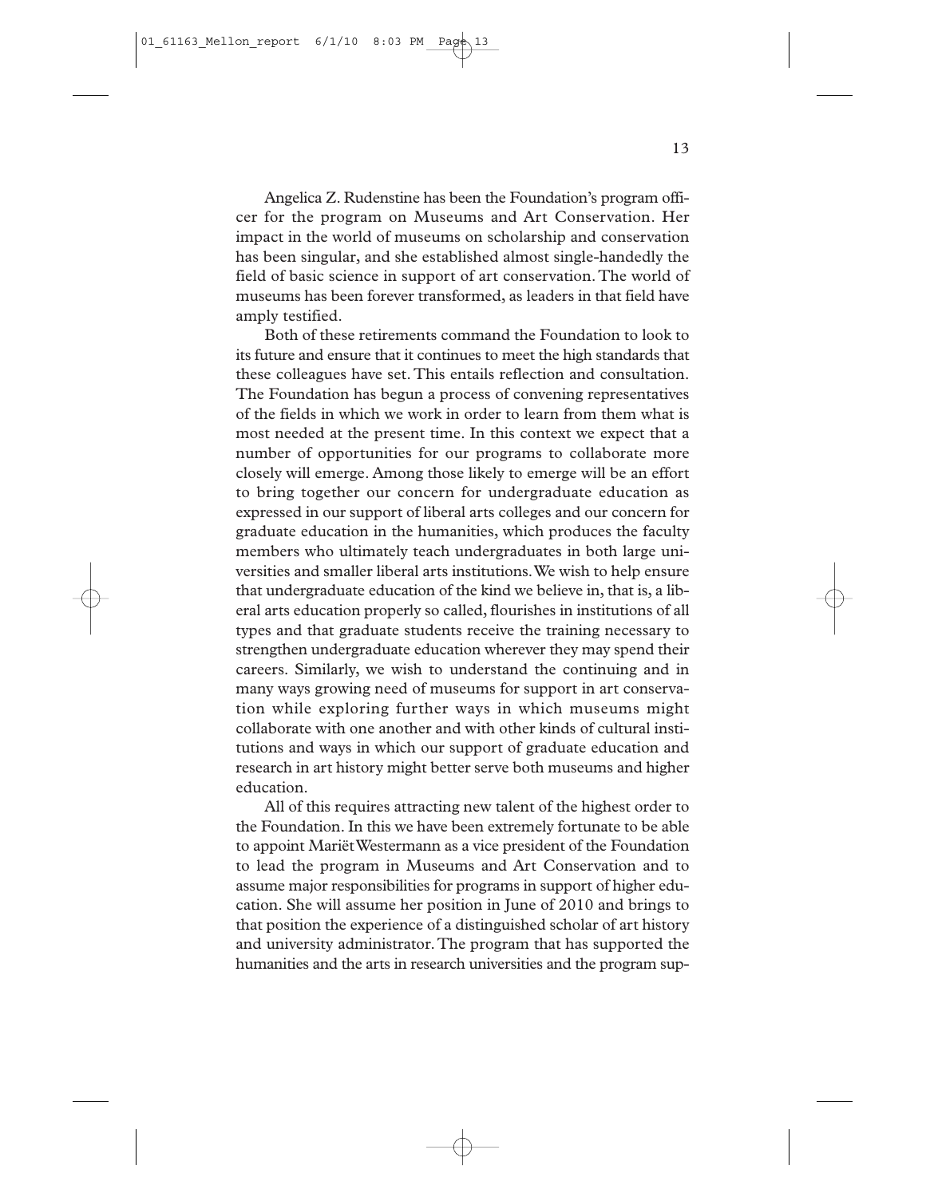Angelica Z. Rudenstine has been the Foundation's program officer for the program on Museums and Art Conservation. Her impact in the world of museums on scholarship and conservation has been singular, and she established almost single-handedly the field of basic science in support of art conservation. The world of museums has been forever transformed, as leaders in that field have amply testified.

Both of these retirements command the Foundation to look to its future and ensure that it continues to meet the high standards that these colleagues have set. This entails reflection and consultation. The Foundation has begun a process of convening representatives of the fields in which we work in order to learn from them what is most needed at the present time. In this context we expect that a number of opportunities for our programs to collaborate more closely will emerge. Among those likely to emerge will be an effort to bring together our concern for undergraduate education as expressed in our support of liberal arts colleges and our concern for graduate education in the humanities, which produces the faculty members who ultimately teach undergraduates in both large universities and smaller liberal arts institutions. We wish to help ensure that undergraduate education of the kind we believe in, that is, a liberal arts education properly so called, flourishes in institutions of all types and that graduate students receive the training necessary to strengthen undergraduate education wherever they may spend their careers. Similarly, we wish to understand the continuing and in many ways growing need of museums for support in art conservation while exploring further ways in which museums might collaborate with one another and with other kinds of cultural institutions and ways in which our support of graduate education and research in art history might better serve both museums and higher education.

All of this requires attracting new talent of the highest order to the Foundation. In this we have been extremely fortunate to be able to appoint Mariët Westermann as a vice president of the Foundation to lead the program in Museums and Art Conservation and to assume major responsibilities for programs in support of higher education. She will assume her position in June of 2010 and brings to that position the experience of a distinguished scholar of art history and university administrator. The program that has supported the humanities and the arts in research universities and the program sup-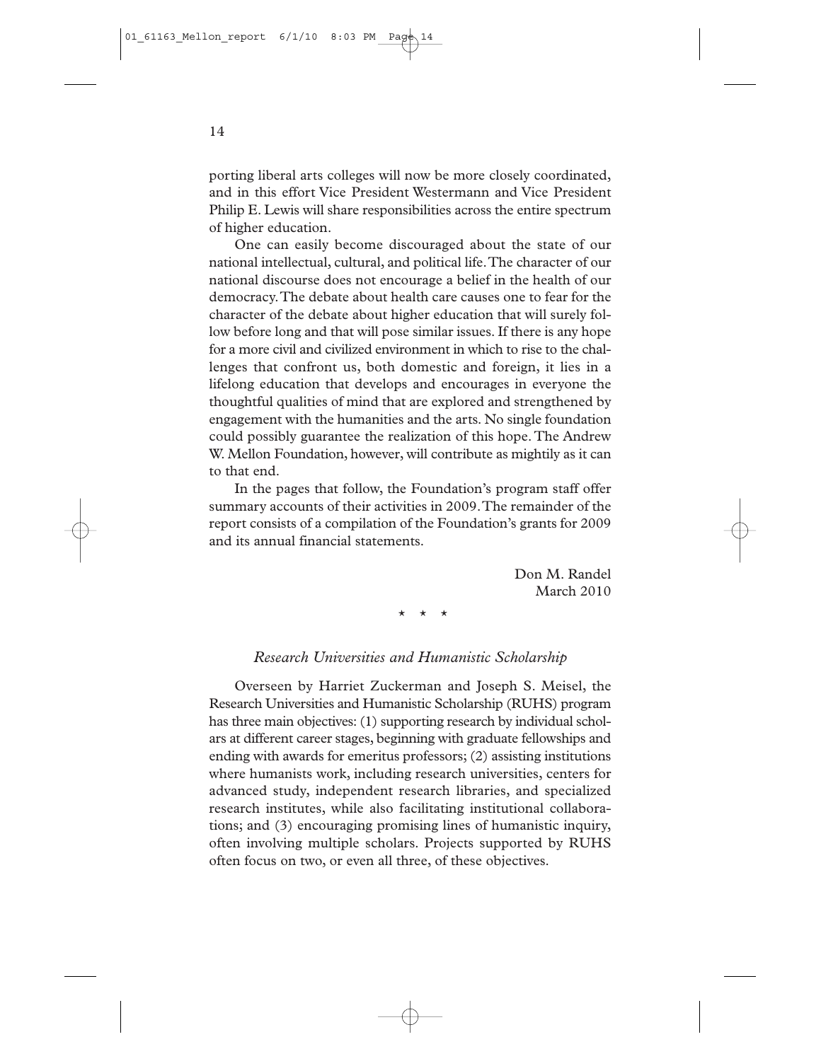porting liberal arts colleges will now be more closely coordinated, and in this effort Vice President Westermann and Vice President Philip E. Lewis will share responsibilities across the entire spectrum of higher education.

One can easily become discouraged about the state of our national intellectual, cultural, and political life. The character of our national discourse does not encourage a belief in the health of our democracy. The debate about health care causes one to fear for the character of the debate about higher education that will surely follow before long and that will pose similar issues. If there is any hope for a more civil and civilized environment in which to rise to the challenges that confront us, both domestic and foreign, it lies in a lifelong education that develops and encourages in everyone the thoughtful qualities of mind that are explored and strengthened by engagement with the humanities and the arts. No single foundation could possibly guarantee the realization of this hope. The Andrew W. Mellon Foundation, however, will contribute as mightily as it can to that end.

In the pages that follow, the Foundation's program staff offer summary accounts of their activities in 2009. The remainder of the report consists of a compilation of the Foundation's grants for 2009 and its annual financial statements.

Don M. Randel
March 2010

\* \* \*

### *Research Universities and Humanistic Scholarship*

Overseen by Harriet Zuckerman and Joseph S. Meisel, the Research Universities and Humanistic Scholarship (RUHS) program has three main objectives: (1) supporting research by individual scholars at different career stages, beginning with graduate fellowships and ending with awards for emeritus professors; (2) assisting institutions where humanists work, including research universities, centers for advanced study, independent research libraries, and specialized research institutes, while also facilitating institutional collaborations; and (3) encouraging promising lines of humanistic inquiry, often involving multiple scholars. Projects supported by RUHS often focus on two, or even all three, of these objectives.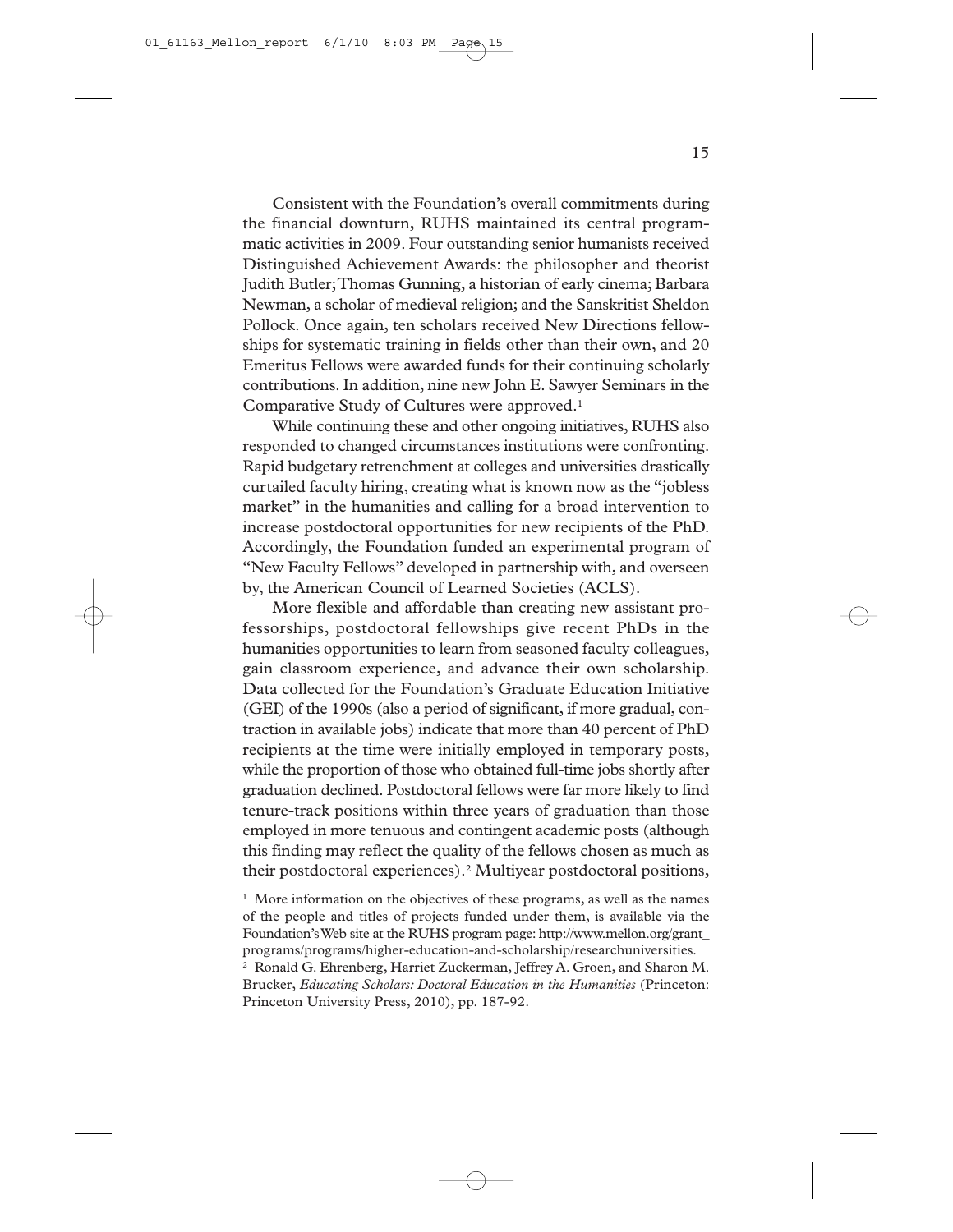Consistent with the Foundation's overall commitments during the financial downturn, RUHS maintained its central programmatic activities in 2009. Four outstanding senior humanists received Distinguished Achievement Awards: the philosopher and theorist Judith Butler; Thomas Gunning, a historian of early cinema; Barbara Newman, a scholar of medieval religion; and the Sanskritist Sheldon Pollock. Once again, ten scholars received New Directions fellowships for systematic training in fields other than their own, and 20 Emeritus Fellows were awarded funds for their continuing scholarly contributions. In addition, nine new John E. Sawyer Seminars in the Comparative Study of Cultures were approved.[1]

While continuing these and other ongoing initiatives, RUHS also responded to changed circumstances institutions were confronting. Rapid budgetary retrenchment at colleges and universities drastically curtailed faculty hiring, creating what is known now as the "jobless market" in the humanities and calling for a broad intervention to increase postdoctoral opportunities for new recipients of the PhD. Accordingly, the Foundation funded an experimental program of "New Faculty Fellows" developed in partnership with, and overseen by, the American Council of Learned Societies (ACLS).

More flexible and affordable than creating new assistant professorships, postdoctoral fellowships give recent PhDs in the humanities opportunities to learn from seasoned faculty colleagues, gain classroom experience, and advance their own scholarship. Data collected for the Foundation's Graduate Education Initiative (GEI) of the 1990s (also a period of significant, if more gradual, contraction in available jobs) indicate that more than 40 percent of PhD recipients at the time were initially employed in temporary posts, while the proportion of those who obtained full-time jobs shortly after graduation declined. Postdoctoral fellows were far more likely to find tenure-track positions within three years of graduation than those employed in more tenuous and contingent academic posts (although this finding may reflect the quality of the fellows chosen as much as their postdoctoral experiences).[2] Multiyear postdoctoral positions,

[1] More information on the objectives of these programs, as well as the names of the people and titles of projects funded under them, is available via the Foundation's Web site at the RUHS program page: http://www.mellon.org/grant_programs/programs/higher-education-and-scholarship/researchuniversities.

[2] Ronald G. Ehrenberg, Harriet Zuckerman, Jeffrey A. Groen, and Sharon M. Brucker, *Educating Scholars: Doctoral Education in the Humanities* (Princeton: Princeton University Press, 2010), pp. 187-92.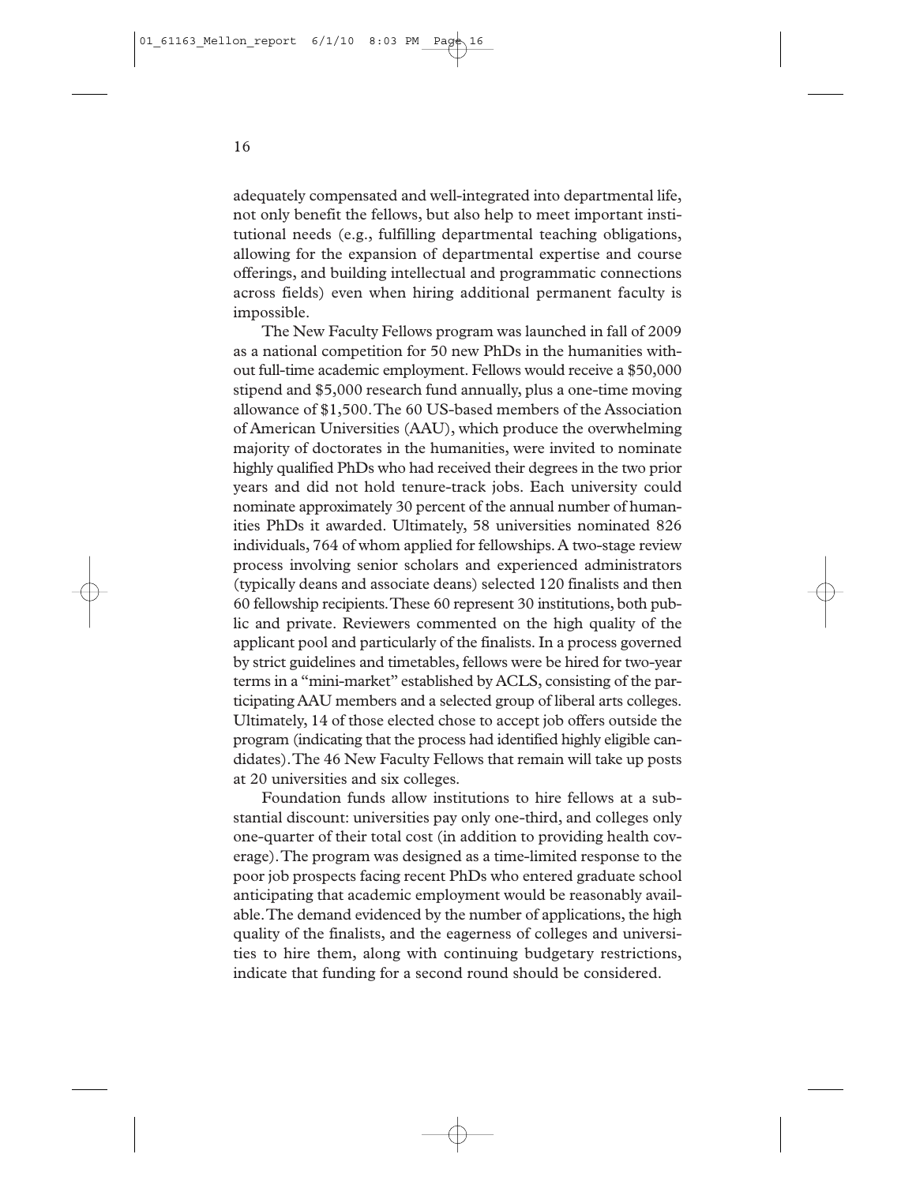adequately compensated and well-integrated into departmental life, not only benefit the fellows, but also help to meet important institutional needs (e.g., fulfilling departmental teaching obligations, allowing for the expansion of departmental expertise and course offerings, and building intellectual and programmatic connections across fields) even when hiring additional permanent faculty is impossible.

The New Faculty Fellows program was launched in fall of 2009 as a national competition for 50 new PhDs in the humanities without full-time academic employment. Fellows would receive a $50,000 stipend and $5,000 research fund annually, plus a one-time moving allowance of $1,500. The 60 US-based members of the Association of American Universities (AAU), which produce the overwhelming majority of doctorates in the humanities, were invited to nominate highly qualified PhDs who had received their degrees in the two prior years and did not hold tenure-track jobs. Each university could nominate approximately 30 percent of the annual number of humanities PhDs it awarded. Ultimately, 58 universities nominated 826 individuals, 764 of whom applied for fellowships. A two-stage review process involving senior scholars and experienced administrators (typically deans and associate deans) selected 120 finalists and then 60 fellowship recipients. These 60 represent 30 institutions, both public and private. Reviewers commented on the high quality of the applicant pool and particularly of the finalists. In a process governed by strict guidelines and timetables, fellows were be hired for two-year terms in a "mini-market" established by ACLS, consisting of the participating AAU members and a selected group of liberal arts colleges. Ultimately, 14 of those elected chose to accept job offers outside the program (indicating that the process had identified highly eligible candidates). The 46 New Faculty Fellows that remain will take up posts at 20 universities and six colleges.

Foundation funds allow institutions to hire fellows at a substantial discount: universities pay only one-third, and colleges only one-quarter of their total cost (in addition to providing health coverage). The program was designed as a time-limited response to the poor job prospects facing recent PhDs who entered graduate school anticipating that academic employment would be reasonably available. The demand evidenced by the number of applications, the high quality of the finalists, and the eagerness of colleges and universities to hire them, along with continuing budgetary restrictions, indicate that funding for a second round should be considered.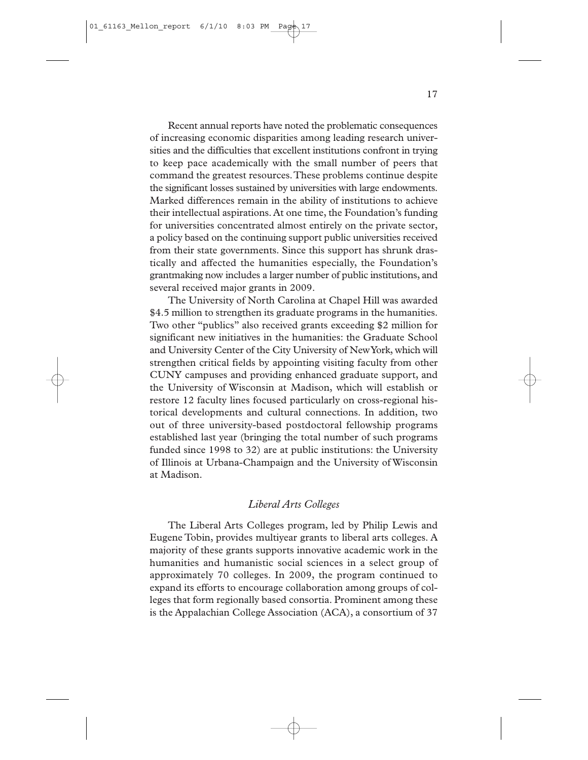Recent annual reports have noted the problematic consequences of increasing economic disparities among leading research universities and the difficulties that excellent institutions confront in trying to keep pace academically with the small number of peers that command the greatest resources. These problems continue despite the significant losses sustained by universities with large endowments. Marked differences remain in the ability of institutions to achieve their intellectual aspirations. At one time, the Foundation's funding for universities concentrated almost entirely on the private sector, a policy based on the continuing support public universities received from their state governments. Since this support has shrunk drastically and affected the humanities especially, the Foundation's grantmaking now includes a larger number of public institutions, and several received major grants in 2009.

The University of North Carolina at Chapel Hill was awarded $4.5 million to strengthen its graduate programs in the humanities. Two other "publics" also received grants exceeding $2 million for significant new initiatives in the humanities: the Graduate School and University Center of the City University of New York, which will strengthen critical fields by appointing visiting faculty from other CUNY campuses and providing enhanced graduate support, and the University of Wisconsin at Madison, which will establish or restore 12 faculty lines focused particularly on cross-regional historical developments and cultural connections. In addition, two out of three university-based postdoctoral fellowship programs established last year (bringing the total number of such programs funded since 1998 to 32) are at public institutions: the University of Illinois at Urbana-Champaign and the University of Wisconsin at Madison.

### *Liberal Arts Colleges*

The Liberal Arts Colleges program, led by Philip Lewis and Eugene Tobin, provides multiyear grants to liberal arts colleges. A majority of these grants supports innovative academic work in the humanities and humanistic social sciences in a select group of approximately 70 colleges. In 2009, the program continued to expand its efforts to encourage collaboration among groups of colleges that form regionally based consortia. Prominent among these is the Appalachian College Association (ACA), a consortium of 37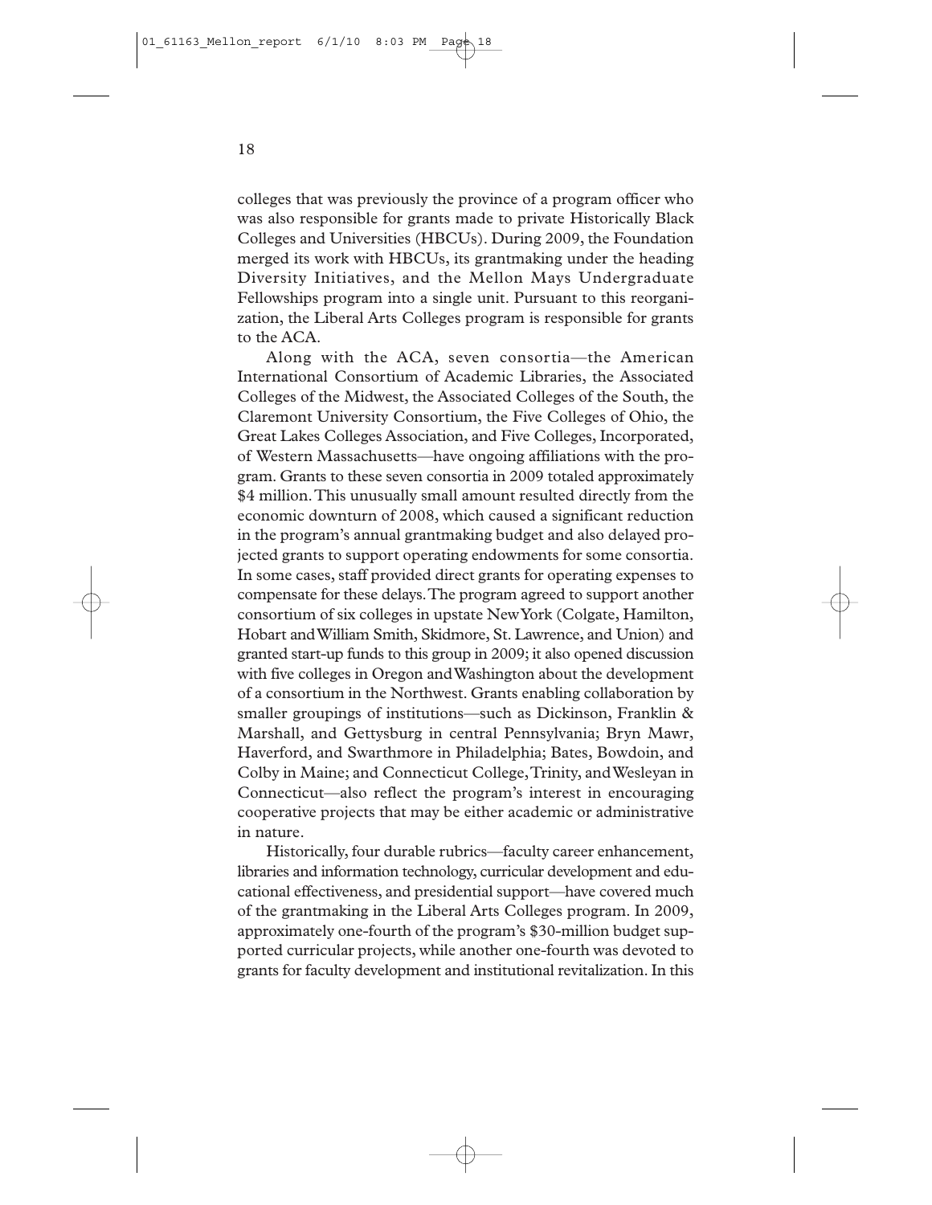colleges that was previously the province of a program officer who was also responsible for grants made to private Historically Black Colleges and Universities (HBCUs). During 2009, the Foundation merged its work with HBCUs, its grantmaking under the heading Diversity Initiatives, and the Mellon Mays Undergraduate Fellowships program into a single unit. Pursuant to this reorganization, the Liberal Arts Colleges program is responsible for grants to the ACA.

Along with the ACA, seven consortia—the American International Consortium of Academic Libraries, the Associated Colleges of the Midwest, the Associated Colleges of the South, the Claremont University Consortium, the Five Colleges of Ohio, the Great Lakes Colleges Association, and Five Colleges, Incorporated, of Western Massachusetts—have ongoing affiliations with the program. Grants to these seven consortia in 2009 totaled approximately $4 million. This unusually small amount resulted directly from the economic downturn of 2008, which caused a significant reduction in the program's annual grantmaking budget and also delayed projected grants to support operating endowments for some consortia. In some cases, staff provided direct grants for operating expenses to compensate for these delays. The program agreed to support another consortium of six colleges in upstate New York (Colgate, Hamilton, Hobart and William Smith, Skidmore, St. Lawrence, and Union) and granted start-up funds to this group in 2009; it also opened discussion with five colleges in Oregon and Washington about the development of a consortium in the Northwest. Grants enabling collaboration by smaller groupings of institutions—such as Dickinson, Franklin & Marshall, and Gettysburg in central Pennsylvania; Bryn Mawr, Haverford, and Swarthmore in Philadelphia; Bates, Bowdoin, and Colby in Maine; and Connecticut College, Trinity, and Wesleyan in Connecticut—also reflect the program's interest in encouraging cooperative projects that may be either academic or administrative in nature.

Historically, four durable rubrics—faculty career enhancement, libraries and information technology, curricular development and educational effectiveness, and presidential support—have covered much of the grantmaking in the Liberal Arts Colleges program. In 2009, approximately one-fourth of the program's $30-million budget supported curricular projects, while another one-fourth was devoted to grants for faculty development and institutional revitalization. In this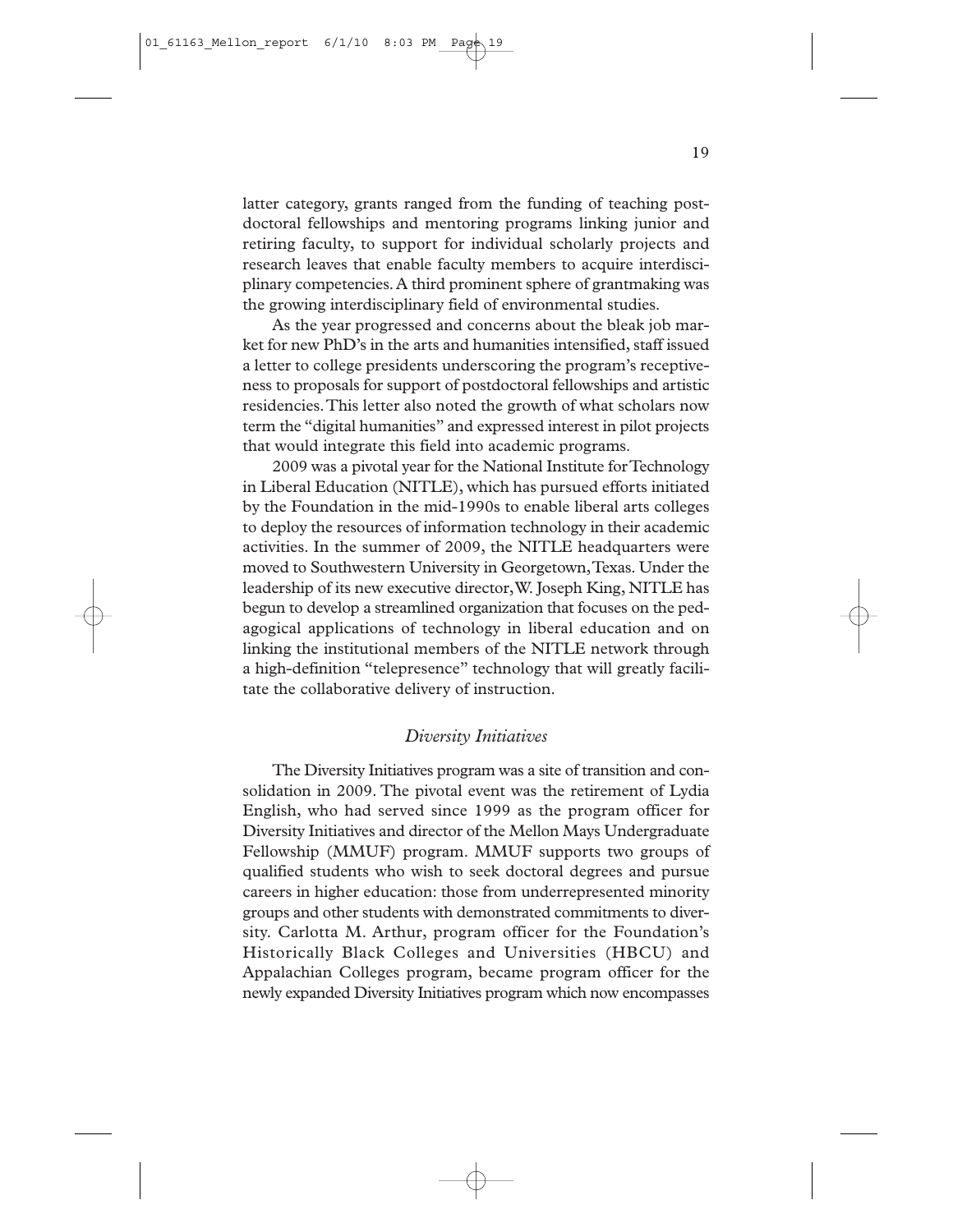latter category, grants ranged from the funding of teaching postdoctoral fellowships and mentoring programs linking junior and retiring faculty, to support for individual scholarly projects and research leaves that enable faculty members to acquire interdisciplinary competencies. A third prominent sphere of grantmaking was the growing interdisciplinary field of environmental studies.

As the year progressed and concerns about the bleak job market for new PhD's in the arts and humanities intensified, staff issued a letter to college presidents underscoring the program's receptiveness to proposals for support of postdoctoral fellowships and artistic residencies. This letter also noted the growth of what scholars now term the "digital humanities" and expressed interest in pilot projects that would integrate this field into academic programs.

2009 was a pivotal year for the National Institute for Technology in Liberal Education (NITLE), which has pursued efforts initiated by the Foundation in the mid-1990s to enable liberal arts colleges to deploy the resources of information technology in their academic activities. In the summer of 2009, the NITLE headquarters were moved to Southwestern University in Georgetown, Texas. Under the leadership of its new executive director, W. Joseph King, NITLE has begun to develop a streamlined organization that focuses on the pedagogical applications of technology in liberal education and on linking the institutional members of the NITLE network through a high-definition "telepresence" technology that will greatly facilitate the collaborative delivery of instruction.

### *Diversity Initiatives*

The Diversity Initiatives program was a site of transition and consolidation in 2009. The pivotal event was the retirement of Lydia English, who had served since 1999 as the program officer for Diversity Initiatives and director of the Mellon Mays Undergraduate Fellowship (MMUF) program. MMUF supports two groups of qualified students who wish to seek doctoral degrees and pursue careers in higher education: those from underrepresented minority groups and other students with demonstrated commitments to diversity. Carlotta M. Arthur, program officer for the Foundation's Historically Black Colleges and Universities (HBCU) and Appalachian Colleges program, became program officer for the newly expanded Diversity Initiatives program which now encompasses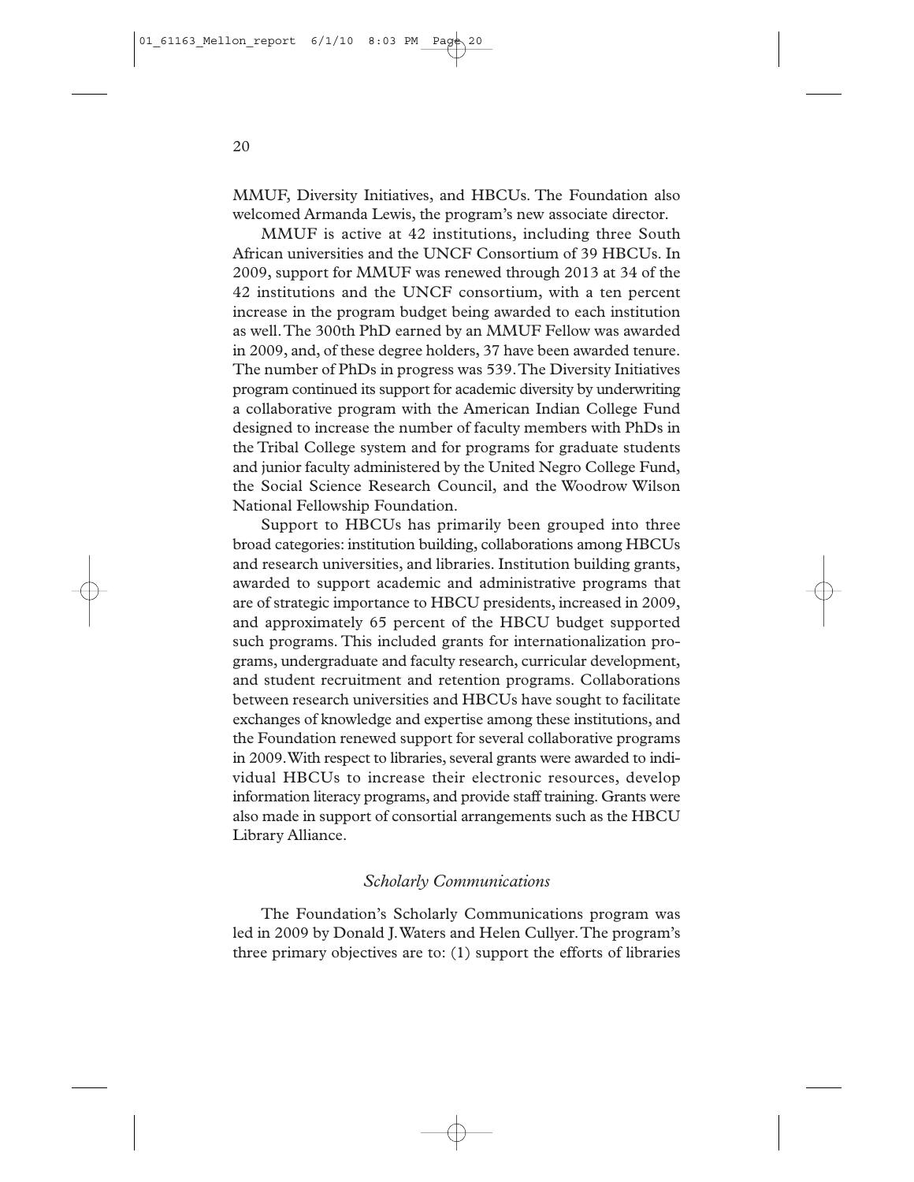MMUF, Diversity Initiatives, and HBCUs. The Foundation also welcomed Armanda Lewis, the program's new associate director.

MMUF is active at 42 institutions, including three South African universities and the UNCF Consortium of 39 HBCUs. In 2009, support for MMUF was renewed through 2013 at 34 of the 42 institutions and the UNCF consortium, with a ten percent increase in the program budget being awarded to each institution as well. The 300th PhD earned by an MMUF Fellow was awarded in 2009, and, of these degree holders, 37 have been awarded tenure. The number of PhDs in progress was 539. The Diversity Initiatives program continued its support for academic diversity by underwriting a collaborative program with the American Indian College Fund designed to increase the number of faculty members with PhDs in the Tribal College system and for programs for graduate students and junior faculty administered by the United Negro College Fund, the Social Science Research Council, and the Woodrow Wilson National Fellowship Foundation.

Support to HBCUs has primarily been grouped into three broad categories: institution building, collaborations among HBCUs and research universities, and libraries. Institution building grants, awarded to support academic and administrative programs that are of strategic importance to HBCU presidents, increased in 2009, and approximately 65 percent of the HBCU budget supported such programs. This included grants for internationalization programs, undergraduate and faculty research, curricular development, and student recruitment and retention programs. Collaborations between research universities and HBCUs have sought to facilitate exchanges of knowledge and expertise among these institutions, and the Foundation renewed support for several collaborative programs in 2009. With respect to libraries, several grants were awarded to individual HBCUs to increase their electronic resources, develop information literacy programs, and provide staff training. Grants were also made in support of consortial arrangements such as the HBCU Library Alliance.

### *Scholarly Communications*

The Foundation's Scholarly Communications program was led in 2009 by Donald J. Waters and Helen Cullyer. The program's three primary objectives are to: (1) support the efforts of libraries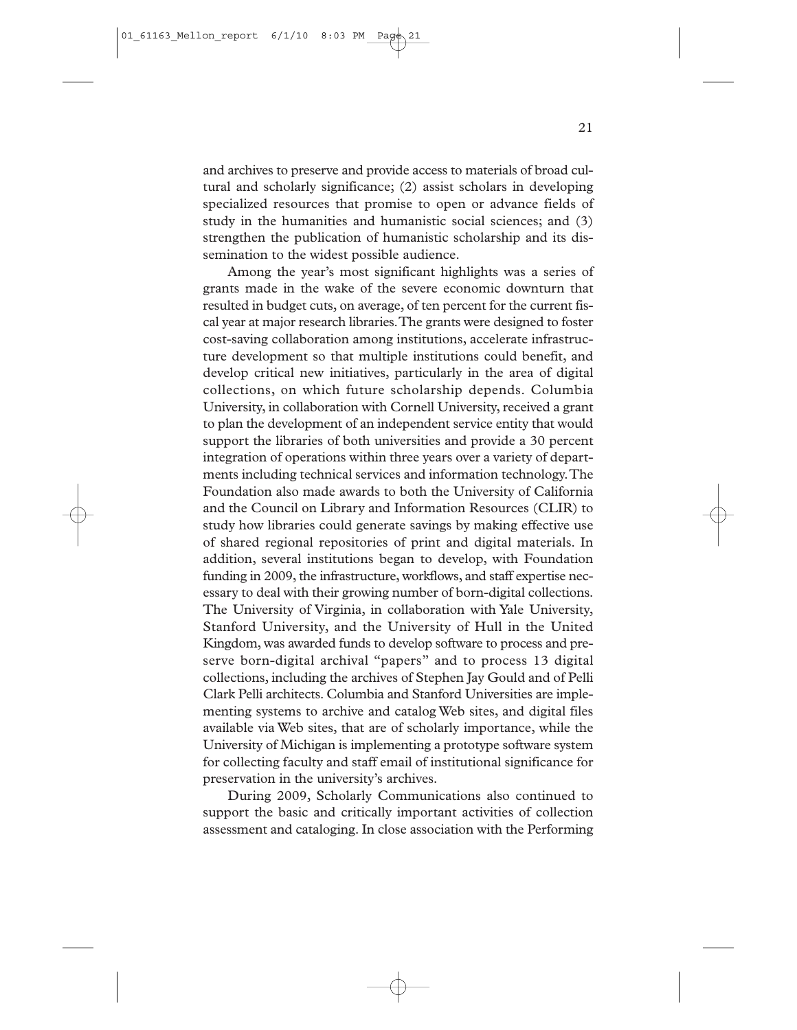and archives to preserve and provide access to materials of broad cultural and scholarly significance; (2) assist scholars in developing specialized resources that promise to open or advance fields of study in the humanities and humanistic social sciences; and (3) strengthen the publication of humanistic scholarship and its dissemination to the widest possible audience.

Among the year's most significant highlights was a series of grants made in the wake of the severe economic downturn that resulted in budget cuts, on average, of ten percent for the current fiscal year at major research libraries. The grants were designed to foster cost-saving collaboration among institutions, accelerate infrastructure development so that multiple institutions could benefit, and develop critical new initiatives, particularly in the area of digital collections, on which future scholarship depends. Columbia University, in collaboration with Cornell University, received a grant to plan the development of an independent service entity that would support the libraries of both universities and provide a 30 percent integration of operations within three years over a variety of departments including technical services and information technology. The Foundation also made awards to both the University of California and the Council on Library and Information Resources (CLIR) to study how libraries could generate savings by making effective use of shared regional repositories of print and digital materials. In addition, several institutions began to develop, with Foundation funding in 2009, the infrastructure, workflows, and staff expertise necessary to deal with their growing number of born-digital collections. The University of Virginia, in collaboration with Yale University, Stanford University, and the University of Hull in the United Kingdom, was awarded funds to develop software to process and preserve born-digital archival "papers" and to process 13 digital collections, including the archives of Stephen Jay Gould and of Pelli Clark Pelli architects. Columbia and Stanford Universities are implementing systems to archive and catalog Web sites, and digital files available via Web sites, that are of scholarly importance, while the University of Michigan is implementing a prototype software system for collecting faculty and staff email of institutional significance for preservation in the university's archives.

During 2009, Scholarly Communications also continued to support the basic and critically important activities of collection assessment and cataloging. In close association with the Performing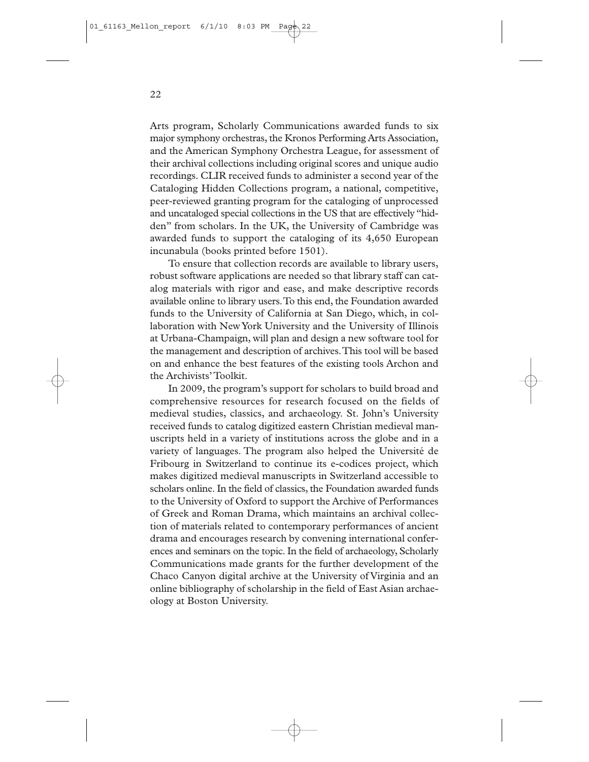Arts program, Scholarly Communications awarded funds to six major symphony orchestras, the Kronos Performing Arts Association, and the American Symphony Orchestra League, for assessment of their archival collections including original scores and unique audio recordings. CLIR received funds to administer a second year of the Cataloging Hidden Collections program, a national, competitive, peer-reviewed granting program for the cataloging of unprocessed and uncataloged special collections in the US that are effectively "hidden" from scholars. In the UK, the University of Cambridge was awarded funds to support the cataloging of its 4,650 European incunabula (books printed before 1501).

To ensure that collection records are available to library users, robust software applications are needed so that library staff can catalog materials with rigor and ease, and make descriptive records available online to library users. To this end, the Foundation awarded funds to the University of California at San Diego, which, in collaboration with New York University and the University of Illinois at Urbana-Champaign, will plan and design a new software tool for the management and description of archives. This tool will be based on and enhance the best features of the existing tools Archon and the Archivists' Toolkit.

In 2009, the program's support for scholars to build broad and comprehensive resources for research focused on the fields of medieval studies, classics, and archaeology. St. John's University received funds to catalog digitized eastern Christian medieval manuscripts held in a variety of institutions across the globe and in a variety of languages. The program also helped the Université de Fribourg in Switzerland to continue its e-codices project, which makes digitized medieval manuscripts in Switzerland accessible to scholars online. In the field of classics, the Foundation awarded funds to the University of Oxford to support the Archive of Performances of Greek and Roman Drama, which maintains an archival collection of materials related to contemporary performances of ancient drama and encourages research by convening international conferences and seminars on the topic. In the field of archaeology, Scholarly Communications made grants for the further development of the Chaco Canyon digital archive at the University of Virginia and an online bibliography of scholarship in the field of East Asian archaeology at Boston University.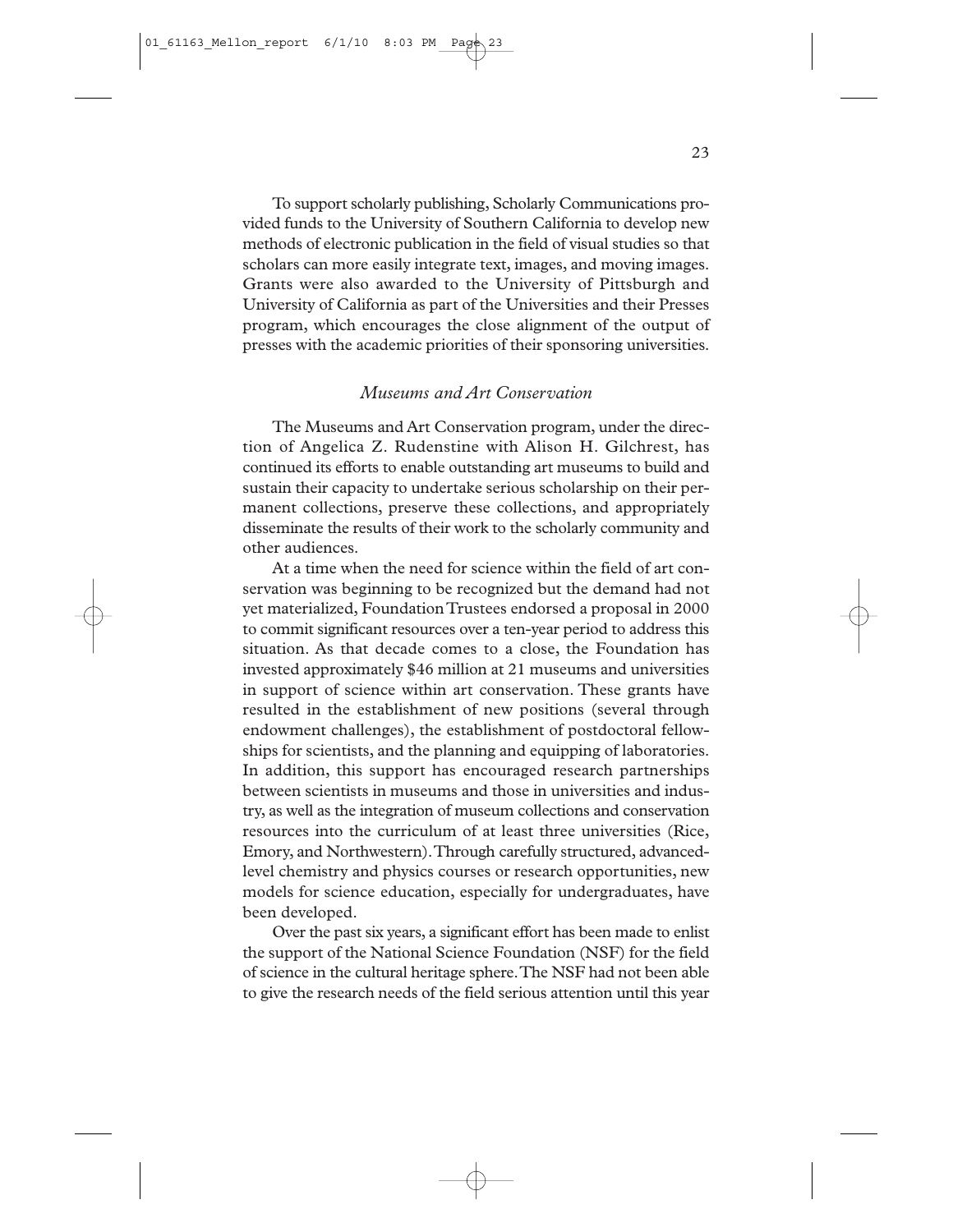To support scholarly publishing, Scholarly Communications provided funds to the University of Southern California to develop new methods of electronic publication in the field of visual studies so that scholars can more easily integrate text, images, and moving images. Grants were also awarded to the University of Pittsburgh and University of California as part of the Universities and their Presses program, which encourages the close alignment of the output of presses with the academic priorities of their sponsoring universities.

### *Museums and Art Conservation*

The Museums and Art Conservation program, under the direction of Angelica Z. Rudenstine with Alison H. Gilchrest, has continued its efforts to enable outstanding art museums to build and sustain their capacity to undertake serious scholarship on their permanent collections, preserve these collections, and appropriately disseminate the results of their work to the scholarly community and other audiences.

At a time when the need for science within the field of art conservation was beginning to be recognized but the demand had not yet materialized, Foundation Trustees endorsed a proposal in 2000 to commit significant resources over a ten-year period to address this situation. As that decade comes to a close, the Foundation has invested approximately $46 million at 21 museums and universities in support of science within art conservation. These grants have resulted in the establishment of new positions (several through endowment challenges), the establishment of postdoctoral fellowships for scientists, and the planning and equipping of laboratories. In addition, this support has encouraged research partnerships between scientists in museums and those in universities and industry, as well as the integration of museum collections and conservation resources into the curriculum of at least three universities (Rice, Emory, and Northwestern). Through carefully structured, advanced-level chemistry and physics courses or research opportunities, new models for science education, especially for undergraduates, have been developed.

Over the past six years, a significant effort has been made to enlist the support of the National Science Foundation (NSF) for the field of science in the cultural heritage sphere. The NSF had not been able to give the research needs of the field serious attention until this year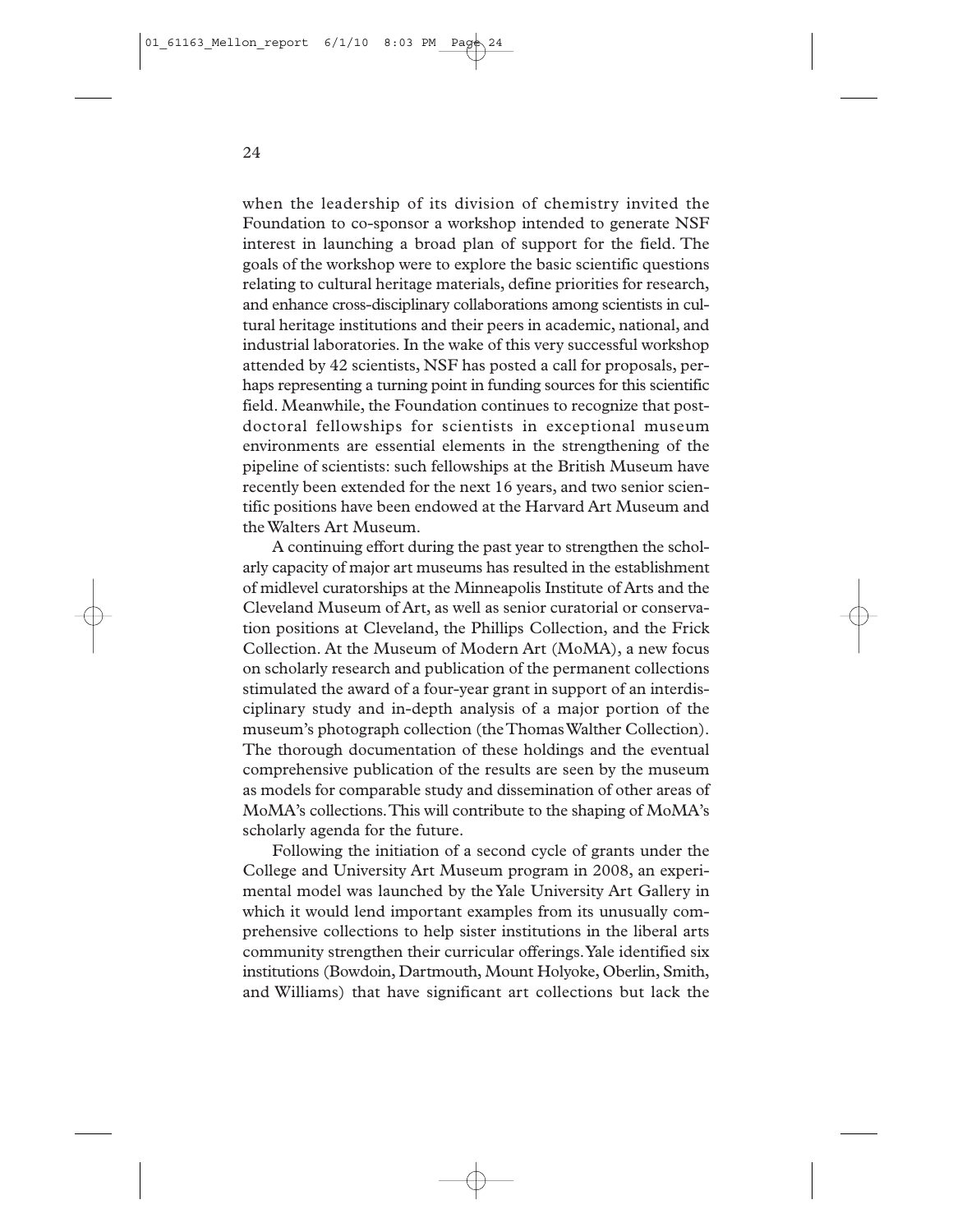when the leadership of its division of chemistry invited the Foundation to co-sponsor a workshop intended to generate NSF interest in launching a broad plan of support for the field. The goals of the workshop were to explore the basic scientific questions relating to cultural heritage materials, define priorities for research, and enhance cross-disciplinary collaborations among scientists in cultural heritage institutions and their peers in academic, national, and industrial laboratories. In the wake of this very successful workshop attended by 42 scientists, NSF has posted a call for proposals, perhaps representing a turning point in funding sources for this scientific field. Meanwhile, the Foundation continues to recognize that postdoctoral fellowships for scientists in exceptional museum environments are essential elements in the strengthening of the pipeline of scientists: such fellowships at the British Museum have recently been extended for the next 16 years, and two senior scientific positions have been endowed at the Harvard Art Museum and the Walters Art Museum.

A continuing effort during the past year to strengthen the scholarly capacity of major art museums has resulted in the establishment of midlevel curatorships at the Minneapolis Institute of Arts and the Cleveland Museum of Art, as well as senior curatorial or conservation positions at Cleveland, the Phillips Collection, and the Frick Collection. At the Museum of Modern Art (MoMA), a new focus on scholarly research and publication of the permanent collections stimulated the award of a four-year grant in support of an interdisciplinary study and in-depth analysis of a major portion of the museum's photograph collection (the Thomas Walther Collection). The thorough documentation of these holdings and the eventual comprehensive publication of the results are seen by the museum as models for comparable study and dissemination of other areas of MoMA's collections. This will contribute to the shaping of MoMA's scholarly agenda for the future.

Following the initiation of a second cycle of grants under the College and University Art Museum program in 2008, an experimental model was launched by the Yale University Art Gallery in which it would lend important examples from its unusually comprehensive collections to help sister institutions in the liberal arts community strengthen their curricular offerings. Yale identified six institutions (Bowdoin, Dartmouth, Mount Holyoke, Oberlin, Smith, and Williams) that have significant art collections but lack the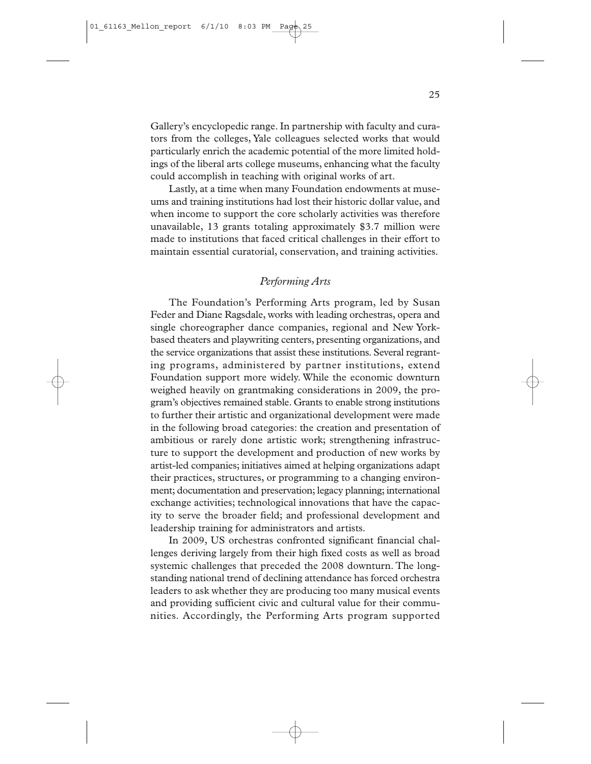Gallery's encyclopedic range. In partnership with faculty and curators from the colleges, Yale colleagues selected works that would particularly enrich the academic potential of the more limited holdings of the liberal arts college museums, enhancing what the faculty could accomplish in teaching with original works of art.

Lastly, at a time when many Foundation endowments at museums and training institutions had lost their historic dollar value, and when income to support the core scholarly activities was therefore unavailable, 13 grants totaling approximately $3.7 million were made to institutions that faced critical challenges in their effort to maintain essential curatorial, conservation, and training activities.

### *Performing Arts*

The Foundation's Performing Arts program, led by Susan Feder and Diane Ragsdale, works with leading orchestras, opera and single choreographer dance companies, regional and New York-based theaters and playwriting centers, presenting organizations, and the service organizations that assist these institutions. Several regranting programs, administered by partner institutions, extend Foundation support more widely. While the economic downturn weighed heavily on grantmaking considerations in 2009, the program's objectives remained stable. Grants to enable strong institutions to further their artistic and organizational development were made in the following broad categories: the creation and presentation of ambitious or rarely done artistic work; strengthening infrastructure to support the development and production of new works by artist-led companies; initiatives aimed at helping organizations adapt their practices, structures, or programming to a changing environment; documentation and preservation; legacy planning; international exchange activities; technological innovations that have the capacity to serve the broader field; and professional development and leadership training for administrators and artists.

In 2009, US orchestras confronted significant financial challenges deriving largely from their high fixed costs as well as broad systemic challenges that preceded the 2008 downturn. The longstanding national trend of declining attendance has forced orchestra leaders to ask whether they are producing too many musical events and providing sufficient civic and cultural value for their communities. Accordingly, the Performing Arts program supported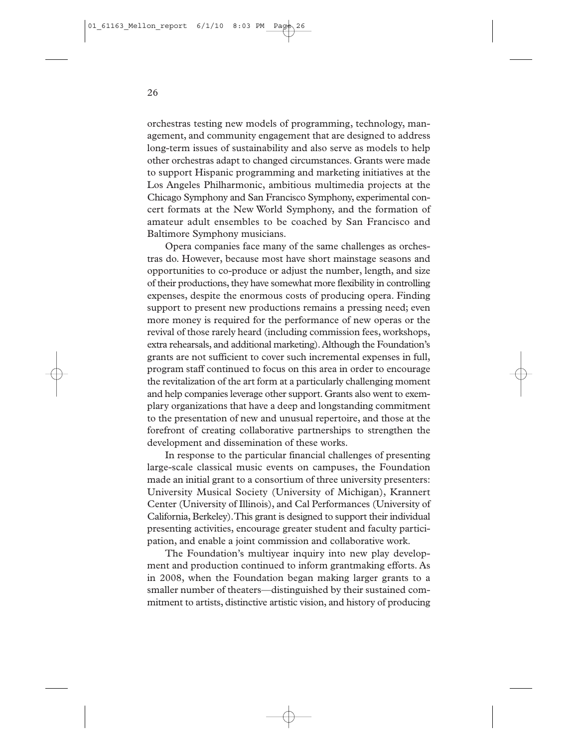orchestras testing new models of programming, technology, management, and community engagement that are designed to address long-term issues of sustainability and also serve as models to help other orchestras adapt to changed circumstances. Grants were made to support Hispanic programming and marketing initiatives at the Los Angeles Philharmonic, ambitious multimedia projects at the Chicago Symphony and San Francisco Symphony, experimental concert formats at the New World Symphony, and the formation of amateur adult ensembles to be coached by San Francisco and Baltimore Symphony musicians.

Opera companies face many of the same challenges as orchestras do. However, because most have short mainstage seasons and opportunities to co-produce or adjust the number, length, and size of their productions, they have somewhat more flexibility in controlling expenses, despite the enormous costs of producing opera. Finding support to present new productions remains a pressing need; even more money is required for the performance of new operas or the revival of those rarely heard (including commission fees, workshops, extra rehearsals, and additional marketing). Although the Foundation's grants are not sufficient to cover such incremental expenses in full, program staff continued to focus on this area in order to encourage the revitalization of the art form at a particularly challenging moment and help companies leverage other support. Grants also went to exemplary organizations that have a deep and longstanding commitment to the presentation of new and unusual repertoire, and those at the forefront of creating collaborative partnerships to strengthen the development and dissemination of these works.

In response to the particular financial challenges of presenting large-scale classical music events on campuses, the Foundation made an initial grant to a consortium of three university presenters: University Musical Society (University of Michigan), Krannert Center (University of Illinois), and Cal Performances (University of California, Berkeley). This grant is designed to support their individual presenting activities, encourage greater student and faculty participation, and enable a joint commission and collaborative work.

The Foundation's multiyear inquiry into new play development and production continued to inform grantmaking efforts. As in 2008, when the Foundation began making larger grants to a smaller number of theaters—distinguished by their sustained commitment to artists, distinctive artistic vision, and history of producing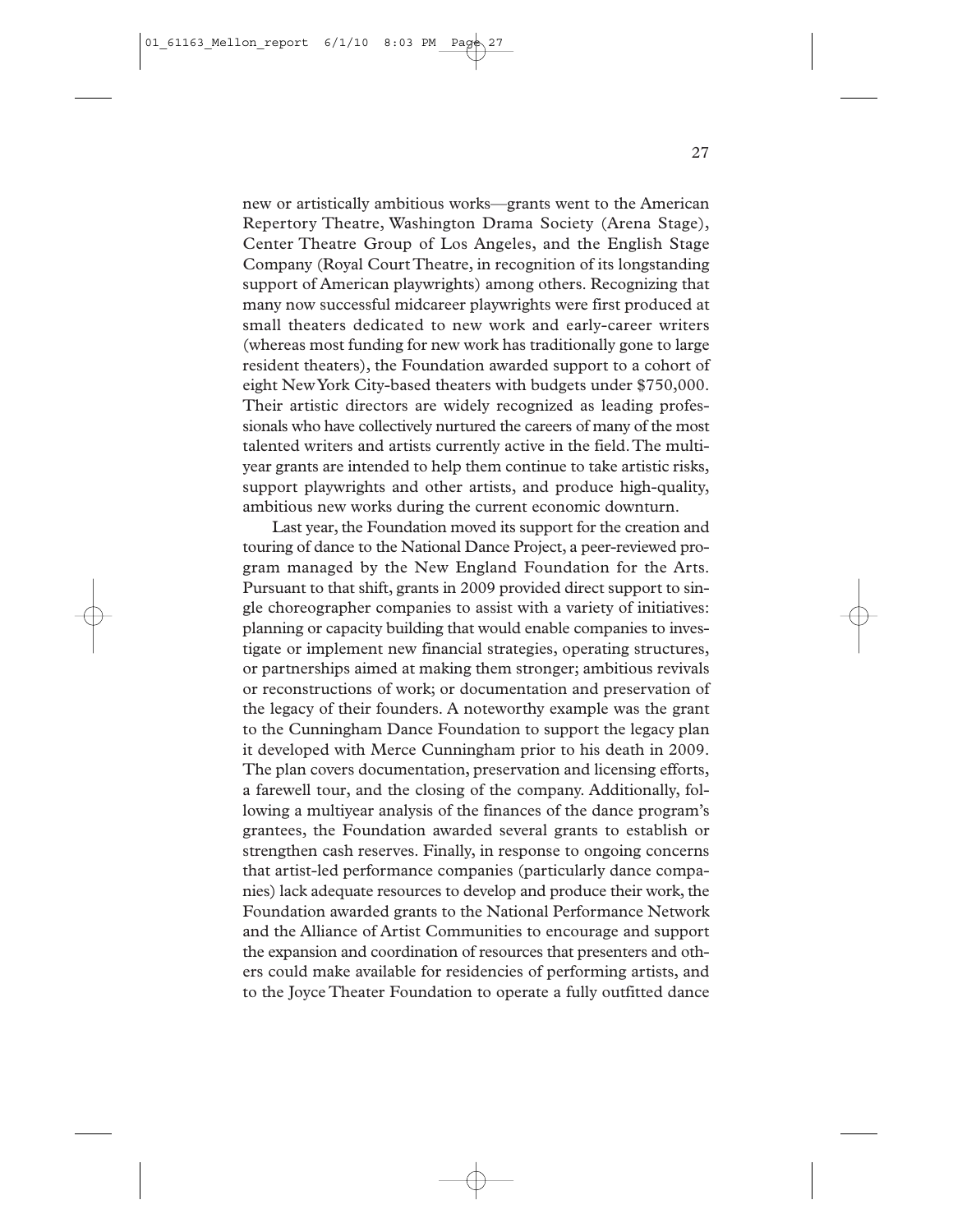new or artistically ambitious works—grants went to the American Repertory Theatre, Washington Drama Society (Arena Stage), Center Theatre Group of Los Angeles, and the English Stage Company (Royal Court Theatre, in recognition of its longstanding support of American playwrights) among others. Recognizing that many now successful midcareer playwrights were first produced at small theaters dedicated to new work and early-career writers (whereas most funding for new work has traditionally gone to large resident theaters), the Foundation awarded support to a cohort of eight New York City-based theaters with budgets under $750,000. Their artistic directors are widely recognized as leading professionals who have collectively nurtured the careers of many of the most talented writers and artists currently active in the field. The multiyear grants are intended to help them continue to take artistic risks, support playwrights and other artists, and produce high-quality, ambitious new works during the current economic downturn.

Last year, the Foundation moved its support for the creation and touring of dance to the National Dance Project, a peer-reviewed program managed by the New England Foundation for the Arts. Pursuant to that shift, grants in 2009 provided direct support to single choreographer companies to assist with a variety of initiatives: planning or capacity building that would enable companies to investigate or implement new financial strategies, operating structures, or partnerships aimed at making them stronger; ambitious revivals or reconstructions of work; or documentation and preservation of the legacy of their founders. A noteworthy example was the grant to the Cunningham Dance Foundation to support the legacy plan it developed with Merce Cunningham prior to his death in 2009. The plan covers documentation, preservation and licensing efforts, a farewell tour, and the closing of the company. Additionally, following a multiyear analysis of the finances of the dance program's grantees, the Foundation awarded several grants to establish or strengthen cash reserves. Finally, in response to ongoing concerns that artist-led performance companies (particularly dance companies) lack adequate resources to develop and produce their work, the Foundation awarded grants to the National Performance Network and the Alliance of Artist Communities to encourage and support the expansion and coordination of resources that presenters and others could make available for residencies of performing artists, and to the Joyce Theater Foundation to operate a fully outfitted dance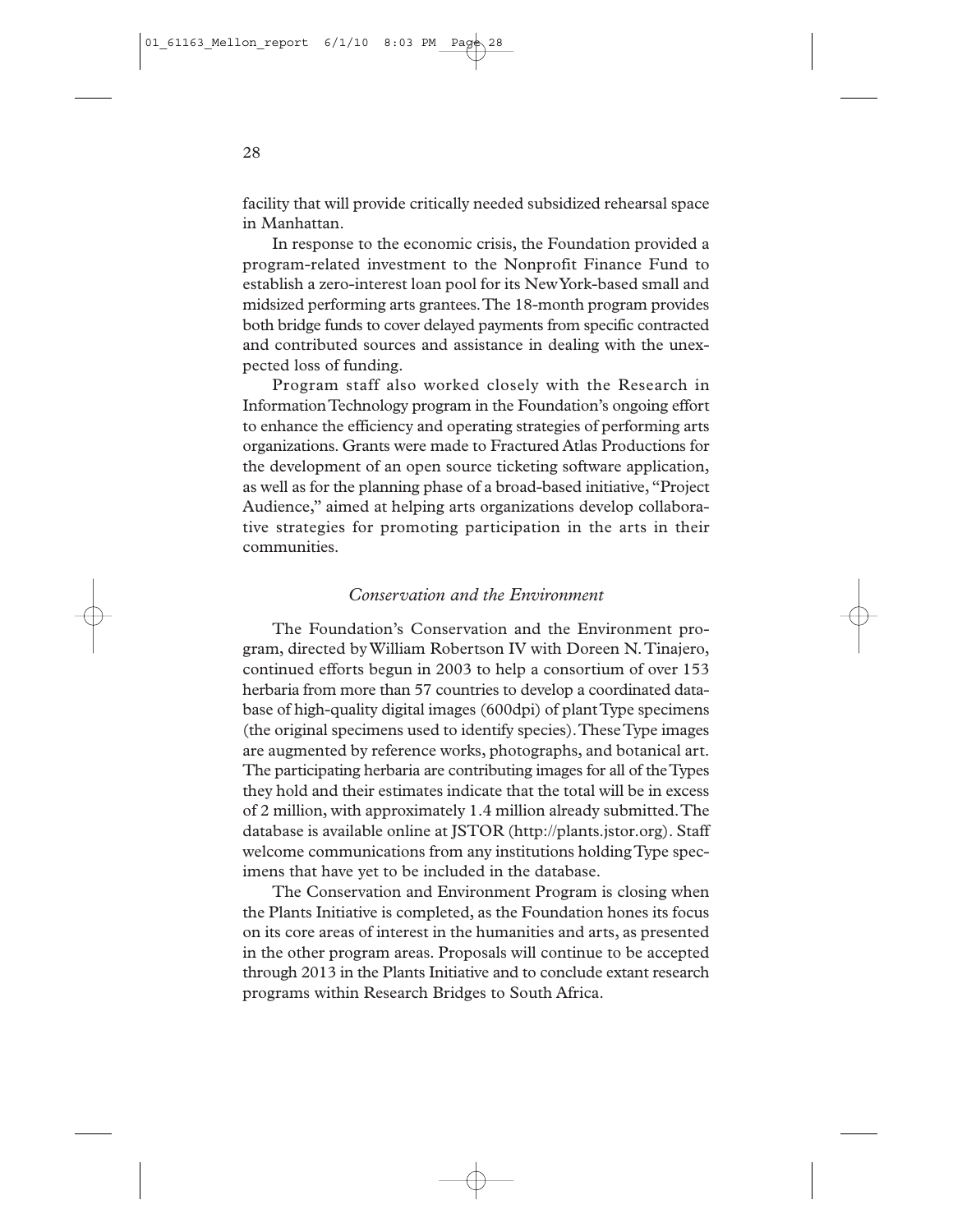facility that will provide critically needed subsidized rehearsal space in Manhattan.

In response to the economic crisis, the Foundation provided a program-related investment to the Nonprofit Finance Fund to establish a zero-interest loan pool for its New York-based small and midsized performing arts grantees. The 18-month program provides both bridge funds to cover delayed payments from specific contracted and contributed sources and assistance in dealing with the unexpected loss of funding.

Program staff also worked closely with the Research in Information Technology program in the Foundation's ongoing effort to enhance the efficiency and operating strategies of performing arts organizations. Grants were made to Fractured Atlas Productions for the development of an open source ticketing software application, as well as for the planning phase of a broad-based initiative, "Project Audience," aimed at helping arts organizations develop collaborative strategies for promoting participation in the arts in their communities.

### *Conservation and the Environment*

The Foundation's Conservation and the Environment program, directed by William Robertson IV with Doreen N. Tinajero, continued efforts begun in 2003 to help a consortium of over 153 herbaria from more than 57 countries to develop a coordinated database of high-quality digital images (600dpi) of plant Type specimens (the original specimens used to identify species). These Type images are augmented by reference works, photographs, and botanical art. The participating herbaria are contributing images for all of the Types they hold and their estimates indicate that the total will be in excess of 2 million, with approximately 1.4 million already submitted. The database is available online at JSTOR (http://plants.jstor.org). Staff welcome communications from any institutions holding Type specimens that have yet to be included in the database.

The Conservation and Environment Program is closing when the Plants Initiative is completed, as the Foundation hones its focus on its core areas of interest in the humanities and arts, as presented in the other program areas. Proposals will continue to be accepted through 2013 in the Plants Initiative and to conclude extant research programs within Research Bridges to South Africa.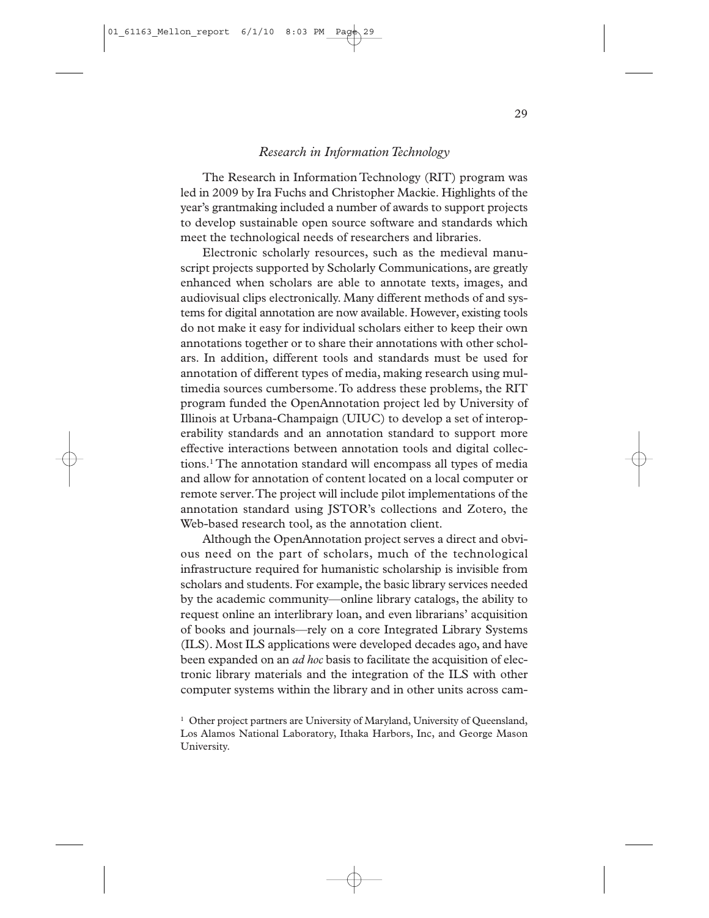## *Research in Information Technology*

The Research in Information Technology (RIT) program was led in 2009 by Ira Fuchs and Christopher Mackie. Highlights of the year's grantmaking included a number of awards to support projects to develop sustainable open source software and standards which meet the technological needs of researchers and libraries.

Electronic scholarly resources, such as the medieval manuscript projects supported by Scholarly Communications, are greatly enhanced when scholars are able to annotate texts, images, and audiovisual clips electronically. Many different methods of and systems for digital annotation are now available. However, existing tools do not make it easy for individual scholars either to keep their own annotations together or to share their annotations with other scholars. In addition, different tools and standards must be used for annotation of different types of media, making research using multimedia sources cumbersome. To address these problems, the RIT program funded the OpenAnnotation project led by University of Illinois at Urbana-Champaign (UIUC) to develop a set of interoperability standards and an annotation standard to support more effective interactions between annotation tools and digital collections.[1] The annotation standard will encompass all types of media and allow for annotation of content located on a local computer or remote server. The project will include pilot implementations of the annotation standard using JSTOR's collections and Zotero, the Web-based research tool, as the annotation client.

Although the OpenAnnotation project serves a direct and obvious need on the part of scholars, much of the technological infrastructure required for humanistic scholarship is invisible from scholars and students. For example, the basic library services needed by the academic community—online library catalogs, the ability to request online an interlibrary loan, and even librarians' acquisition of books and journals—rely on a core Integrated Library Systems (ILS). Most ILS applications were developed decades ago, and have been expanded on an *ad hoc* basis to facilitate the acquisition of electronic library materials and the integration of the ILS with other computer systems within the library and in other units across cam-

[1] Other project partners are University of Maryland, University of Queensland, Los Alamos National Laboratory, Ithaka Harbors, Inc, and George Mason University.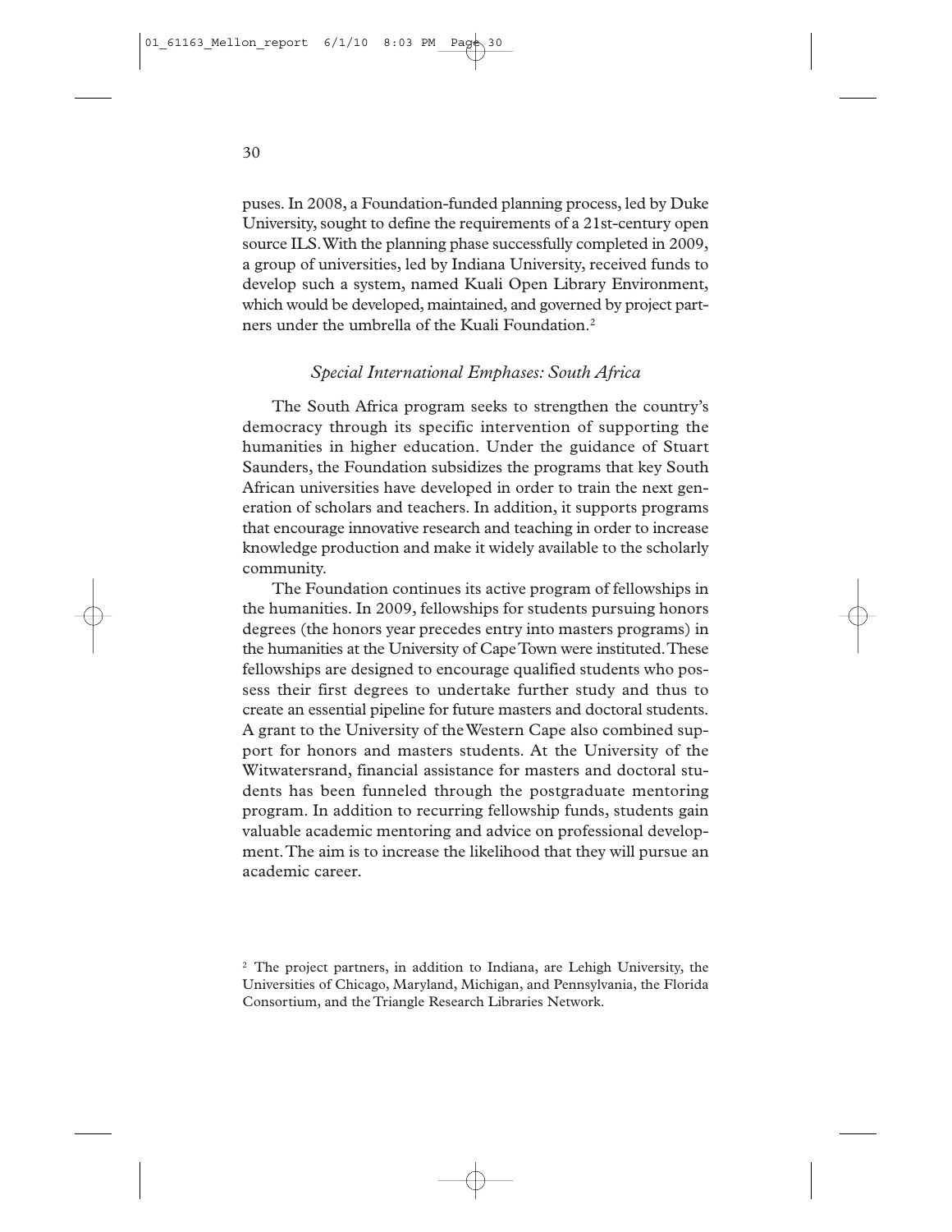puses. In 2008, a Foundation-funded planning process, led by Duke University, sought to define the requirements of a 21st-century open source ILS. With the planning phase successfully completed in 2009, a group of universities, led by Indiana University, received funds to develop such a system, named Kuali Open Library Environment, which would be developed, maintained, and governed by project partners under the umbrella of the Kuali Foundation.[2]

### *Special International Emphases: South Africa*

The South Africa program seeks to strengthen the country's democracy through its specific intervention of supporting the humanities in higher education. Under the guidance of Stuart Saunders, the Foundation subsidizes the programs that key South African universities have developed in order to train the next generation of scholars and teachers. In addition, it supports programs that encourage innovative research and teaching in order to increase knowledge production and make it widely available to the scholarly community.

The Foundation continues its active program of fellowships in the humanities. In 2009, fellowships for students pursuing honors degrees (the honors year precedes entry into masters programs) in the humanities at the University of Cape Town were instituted. These fellowships are designed to encourage qualified students who possess their first degrees to undertake further study and thus to create an essential pipeline for future masters and doctoral students. A grant to the University of the Western Cape also combined support for honors and masters students. At the University of the Witwatersrand, financial assistance for masters and doctoral students has been funneled through the postgraduate mentoring program. In addition to recurring fellowship funds, students gain valuable academic mentoring and advice on professional development. The aim is to increase the likelihood that they will pursue an academic career.

[2] The project partners, in addition to Indiana, are Lehigh University, the Universities of Chicago, Maryland, Michigan, and Pennsylvania, the Florida Consortium, and the Triangle Research Libraries Network.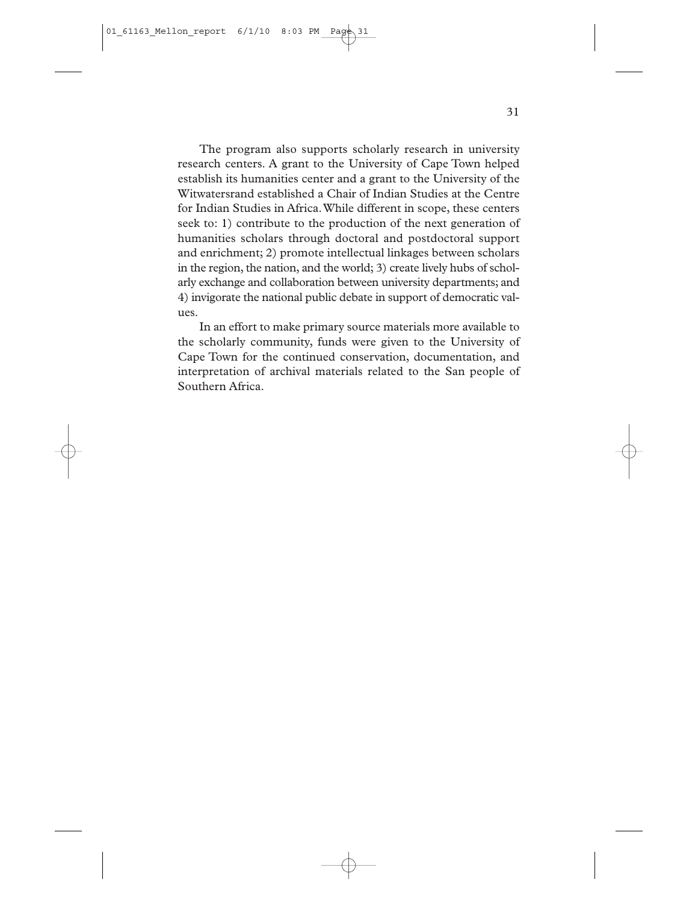The program also supports scholarly research in university research centers. A grant to the University of Cape Town helped establish its humanities center and a grant to the University of the Witwatersrand established a Chair of Indian Studies at the Centre for Indian Studies in Africa. While different in scope, these centers seek to: 1) contribute to the production of the next generation of humanities scholars through doctoral and postdoctoral support and enrichment; 2) promote intellectual linkages between scholars in the region, the nation, and the world; 3) create lively hubs of scholarly exchange and collaboration between university departments; and 4) invigorate the national public debate in support of democratic values.

In an effort to make primary source materials more available to the scholarly community, funds were given to the University of Cape Town for the continued conservation, documentation, and interpretation of archival materials related to the San people of Southern Africa.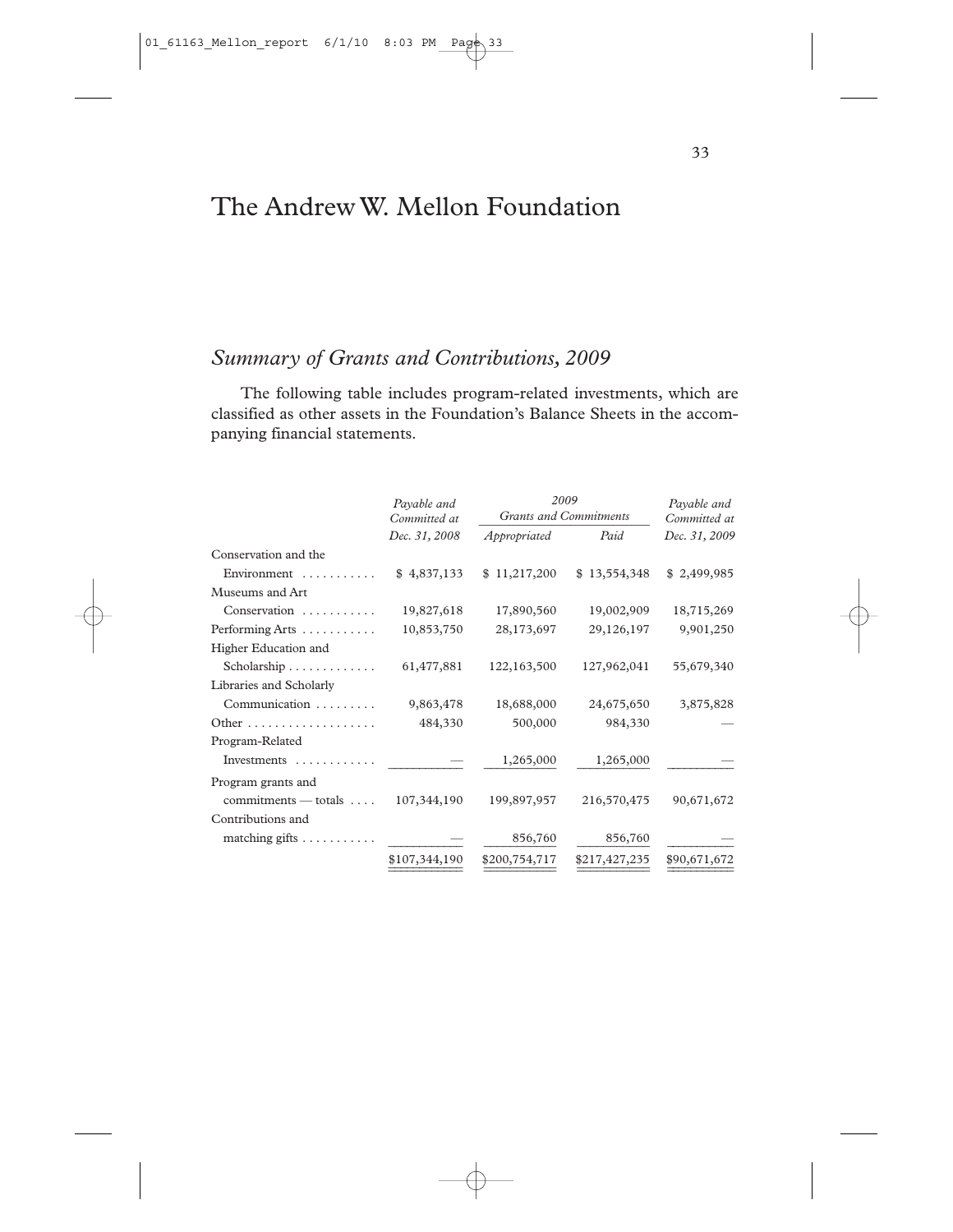# The Andrew W. Mellon Foundation

## *Summary of Grants and Contributions, 2009*

The following table includes program-related investments, which are classified as other assets in the Foundation's Balance Sheets in the accompanying financial statements.

| | *Payable and Committed at Dec. 31, 2008* | *2009 Grants and Commitments* | | *Payable and Committed at Dec. 31, 2009* |
|---|---|---|---|---|
| | | *Appropriated* | *Paid* | |
| Conservation and the Environment | $ 4,837,133 | $ 11,217,200 | $ 13,554,348 | $ 2,499,985 |
| Museums and Art Conservation | 19,827,618 | 17,890,560 | 19,002,909 | 18,715,269 |
| Performing Arts | 10,853,750 | 28,173,697 | 29,126,197 | 9,901,250 |
| Higher Education and Scholarship | 61,477,881 | 122,163,500 | 127,962,041 | 55,679,340 |
| Libraries and Scholarly Communication | 9,863,478 | 18,688,000 | 24,675,650 | 3,875,828 |
| Other | 484,330 | 500,000 | 984,330 | — |
| Program-Related Investments | — | 1,265,000 | 1,265,000 | — |
| Program grants and commitments — totals | 107,344,190 | 199,897,957 | 216,570,475 | 90,671,672 |
| Contributions and matching gifts | — | 856,760 | 856,760 | — |
| | $107,344,190 | $200,754,717 | $217,427,235 | $90,671,672 |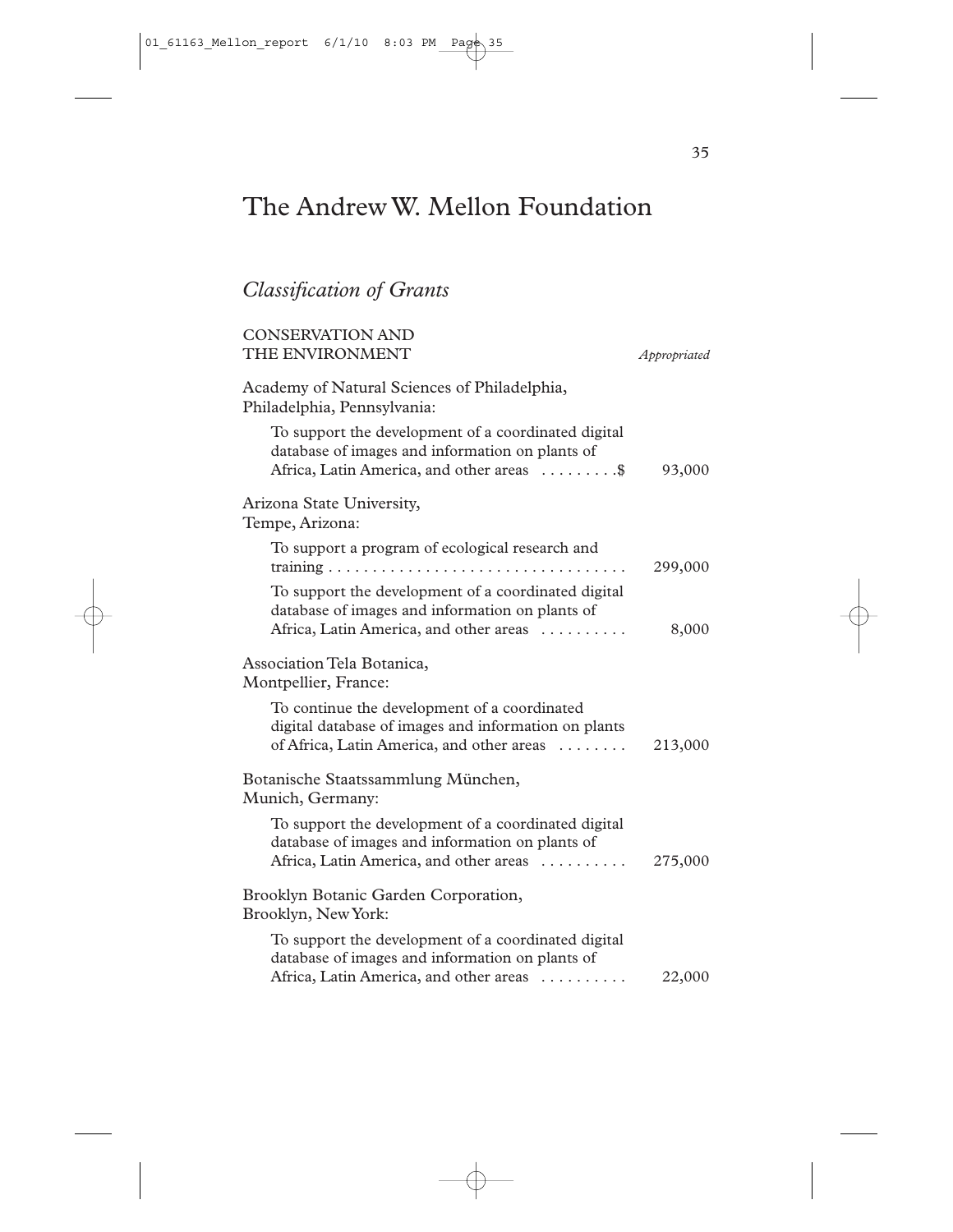# The Andrew W. Mellon Foundation

## *Classification of Grants*

| CONSERVATION AND THE ENVIRONMENT | *Appropriated* |
|---|---|
| **Academy of Natural Sciences of Philadelphia, Philadelphia, Pennsylvania:** | |
| To support the development of a coordinated digital database of images and information on plants of Africa, Latin America, and other areas | $ 93,000 |
| **Arizona State University, Tempe, Arizona:** | |
| To support a program of ecological research and training | 299,000 |
| To support the development of a coordinated digital database of images and information on plants of Africa, Latin America, and other areas | 8,000 |
| **Association Tela Botanica, Montpellier, France:** | |
| To continue the development of a coordinated digital database of images and information on plants of Africa, Latin America, and other areas | 213,000 |
| **Botanische Staatssammlung München, Munich, Germany:** | |
| To support the development of a coordinated digital database of images and information on plants of Africa, Latin America, and other areas | 275,000 |
| **Brooklyn Botanic Garden Corporation, Brooklyn, New York:** | |
| To support the development of a coordinated digital database of images and information on plants of Africa, Latin America, and other areas | 22,000 |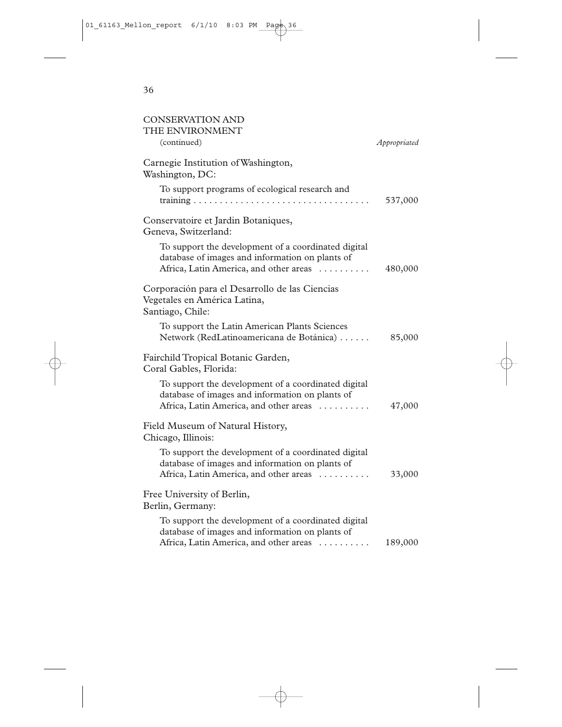## CONSERVATION AND THE ENVIRONMENT
(continued)

| | *Appropriated* |
|---|---|
| **Carnegie Institution of Washington, Washington, DC:** | |
| To support programs of ecological research and training | 537,000 |
| **Conservatoire et Jardin Botaniques, Geneva, Switzerland:** | |
| To support the development of a coordinated digital database of images and information on plants of Africa, Latin America, and other areas | 480,000 |
| **Corporación para el Desarrollo de las Ciencias Vegetales en América Latina, Santiago, Chile:** | |
| To support the Latin American Plants Sciences Network (RedLatinoamericana de Botánica) | 85,000 |
| **Fairchild Tropical Botanic Garden, Coral Gables, Florida:** | |
| To support the development of a coordinated digital database of images and information on plants of Africa, Latin America, and other areas | 47,000 |
| **Field Museum of Natural History, Chicago, Illinois:** | |
| To support the development of a coordinated digital database of images and information on plants of Africa, Latin America, and other areas | 33,000 |
| **Free University of Berlin, Berlin, Germany:** | |
| To support the development of a coordinated digital database of images and information on plants of Africa, Latin America, and other areas | 189,000 |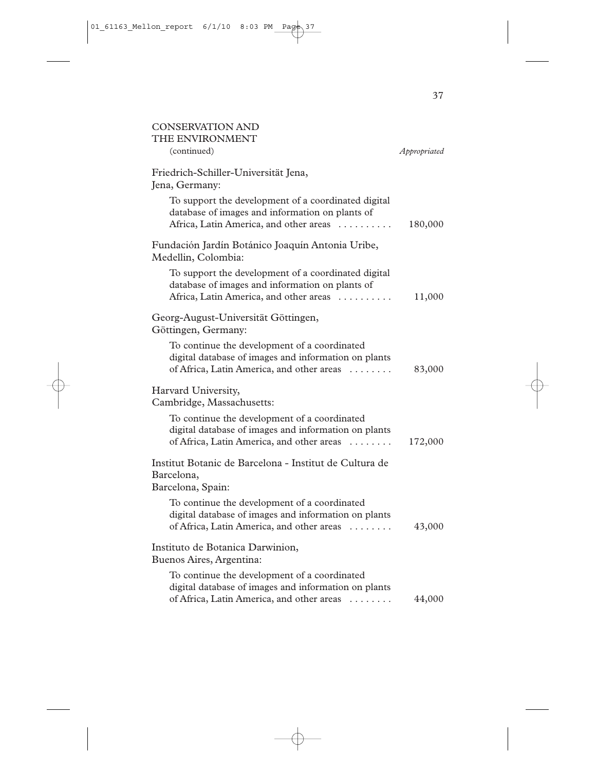CONSERVATION AND THE ENVIRONMENT (continued)

| | *Appropriated* |
|---|---|
| Friedrich-Schiller-Universität Jena, Jena, Germany: | |
| To support the development of a coordinated digital database of images and information on plants of Africa, Latin America, and other areas | 180,000 |
| Fundación Jardín Botánico Joaquín Antonia Uribe, Medellin, Colombia: | |
| To support the development of a coordinated digital database of images and information on plants of Africa, Latin America, and other areas | 11,000 |
| Georg-August-Universität Göttingen, Göttingen, Germany: | |
| To continue the development of a coordinated digital database of images and information on plants of Africa, Latin America, and other areas | 83,000 |
| Harvard University, Cambridge, Massachusetts: | |
| To continue the development of a coordinated digital database of images and information on plants of Africa, Latin America, and other areas | 172,000 |
| Institut Botanic de Barcelona - Institut de Cultura de Barcelona, Barcelona, Spain: | |
| To continue the development of a coordinated digital database of images and information on plants of Africa, Latin America, and other areas | 43,000 |
| Instituto de Botanica Darwinion, Buenos Aires, Argentina: | |
| To continue the development of a coordinated digital database of images and information on plants of Africa, Latin America, and other areas | 44,000 |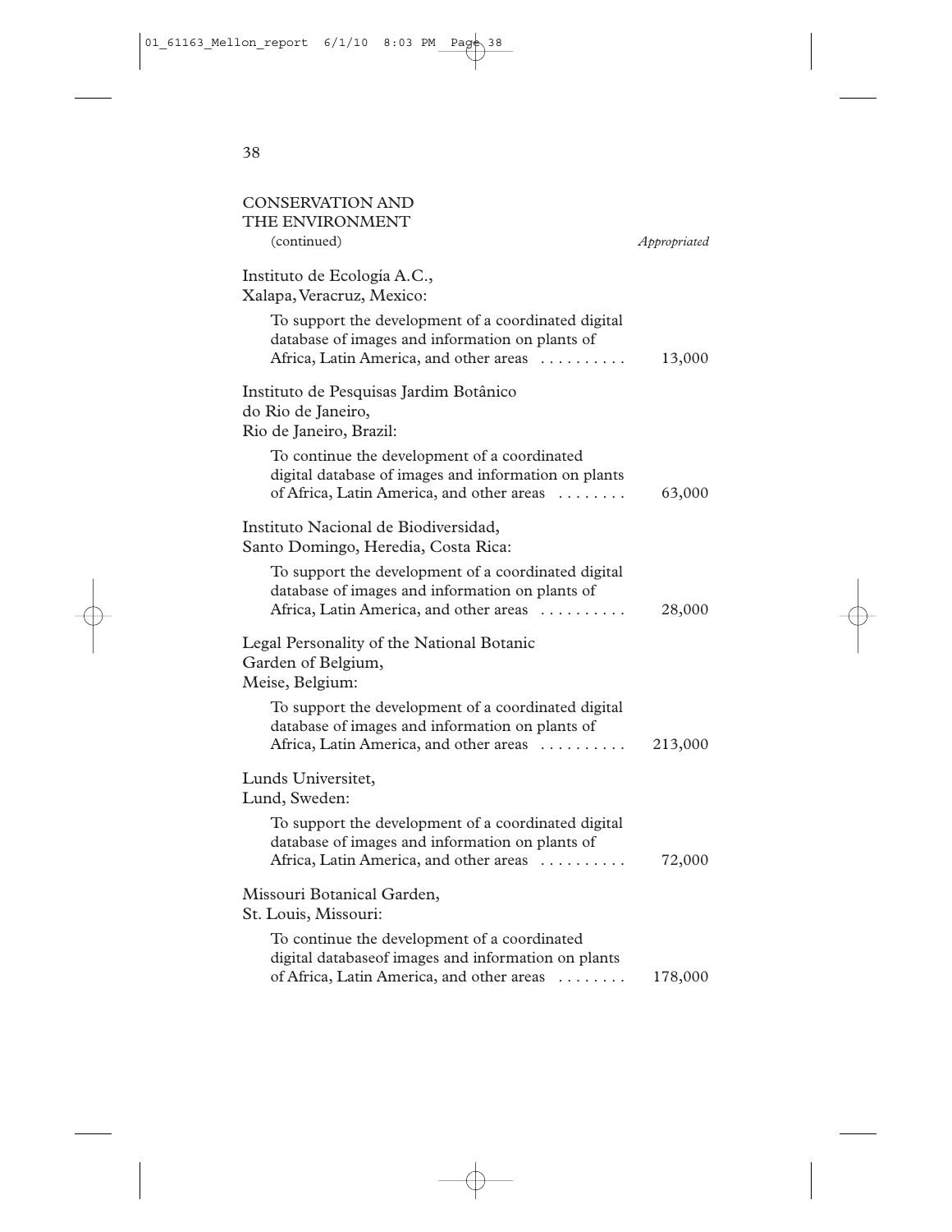## CONSERVATION AND THE ENVIRONMENT

(continued) *Appropriated*

Instituto de Ecología A.C.,
Xalapa, Veracruz, Mexico:

To support the development of a coordinated digital database of images and information on plants of Africa, Latin America, and other areas . . . . . . . . . . 13,000

Instituto de Pesquisas Jardim Botânico do Rio de Janeiro,
Rio de Janeiro, Brazil:

To continue the development of a coordinated digital database of images and information on plants of Africa, Latin America, and other areas . . . . . . . . 63,000

Instituto Nacional de Biodiversidad,
Santo Domingo, Heredia, Costa Rica:

To support the development of a coordinated digital database of images and information on plants of Africa, Latin America, and other areas . . . . . . . . . . 28,000

Legal Personality of the National Botanic Garden of Belgium,
Meise, Belgium:

To support the development of a coordinated digital database of images and information on plants of Africa, Latin America, and other areas . . . . . . . . . . 213,000

Lunds Universitet,
Lund, Sweden:

To support the development of a coordinated digital database of images and information on plants of Africa, Latin America, and other areas . . . . . . . . . . 72,000

Missouri Botanical Garden,
St. Louis, Missouri:

To continue the development of a coordinated digital databaseof images and information on plants of Africa, Latin America, and other areas . . . . . . . . 178,000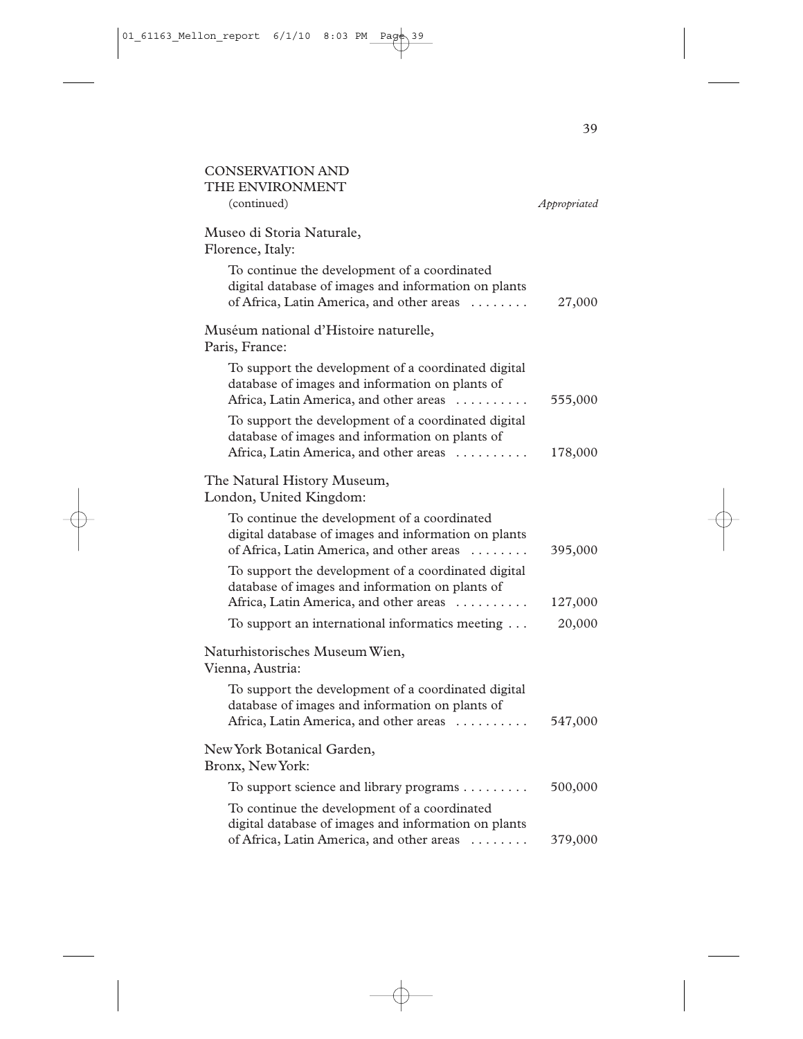## CONSERVATION AND THE ENVIRONMENT (continued)

| | *Appropriated* |
|---|---|
| **Museo di Storia Naturale, Florence, Italy:** | |
| To continue the development of a coordinated digital database of images and information on plants of Africa, Latin America, and other areas | 27,000 |
| **Muséum national d'Histoire naturelle, Paris, France:** | |
| To support the development of a coordinated digital database of images and information on plants of Africa, Latin America, and other areas | 555,000 |
| To support the development of a coordinated digital database of images and information on plants of Africa, Latin America, and other areas | 178,000 |
| **The Natural History Museum, London, United Kingdom:** | |
| To continue the development of a coordinated digital database of images and information on plants of Africa, Latin America, and other areas | 395,000 |
| To support the development of a coordinated digital database of images and information on plants of Africa, Latin America, and other areas | 127,000 |
| To support an international informatics meeting | 20,000 |
| **Naturhistorisches Museum Wien, Vienna, Austria:** | |
| To support the development of a coordinated digital database of images and information on plants of Africa, Latin America, and other areas | 547,000 |
| **New York Botanical Garden, Bronx, New York:** | |
| To support science and library programs | 500,000 |
| To continue the development of a coordinated digital database of images and information on plants of Africa, Latin America, and other areas | 379,000 |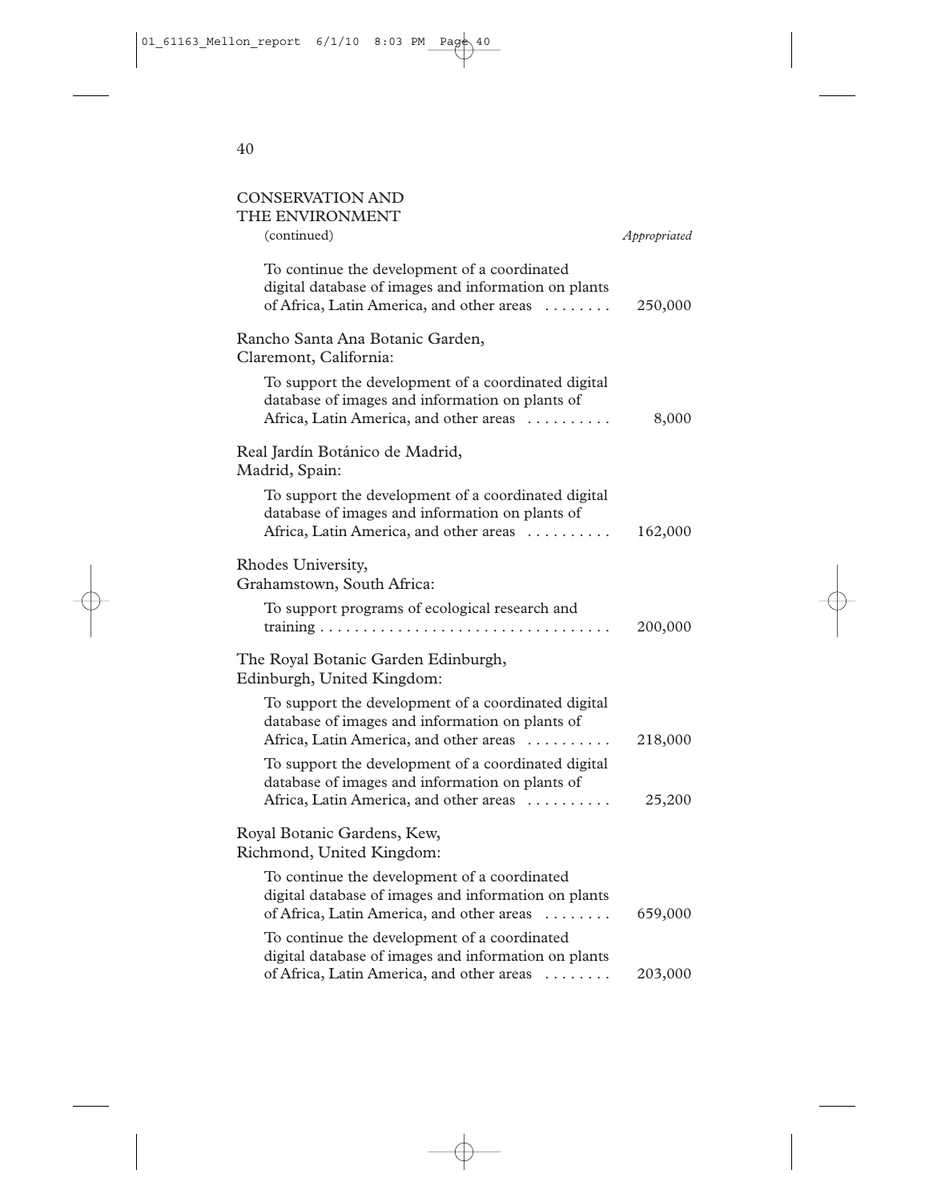CONSERVATION AND THE ENVIRONMENT (continued)

| | Appropriated |
|---|---|
| To continue the development of a coordinated digital database of images and information on plants of Africa, Latin America, and other areas | 250,000 |
| **Rancho Santa Ana Botanic Garden, Claremont, California:** | |
| To support the development of a coordinated digital database of images and information on plants of Africa, Latin America, and other areas | 8,000 |
| **Real Jardín Botánico de Madrid, Madrid, Spain:** | |
| To support the development of a coordinated digital database of images and information on plants of Africa, Latin America, and other areas | 162,000 |
| **Rhodes University, Grahamstown, South Africa:** | |
| To support programs of ecological research and training | 200,000 |
| **The Royal Botanic Garden Edinburgh, Edinburgh, United Kingdom:** | |
| To support the development of a coordinated digital database of images and information on plants of Africa, Latin America, and other areas | 218,000 |
| To support the development of a coordinated digital database of images and information on plants of Africa, Latin America, and other areas | 25,200 |
| **Royal Botanic Gardens, Kew, Richmond, United Kingdom:** | |
| To continue the development of a coordinated digital database of images and information on plants of Africa, Latin America, and other areas | 659,000 |
| To continue the development of a coordinated digital database of images and information on plants of Africa, Latin America, and other areas | 203,000 |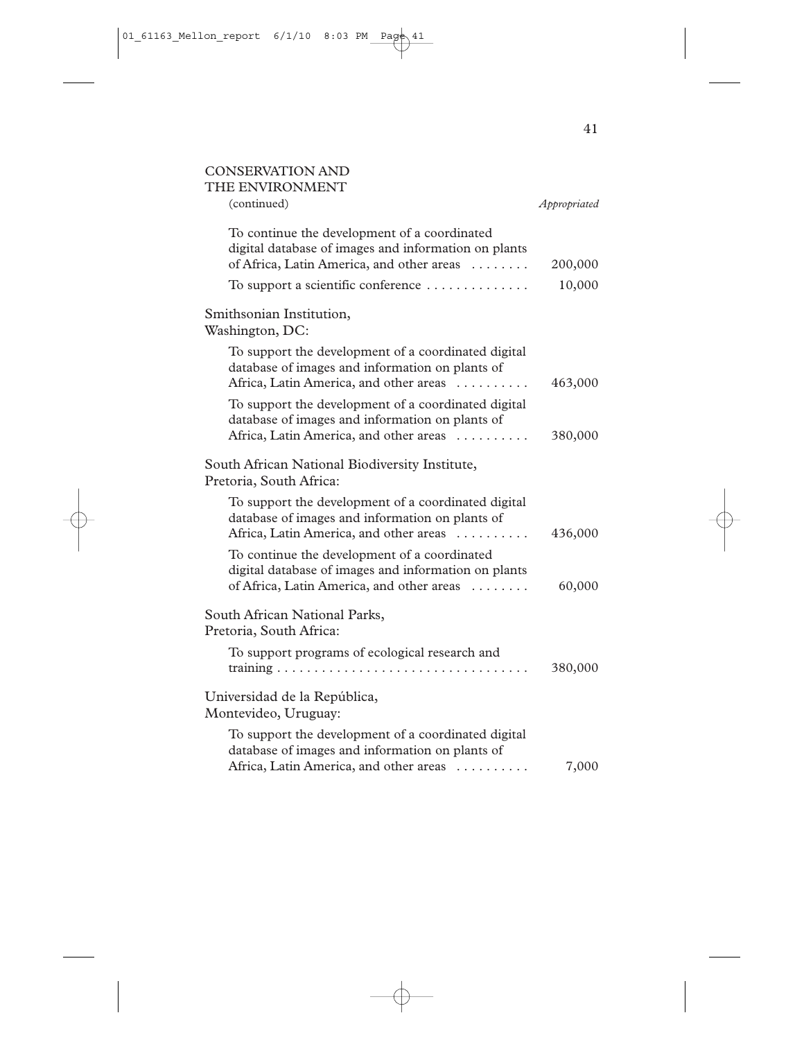CONSERVATION AND
THE ENVIRONMENT
(continued) *Appropriated*

| | Appropriated |
|---|---|
| To continue the development of a coordinated digital database of images and information on plants of Africa, Latin America, and other areas | 200,000 |
| To support a scientific conference | 10,000 |
| **Smithsonian Institution, Washington, DC:** | |
| To support the development of a coordinated digital database of images and information on plants of Africa, Latin America, and other areas | 463,000 |
| To support the development of a coordinated digital database of images and information on plants of Africa, Latin America, and other areas | 380,000 |
| **South African National Biodiversity Institute, Pretoria, South Africa:** | |
| To support the development of a coordinated digital database of images and information on plants of Africa, Latin America, and other areas | 436,000 |
| To continue the development of a coordinated digital database of images and information on plants of Africa, Latin America, and other areas | 60,000 |
| **South African National Parks, Pretoria, South Africa:** | |
| To support programs of ecological research and training | 380,000 |
| **Universidad de la República, Montevideo, Uruguay:** | |
| To support the development of a coordinated digital database of images and information on plants of Africa, Latin America, and other areas | 7,000 |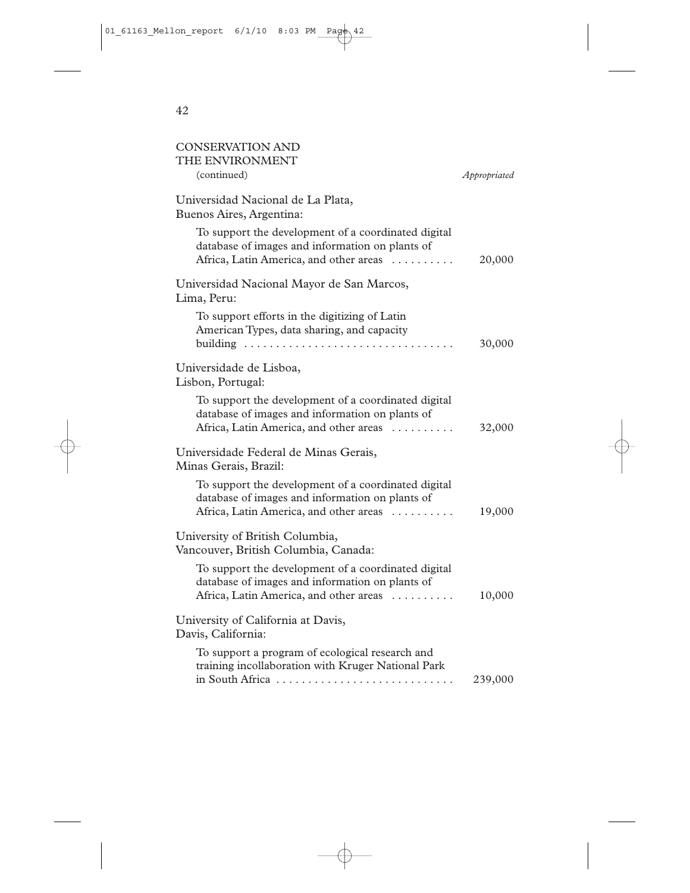## CONSERVATION AND THE ENVIRONMENT (continued)

*Appropriated*

Universidad Nacional de La Plata,
Buenos Aires, Argentina:

To support the development of a coordinated digital database of images and information on plants of Africa, Latin America, and other areas . . . . . . . . . . 20,000

Universidad Nacional Mayor de San Marcos,
Lima, Peru:

To support efforts in the digitizing of Latin American Types, data sharing, and capacity building . . . . . . . . . . . . . . . . . . . . . . . . . . . . . . . . . 30,000

Universidade de Lisboa,
Lisbon, Portugal:

To support the development of a coordinated digital database of images and information on plants of Africa, Latin America, and other areas . . . . . . . . . . 32,000

Universidade Federal de Minas Gerais,
Minas Gerais, Brazil:

To support the development of a coordinated digital database of images and information on plants of Africa, Latin America, and other areas . . . . . . . . . . 19,000

University of British Columbia,
Vancouver, British Columbia, Canada:

To support the development of a coordinated digital database of images and information on plants of Africa, Latin America, and other areas . . . . . . . . . . 10,000

University of California at Davis,
Davis, California:

To support a program of ecological research and training incollaboration with Kruger National Park in South Africa . . . . . . . . . . . . . . . . . . . . . . . . . . . . 239,000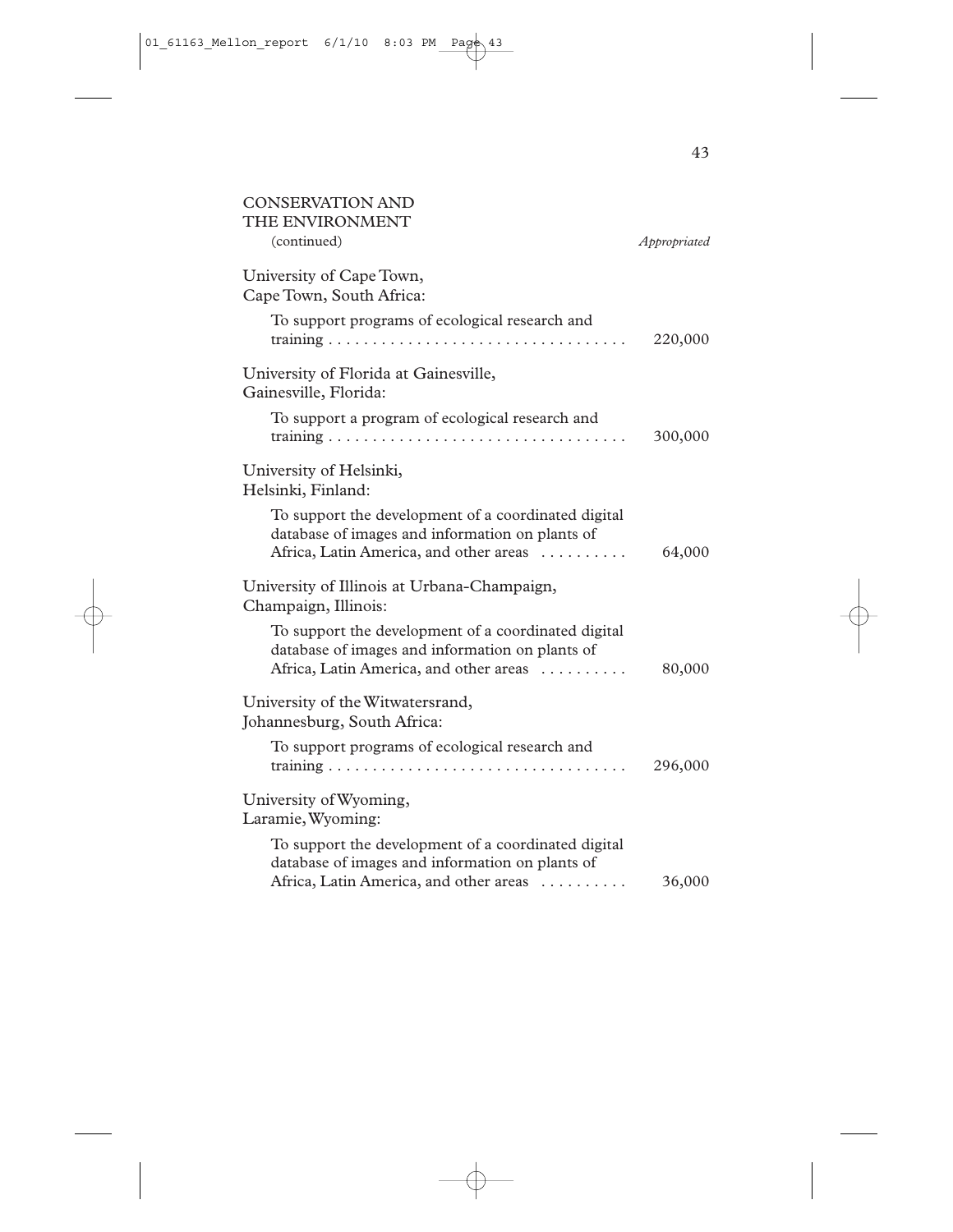## CONSERVATION AND THE ENVIRONMENT

(continued) *Appropriated*

University of Cape Town,
Cape Town, South Africa:

To support programs of ecological research and training . . . . . . . . . . . . . . . . . . . . . . . . . . . . . . . . . . 220,000

University of Florida at Gainesville,
Gainesville, Florida:

To support a program of ecological research and training . . . . . . . . . . . . . . . . . . . . . . . . . . . . . . . . . . 300,000

University of Helsinki,
Helsinki, Finland:

To support the development of a coordinated digital database of images and information on plants of Africa, Latin America, and other areas . . . . . . . . . . 64,000

University of Illinois at Urbana-Champaign,
Champaign, Illinois:

To support the development of a coordinated digital database of images and information on plants of Africa, Latin America, and other areas . . . . . . . . . . 80,000

University of the Witwatersrand,
Johannesburg, South Africa:

To support programs of ecological research and training . . . . . . . . . . . . . . . . . . . . . . . . . . . . . . . . . . 296,000

University of Wyoming,
Laramie, Wyoming:

To support the development of a coordinated digital database of images and information on plants of Africa, Latin America, and other areas . . . . . . . . . . 36,000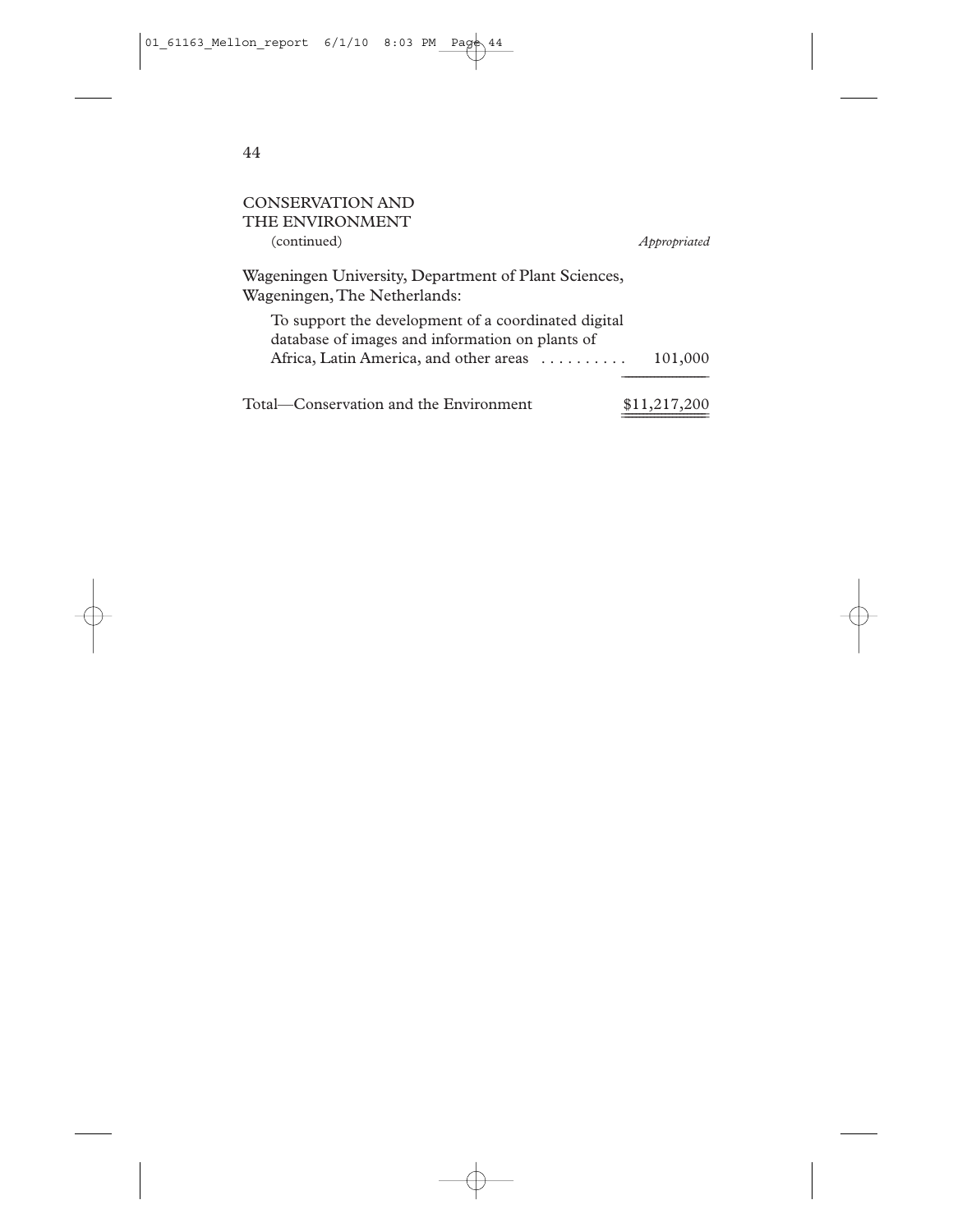## CONSERVATION AND THE ENVIRONMENT

(continued) *Appropriated*

Wageningen University, Department of Plant Sciences, Wageningen, The Netherlands:

| | |
|---|---|
| To support the development of a coordinated digital database of images and information on plants of Africa, Latin America, and other areas | 101,000 |
| Total—Conservation and the Environment | $11,217,200 |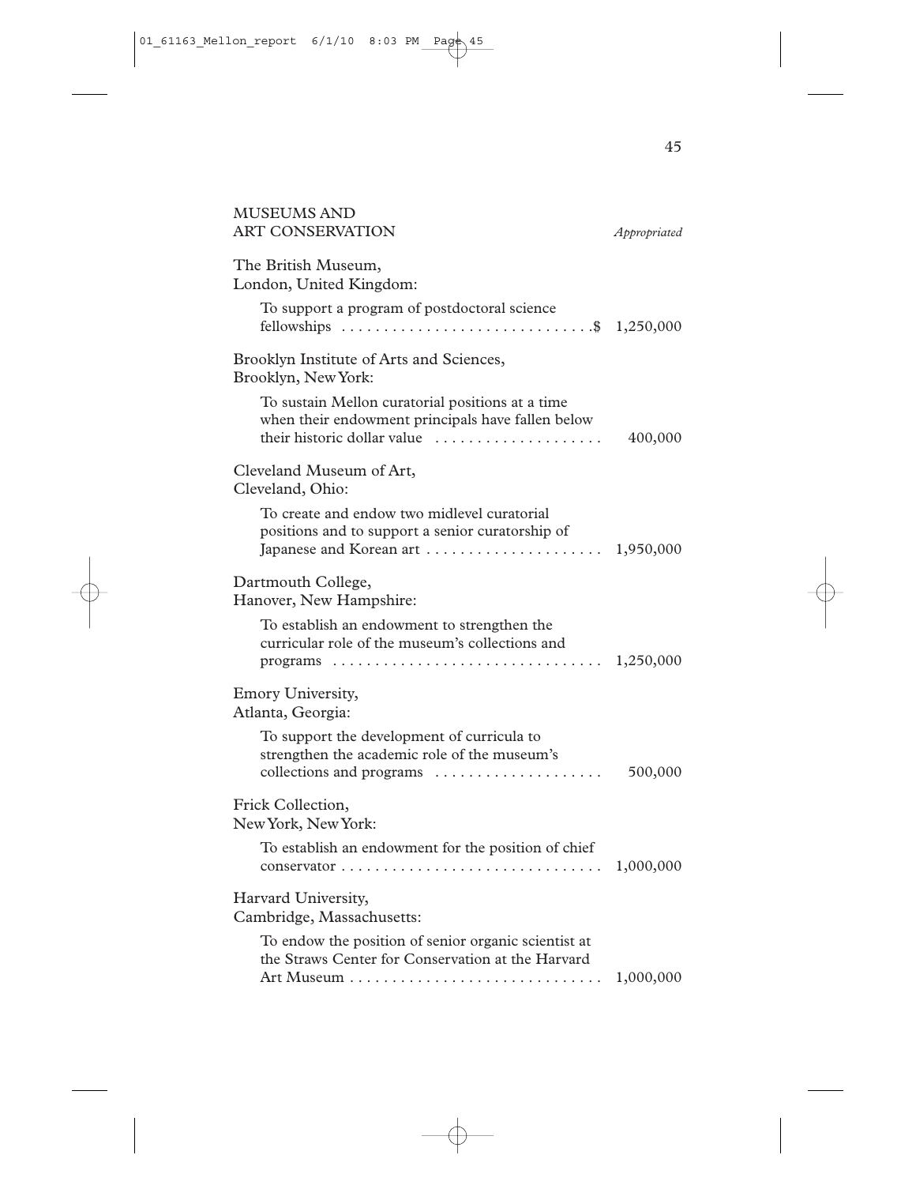## MUSEUMS AND ART CONSERVATION

*Appropriated*

The British Museum,
London, United Kingdom:

To support a program of postdoctoral science fellowships . . . . . . . . . . . . . . . . . . . . . . . . . . . . . .$ 1,250,000

Brooklyn Institute of Arts and Sciences,
Brooklyn, New York:

To sustain Mellon curatorial positions at a time when their endowment principals have fallen below their historic dollar value . . . . . . . . . . . . . . . . . . . . 400,000

Cleveland Museum of Art,
Cleveland, Ohio:

To create and endow two midlevel curatorial positions and to support a senior curatorship of Japanese and Korean art . . . . . . . . . . . . . . . . . . . . . 1,950,000

Dartmouth College,
Hanover, New Hampshire:

To establish an endowment to strengthen the curricular role of the museum's collections and programs . . . . . . . . . . . . . . . . . . . . . . . . . . . . . . . . 1,250,000

Emory University,
Atlanta, Georgia:

To support the development of curricula to strengthen the academic role of the museum's collections and programs . . . . . . . . . . . . . . . . . . . . 500,000

Frick Collection,
New York, New York:

To establish an endowment for the position of chief conservator . . . . . . . . . . . . . . . . . . . . . . . . . . . . . . . 1,000,000

Harvard University,
Cambridge, Massachusetts:

To endow the position of senior organic scientist at the Straws Center for Conservation at the Harvard Art Museum . . . . . . . . . . . . . . . . . . . . . . . . . . . . . . 1,000,000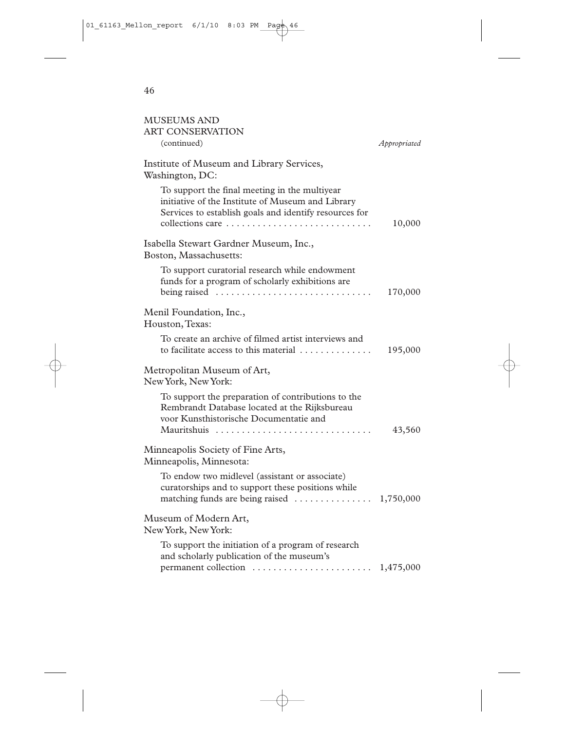## MUSEUMS AND ART CONSERVATION

(continued) *Appropriated*

Institute of Museum and Library Services, Washington, DC:

To support the final meeting in the multiyear initiative of the Institute of Museum and Library Services to establish goals and identify resources for collections care . . . . . . . . . . . . . . . . . . . . . . . . . . . . 10,000

Isabella Stewart Gardner Museum, Inc., Boston, Massachusetts:

To support curatorial research while endowment funds for a program of scholarly exhibitions are being raised . . . . . . . . . . . . . . . . . . . . . . . . . . . . . 170,000

Menil Foundation, Inc., Houston, Texas:

To create an archive of filmed artist interviews and to facilitate access to this material . . . . . . . . . . . . . . 195,000

Metropolitan Museum of Art, New York, New York:

To support the preparation of contributions to the Rembrandt Database located at the Rijksbureau voor Kunsthistorische Documentatie and Mauritshuis . . . . . . . . . . . . . . . . . . . . . . . . . . . . . 43,560

Minneapolis Society of Fine Arts, Minneapolis, Minnesota:

To endow two midlevel (assistant or associate) curatorships and to support these positions while matching funds are being raised . . . . . . . . . . . . . . . 1,750,000

Museum of Modern Art, New York, New York:

To support the initiation of a program of research and scholarly publication of the museum's permanent collection . . . . . . . . . . . . . . . . . . . . . . . 1,475,000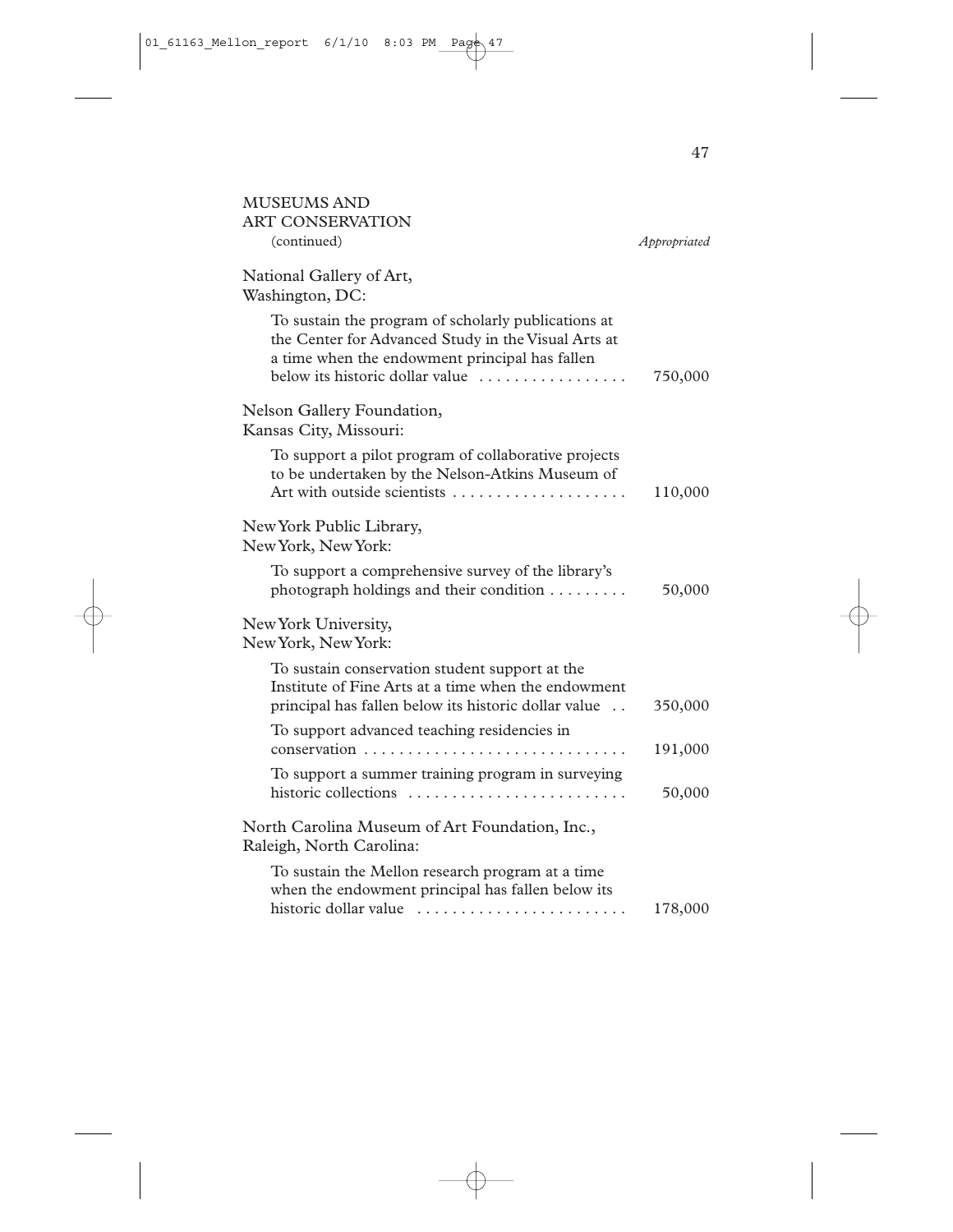## MUSEUMS AND ART CONSERVATION
(continued)

| | *Appropriated* |
|---|---|
| **National Gallery of Art, Washington, DC:** | |
| To sustain the program of scholarly publications at the Center for Advanced Study in the Visual Arts at a time when the endowment principal has fallen below its historic dollar value | 750,000 |
| **Nelson Gallery Foundation, Kansas City, Missouri:** | |
| To support a pilot program of collaborative projects to be undertaken by the Nelson-Atkins Museum of Art with outside scientists | 110,000 |
| **New York Public Library, New York, New York:** | |
| To support a comprehensive survey of the library's photograph holdings and their condition | 50,000 |
| **New York University, New York, New York:** | |
| To sustain conservation student support at the Institute of Fine Arts at a time when the endowment principal has fallen below its historic dollar value | 350,000 |
| To support advanced teaching residencies in conservation | 191,000 |
| To support a summer training program in surveying historic collections | 50,000 |
| **North Carolina Museum of Art Foundation, Inc., Raleigh, North Carolina:** | |
| To sustain the Mellon research program at a time when the endowment principal has fallen below its historic dollar value | 178,000 |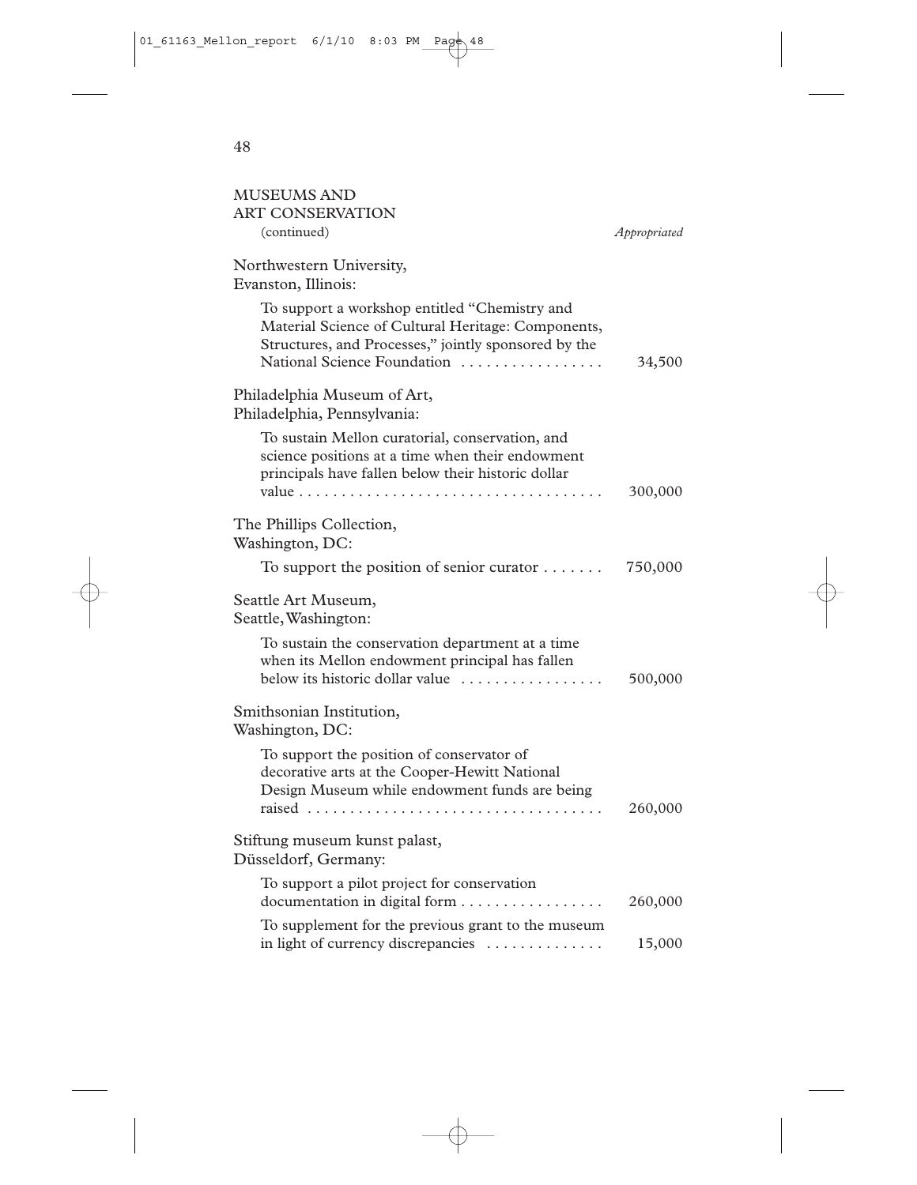## MUSEUMS AND ART CONSERVATION

(continued) *Appropriated*

Northwestern University, Evanston, Illinois:

| | |
|---|---|
| To support a workshop entitled "Chemistry and Material Science of Cultural Heritage: Components, Structures, and Processes," jointly sponsored by the National Science Foundation | 34,500 |

Philadelphia Museum of Art, Philadelphia, Pennsylvania:

| | |
|---|---|
| To sustain Mellon curatorial, conservation, and science positions at a time when their endowment principals have fallen below their historic dollar value | 300,000 |

The Phillips Collection, Washington, DC:

| | |
|---|---|
| To support the position of senior curator | 750,000 |

Seattle Art Museum, Seattle, Washington:

| | |
|---|---|
| To sustain the conservation department at a time when its Mellon endowment principal has fallen below its historic dollar value | 500,000 |

Smithsonian Institution, Washington, DC:

| | |
|---|---|
| To support the position of conservator of decorative arts at the Cooper-Hewitt National Design Museum while endowment funds are being raised | 260,000 |

Stiftung museum kunst palast, Düsseldorf, Germany:

| | |
|---|---|
| To support a pilot project for conservation documentation in digital form | 260,000 |
| To supplement for the previous grant to the museum in light of currency discrepancies | 15,000 |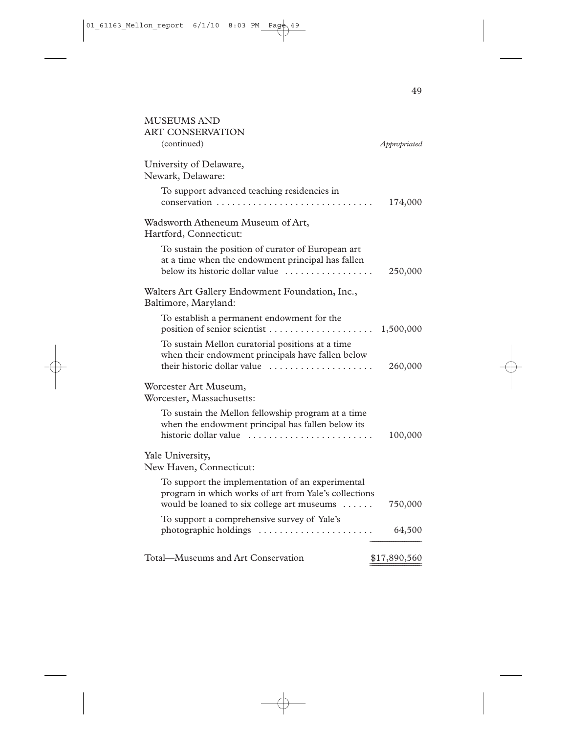## MUSEUMS AND ART CONSERVATION

(continued)

| | *Appropriated* |
|---|---|
| **University of Delaware, Newark, Delaware:** | |
| To support advanced teaching residencies in conservation | 174,000 |
| **Wadsworth Atheneum Museum of Art, Hartford, Connecticut:** | |
| To sustain the position of curator of European art at a time when the endowment principal has fallen below its historic dollar value | 250,000 |
| **Walters Art Gallery Endowment Foundation, Inc., Baltimore, Maryland:** | |
| To establish a permanent endowment for the position of senior scientist | 1,500,000 |
| To sustain Mellon curatorial positions at a time when their endowment principals have fallen below their historic dollar value | 260,000 |
| **Worcester Art Museum, Worcester, Massachusetts:** | |
| To sustain the Mellon fellowship program at a time when the endowment principal has fallen below its historic dollar value | 100,000 |
| **Yale University, New Haven, Connecticut:** | |
| To support the implementation of an experimental program in which works of art from Yale's collections would be loaned to six college art museums | 750,000 |
| To support a comprehensive survey of Yale's photographic holdings | 64,500 |
| Total—Museums and Art Conservation | $17,890,560 |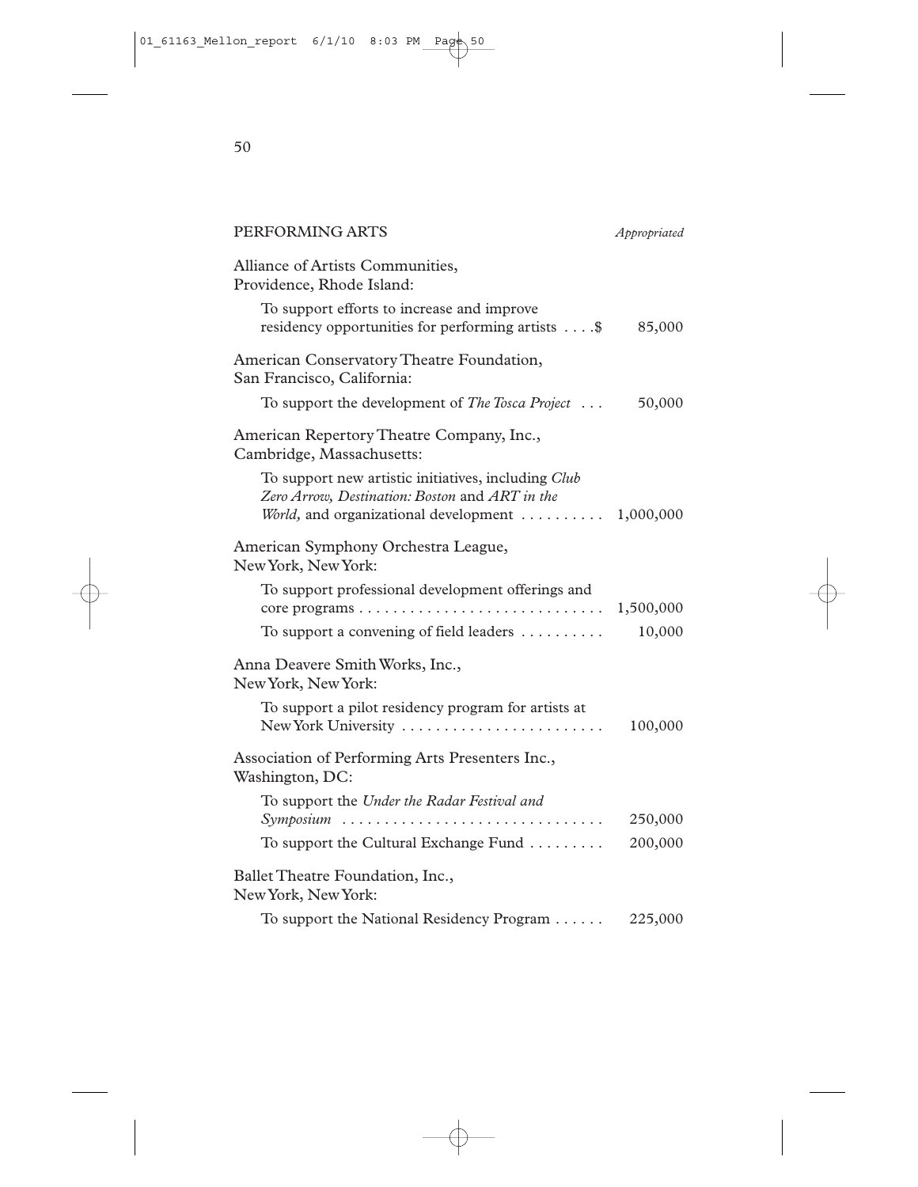## PERFORMING ARTS

*Appropriated*

Alliance of Artists Communities,
Providence, Rhode Island:

To support efforts to increase and improve residency opportunities for performing artists . . . .$ 85,000

American Conservatory Theatre Foundation,
San Francisco, California:

To support the development of *The Tosca Project* . . . 50,000

American Repertory Theatre Company, Inc.,
Cambridge, Massachusetts:

To support new artistic initiatives, including *Club Zero Arrow, Destination: Boston* and *ART in the World,* and organizational development . . . . . . . . . . 1,000,000

American Symphony Orchestra League,
New York, New York:

To support professional development offerings and core programs . . . . . . . . . . . . . . . . . . . . . . . . . . . . . 1,500,000

To support a convening of field leaders . . . . . . . . . . 10,000

Anna Deavere Smith Works, Inc.,
New York, New York:

To support a pilot residency program for artists at New York University . . . . . . . . . . . . . . . . . . . . . . . . 100,000

Association of Performing Arts Presenters Inc.,
Washington, DC:

To support the *Under the Radar Festival and Symposium* . . . . . . . . . . . . . . . . . . . . . . . . . . . . . . . 250,000

To support the Cultural Exchange Fund . . . . . . . . . 200,000

Ballet Theatre Foundation, Inc.,
New York, New York:

To support the National Residency Program . . . . . . 225,000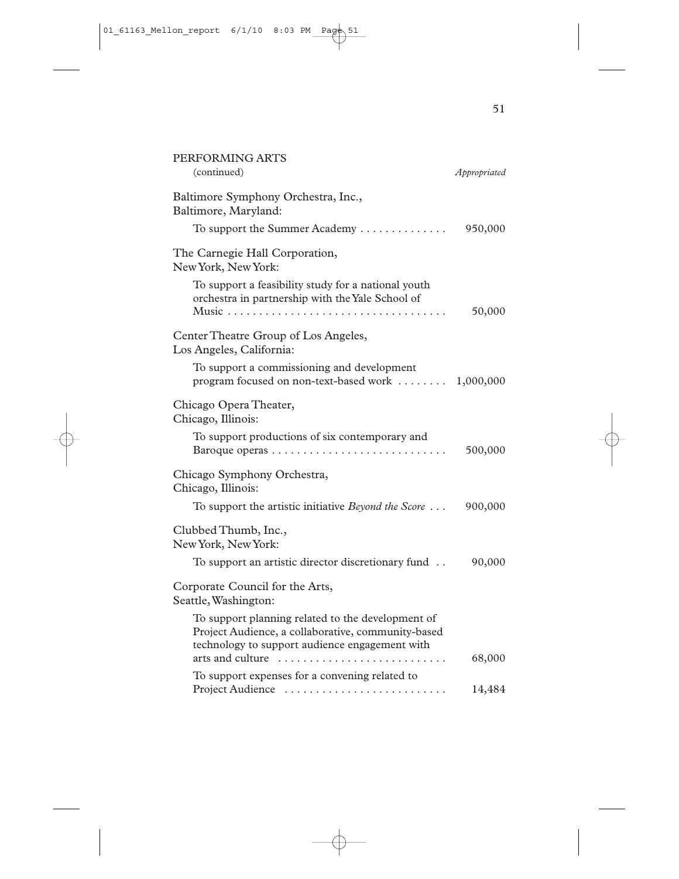## PERFORMING ARTS

(continued)

| | *Appropriated* |
|---|---|
| **Baltimore Symphony Orchestra, Inc., Baltimore, Maryland:** | |
| To support the Summer Academy | 950,000 |
| **The Carnegie Hall Corporation, New York, New York:** | |
| To support a feasibility study for a national youth orchestra in partnership with the Yale School of Music | 50,000 |
| **Center Theatre Group of Los Angeles, Los Angeles, California:** | |
| To support a commissioning and development program focused on non-text-based work | 1,000,000 |
| **Chicago Opera Theater, Chicago, Illinois:** | |
| To support productions of six contemporary and Baroque operas | 500,000 |
| **Chicago Symphony Orchestra, Chicago, Illinois:** | |
| To support the artistic initiative *Beyond the Score* | 900,000 |
| **Clubbed Thumb, Inc., New York, New York:** | |
| To support an artistic director discretionary fund | 90,000 |
| **Corporate Council for the Arts, Seattle, Washington:** | |
| To support planning related to the development of Project Audience, a collaborative, community-based technology to support audience engagement with arts and culture | 68,000 |
| To support expenses for a convening related to Project Audience | 14,484 |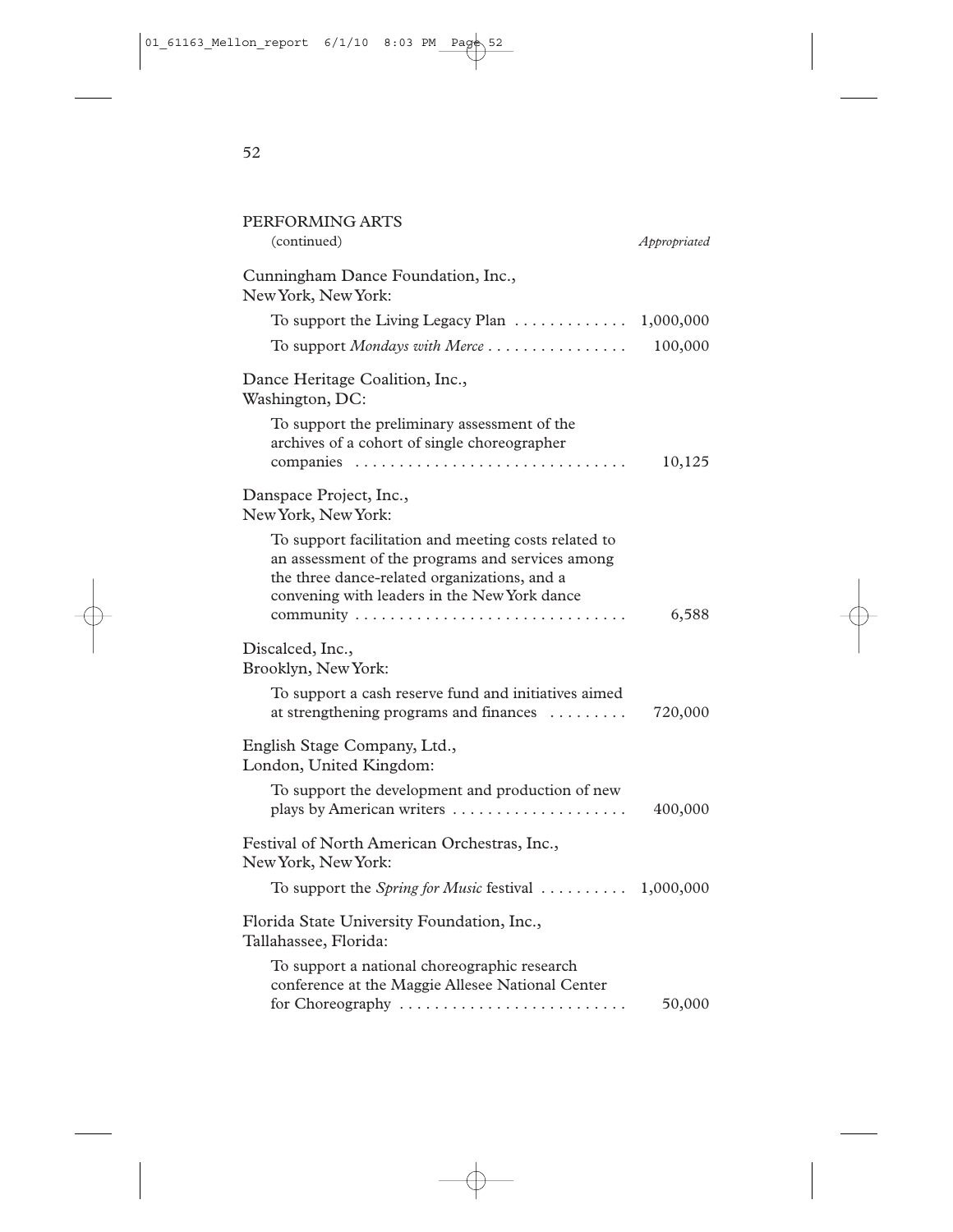PERFORMING ARTS
(continued) *Appropriated*

Cunningham Dance Foundation, Inc.,
New York, New York:

| | |
|---|---|
| To support the Living Legacy Plan | 1,000,000 |
| To support *Mondays with Merce* | 100,000 |

Dance Heritage Coalition, Inc.,
Washington, DC:

| | |
|---|---|
| To support the preliminary assessment of the archives of a cohort of single choreographer companies | 10,125 |

Danspace Project, Inc.,
New York, New York:

| | |
|---|---|
| To support facilitation and meeting costs related to an assessment of the programs and services among the three dance-related organizations, and a convening with leaders in the New York dance community | 6,588 |

Discalced, Inc.,
Brooklyn, New York:

| | |
|---|---|
| To support a cash reserve fund and initiatives aimed at strengthening programs and finances | 720,000 |

English Stage Company, Ltd.,
London, United Kingdom:

| | |
|---|---|
| To support the development and production of new plays by American writers | 400,000 |

Festival of North American Orchestras, Inc.,
New York, New York:

| | |
|---|---|
| To support the *Spring for Music* festival | 1,000,000 |

Florida State University Foundation, Inc.,
Tallahassee, Florida:

| | |
|---|---|
| To support a national choreographic research conference at the Maggie Allesee National Center for Choreography | 50,000 |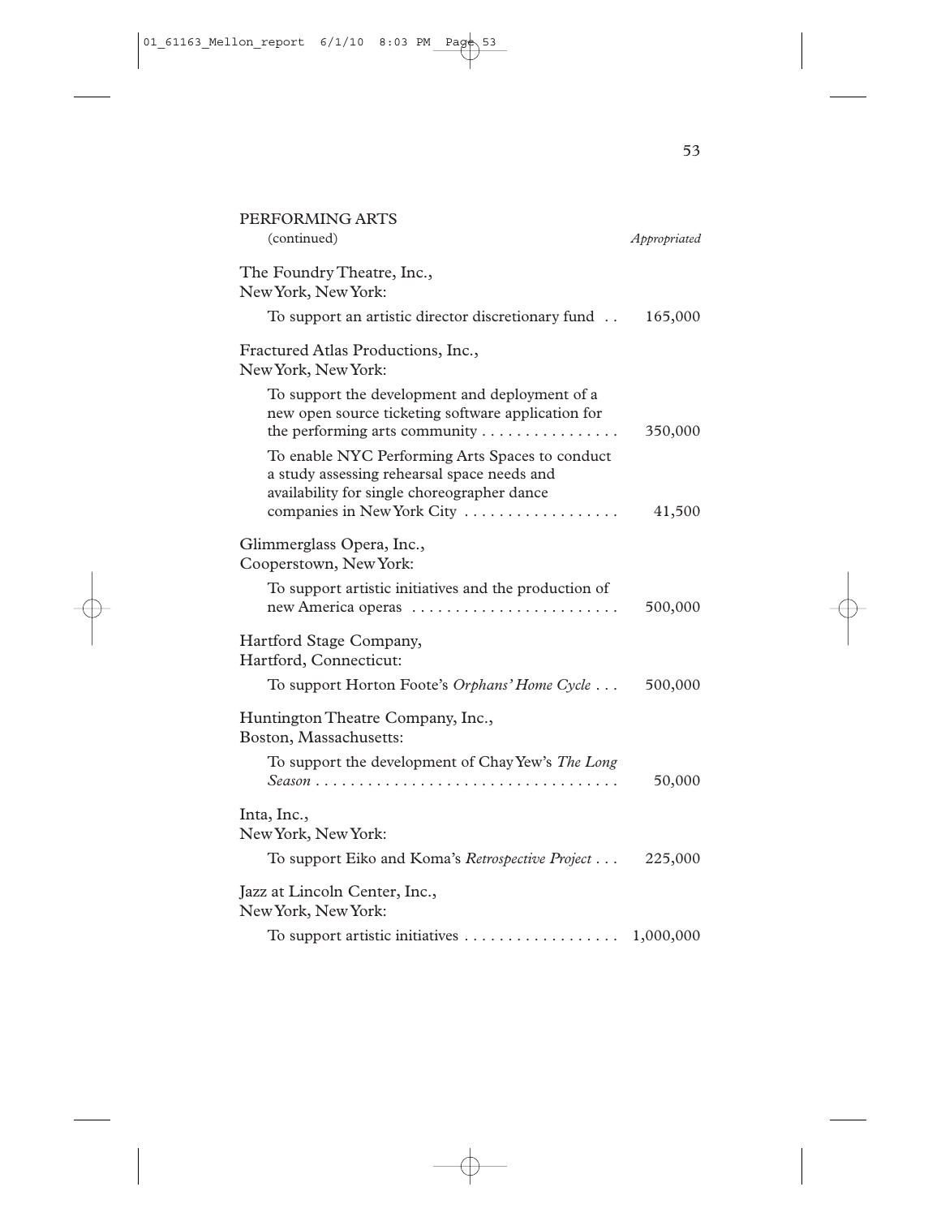PERFORMING ARTS
(continued) *Appropriated*

The Foundry Theatre, Inc.,
New York, New York:

To support an artistic director discretionary fund . . 165,000

Fractured Atlas Productions, Inc.,
New York, New York:

To support the development and deployment of a new open source ticketing software application for the performing arts community . . . . . . . . . . . . . . . . 350,000

To enable NYC Performing Arts Spaces to conduct a study assessing rehearsal space needs and availability for single choreographer dance companies in New York City . . . . . . . . . . . . . . . . . . 41,500

Glimmerglass Opera, Inc.,
Cooperstown, New York:

To support artistic initiatives and the production of new America operas . . . . . . . . . . . . . . . . . . . . . . . . 500,000

Hartford Stage Company,
Hartford, Connecticut:

To support Horton Foote's *Orphans' Home Cycle* . . . 500,000

Huntington Theatre Company, Inc.,
Boston, Massachusetts:

To support the development of Chay Yew's *The Long Season* . . . . . . . . . . . . . . . . . . . . . . . . . . . . . . . . . . . 50,000

Inta, Inc.,
New York, New York:

To support Eiko and Koma's *Retrospective Project* . . . 225,000

Jazz at Lincoln Center, Inc.,
New York, New York:

To support artistic initiatives . . . . . . . . . . . . . . . . . . 1,000,000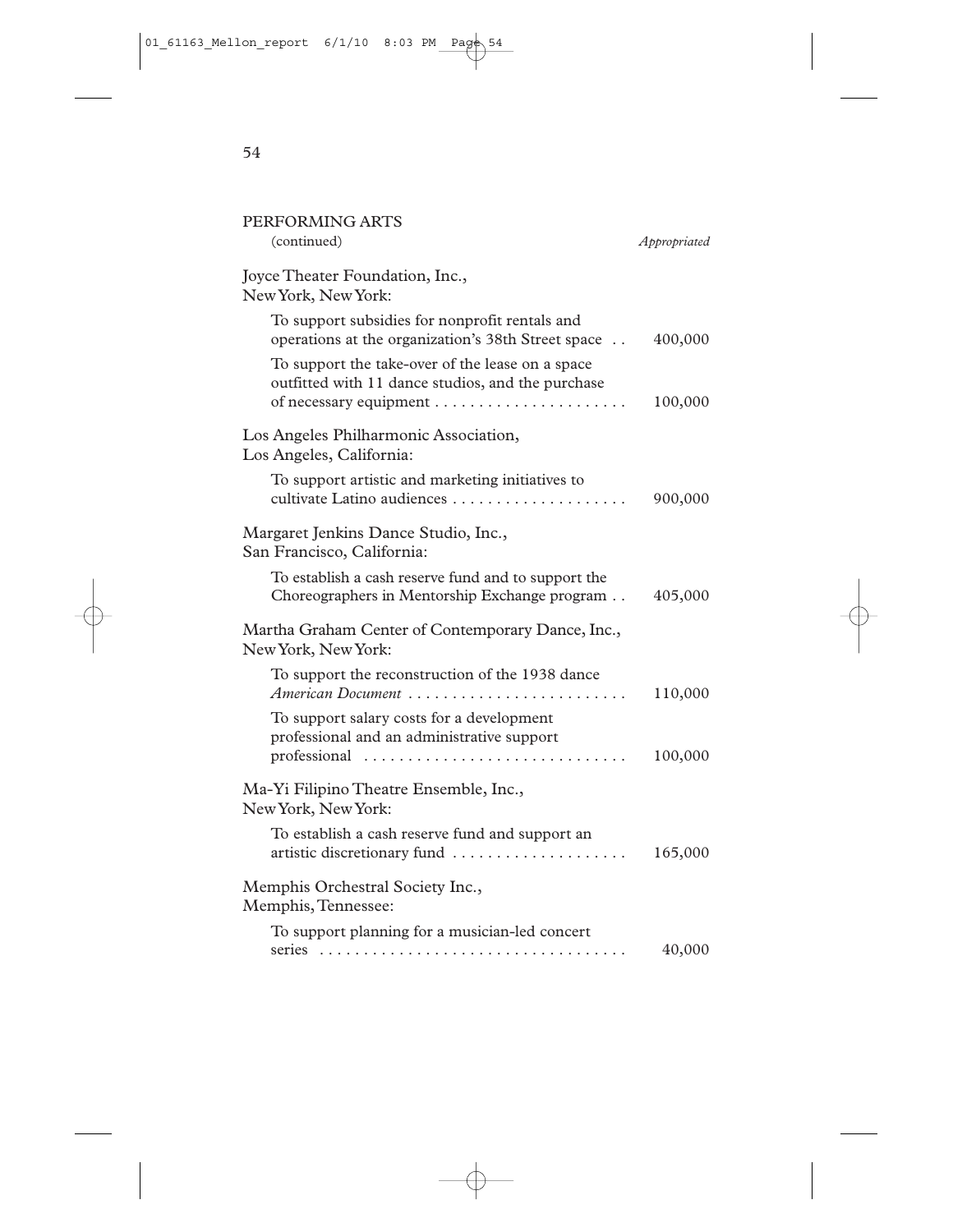## PERFORMING ARTS

(continued)

| | Appropriated |
|---|---|
| **Joyce Theater Foundation, Inc., New York, New York:** | |
| To support subsidies for nonprofit rentals and operations at the organization's 38th Street space | 400,000 |
| To support the take-over of the lease on a space outfitted with 11 dance studios, and the purchase of necessary equipment | 100,000 |
| **Los Angeles Philharmonic Association, Los Angeles, California:** | |
| To support artistic and marketing initiatives to cultivate Latino audiences | 900,000 |
| **Margaret Jenkins Dance Studio, Inc., San Francisco, California:** | |
| To establish a cash reserve fund and to support the Choreographers in Mentorship Exchange program | 405,000 |
| **Martha Graham Center of Contemporary Dance, Inc., New York, New York:** | |
| To support the reconstruction of the 1938 dance *American Document* | 110,000 |
| To support salary costs for a development professional and an administrative support professional | 100,000 |
| **Ma-Yi Filipino Theatre Ensemble, Inc., New York, New York:** | |
| To establish a cash reserve fund and support an artistic discretionary fund | 165,000 |
| **Memphis Orchestral Society Inc., Memphis, Tennessee:** | |
| To support planning for a musician-led concert series | 40,000 |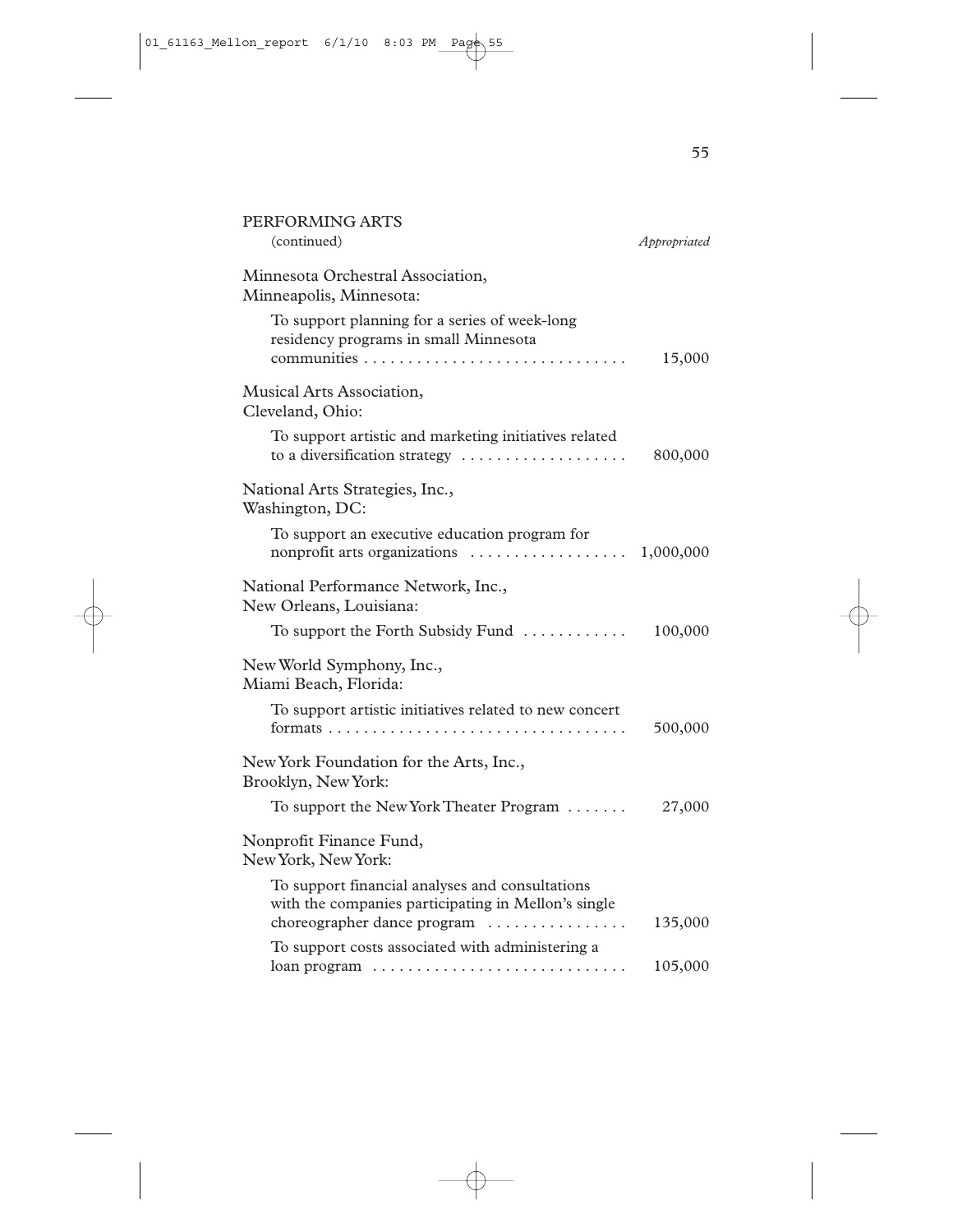PERFORMING ARTS
(continued) *Appropriated*

Minnesota Orchestral Association,
Minneapolis, Minnesota:

To support planning for a series of week-long residency programs in small Minnesota communities . . . . . . . . . . . . . . . . . . . . . . . . . . . . . . 15,000

Musical Arts Association,
Cleveland, Ohio:

To support artistic and marketing initiatives related to a diversification strategy . . . . . . . . . . . . . . . . . . . 800,000

National Arts Strategies, Inc.,
Washington, DC:

To support an executive education program for nonprofit arts organizations . . . . . . . . . . . . . . . . . . 1,000,000

National Performance Network, Inc.,
New Orleans, Louisiana:

To support the Forth Subsidy Fund . . . . . . . . . . . . 100,000

New World Symphony, Inc.,
Miami Beach, Florida:

To support artistic initiatives related to new concert formats . . . . . . . . . . . . . . . . . . . . . . . . . . . . . . . . . . 500,000

New York Foundation for the Arts, Inc.,
Brooklyn, New York:

To support the New York Theater Program . . . . . . . 27,000

Nonprofit Finance Fund,
New York, New York:

To support financial analyses and consultations with the companies participating in Mellon's single choreographer dance program . . . . . . . . . . . . . . . . 135,000

To support costs associated with administering a loan program . . . . . . . . . . . . . . . . . . . . . . . . . . . . . 105,000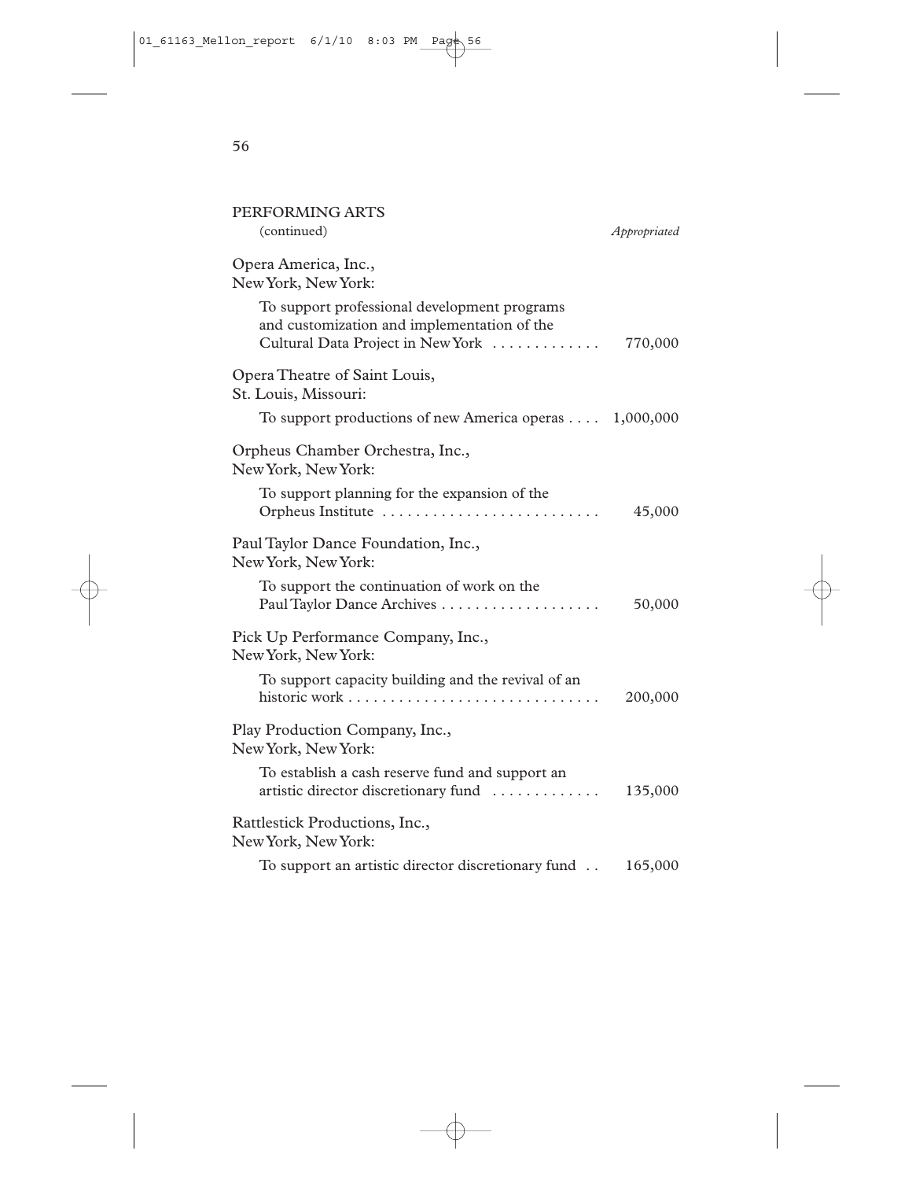## PERFORMING ARTS

(continued) *Appropriated*

Opera America, Inc.,
New York, New York:

| | |
|---|---|
| To support professional development programs and customization and implementation of the Cultural Data Project in New York | 770,000 |

Opera Theatre of Saint Louis,
St. Louis, Missouri:

| | |
|---|---|
| To support productions of new America operas | 1,000,000 |

Orpheus Chamber Orchestra, Inc.,
New York, New York:

| | |
|---|---|
| To support planning for the expansion of the Orpheus Institute | 45,000 |

Paul Taylor Dance Foundation, Inc.,
New York, New York:

| | |
|---|---|
| To support the continuation of work on the Paul Taylor Dance Archives | 50,000 |

Pick Up Performance Company, Inc.,
New York, New York:

| | |
|---|---|
| To support capacity building and the revival of an historic work | 200,000 |

Play Production Company, Inc.,
New York, New York:

| | |
|---|---|
| To establish a cash reserve fund and support an artistic director discretionary fund | 135,000 |

Rattlestick Productions, Inc.,
New York, New York:

| | |
|---|---|
| To support an artistic director discretionary fund | 165,000 |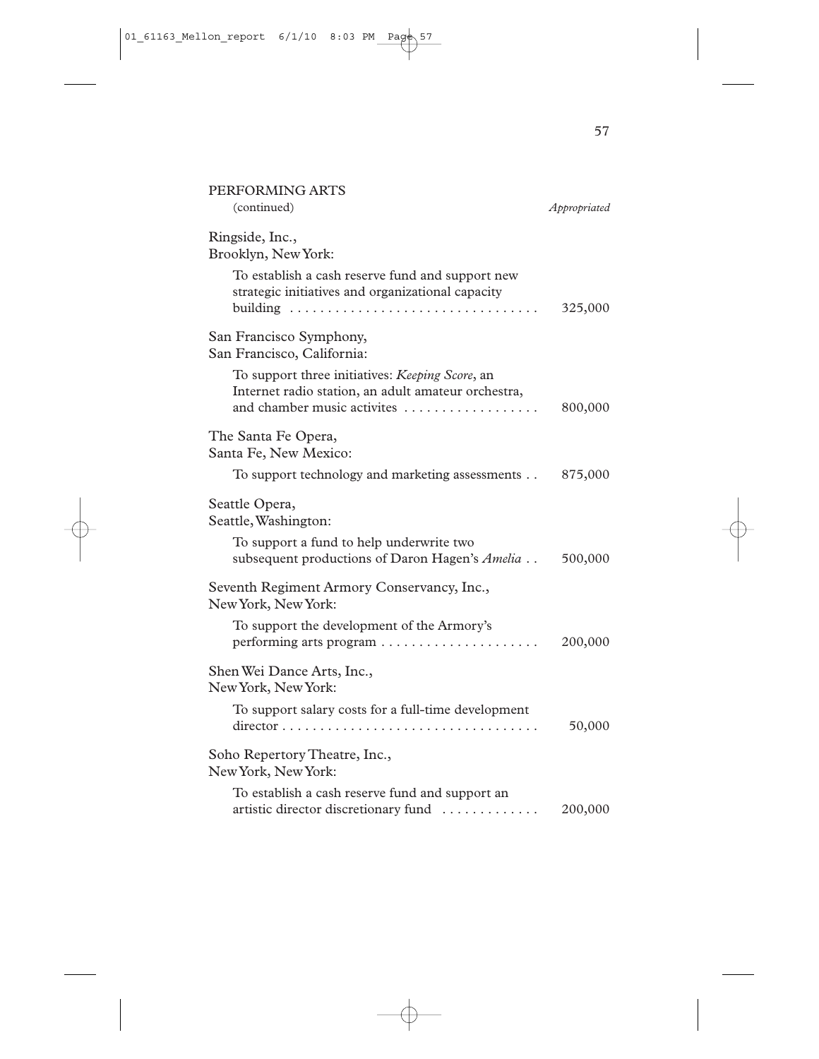## PERFORMING ARTS

(continued) *Appropriated*

Ringside, Inc.,
Brooklyn, New York:

To establish a cash reserve fund and support new strategic initiatives and organizational capacity building . . . . . . . . . . . . . . . . . . . . . . . . . . . . . . . . . 325,000

San Francisco Symphony,
San Francisco, California:

To support three initiatives: *Keeping Score*, an Internet radio station, an adult amateur orchestra, and chamber music activites . . . . . . . . . . . . . . . . . . 800,000

The Santa Fe Opera,
Santa Fe, New Mexico:

To support technology and marketing assessments . . 875,000

Seattle Opera,
Seattle, Washington:

To support a fund to help underwrite two subsequent productions of Daron Hagen's *Amelia* . . 500,000

Seventh Regiment Armory Conservancy, Inc.,
New York, New York:

To support the development of the Armory's performing arts program . . . . . . . . . . . . . . . . . . . . . 200,000

Shen Wei Dance Arts, Inc.,
New York, New York:

To support salary costs for a full-time development director . . . . . . . . . . . . . . . . . . . . . . . . . . . . . . . . . . . 50,000

Soho Repertory Theatre, Inc.,
New York, New York:

To establish a cash reserve fund and support an artistic director discretionary fund . . . . . . . . . . . . . 200,000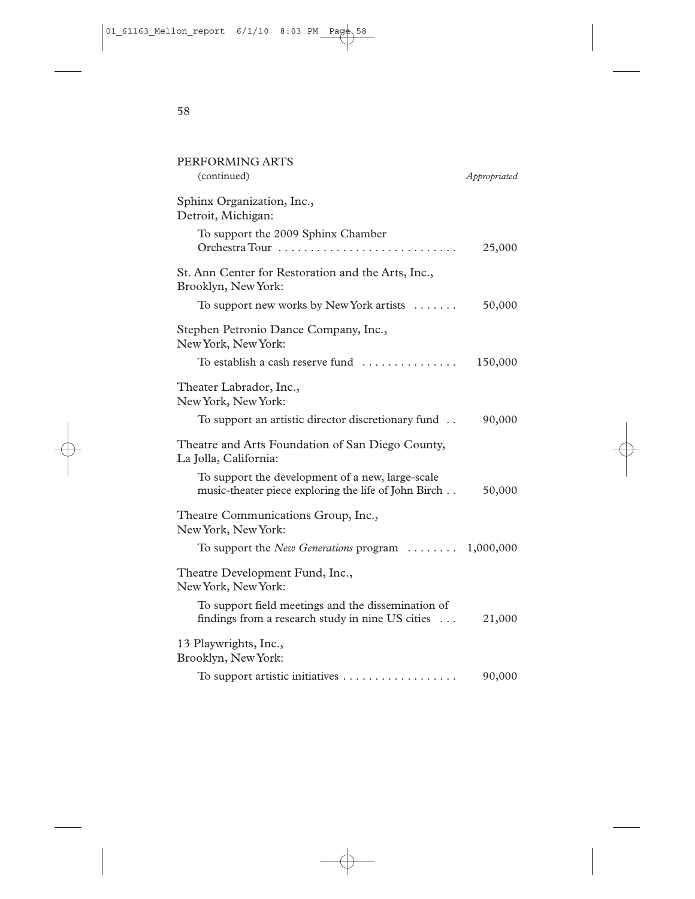PERFORMING ARTS
(continued) *Appropriated*

Sphinx Organization, Inc.,
Detroit, Michigan:

To support the 2009 Sphinx Chamber Orchestra Tour . . . . . . . . . . . . . . . . . . . . . . . . . . . . 25,000

St. Ann Center for Restoration and the Arts, Inc.,
Brooklyn, New York:

To support new works by New York artists . . . . . . . 50,000

Stephen Petronio Dance Company, Inc.,
New York, New York:

To establish a cash reserve fund . . . . . . . . . . . . . . . 150,000

Theater Labrador, Inc.,
New York, New York:

To support an artistic director discretionary fund . . 90,000

Theatre and Arts Foundation of San Diego County,
La Jolla, California:

To support the development of a new, large-scale music-theater piece exploring the life of John Birch . . 50,000

Theatre Communications Group, Inc.,
New York, New York:

To support the *New Generations* program . . . . . . . . 1,000,000

Theatre Development Fund, Inc.,
New York, New York:

To support field meetings and the dissemination of findings from a research study in nine US cities . . . 21,000

13 Playwrights, Inc.,
Brooklyn, New York:

To support artistic initiatives . . . . . . . . . . . . . . . . . . 90,000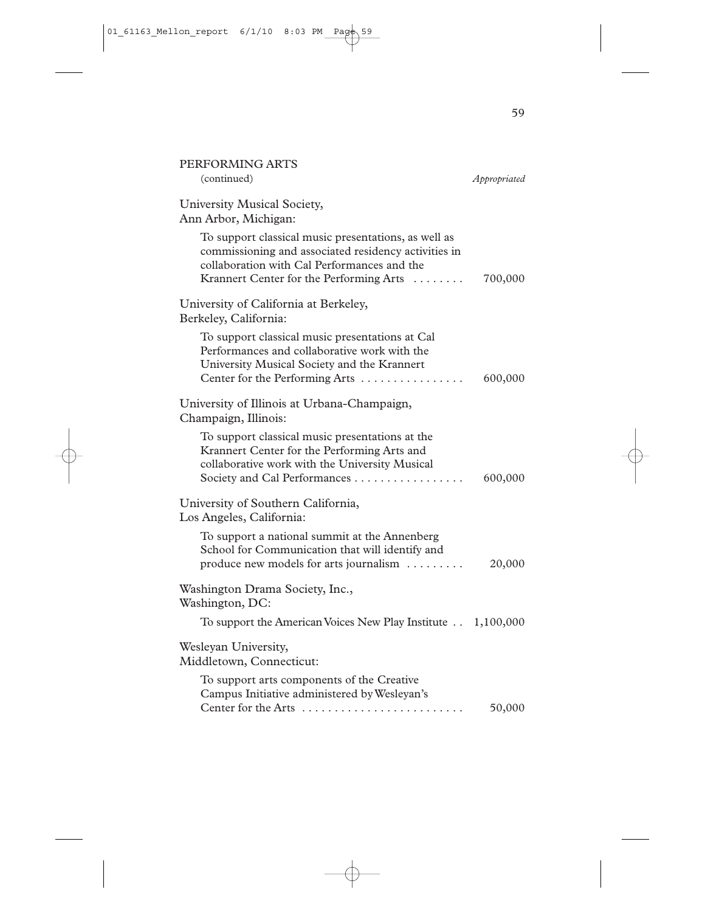PERFORMING ARTS
(continued) *Appropriated*

University Musical Society,
Ann Arbor, Michigan:

To support classical music presentations, as well as commissioning and associated residency activities in collaboration with Cal Performances and the Krannert Center for the Performing Arts . . . . . . . . 700,000

University of California at Berkeley,
Berkeley, California:

To support classical music presentations at Cal Performances and collaborative work with the University Musical Society and the Krannert Center for the Performing Arts . . . . . . . . . . . . . . . . 600,000

University of Illinois at Urbana-Champaign,
Champaign, Illinois:

To support classical music presentations at the Krannert Center for the Performing Arts and collaborative work with the University Musical Society and Cal Performances . . . . . . . . . . . . . . . . . 600,000

University of Southern California,
Los Angeles, California:

To support a national summit at the Annenberg School for Communication that will identify and produce new models for arts journalism . . . . . . . . . 20,000

Washington Drama Society, Inc.,
Washington, DC:

To support the American Voices New Play Institute . . 1,100,000

Wesleyan University,
Middletown, Connecticut:

To support arts components of the Creative Campus Initiative administered by Wesleyan's Center for the Arts . . . . . . . . . . . . . . . . . . . . . . . . . 50,000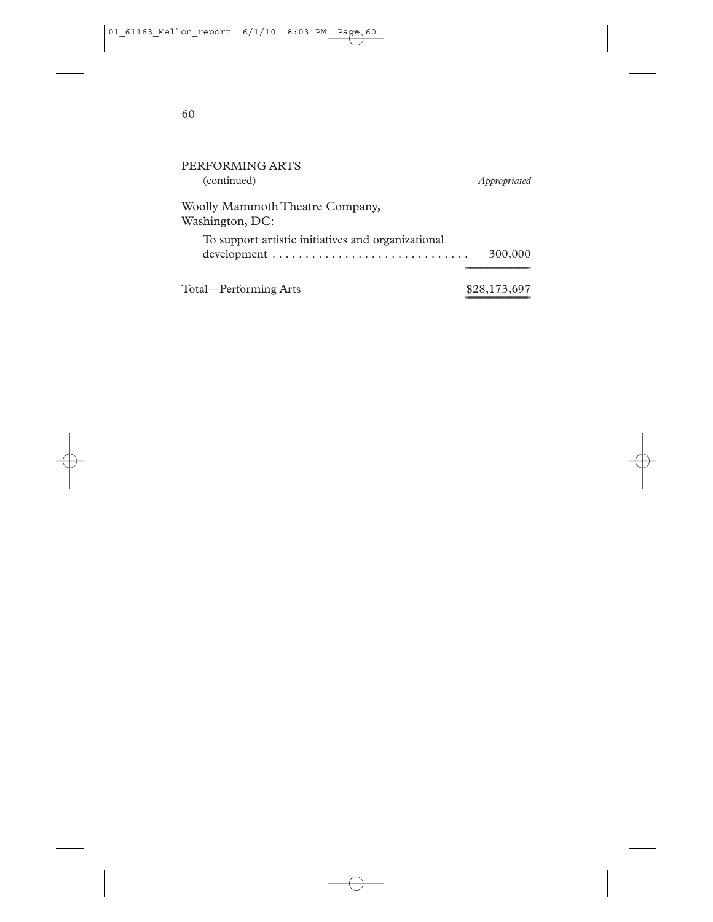PERFORMING ARTS
(continued)

| | *Appropriated* |
|---|---|
| Woolly Mammoth Theatre Company, Washington, DC: | |
| To support artistic initiatives and organizational development | 300,000 |
| Total—Performing Arts | $28,173,697 |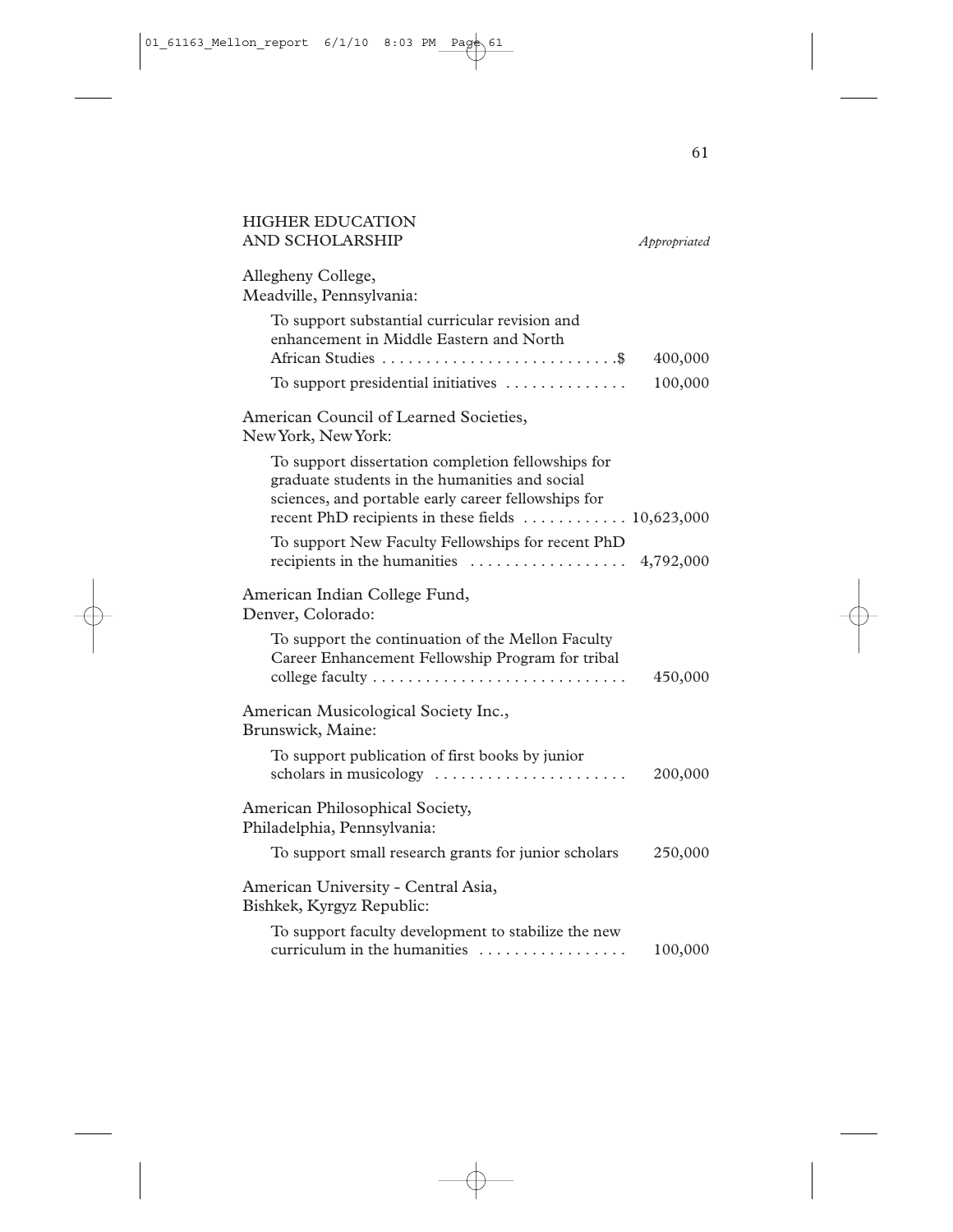## HIGHER EDUCATION AND SCHOLARSHIP

*Appropriated*

Allegheny College,
Meadville, Pennsylvania:

| | |
|---|---|
| To support substantial curricular revision and enhancement in Middle Eastern and North African Studies | $ 400,000 |
| To support presidential initiatives | 100,000 |

American Council of Learned Societies,
New York, New York:

| | |
|---|---|
| To support dissertation completion fellowships for graduate students in the humanities and social sciences, and portable early career fellowships for recent PhD recipients in these fields | 10,623,000 |
| To support New Faculty Fellowships for recent PhD recipients in the humanities | 4,792,000 |

American Indian College Fund,
Denver, Colorado:

| | |
|---|---|
| To support the continuation of the Mellon Faculty Career Enhancement Fellowship Program for tribal college faculty | 450,000 |

American Musicological Society Inc.,
Brunswick, Maine:

| | |
|---|---|
| To support publication of first books by junior scholars in musicology | 200,000 |

American Philosophical Society,
Philadelphia, Pennsylvania:

| | |
|---|---|
| To support small research grants for junior scholars | 250,000 |

American University - Central Asia,
Bishkek, Kyrgyz Republic:

| | |
|---|---|
| To support faculty development to stabilize the new curriculum in the humanities | 100,000 |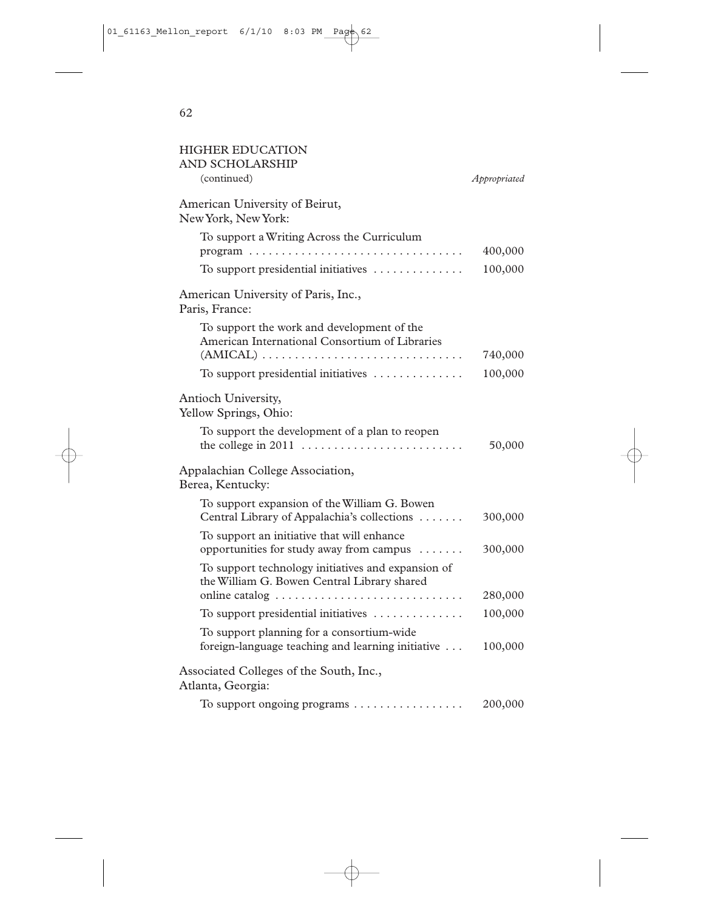## HIGHER EDUCATION AND SCHOLARSHIP

(continued) *Appropriated*

| | Appropriated |
|---|---|
| **American University of Beirut, New York, New York:** | |
| To support a Writing Across the Curriculum program | 400,000 |
| To support presidential initiatives | 100,000 |
| **American University of Paris, Inc., Paris, France:** | |
| To support the work and development of the American International Consortium of Libraries (AMICAL) | 740,000 |
| To support presidential initiatives | 100,000 |
| **Antioch University, Yellow Springs, Ohio:** | |
| To support the development of a plan to reopen the college in 2011 | 50,000 |
| **Appalachian College Association, Berea, Kentucky:** | |
| To support expansion of the William G. Bowen Central Library of Appalachia's collections | 300,000 |
| To support an initiative that will enhance opportunities for study away from campus | 300,000 |
| To support technology initiatives and expansion of the William G. Bowen Central Library shared online catalog | 280,000 |
| To support presidential initiatives | 100,000 |
| To support planning for a consortium-wide foreign-language teaching and learning initiative | 100,000 |
| **Associated Colleges of the South, Inc., Atlanta, Georgia:** | |
| To support ongoing programs | 200,000 |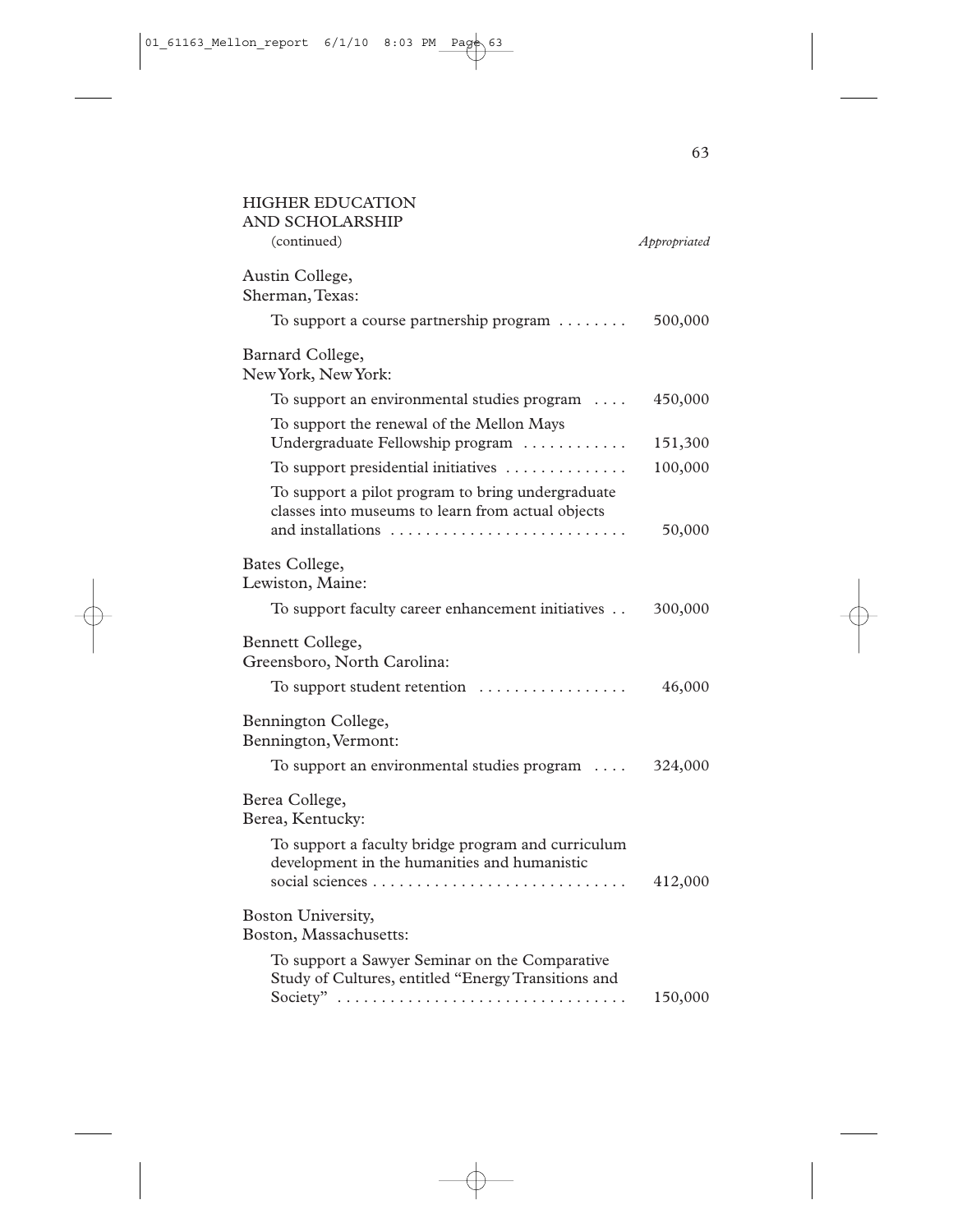## HIGHER EDUCATION AND SCHOLARSHIP

(continued) *Appropriated*

Austin College,
Sherman, Texas:

| | |
|---|---|
| To support a course partnership program | 500,000 |

Barnard College,
New York, New York:

| | |
|---|---|
| To support an environmental studies program | 450,000 |
| To support the renewal of the Mellon Mays Undergraduate Fellowship program | 151,300 |
| To support presidential initiatives | 100,000 |
| To support a pilot program to bring undergraduate classes into museums to learn from actual objects and installations | 50,000 |

Bates College,
Lewiston, Maine:

| | |
|---|---|
| To support faculty career enhancement initiatives | 300,000 |

Bennett College,
Greensboro, North Carolina:

| | |
|---|---|
| To support student retention | 46,000 |

Bennington College,
Bennington, Vermont:

| | |
|---|---|
| To support an environmental studies program | 324,000 |

Berea College,
Berea, Kentucky:

| | |
|---|---|
| To support a faculty bridge program and curriculum development in the humanities and humanistic social sciences | 412,000 |

Boston University,
Boston, Massachusetts:

| | |
|---|---|
| To support a Sawyer Seminar on the Comparative Study of Cultures, entitled "Energy Transitions and Society" | 150,000 |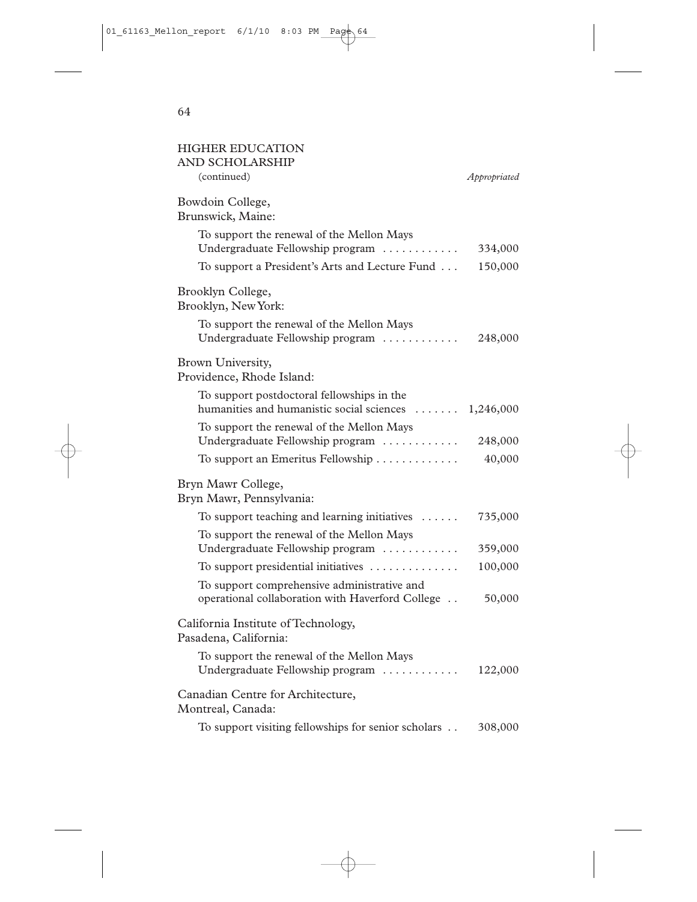HIGHER EDUCATION
AND SCHOLARSHIP
(continued)

| | *Appropriated* |
|---|---|
| **Bowdoin College, Brunswick, Maine:** | |
| To support the renewal of the Mellon Mays Undergraduate Fellowship program | 334,000 |
| To support a President's Arts and Lecture Fund | 150,000 |
| **Brooklyn College, Brooklyn, New York:** | |
| To support the renewal of the Mellon Mays Undergraduate Fellowship program | 248,000 |
| **Brown University, Providence, Rhode Island:** | |
| To support postdoctoral fellowships in the humanities and humanistic social sciences | 1,246,000 |
| To support the renewal of the Mellon Mays Undergraduate Fellowship program | 248,000 |
| To support an Emeritus Fellowship | 40,000 |
| **Bryn Mawr College, Bryn Mawr, Pennsylvania:** | |
| To support teaching and learning initiatives | 735,000 |
| To support the renewal of the Mellon Mays Undergraduate Fellowship program | 359,000 |
| To support presidential initiatives | 100,000 |
| To support comprehensive administrative and operational collaboration with Haverford College | 50,000 |
| **California Institute of Technology, Pasadena, California:** | |
| To support the renewal of the Mellon Mays Undergraduate Fellowship program | 122,000 |
| **Canadian Centre for Architecture, Montreal, Canada:** | |
| To support visiting fellowships for senior scholars | 308,000 |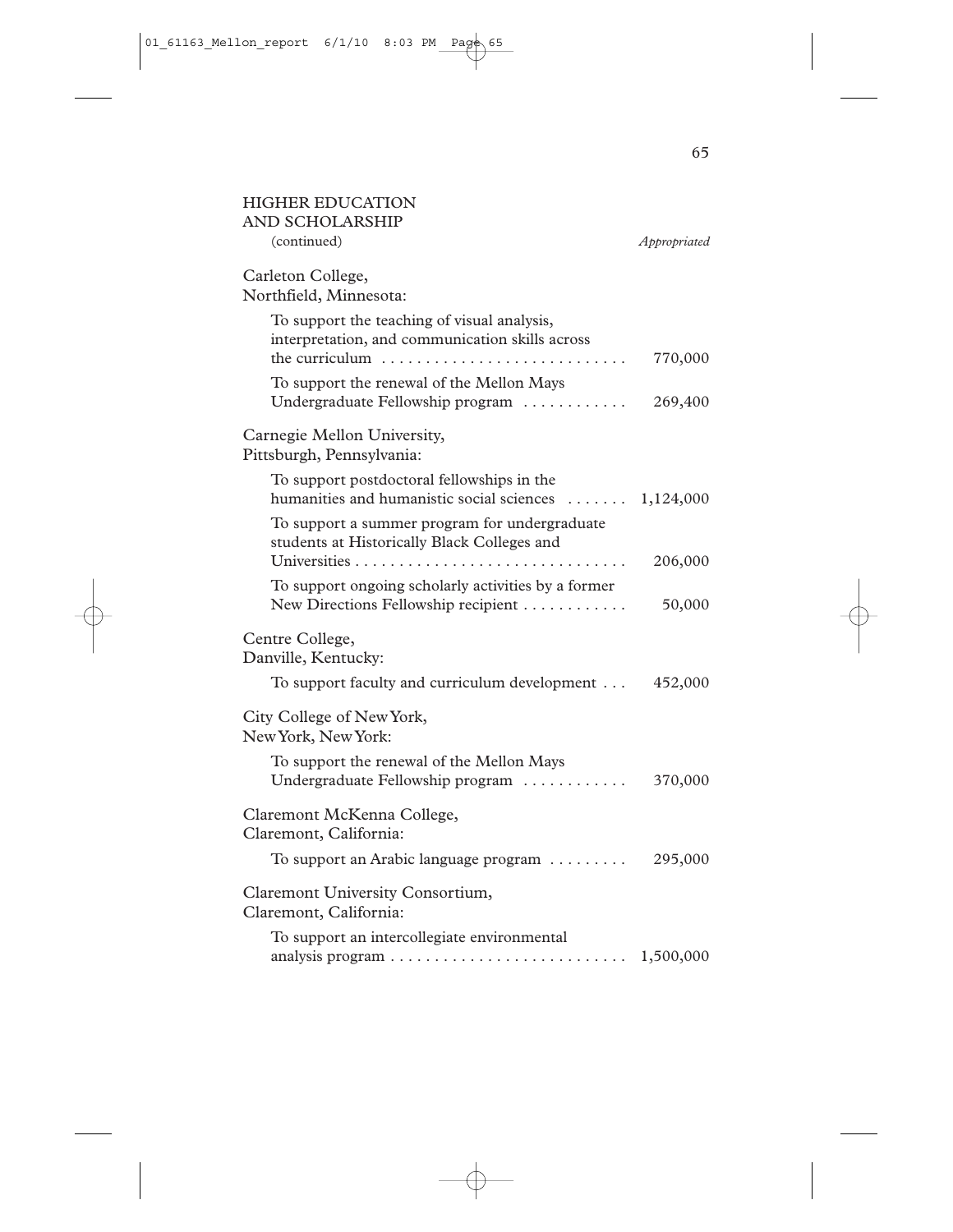## HIGHER EDUCATION AND SCHOLARSHIP

(continued)

| | *Appropriated* |
|---|---|
| **Carleton College, Northfield, Minnesota:** | |
| To support the teaching of visual analysis, interpretation, and communication skills across the curriculum | 770,000 |
| To support the renewal of the Mellon Mays Undergraduate Fellowship program | 269,400 |
| **Carnegie Mellon University, Pittsburgh, Pennsylvania:** | |
| To support postdoctoral fellowships in the humanities and humanistic social sciences | 1,124,000 |
| To support a summer program for undergraduate students at Historically Black Colleges and Universities | 206,000 |
| To support ongoing scholarly activities by a former New Directions Fellowship recipient | 50,000 |
| **Centre College, Danville, Kentucky:** | |
| To support faculty and curriculum development | 452,000 |
| **City College of New York, New York, New York:** | |
| To support the renewal of the Mellon Mays Undergraduate Fellowship program | 370,000 |
| **Claremont McKenna College, Claremont, California:** | |
| To support an Arabic language program | 295,000 |
| **Claremont University Consortium, Claremont, California:** | |
| To support an intercollegiate environmental analysis program | 1,500,000 |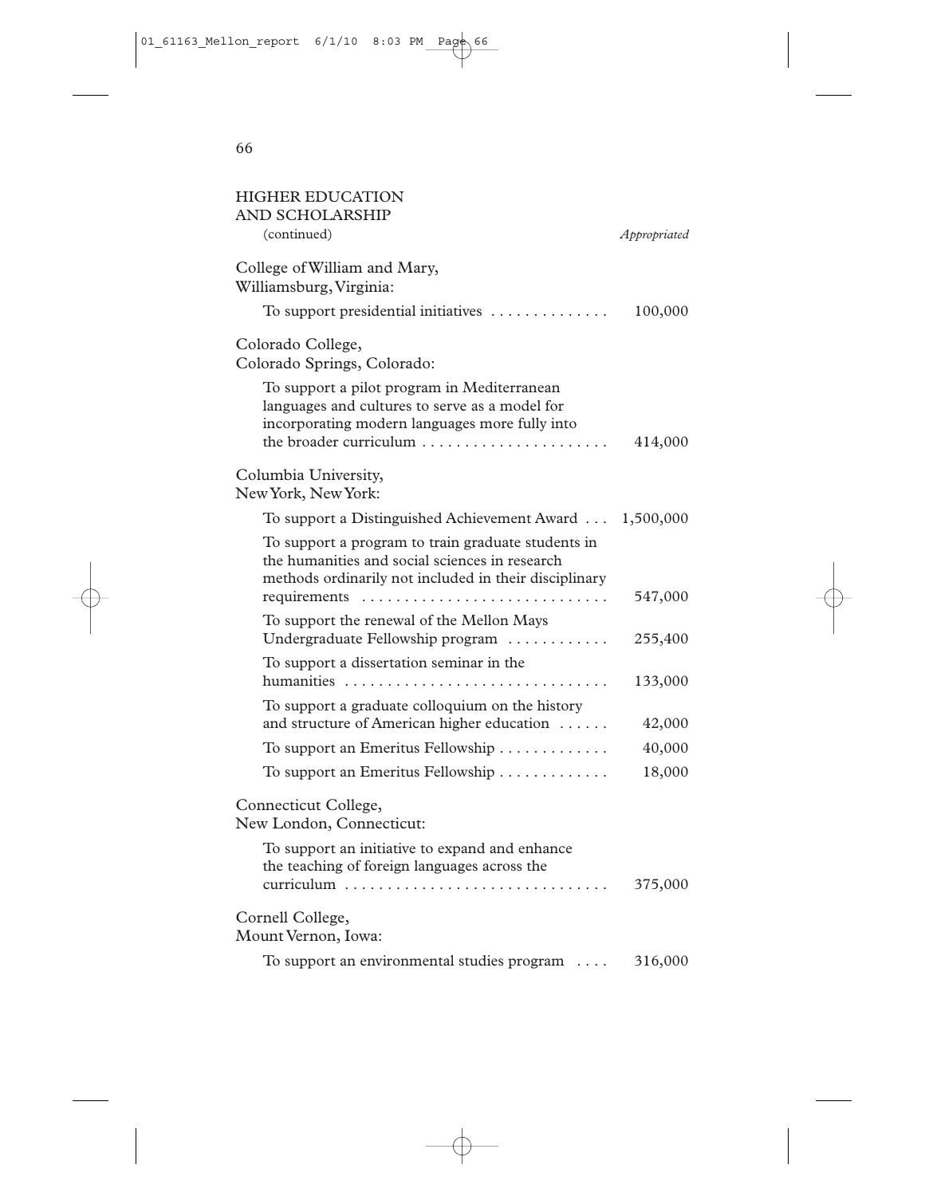## HIGHER EDUCATION AND SCHOLARSHIP

(continued)

| | Appropriated |
|---|---|
| **College of William and Mary, Williamsburg, Virginia:** | |
| To support presidential initiatives | 100,000 |
| **Colorado College, Colorado Springs, Colorado:** | |
| To support a pilot program in Mediterranean languages and cultures to serve as a model for incorporating modern languages more fully into the broader curriculum | 414,000 |
| **Columbia University, New York, New York:** | |
| To support a Distinguished Achievement Award | 1,500,000 |
| To support a program to train graduate students in the humanities and social sciences in research methods ordinarily not included in their disciplinary requirements | 547,000 |
| To support the renewal of the Mellon Mays Undergraduate Fellowship program | 255,400 |
| To support a dissertation seminar in the humanities | 133,000 |
| To support a graduate colloquium on the history and structure of American higher education | 42,000 |
| To support an Emeritus Fellowship | 40,000 |
| To support an Emeritus Fellowship | 18,000 |
| **Connecticut College, New London, Connecticut:** | |
| To support an initiative to expand and enhance the teaching of foreign languages across the curriculum | 375,000 |
| **Cornell College, Mount Vernon, Iowa:** | |
| To support an environmental studies program | 316,000 |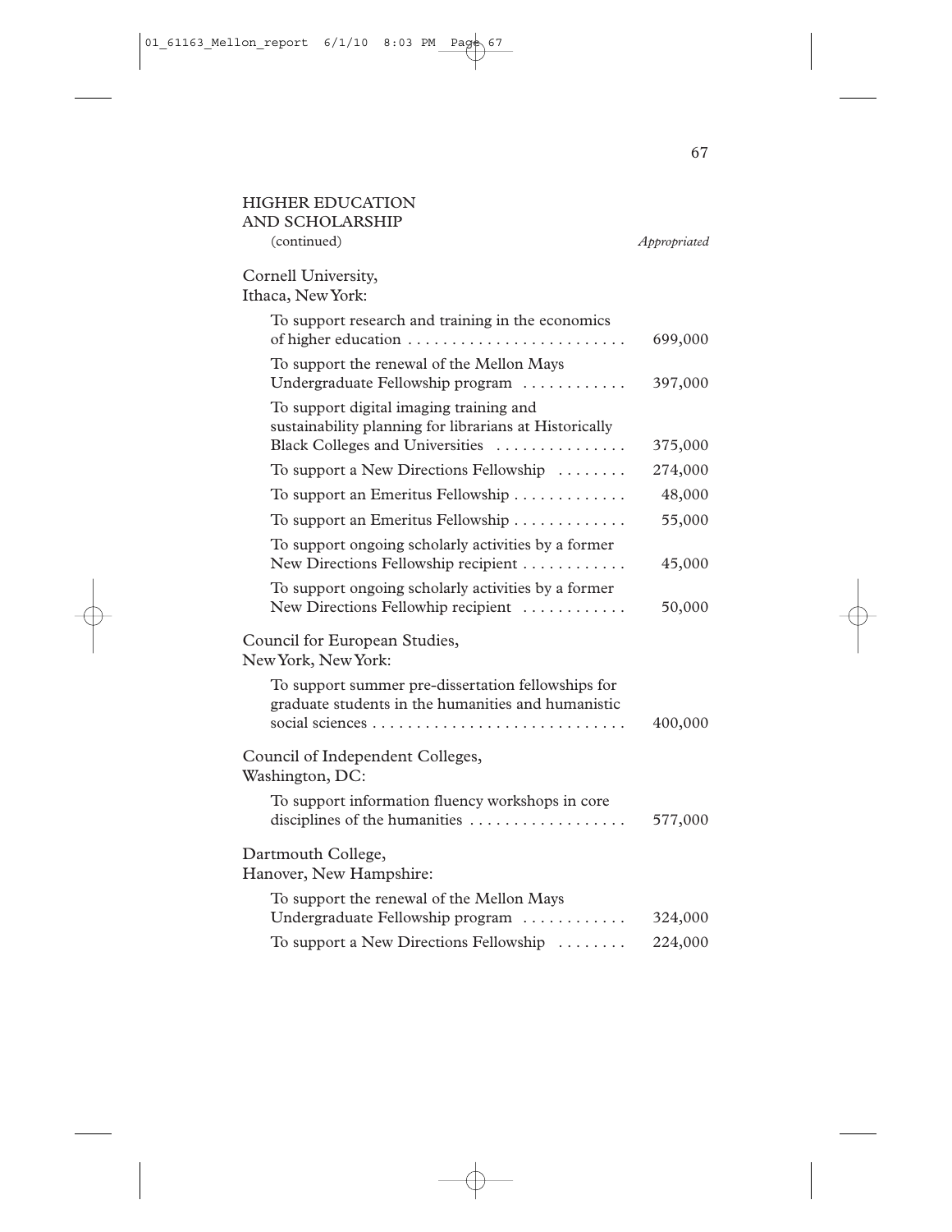## HIGHER EDUCATION AND SCHOLARSHIP

(continued)

| | *Appropriated* |
|---|---|
| **Cornell University, Ithaca, New York:** | |
| To support research and training in the economics of higher education | 699,000 |
| To support the renewal of the Mellon Mays Undergraduate Fellowship program | 397,000 |
| To support digital imaging training and sustainability planning for librarians at Historically Black Colleges and Universities | 375,000 |
| To support a New Directions Fellowship | 274,000 |
| To support an Emeritus Fellowship | 48,000 |
| To support an Emeritus Fellowship | 55,000 |
| To support ongoing scholarly activities by a former New Directions Fellowship recipient | 45,000 |
| To support ongoing scholarly activities by a former New Directions Fellowhip recipient | 50,000 |
| **Council for European Studies, New York, New York:** | |
| To support summer pre-dissertation fellowships for graduate students in the humanities and humanistic social sciences | 400,000 |
| **Council of Independent Colleges, Washington, DC:** | |
| To support information fluency workshops in core disciplines of the humanities | 577,000 |
| **Dartmouth College, Hanover, New Hampshire:** | |
| To support the renewal of the Mellon Mays Undergraduate Fellowship program | 324,000 |
| To support a New Directions Fellowship | 224,000 |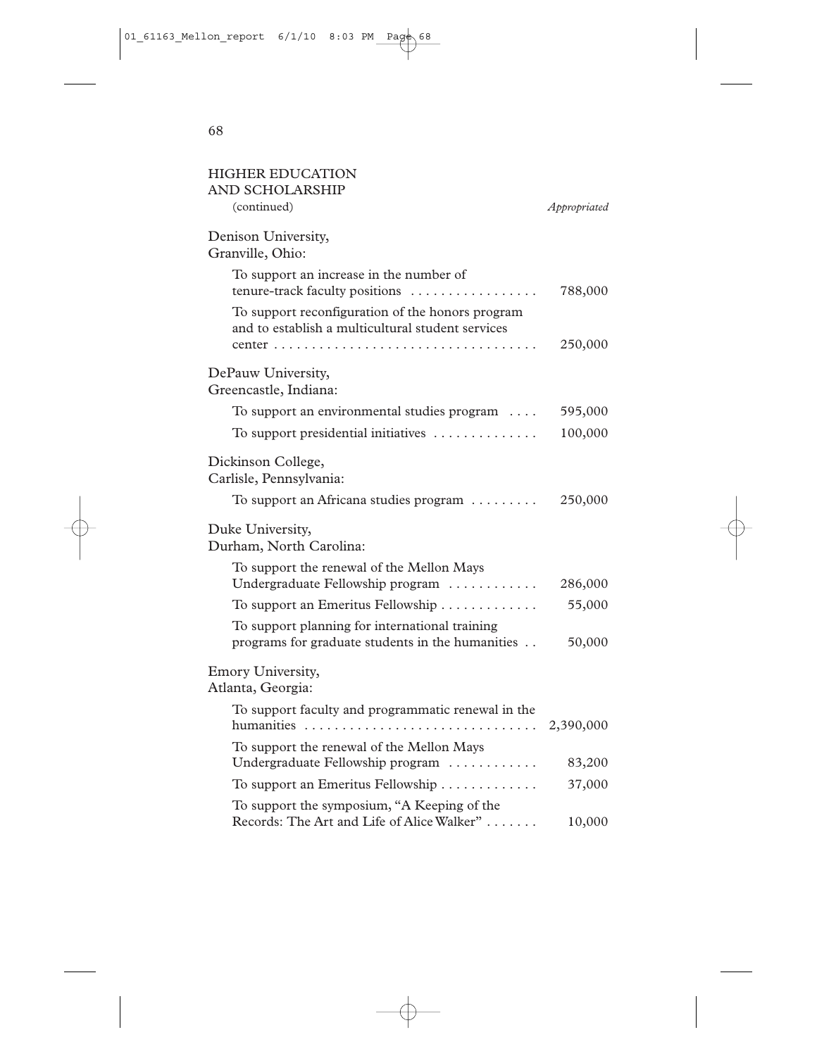## HIGHER EDUCATION AND SCHOLARSHIP

(continued) *Appropriated*

| | Appropriated |
|---|---|
| **Denison University, Granville, Ohio:** | |
| To support an increase in the number of tenure-track faculty positions | 788,000 |
| To support reconfiguration of the honors program and to establish a multicultural student services center | 250,000 |
| **DePauw University, Greencastle, Indiana:** | |
| To support an environmental studies program | 595,000 |
| To support presidential initiatives | 100,000 |
| **Dickinson College, Carlisle, Pennsylvania:** | |
| To support an Africana studies program | 250,000 |
| **Duke University, Durham, North Carolina:** | |
| To support the renewal of the Mellon Mays Undergraduate Fellowship program | 286,000 |
| To support an Emeritus Fellowship | 55,000 |
| To support planning for international training programs for graduate students in the humanities | 50,000 |
| **Emory University, Atlanta, Georgia:** | |
| To support faculty and programmatic renewal in the humanities | 2,390,000 |
| To support the renewal of the Mellon Mays Undergraduate Fellowship program | 83,200 |
| To support an Emeritus Fellowship | 37,000 |
| To support the symposium, "A Keeping of the Records: The Art and Life of Alice Walker" | 10,000 |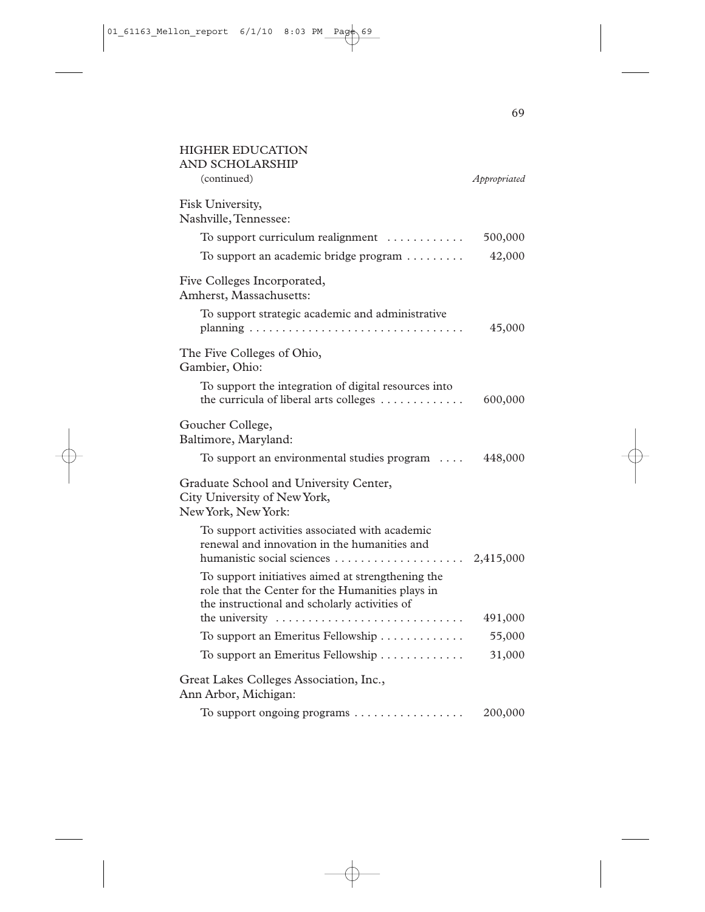## HIGHER EDUCATION AND SCHOLARSHIP

(continued)

| | *Appropriated* |
|---|---|
| **Fisk University, Nashville, Tennessee:** | |
| To support curriculum realignment | 500,000 |
| To support an academic bridge program | 42,000 |
| **Five Colleges Incorporated, Amherst, Massachusetts:** | |
| To support strategic academic and administrative planning | 45,000 |
| **The Five Colleges of Ohio, Gambier, Ohio:** | |
| To support the integration of digital resources into the curricula of liberal arts colleges | 600,000 |
| **Goucher College, Baltimore, Maryland:** | |
| To support an environmental studies program | 448,000 |
| **Graduate School and University Center, City University of New York, New York, New York:** | |
| To support activities associated with academic renewal and innovation in the humanities and humanistic social sciences | 2,415,000 |
| To support initiatives aimed at strengthening the role that the Center for the Humanities plays in the instructional and scholarly activities of the university | 491,000 |
| To support an Emeritus Fellowship | 55,000 |
| To support an Emeritus Fellowship | 31,000 |
| **Great Lakes Colleges Association, Inc., Ann Arbor, Michigan:** | |
| To support ongoing programs | 200,000 |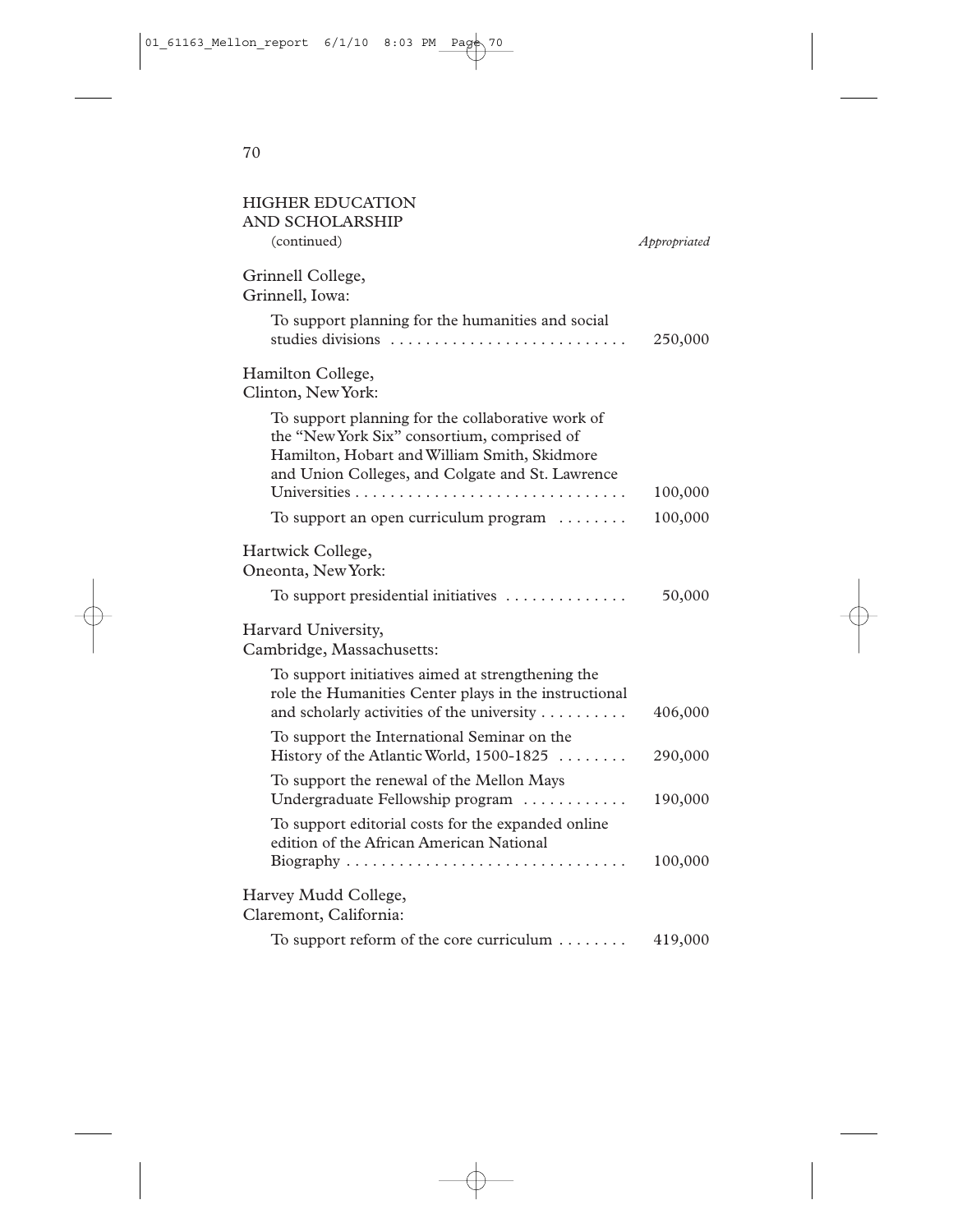## HIGHER EDUCATION AND SCHOLARSHIP

(continued)

| | *Appropriated* |
|---|---|
| **Grinnell College,** Grinnell, Iowa: | |
| To support planning for the humanities and social studies divisions | 250,000 |
| **Hamilton College,** Clinton, New York: | |
| To support planning for the collaborative work of the "New York Six" consortium, comprised of Hamilton, Hobart and William Smith, Skidmore and Union Colleges, and Colgate and St. Lawrence Universities | 100,000 |
| To support an open curriculum program | 100,000 |
| **Hartwick College,** Oneonta, New York: | |
| To support presidential initiatives | 50,000 |
| **Harvard University,** Cambridge, Massachusetts: | |
| To support initiatives aimed at strengthening the role the Humanities Center plays in the instructional and scholarly activities of the university | 406,000 |
| To support the International Seminar on the History of the Atlantic World, 1500-1825 | 290,000 |
| To support the renewal of the Mellon Mays Undergraduate Fellowship program | 190,000 |
| To support editorial costs for the expanded online edition of the African American National Biography | 100,000 |
| **Harvey Mudd College,** Claremont, California: | |
| To support reform of the core curriculum | 419,000 |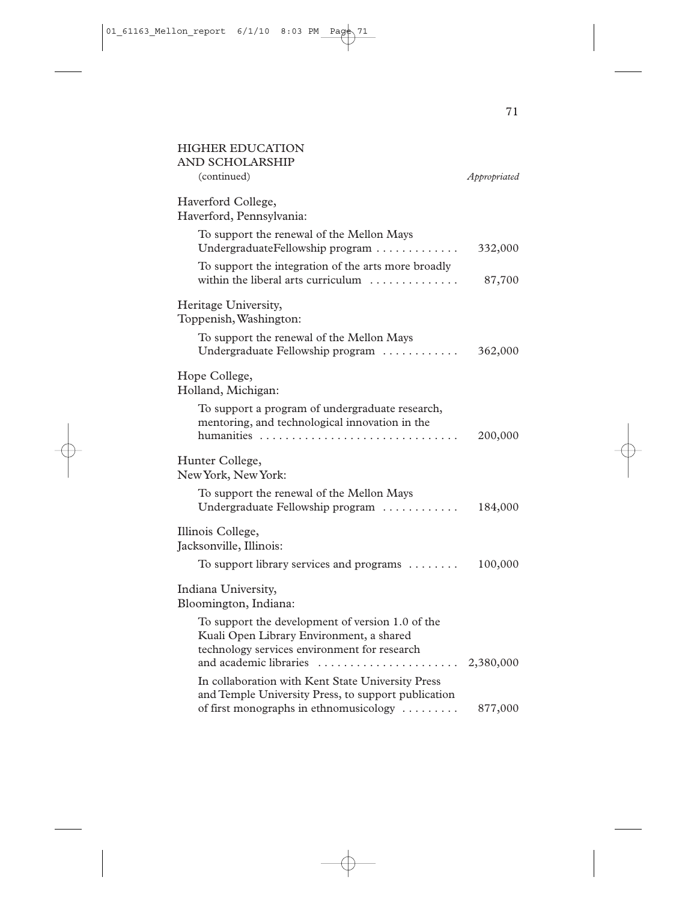## HIGHER EDUCATION AND SCHOLARSHIP

(continued) *Appropriated*

| | *Appropriated* |
|---|---|
| **Haverford College,**<br>**Haverford, Pennsylvania:** | |
| To support the renewal of the Mellon Mays UndergraduateFellowship program | 332,000 |
| To support the integration of the arts more broadly within the liberal arts curriculum | 87,700 |
| **Heritage University,**<br>**Toppenish, Washington:** | |
| To support the renewal of the Mellon Mays Undergraduate Fellowship program | 362,000 |
| **Hope College,**<br>**Holland, Michigan:** | |
| To support a program of undergraduate research, mentoring, and technological innovation in the humanities | 200,000 |
| **Hunter College,**<br>**New York, New York:** | |
| To support the renewal of the Mellon Mays Undergraduate Fellowship program | 184,000 |
| **Illinois College,**<br>**Jacksonville, Illinois:** | |
| To support library services and programs | 100,000 |
| **Indiana University,**<br>**Bloomington, Indiana:** | |
| To support the development of version 1.0 of the Kuali Open Library Environment, a shared technology services environment for research and academic libraries | 2,380,000 |
| In collaboration with Kent State University Press and Temple University Press, to support publication of first monographs in ethnomusicology | 877,000 |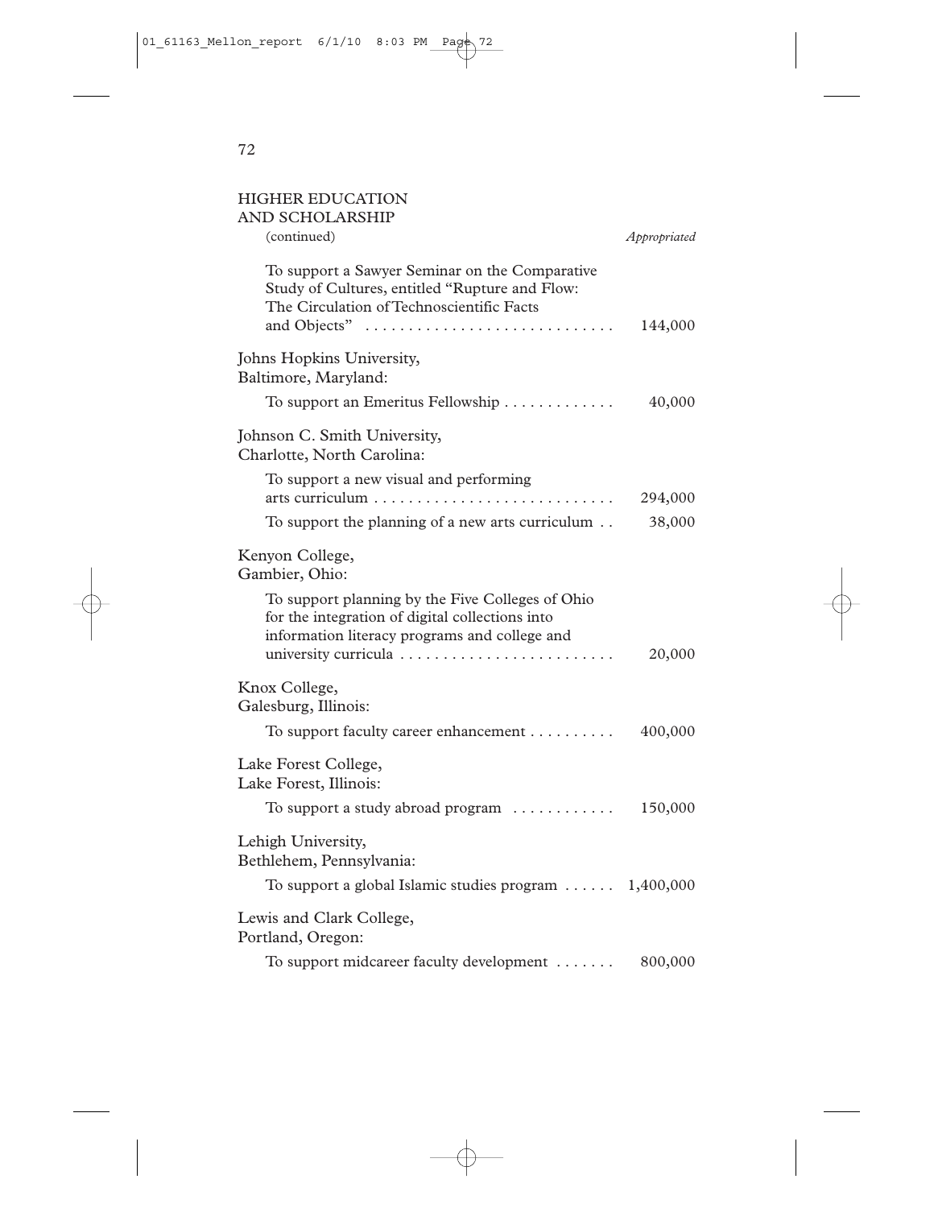## HIGHER EDUCATION AND SCHOLARSHIP

(continued) *Appropriated*

To support a Sawyer Seminar on the Comparative Study of Cultures, entitled "Rupture and Flow: The Circulation of Technoscientific Facts and Objects" . . . . . . . . . . . . . . . . . . . . . . . . . . . . . 144,000

Johns Hopkins University,
Baltimore, Maryland:

To support an Emeritus Fellowship . . . . . . . . . . . . . 40,000

Johnson C. Smith University,
Charlotte, North Carolina:

To support a new visual and performing arts curriculum . . . . . . . . . . . . . . . . . . . . . . . . . . . . 294,000

To support the planning of a new arts curriculum . . 38,000

Kenyon College,
Gambier, Ohio:

To support planning by the Five Colleges of Ohio for the integration of digital collections into information literacy programs and college and university curricula . . . . . . . . . . . . . . . . . . . . . . . . . 20,000

Knox College,
Galesburg, Illinois:

To support faculty career enhancement . . . . . . . . . . 400,000

Lake Forest College,
Lake Forest, Illinois:

To support a study abroad program . . . . . . . . . . . . 150,000

Lehigh University,
Bethlehem, Pennsylvania:

To support a global Islamic studies program . . . . . . 1,400,000

Lewis and Clark College,
Portland, Oregon:

To support midcareer faculty development . . . . . . . 800,000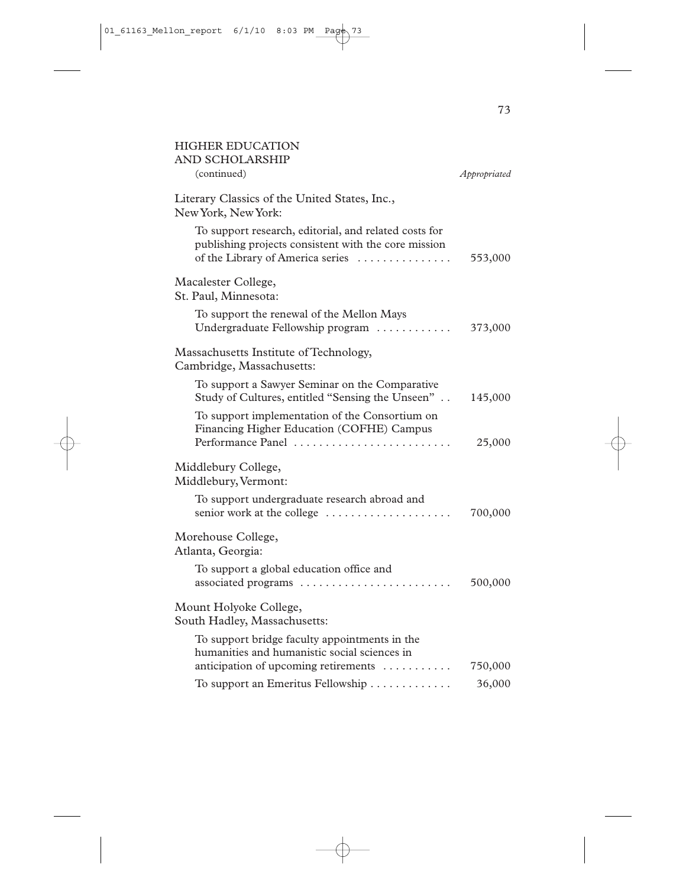HIGHER EDUCATION AND SCHOLARSHIP (continued)

| | *Appropriated* |
|---|---|
| **Literary Classics of the United States, Inc., New York, New York:** | |
| To support research, editorial, and related costs for publishing projects consistent with the core mission of the Library of America series | 553,000 |
| **Macalester College, St. Paul, Minnesota:** | |
| To support the renewal of the Mellon Mays Undergraduate Fellowship program | 373,000 |
| **Massachusetts Institute of Technology, Cambridge, Massachusetts:** | |
| To support a Sawyer Seminar on the Comparative Study of Cultures, entitled "Sensing the Unseen" | 145,000 |
| To support implementation of the Consortium on Financing Higher Education (COFHE) Campus Performance Panel | 25,000 |
| **Middlebury College, Middlebury, Vermont:** | |
| To support undergraduate research abroad and senior work at the college | 700,000 |
| **Morehouse College, Atlanta, Georgia:** | |
| To support a global education office and associated programs | 500,000 |
| **Mount Holyoke College, South Hadley, Massachusetts:** | |
| To support bridge faculty appointments in the humanities and humanistic social sciences in anticipation of upcoming retirements | 750,000 |
| To support an Emeritus Fellowship | 36,000 |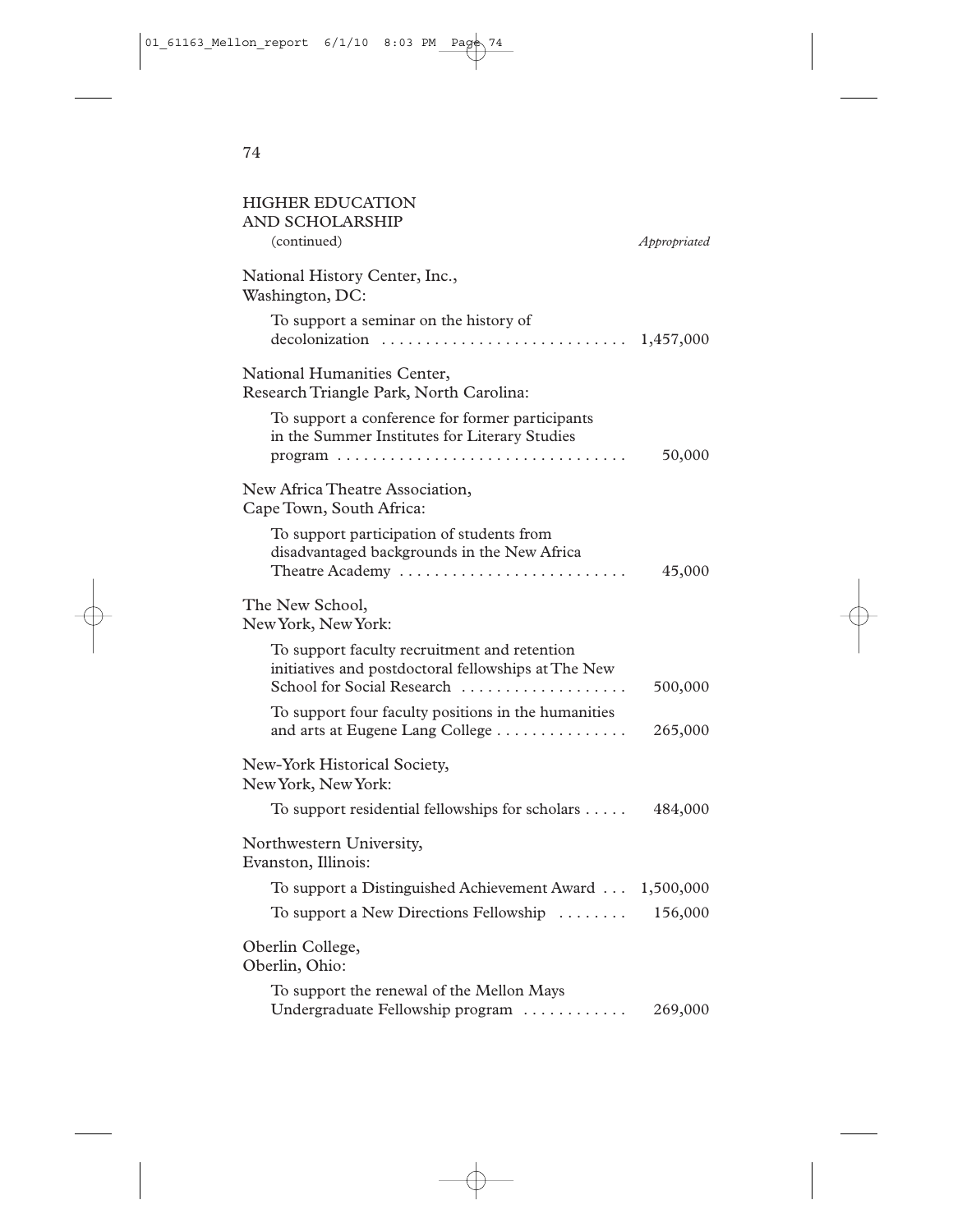## HIGHER EDUCATION AND SCHOLARSHIP

(continued) *Appropriated*

National History Center, Inc., Washington, DC:

| | |
|---|---|
| To support a seminar on the history of decolonization | 1,457,000 |

National Humanities Center, Research Triangle Park, North Carolina:

| | |
|---|---|
| To support a conference for former participants in the Summer Institutes for Literary Studies program | 50,000 |

New Africa Theatre Association, Cape Town, South Africa:

| | |
|---|---|
| To support participation of students from disadvantaged backgrounds in the New Africa Theatre Academy | 45,000 |

The New School, New York, New York:

| | |
|---|---|
| To support faculty recruitment and retention initiatives and postdoctoral fellowships at The New School for Social Research | 500,000 |
| To support four faculty positions in the humanities and arts at Eugene Lang College | 265,000 |

New-York Historical Society, New York, New York:

| | |
|---|---|
| To support residential fellowships for scholars | 484,000 |

Northwestern University, Evanston, Illinois:

| | |
|---|---|
| To support a Distinguished Achievement Award | 1,500,000 |
| To support a New Directions Fellowship | 156,000 |

Oberlin College, Oberlin, Ohio:

| | |
|---|---|
| To support the renewal of the Mellon Mays Undergraduate Fellowship program | 269,000 |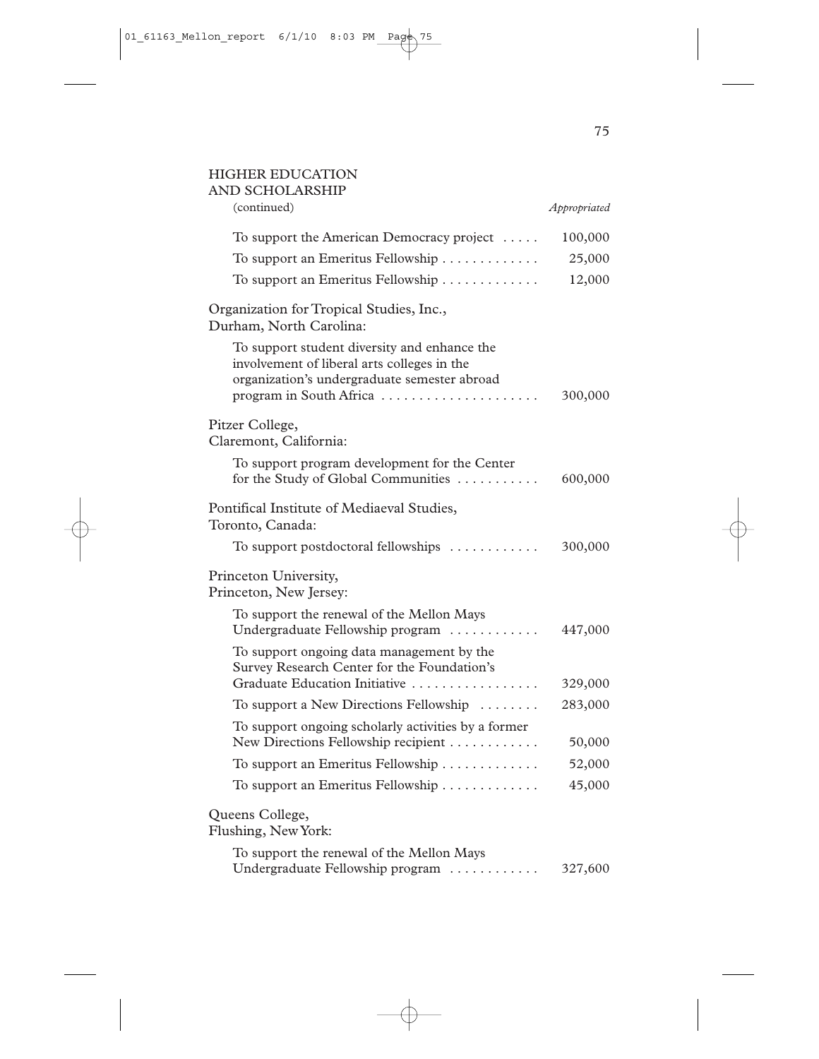## HIGHER EDUCATION AND SCHOLARSHIP

(continued)

| | Appropriated |
|---|---|
| To support the American Democracy project | 100,000 |
| To support an Emeritus Fellowship | 25,000 |
| To support an Emeritus Fellowship | 12,000 |
| **Organization for Tropical Studies, Inc., Durham, North Carolina:** | |
| To support student diversity and enhance the involvement of liberal arts colleges in the organization's undergraduate semester abroad program in South Africa | 300,000 |
| **Pitzer College, Claremont, California:** | |
| To support program development for the Center for the Study of Global Communities | 600,000 |
| **Pontifical Institute of Mediaeval Studies, Toronto, Canada:** | |
| To support postdoctoral fellowships | 300,000 |
| **Princeton University, Princeton, New Jersey:** | |
| To support the renewal of the Mellon Mays Undergraduate Fellowship program | 447,000 |
| To support ongoing data management by the Survey Research Center for the Foundation's Graduate Education Initiative | 329,000 |
| To support a New Directions Fellowship | 283,000 |
| To support ongoing scholarly activities by a former New Directions Fellowship recipient | 50,000 |
| To support an Emeritus Fellowship | 52,000 |
| To support an Emeritus Fellowship | 45,000 |
| **Queens College, Flushing, New York:** | |
| To support the renewal of the Mellon Mays Undergraduate Fellowship program | 327,600 |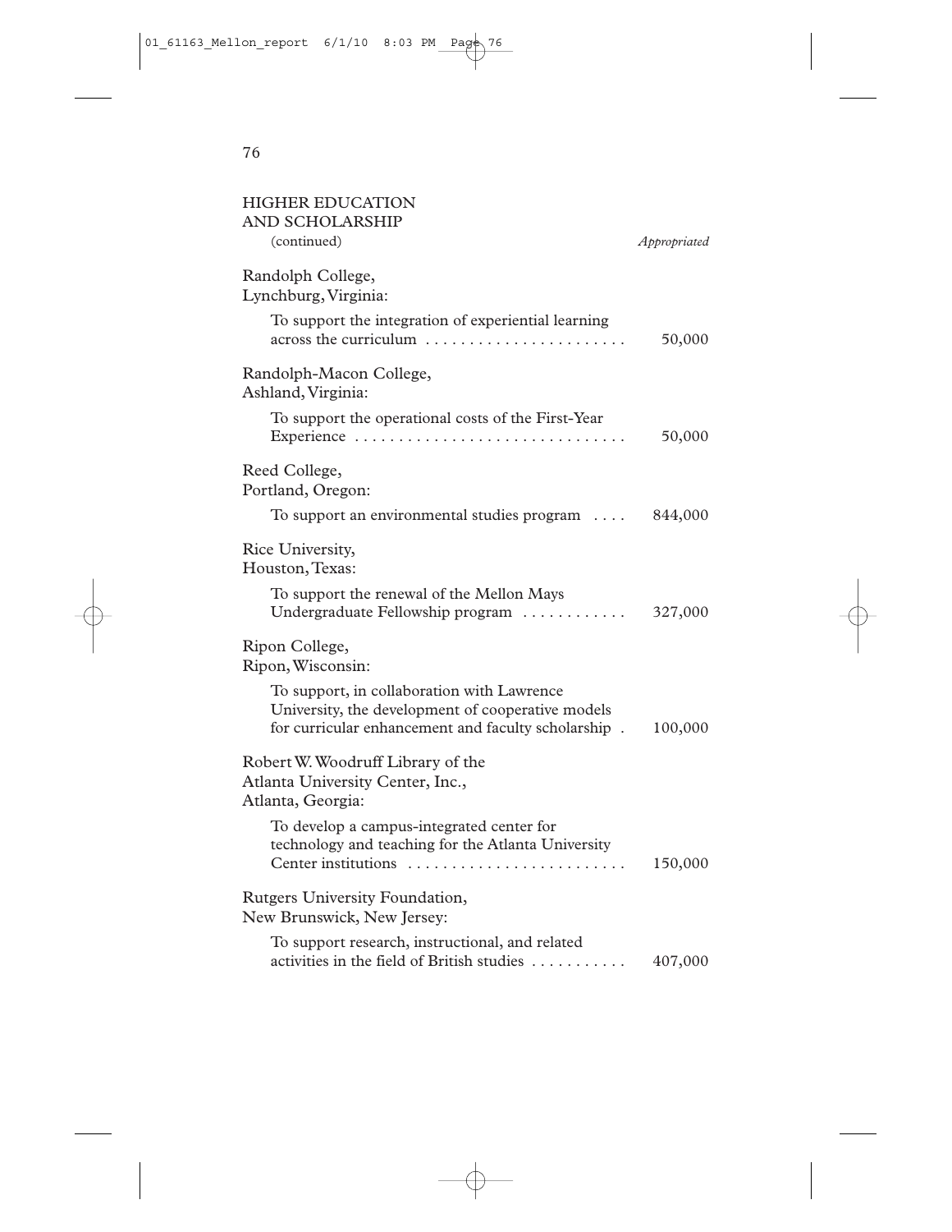HIGHER EDUCATION
AND SCHOLARSHIP
(continued) *Appropriated*

Randolph College,
Lynchburg, Virginia:

To support the integration of experiential learning across the curriculum . . . . . . . . . . . . . . . . . . . . . . . 50,000

Randolph-Macon College,
Ashland, Virginia:

To support the operational costs of the First-Year Experience . . . . . . . . . . . . . . . . . . . . . . . . . . . . . . . 50,000

Reed College,
Portland, Oregon:

To support an environmental studies program . . . . 844,000

Rice University,
Houston, Texas:

To support the renewal of the Mellon Mays Undergraduate Fellowship program . . . . . . . . . . . . 327,000

Ripon College,
Ripon, Wisconsin:

To support, in collaboration with Lawrence University, the development of cooperative models for curricular enhancement and faculty scholarship . 100,000

Robert W. Woodruff Library of the
Atlanta University Center, Inc.,
Atlanta, Georgia:

To develop a campus-integrated center for technology and teaching for the Atlanta University Center institutions . . . . . . . . . . . . . . . . . . . . . . . . . 150,000

Rutgers University Foundation,
New Brunswick, New Jersey:

To support research, instructional, and related activities in the field of British studies . . . . . . . . . . . 407,000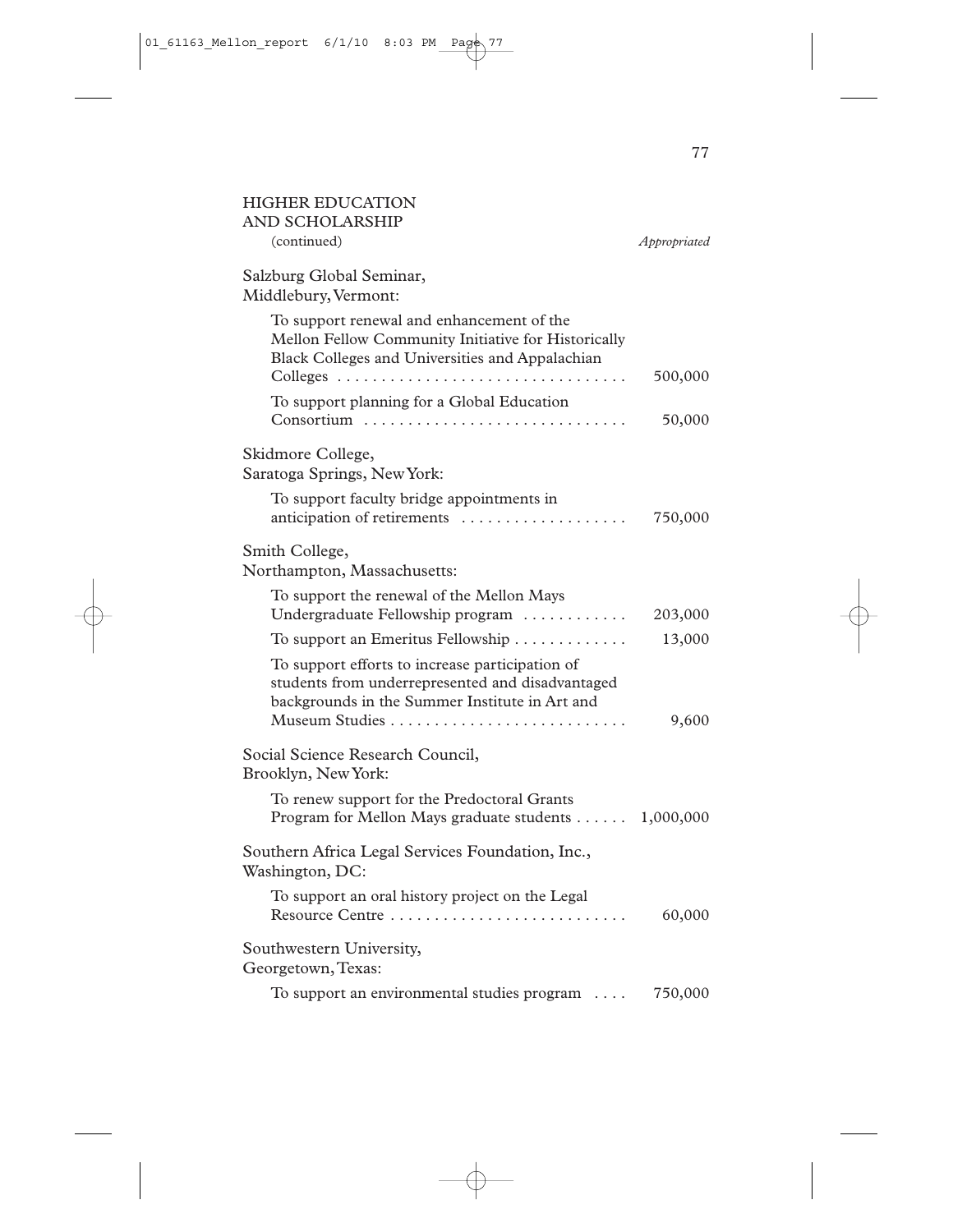HIGHER EDUCATION AND SCHOLARSHIP (continued)

| | *Appropriated* |
|---|---|
| **Salzburg Global Seminar, Middlebury, Vermont:** | |
| To support renewal and enhancement of the Mellon Fellow Community Initiative for Historically Black Colleges and Universities and Appalachian Colleges | 500,000 |
| To support planning for a Global Education Consortium | 50,000 |
| **Skidmore College, Saratoga Springs, New York:** | |
| To support faculty bridge appointments in anticipation of retirements | 750,000 |
| **Smith College, Northampton, Massachusetts:** | |
| To support the renewal of the Mellon Mays Undergraduate Fellowship program | 203,000 |
| To support an Emeritus Fellowship | 13,000 |
| To support efforts to increase participation of students from underrepresented and disadvantaged backgrounds in the Summer Institute in Art and Museum Studies | 9,600 |
| **Social Science Research Council, Brooklyn, New York:** | |
| To renew support for the Predoctoral Grants Program for Mellon Mays graduate students | 1,000,000 |
| **Southern Africa Legal Services Foundation, Inc., Washington, DC:** | |
| To support an oral history project on the Legal Resource Centre | 60,000 |
| **Southwestern University, Georgetown, Texas:** | |
| To support an environmental studies program | 750,000 |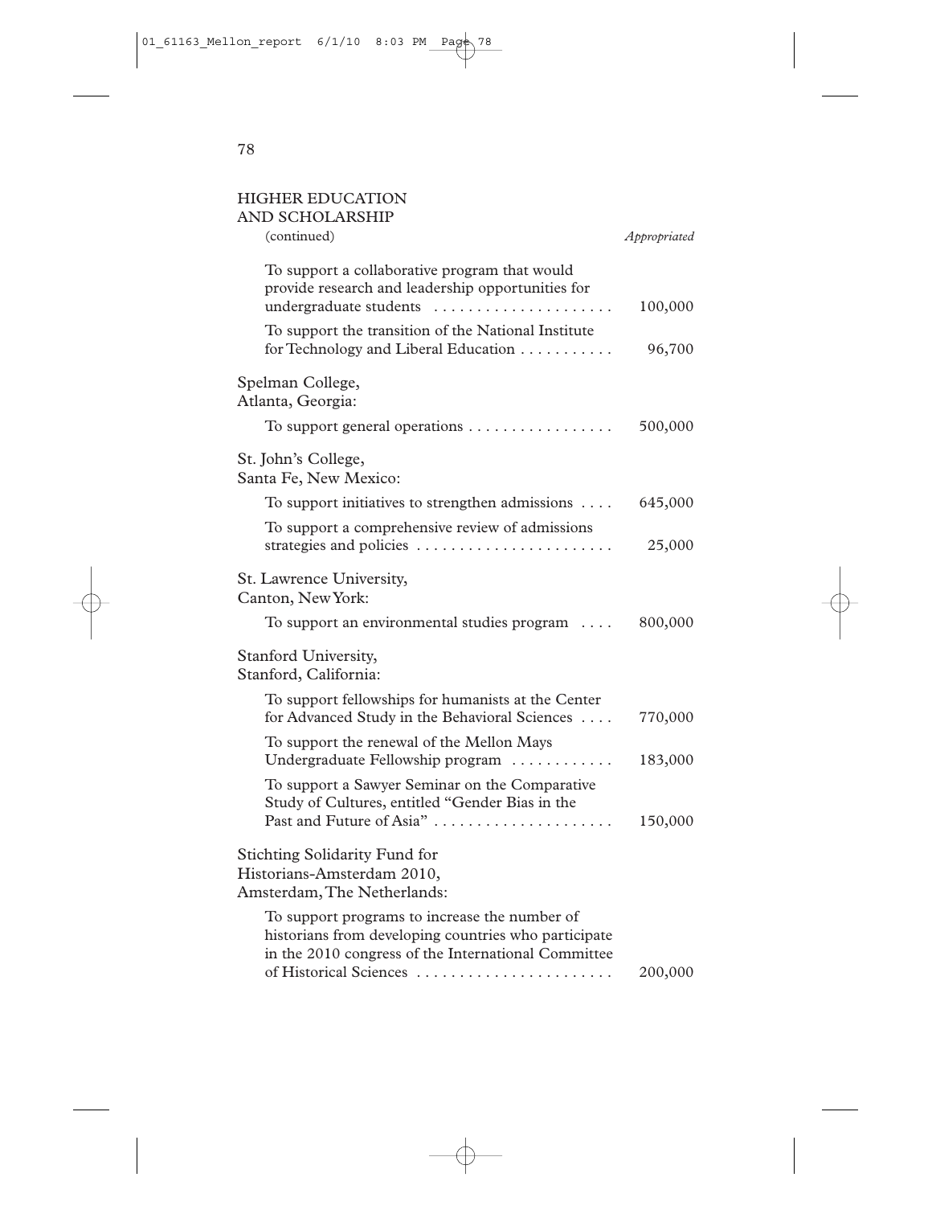## HIGHER EDUCATION AND SCHOLARSHIP

| (continued) | *Appropriated* |
|---|---|
| To support a collaborative program that would provide research and leadership opportunities for undergraduate students | 100,000 |
| To support the transition of the National Institute for Technology and Liberal Education | 96,700 |
| **Spelman College, Atlanta, Georgia:** | |
| To support general operations | 500,000 |
| **St. John's College, Santa Fe, New Mexico:** | |
| To support initiatives to strengthen admissions | 645,000 |
| To support a comprehensive review of admissions strategies and policies | 25,000 |
| **St. Lawrence University, Canton, New York:** | |
| To support an environmental studies program | 800,000 |
| **Stanford University, Stanford, California:** | |
| To support fellowships for humanists at the Center for Advanced Study in the Behavioral Sciences | 770,000 |
| To support the renewal of the Mellon Mays Undergraduate Fellowship program | 183,000 |
| To support a Sawyer Seminar on the Comparative Study of Cultures, entitled "Gender Bias in the Past and Future of Asia" | 150,000 |
| **Stichting Solidarity Fund for Historians-Amsterdam 2010, Amsterdam, The Netherlands:** | |
| To support programs to increase the number of historians from developing countries who participate in the 2010 congress of the International Committee of Historical Sciences | 200,000 |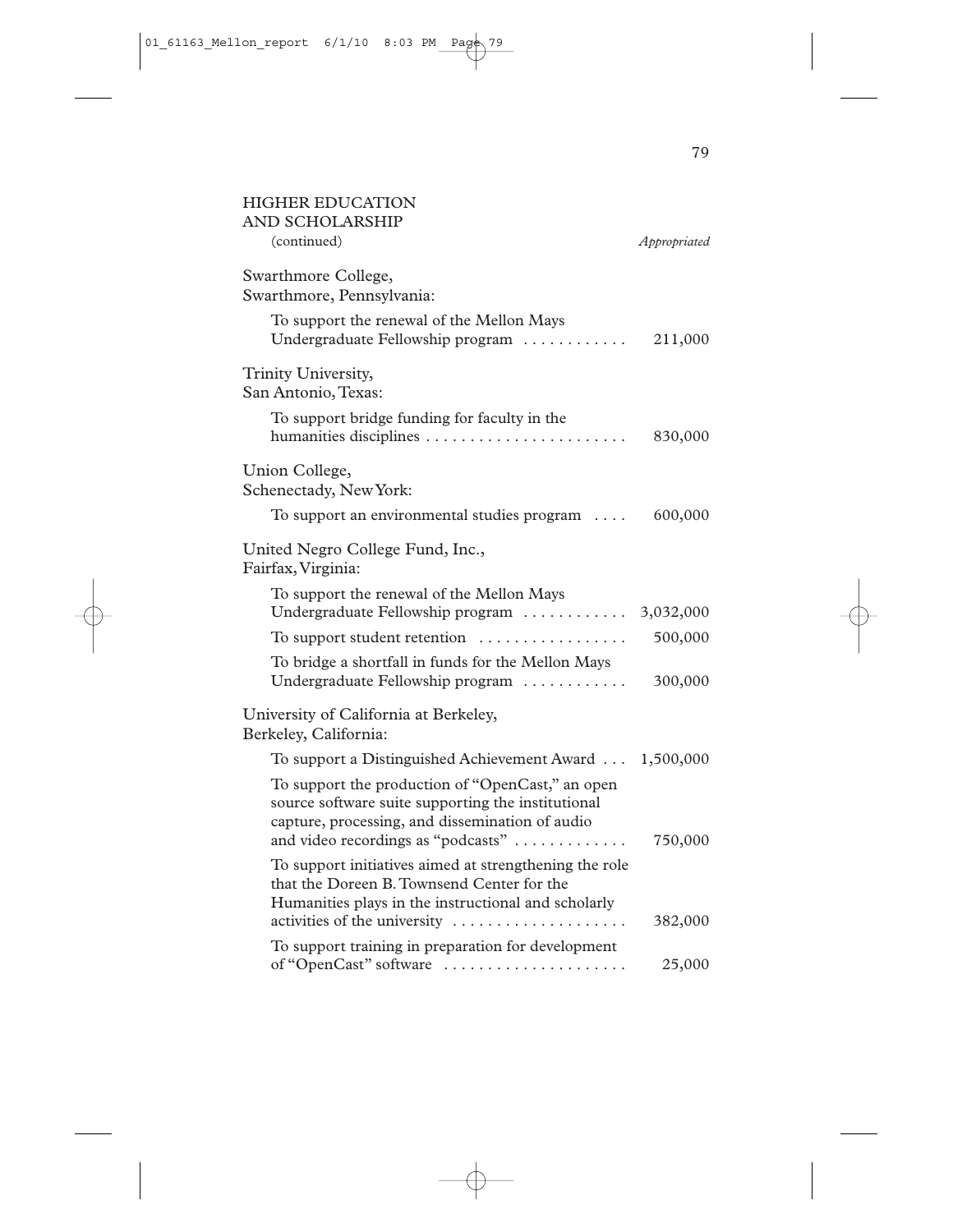## HIGHER EDUCATION AND SCHOLARSHIP

(continued) *Appropriated*

Swarthmore College,
Swarthmore, Pennsylvania:

| | |
|---|---|
| To support the renewal of the Mellon Mays Undergraduate Fellowship program | 211,000 |

Trinity University,
San Antonio, Texas:

| | |
|---|---|
| To support bridge funding for faculty in the humanities disciplines | 830,000 |

Union College,
Schenectady, New York:

| | |
|---|---|
| To support an environmental studies program | 600,000 |

United Negro College Fund, Inc.,
Fairfax, Virginia:

| | |
|---|---|
| To support the renewal of the Mellon Mays Undergraduate Fellowship program | 3,032,000 |
| To support student retention | 500,000 |
| To bridge a shortfall in funds for the Mellon Mays Undergraduate Fellowship program | 300,000 |

University of California at Berkeley,
Berkeley, California:

| | |
|---|---|
| To support a Distinguished Achievement Award | 1,500,000 |
| To support the production of "OpenCast," an open source software suite supporting the institutional capture, processing, and dissemination of audio and video recordings as "podcasts" | 750,000 |
| To support initiatives aimed at strengthening the role that the Doreen B. Townsend Center for the Humanities plays in the instructional and scholarly activities of the university | 382,000 |
| To support training in preparation for development of "OpenCast" software | 25,000 |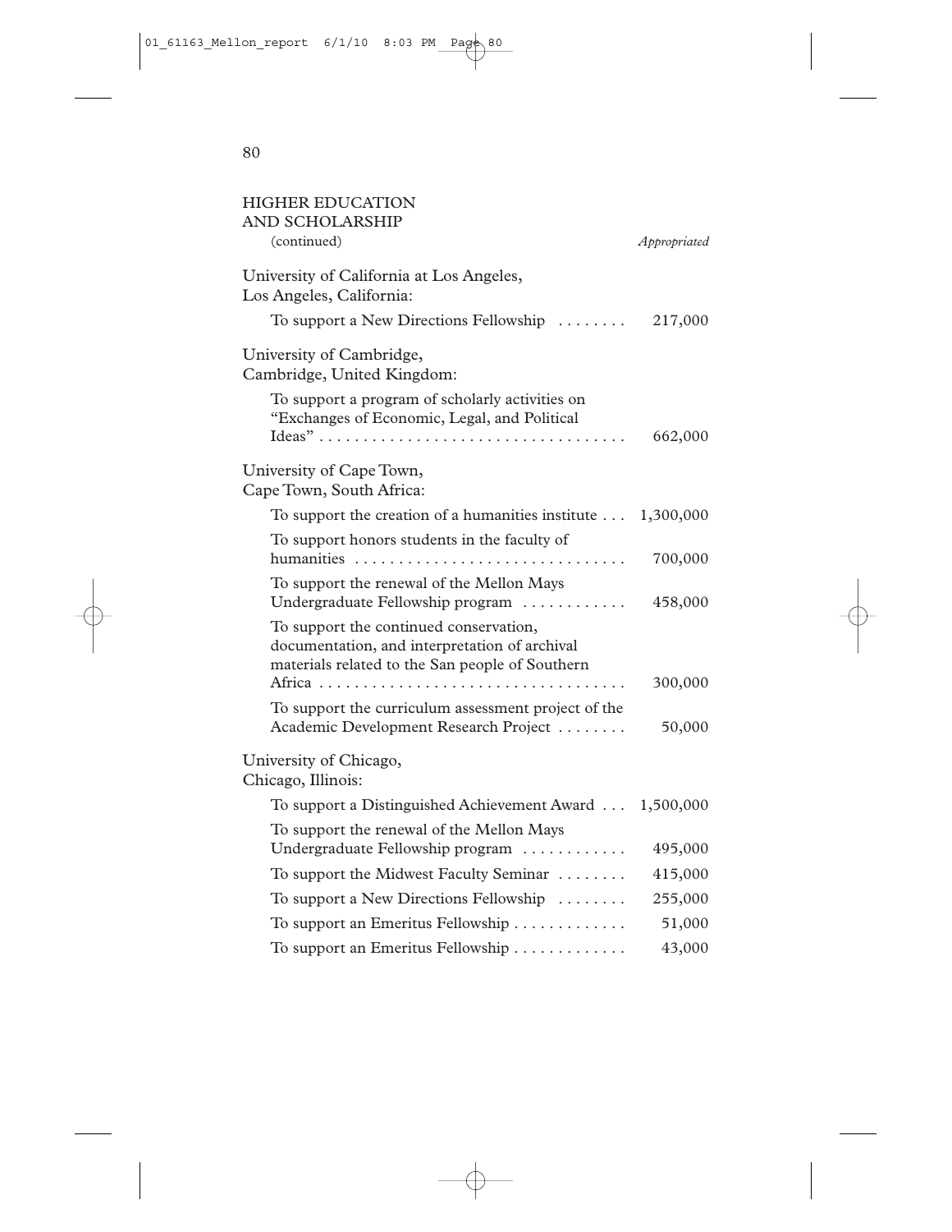## HIGHER EDUCATION AND SCHOLARSHIP

(continued)

| | *Appropriated* |
|---|---|
| **University of California at Los Angeles, Los Angeles, California:** | |
| To support a New Directions Fellowship | 217,000 |
| **University of Cambridge, Cambridge, United Kingdom:** | |
| To support a program of scholarly activities on "Exchanges of Economic, Legal, and Political Ideas" | 662,000 |
| **University of Cape Town, Cape Town, South Africa:** | |
| To support the creation of a humanities institute | 1,300,000 |
| To support honors students in the faculty of humanities | 700,000 |
| To support the renewal of the Mellon Mays Undergraduate Fellowship program | 458,000 |
| To support the continued conservation, documentation, and interpretation of archival materials related to the San people of Southern Africa | 300,000 |
| To support the curriculum assessment project of the Academic Development Research Project | 50,000 |
| **University of Chicago, Chicago, Illinois:** | |
| To support a Distinguished Achievement Award | 1,500,000 |
| To support the renewal of the Mellon Mays Undergraduate Fellowship program | 495,000 |
| To support the Midwest Faculty Seminar | 415,000 |
| To support a New Directions Fellowship | 255,000 |
| To support an Emeritus Fellowship | 51,000 |
| To support an Emeritus Fellowship | 43,000 |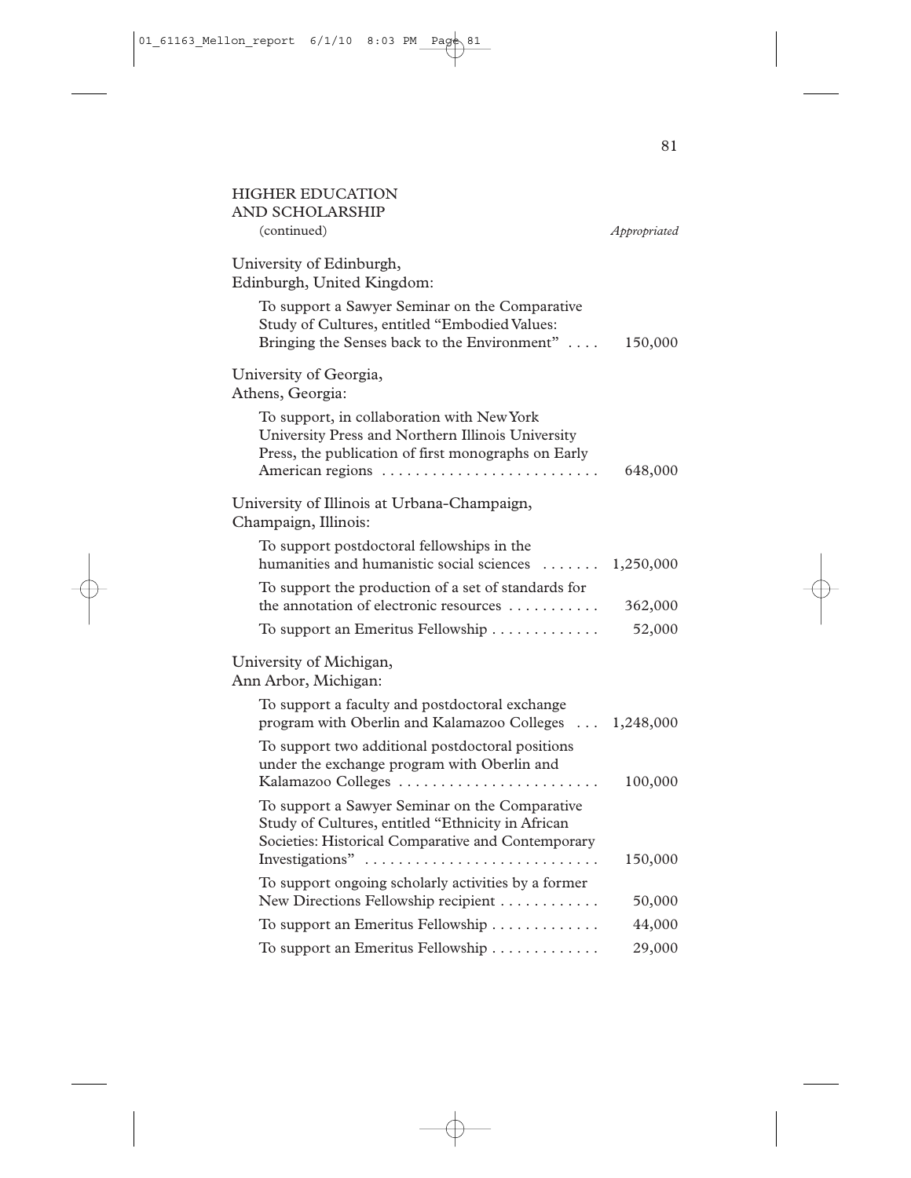## HIGHER EDUCATION AND SCHOLARSHIP

(continued) *Appropriated*

University of Edinburgh,
Edinburgh, United Kingdom:

| | Appropriated |
|---|---|
| To support a Sawyer Seminar on the Comparative Study of Cultures, entitled "Embodied Values: Bringing the Senses back to the Environment" | 150,000 |

University of Georgia,
Athens, Georgia:

| | Appropriated |
|---|---|
| To support, in collaboration with New York University Press and Northern Illinois University Press, the publication of first monographs on Early American regions | 648,000 |

University of Illinois at Urbana-Champaign,
Champaign, Illinois:

| | Appropriated |
|---|---|
| To support postdoctoral fellowships in the humanities and humanistic social sciences | 1,250,000 |
| To support the production of a set of standards for the annotation of electronic resources | 362,000 |
| To support an Emeritus Fellowship | 52,000 |

University of Michigan,
Ann Arbor, Michigan:

| | Appropriated |
|---|---|
| To support a faculty and postdoctoral exchange program with Oberlin and Kalamazoo Colleges | 1,248,000 |
| To support two additional postdoctoral positions under the exchange program with Oberlin and Kalamazoo Colleges | 100,000 |
| To support a Sawyer Seminar on the Comparative Study of Cultures, entitled "Ethnicity in African Societies: Historical Comparative and Contemporary Investigations" | 150,000 |
| To support ongoing scholarly activities by a former New Directions Fellowship recipient | 50,000 |
| To support an Emeritus Fellowship | 44,000 |
| To support an Emeritus Fellowship | 29,000 |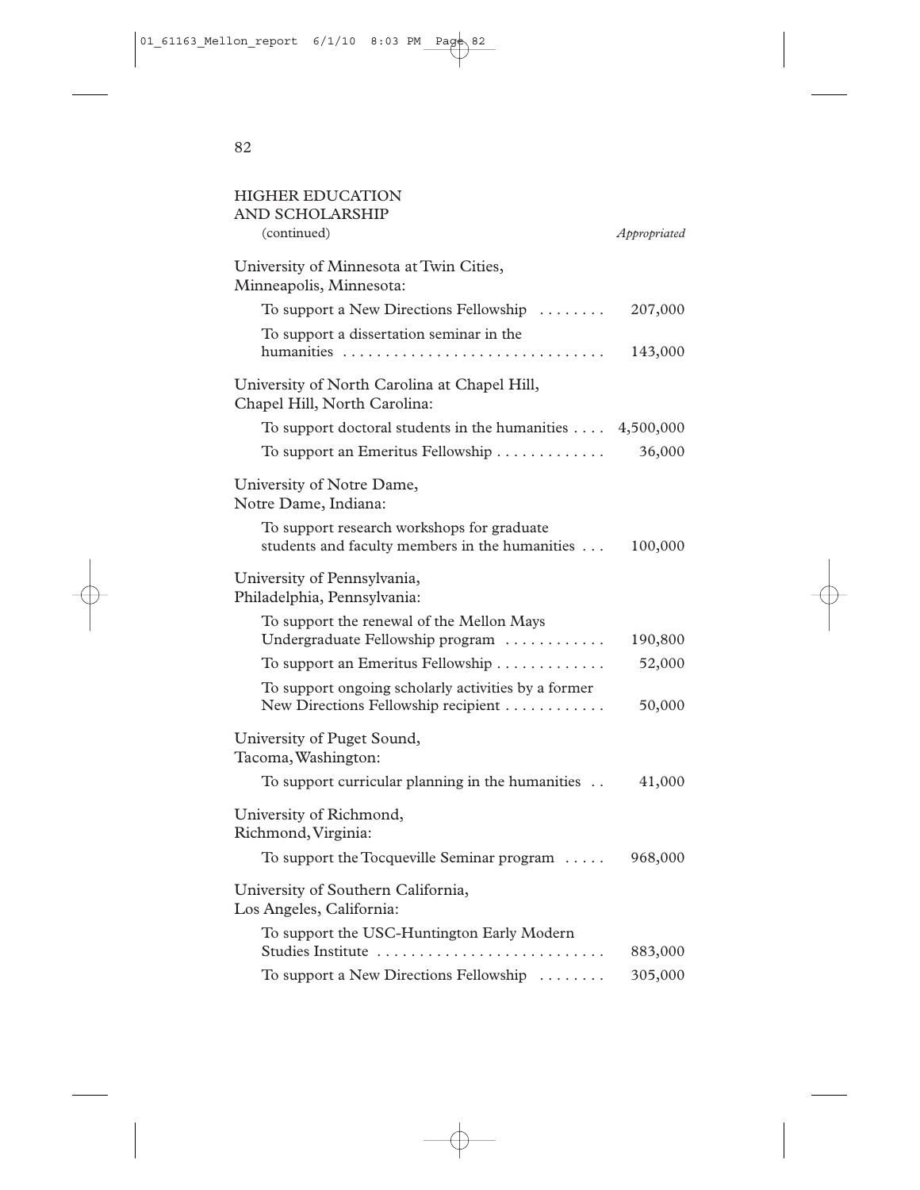HIGHER EDUCATION AND SCHOLARSHIP (continued)

| | *Appropriated* |
|---|---|
| **University of Minnesota at Twin Cities, Minneapolis, Minnesota:** | |
| To support a New Directions Fellowship | 207,000 |
| To support a dissertation seminar in the humanities | 143,000 |
| **University of North Carolina at Chapel Hill, Chapel Hill, North Carolina:** | |
| To support doctoral students in the humanities | 4,500,000 |
| To support an Emeritus Fellowship | 36,000 |
| **University of Notre Dame, Notre Dame, Indiana:** | |
| To support research workshops for graduate students and faculty members in the humanities | 100,000 |
| **University of Pennsylvania, Philadelphia, Pennsylvania:** | |
| To support the renewal of the Mellon Mays Undergraduate Fellowship program | 190,800 |
| To support an Emeritus Fellowship | 52,000 |
| To support ongoing scholarly activities by a former New Directions Fellowship recipient | 50,000 |
| **University of Puget Sound, Tacoma, Washington:** | |
| To support curricular planning in the humanities | 41,000 |
| **University of Richmond, Richmond, Virginia:** | |
| To support the Tocqueville Seminar program | 968,000 |
| **University of Southern California, Los Angeles, California:** | |
| To support the USC-Huntington Early Modern Studies Institute | 883,000 |
| To support a New Directions Fellowship | 305,000 |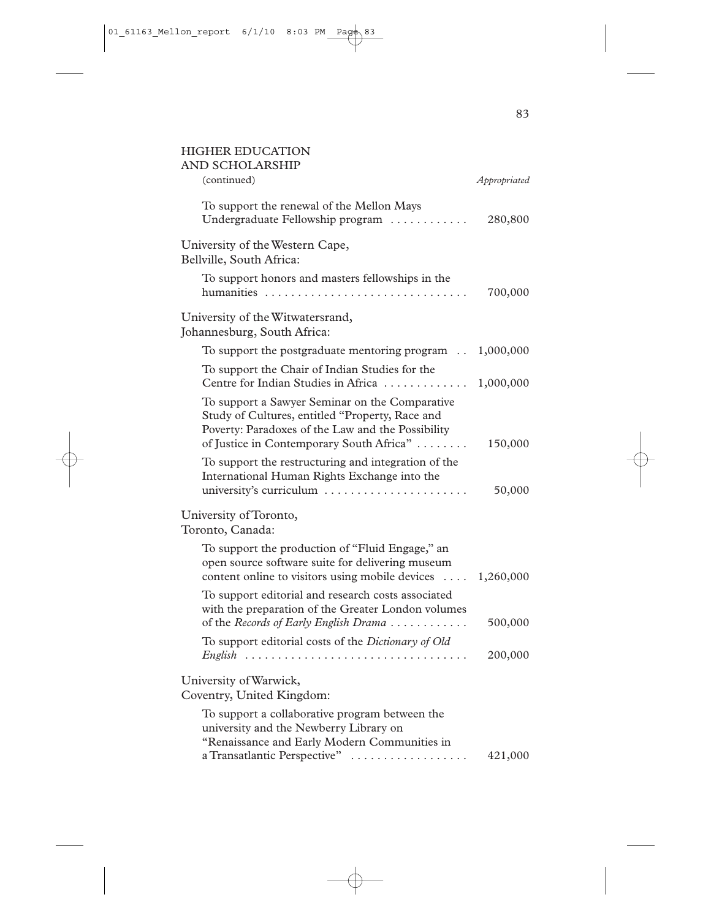## HIGHER EDUCATION AND SCHOLARSHIP

(continued) *Appropriated*

To support the renewal of the Mellon Mays Undergraduate Fellowship program . . . . . . . . . . . . 280,800

University of the Western Cape,
Bellville, South Africa:

To support honors and masters fellowships in the humanities . . . . . . . . . . . . . . . . . . . . . . . . . . . . . . . 700,000

University of the Witwatersrand,
Johannesburg, South Africa:

To support the postgraduate mentoring program . . 1,000,000

To support the Chair of Indian Studies for the Centre for Indian Studies in Africa . . . . . . . . . . . . . 1,000,000

To support a Sawyer Seminar on the Comparative Study of Cultures, entitled "Property, Race and Poverty: Paradoxes of the Law and the Possibility of Justice in Contemporary South Africa" . . . . . . . . 150,000

To support the restructuring and integration of the International Human Rights Exchange into the university's curriculum . . . . . . . . . . . . . . . . . . . . . . 50,000

University of Toronto,
Toronto, Canada:

To support the production of "Fluid Engage," an open source software suite for delivering museum content online to visitors using mobile devices . . . . 1,260,000

To support editorial and research costs associated with the preparation of the Greater London volumes of the *Records of Early English Drama* . . . . . . . . . . . . 500,000

To support editorial costs of the *Dictionary of Old English* . . . . . . . . . . . . . . . . . . . . . . . . . . . . . . . . . . 200,000

University of Warwick,
Coventry, United Kingdom:

To support a collaborative program between the university and the Newberry Library on "Renaissance and Early Modern Communities in a Transatlantic Perspective" . . . . . . . . . . . . . . . . . . 421,000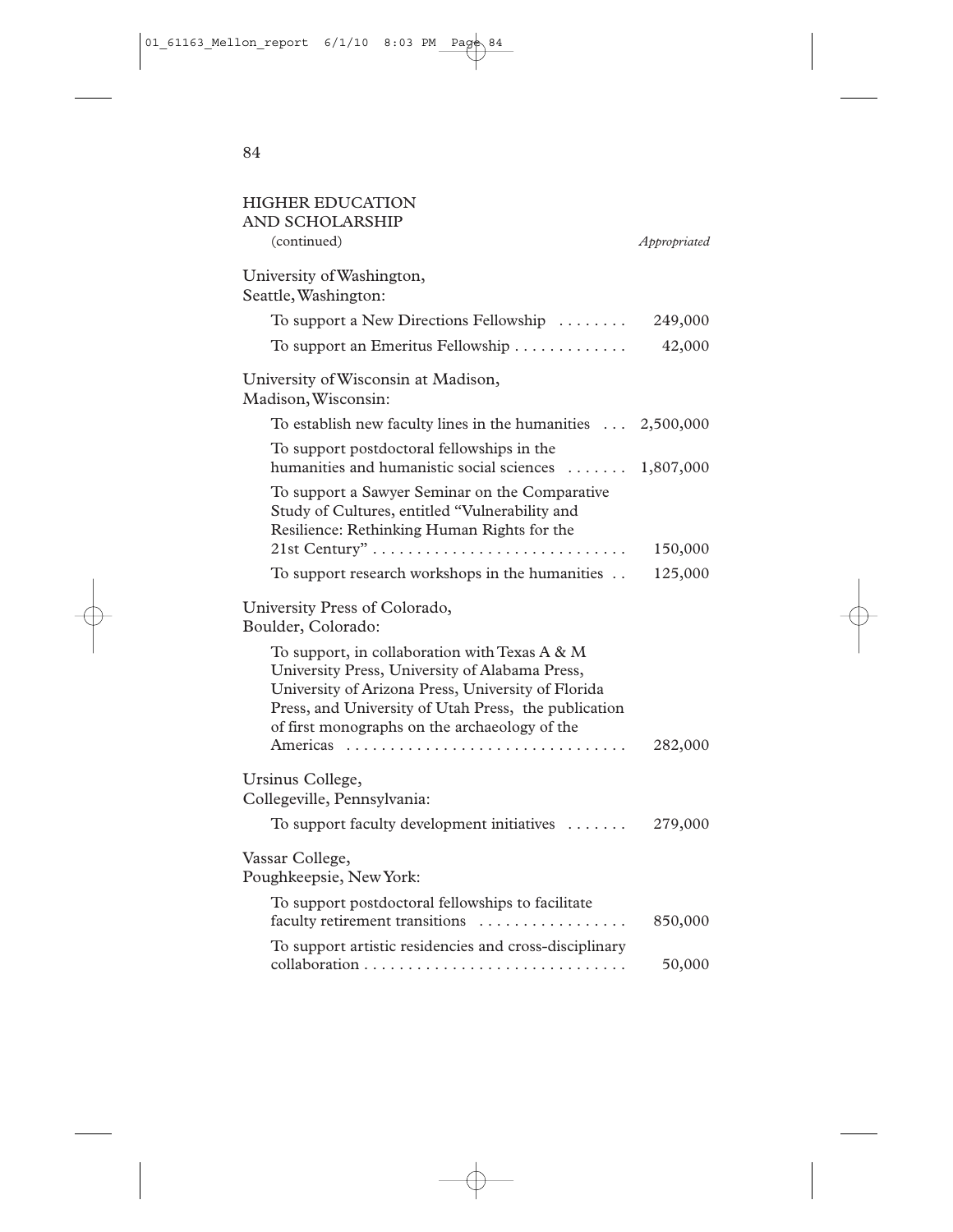## HIGHER EDUCATION AND SCHOLARSHIP

(continued)

| | *Appropriated* |
|---|---|
| **University of Washington, Seattle, Washington:** | |
| To support a New Directions Fellowship | 249,000 |
| To support an Emeritus Fellowship | 42,000 |
| **University of Wisconsin at Madison, Madison, Wisconsin:** | |
| To establish new faculty lines in the humanities | 2,500,000 |
| To support postdoctoral fellowships in the humanities and humanistic social sciences | 1,807,000 |
| To support a Sawyer Seminar on the Comparative Study of Cultures, entitled "Vulnerability and Resilience: Rethinking Human Rights for the 21st Century" | 150,000 |
| To support research workshops in the humanities | 125,000 |
| **University Press of Colorado, Boulder, Colorado:** | |
| To support, in collaboration with Texas A & M University Press, University of Alabama Press, University of Arizona Press, University of Florida Press, and University of Utah Press, the publication of first monographs on the archaeology of the Americas | 282,000 |
| **Ursinus College, Collegeville, Pennsylvania:** | |
| To support faculty development initiatives | 279,000 |
| **Vassar College, Poughkeepsie, New York:** | |
| To support postdoctoral fellowships to facilitate faculty retirement transitions | 850,000 |
| To support artistic residencies and cross-disciplinary collaboration | 50,000 |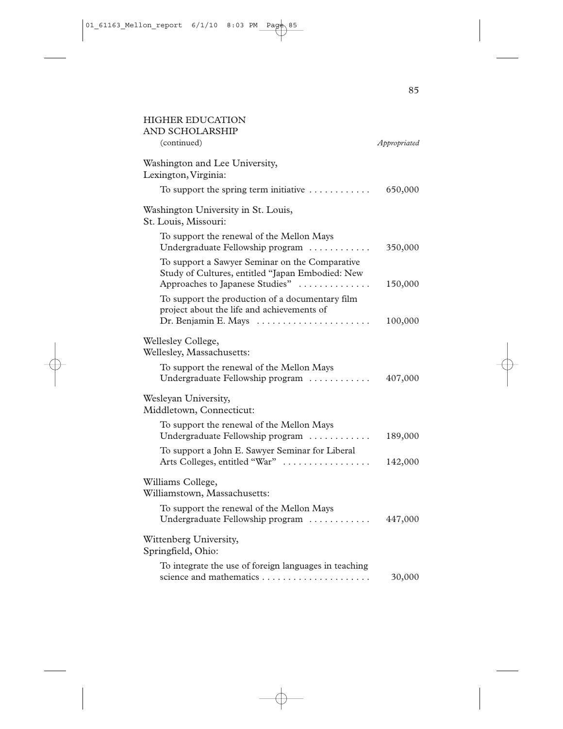HIGHER EDUCATION AND SCHOLARSHIP (continued)

| | *Appropriated* |
|---|---|
| **Washington and Lee University, Lexington, Virginia:** | |
| To support the spring term initiative | 650,000 |
| **Washington University in St. Louis, St. Louis, Missouri:** | |
| To support the renewal of the Mellon Mays Undergraduate Fellowship program | 350,000 |
| To support a Sawyer Seminar on the Comparative Study of Cultures, entitled "Japan Embodied: New Approaches to Japanese Studies" | 150,000 |
| To support the production of a documentary film project about the life and achievements of Dr. Benjamin E. Mays | 100,000 |
| **Wellesley College, Wellesley, Massachusetts:** | |
| To support the renewal of the Mellon Mays Undergraduate Fellowship program | 407,000 |
| **Wesleyan University, Middletown, Connecticut:** | |
| To support the renewal of the Mellon Mays Undergraduate Fellowship program | 189,000 |
| To support a John E. Sawyer Seminar for Liberal Arts Colleges, entitled "War" | 142,000 |
| **Williams College, Williamstown, Massachusetts:** | |
| To support the renewal of the Mellon Mays Undergraduate Fellowship program | 447,000 |
| **Wittenberg University, Springfield, Ohio:** | |
| To integrate the use of foreign languages in teaching science and mathematics | 30,000 |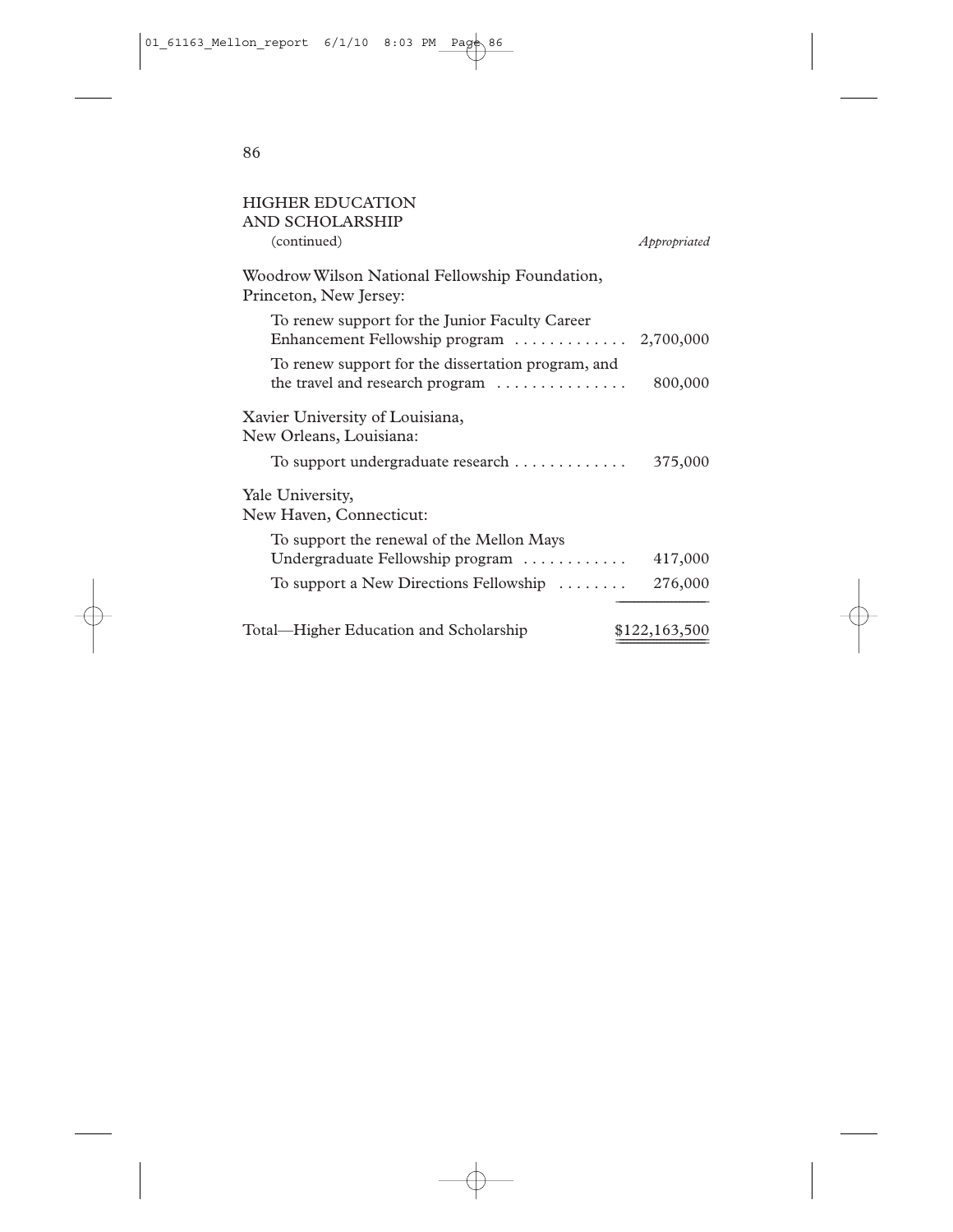## HIGHER EDUCATION AND SCHOLARSHIP

(continued) *Appropriated*

| | Appropriated |
|---|---|
| **Woodrow Wilson National Fellowship Foundation, Princeton, New Jersey:** | |
| To renew support for the Junior Faculty Career Enhancement Fellowship program | 2,700,000 |
| To renew support for the dissertation program, and the travel and research program | 800,000 |
| **Xavier University of Louisiana, New Orleans, Louisiana:** | |
| To support undergraduate research | 375,000 |
| **Yale University, New Haven, Connecticut:** | |
| To support the renewal of the Mellon Mays Undergraduate Fellowship program | 417,000 |
| To support a New Directions Fellowship | 276,000 |
| Total—Higher Education and Scholarship | $122,163,500 |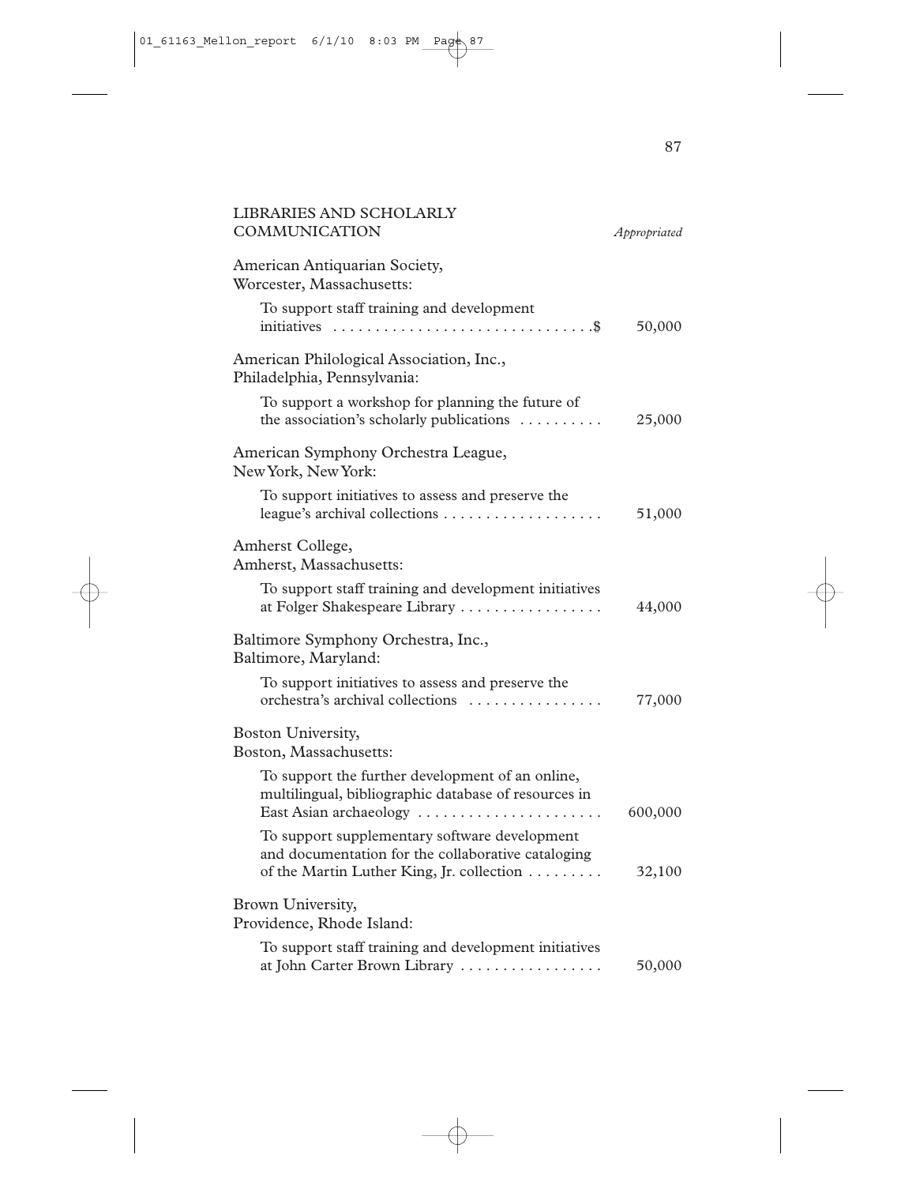## LIBRARIES AND SCHOLARLY COMMUNICATION

| | *Appropriated* |
|---|---|
| **American Antiquarian Society, Worcester, Massachusetts:** | |
| To support staff training and development initiatives | $ 50,000 |
| **American Philological Association, Inc., Philadelphia, Pennsylvania:** | |
| To support a workshop for planning the future of the association's scholarly publications | 25,000 |
| **American Symphony Orchestra League, New York, New York:** | |
| To support initiatives to assess and preserve the league's archival collections | 51,000 |
| **Amherst College, Amherst, Massachusetts:** | |
| To support staff training and development initiatives at Folger Shakespeare Library | 44,000 |
| **Baltimore Symphony Orchestra, Inc., Baltimore, Maryland:** | |
| To support initiatives to assess and preserve the orchestra's archival collections | 77,000 |
| **Boston University, Boston, Massachusetts:** | |
| To support the further development of an online, multilingual, bibliographic database of resources in East Asian archaeology | 600,000 |
| To support supplementary software development and documentation for the collaborative cataloging of the Martin Luther King, Jr. collection | 32,100 |
| **Brown University, Providence, Rhode Island:** | |
| To support staff training and development initiatives at John Carter Brown Library | 50,000 |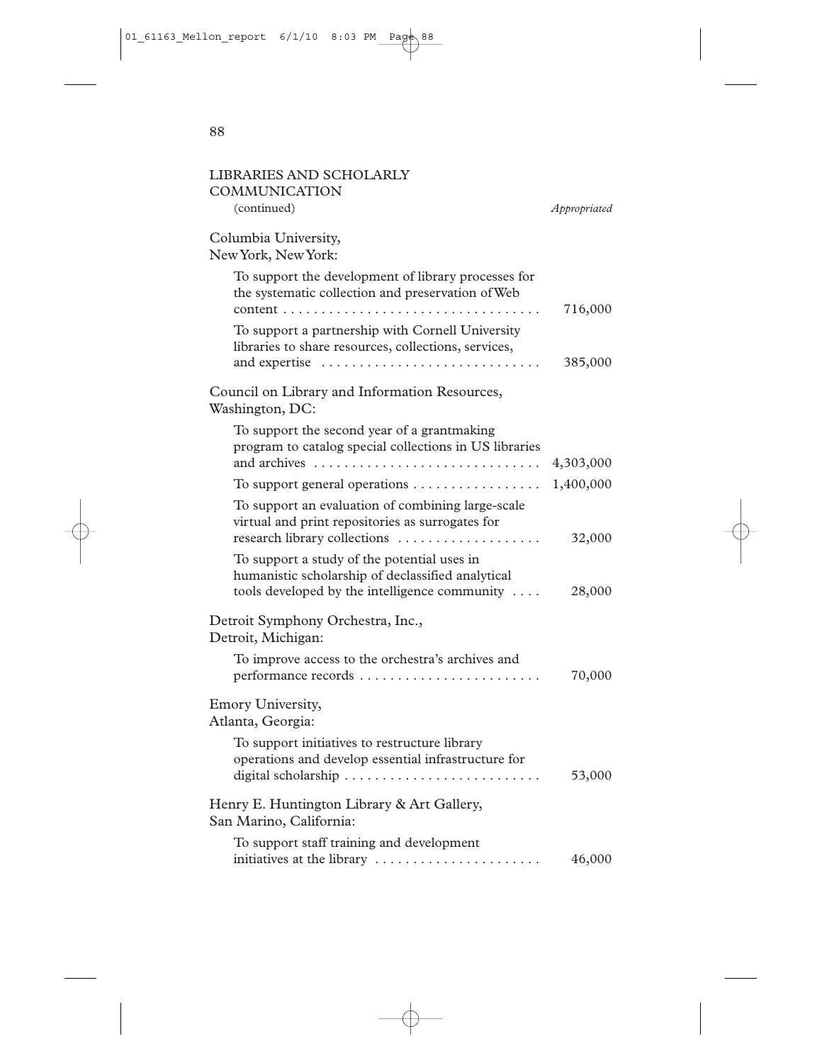## LIBRARIES AND SCHOLARLY COMMUNICATION (continued)

| | *Appropriated* |
|---|---|
| **Columbia University, New York, New York:** | |
| To support the development of library processes for the systematic collection and preservation of Web content | 716,000 |
| To support a partnership with Cornell University libraries to share resources, collections, services, and expertise | 385,000 |
| **Council on Library and Information Resources, Washington, DC:** | |
| To support the second year of a grantmaking program to catalog special collections in US libraries and archives | 4,303,000 |
| To support general operations | 1,400,000 |
| To support an evaluation of combining large-scale virtual and print repositories as surrogates for research library collections | 32,000 |
| To support a study of the potential uses in humanistic scholarship of declassified analytical tools developed by the intelligence community | 28,000 |
| **Detroit Symphony Orchestra, Inc., Detroit, Michigan:** | |
| To improve access to the orchestra's archives and performance records | 70,000 |
| **Emory University, Atlanta, Georgia:** | |
| To support initiatives to restructure library operations and develop essential infrastructure for digital scholarship | 53,000 |
| **Henry E. Huntington Library & Art Gallery, San Marino, California:** | |
| To support staff training and development initiatives at the library | 46,000 |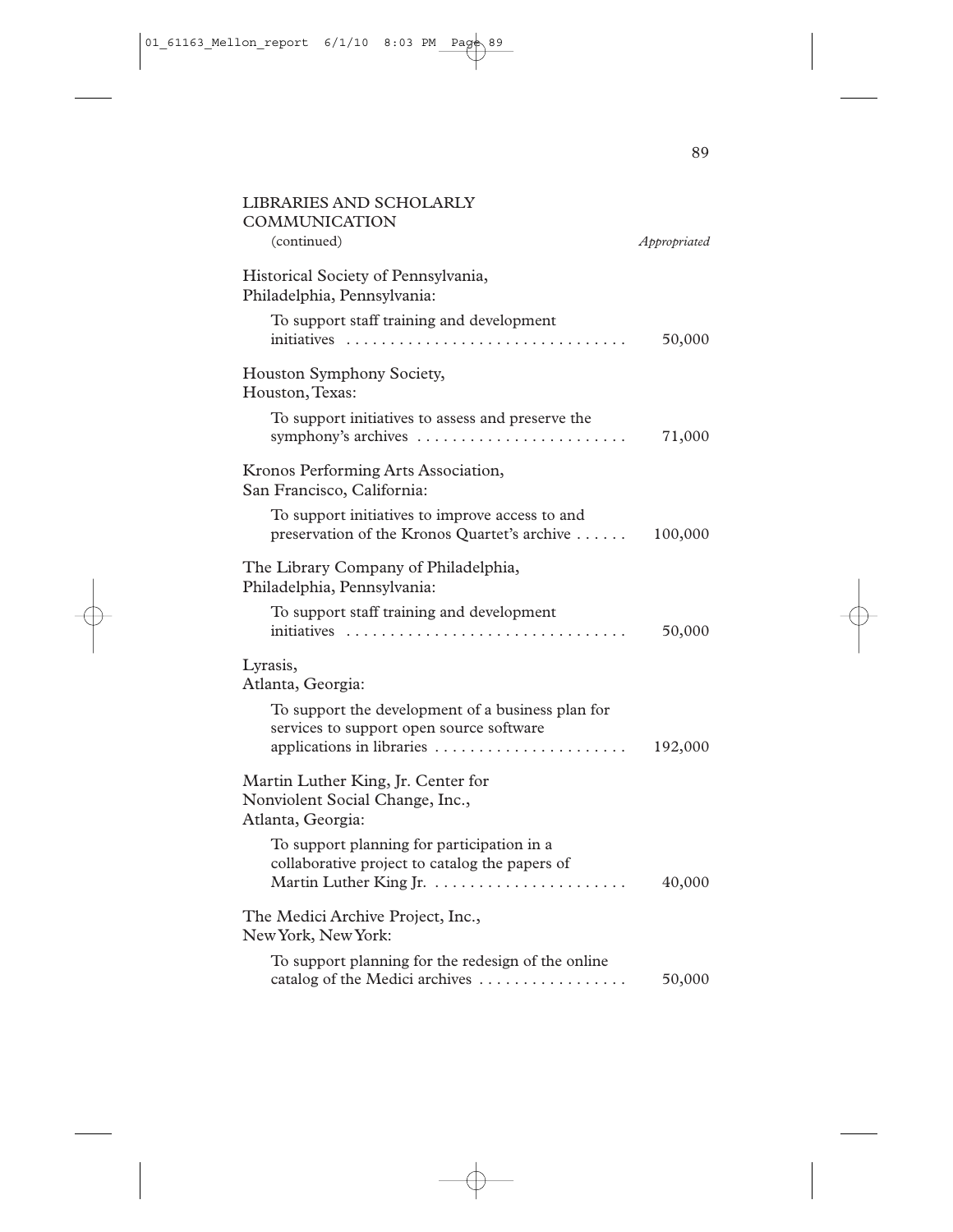LIBRARIES AND SCHOLARLY COMMUNICATION
(continued)

| | *Appropriated* |
|---|---|
| **Historical Society of Pennsylvania, Philadelphia, Pennsylvania:** | |
| To support staff training and development initiatives | 50,000 |
| **Houston Symphony Society, Houston, Texas:** | |
| To support initiatives to assess and preserve the symphony's archives | 71,000 |
| **Kronos Performing Arts Association, San Francisco, California:** | |
| To support initiatives to improve access to and preservation of the Kronos Quartet's archive | 100,000 |
| **The Library Company of Philadelphia, Philadelphia, Pennsylvania:** | |
| To support staff training and development initiatives | 50,000 |
| **Lyrasis, Atlanta, Georgia:** | |
| To support the development of a business plan for services to support open source software applications in libraries | 192,000 |
| **Martin Luther King, Jr. Center for Nonviolent Social Change, Inc., Atlanta, Georgia:** | |
| To support planning for participation in a collaborative project to catalog the papers of Martin Luther King Jr. | 40,000 |
| **The Medici Archive Project, Inc., New York, New York:** | |
| To support planning for the redesign of the online catalog of the Medici archives | 50,000 |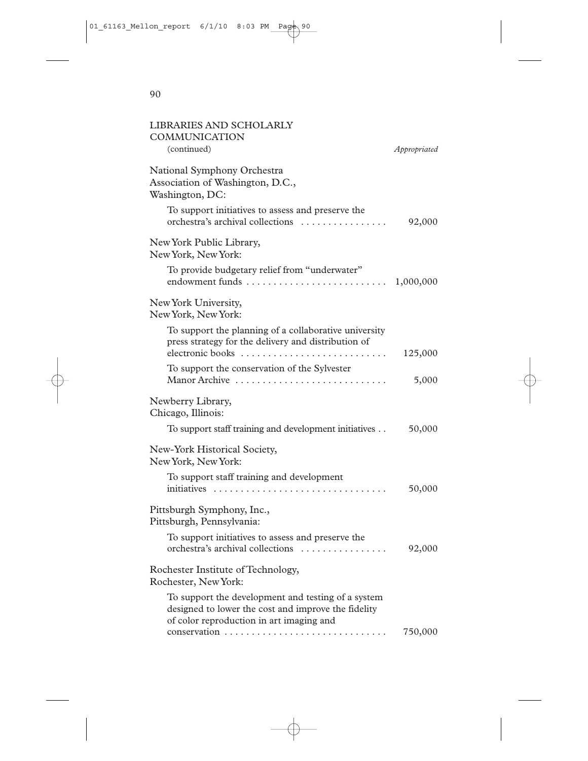## LIBRARIES AND SCHOLARLY COMMUNICATION

(continued) *Appropriated*

National Symphony Orchestra Association of Washington, D.C., Washington, DC:

| | |
|---|---|
| To support initiatives to assess and preserve the orchestra's archival collections | 92,000 |

New York Public Library, New York, New York:

| | |
|---|---|
| To provide budgetary relief from "underwater" endowment funds | 1,000,000 |

New York University, New York, New York:

| | |
|---|---|
| To support the planning of a collaborative university press strategy for the delivery and distribution of electronic books | 125,000 |
| To support the conservation of the Sylvester Manor Archive | 5,000 |

Newberry Library, Chicago, Illinois:

| | |
|---|---|
| To support staff training and development initiatives | 50,000 |

New-York Historical Society, New York, New York:

| | |
|---|---|
| To support staff training and development initiatives | 50,000 |

Pittsburgh Symphony, Inc., Pittsburgh, Pennsylvania:

| | |
|---|---|
| To support initiatives to assess and preserve the orchestra's archival collections | 92,000 |

Rochester Institute of Technology, Rochester, New York:

| | |
|---|---|
| To support the development and testing of a system designed to lower the cost and improve the fidelity of color reproduction in art imaging and conservation | 750,000 |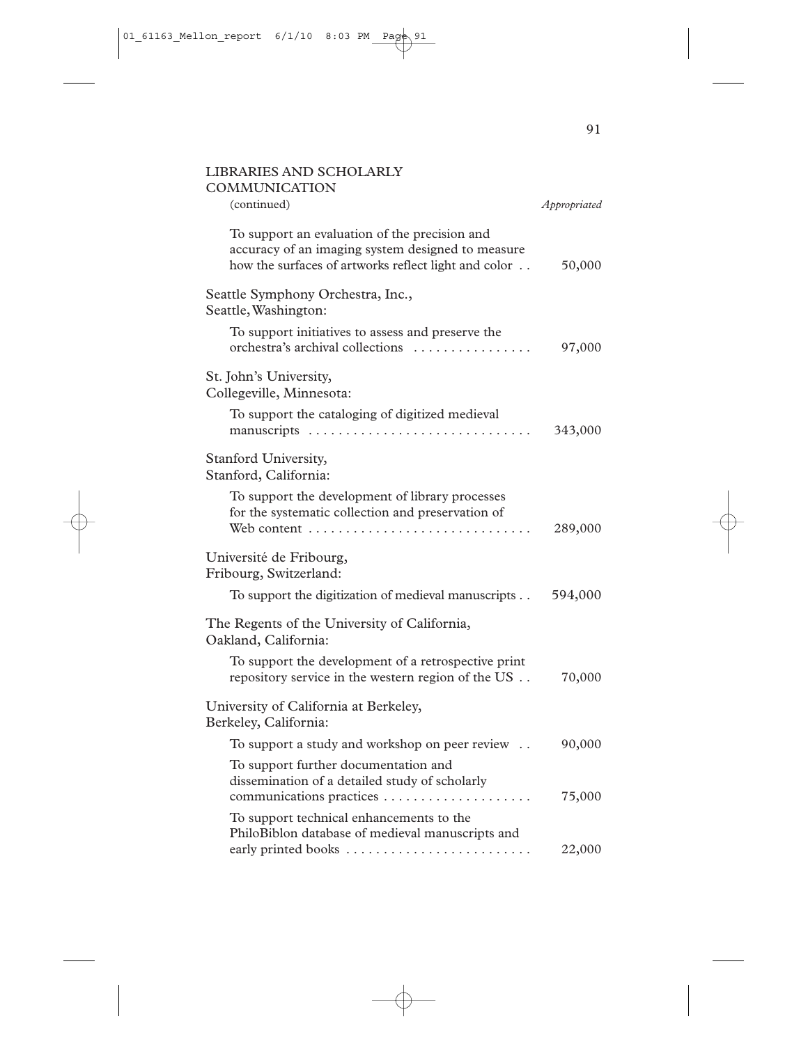LIBRARIES AND SCHOLARLY COMMUNICATION
(continued) *Appropriated*

To support an evaluation of the precision and accuracy of an imaging system designed to measure how the surfaces of artworks reflect light and color . . 50,000

Seattle Symphony Orchestra, Inc.,
Seattle, Washington:

To support initiatives to assess and preserve the orchestra's archival collections . . . . . . . . . . . . . . . . 97,000

St. John's University,
Collegeville, Minnesota:

To support the cataloging of digitized medieval manuscripts . . . . . . . . . . . . . . . . . . . . . . . . . . . . . . 343,000

Stanford University,
Stanford, California:

To support the development of library processes for the systematic collection and preservation of Web content . . . . . . . . . . . . . . . . . . . . . . . . . . . . . . 289,000

Université de Fribourg,
Fribourg, Switzerland:

To support the digitization of medieval manuscripts . . 594,000

The Regents of the University of California,
Oakland, California:

To support the development of a retrospective print repository service in the western region of the US . . 70,000

University of California at Berkeley,
Berkeley, California:

To support a study and workshop on peer review . . 90,000

To support further documentation and dissemination of a detailed study of scholarly communications practices . . . . . . . . . . . . . . . . . . . . 75,000

To support technical enhancements to the PhiloBiblon database of medieval manuscripts and early printed books . . . . . . . . . . . . . . . . . . . . . . . . . 22,000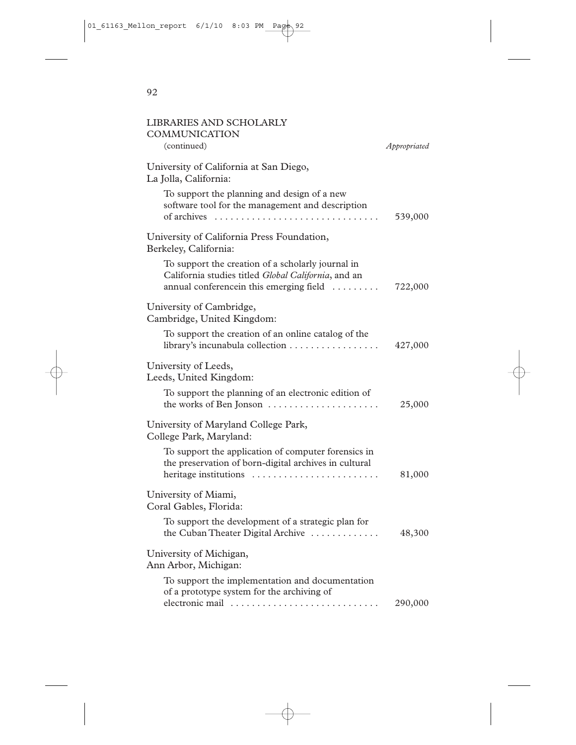## LIBRARIES AND SCHOLARLY COMMUNICATION

(continued) *Appropriated*

University of California at San Diego, La Jolla, California:

To support the planning and design of a new software tool for the management and description of archives . . . . . . . . . . . . . . . . . . . . . . . . . . . . . . . 539,000

University of California Press Foundation, Berkeley, California:

To support the creation of a scholarly journal in California studies titled *Global California*, and an annual conferencein this emerging field . . . . . . . . . 722,000

University of Cambridge, Cambridge, United Kingdom:

To support the creation of an online catalog of the library's incunabula collection . . . . . . . . . . . . . . . . . 427,000

University of Leeds, Leeds, United Kingdom:

To support the planning of an electronic edition of the works of Ben Jonson . . . . . . . . . . . . . . . . . . . . . 25,000

University of Maryland College Park, College Park, Maryland:

To support the application of computer forensics in the preservation of born-digital archives in cultural heritage institutions . . . . . . . . . . . . . . . . . . . . . . . . 81,000

University of Miami, Coral Gables, Florida:

To support the development of a strategic plan for the Cuban Theater Digital Archive . . . . . . . . . . . . . 48,300

University of Michigan, Ann Arbor, Michigan:

To support the implementation and documentation of a prototype system for the archiving of electronic mail . . . . . . . . . . . . . . . . . . . . . . . . . . . . 290,000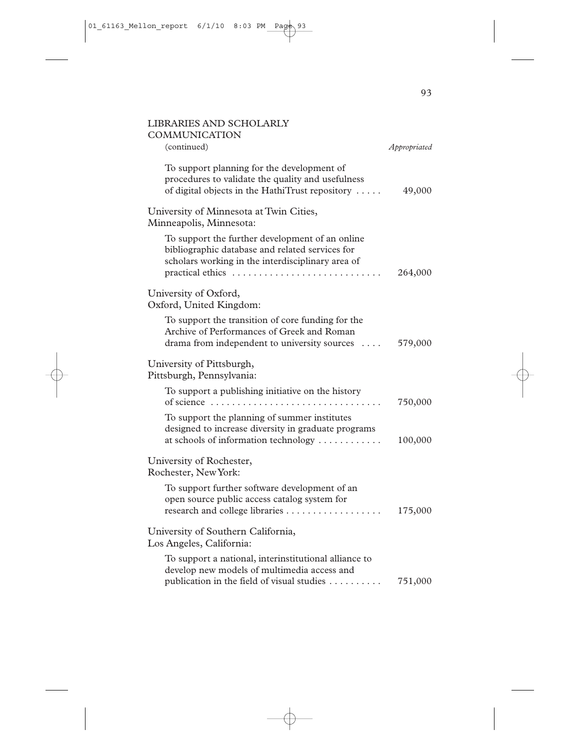## LIBRARIES AND SCHOLARLY COMMUNICATION

(continued) | *Appropriated*

To support planning for the development of procedures to validate the quality and usefulness of digital objects in the HathiTrust repository . . . . . 49,000

University of Minnesota at Twin Cities, Minneapolis, Minnesota:

To support the further development of an online bibliographic database and related services for scholars working in the interdisciplinary area of practical ethics . . . . . . . . . . . . . . . . . . . . . . . . . . . . 264,000

University of Oxford, Oxford, United Kingdom:

To support the transition of core funding for the Archive of Performances of Greek and Roman drama from independent to university sources . . . . 579,000

University of Pittsburgh, Pittsburgh, Pennsylvania:

To support a publishing initiative on the history of science . . . . . . . . . . . . . . . . . . . . . . . . . . . . . . . . 750,000

To support the planning of summer institutes designed to increase diversity in graduate programs at schools of information technology . . . . . . . . . . . . 100,000

University of Rochester, Rochester, New York:

To support further software development of an open source public access catalog system for research and college libraries . . . . . . . . . . . . . . . . . . 175,000

University of Southern California, Los Angeles, California:

To support a national, interinstitutional alliance to develop new models of multimedia access and publication in the field of visual studies . . . . . . . . . . 751,000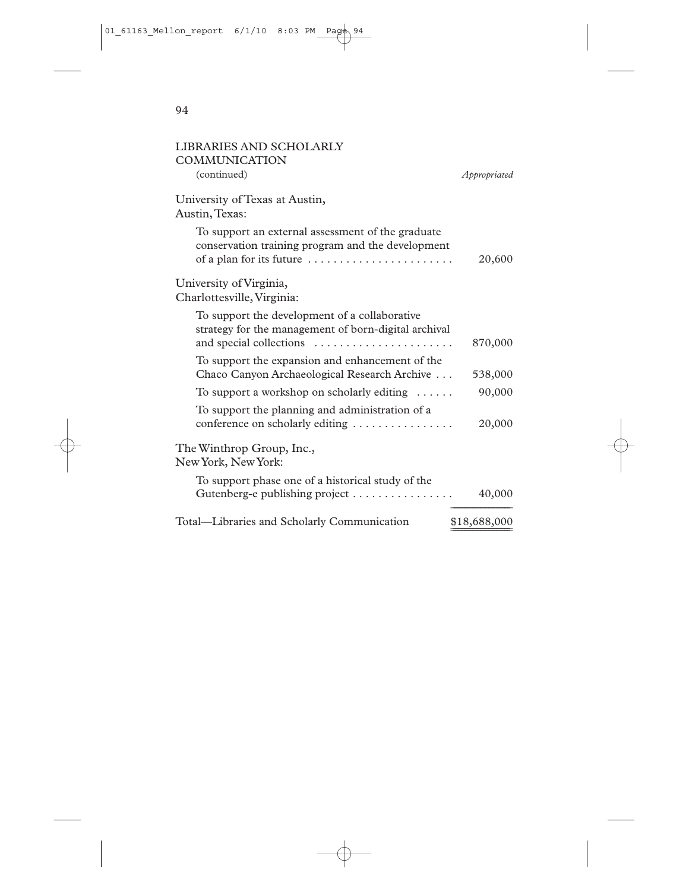LIBRARIES AND SCHOLARLY COMMUNICATION (continued)

| | *Appropriated* |
|---|---|
| University of Texas at Austin, Austin, Texas: | |
| To support an external assessment of the graduate conservation training program and the development of a plan for its future | 20,600 |
| University of Virginia, Charlottesville, Virginia: | |
| To support the development of a collaborative strategy for the management of born-digital archival and special collections | 870,000 |
| To support the expansion and enhancement of the Chaco Canyon Archaeological Research Archive | 538,000 |
| To support a workshop on scholarly editing | 90,000 |
| To support the planning and administration of a conference on scholarly editing | 20,000 |
| The Winthrop Group, Inc., New York, New York: | |
| To support phase one of a historical study of the Gutenberg-e publishing project | 40,000 |
| Total—Libraries and Scholarly Communication | $18,688,000 |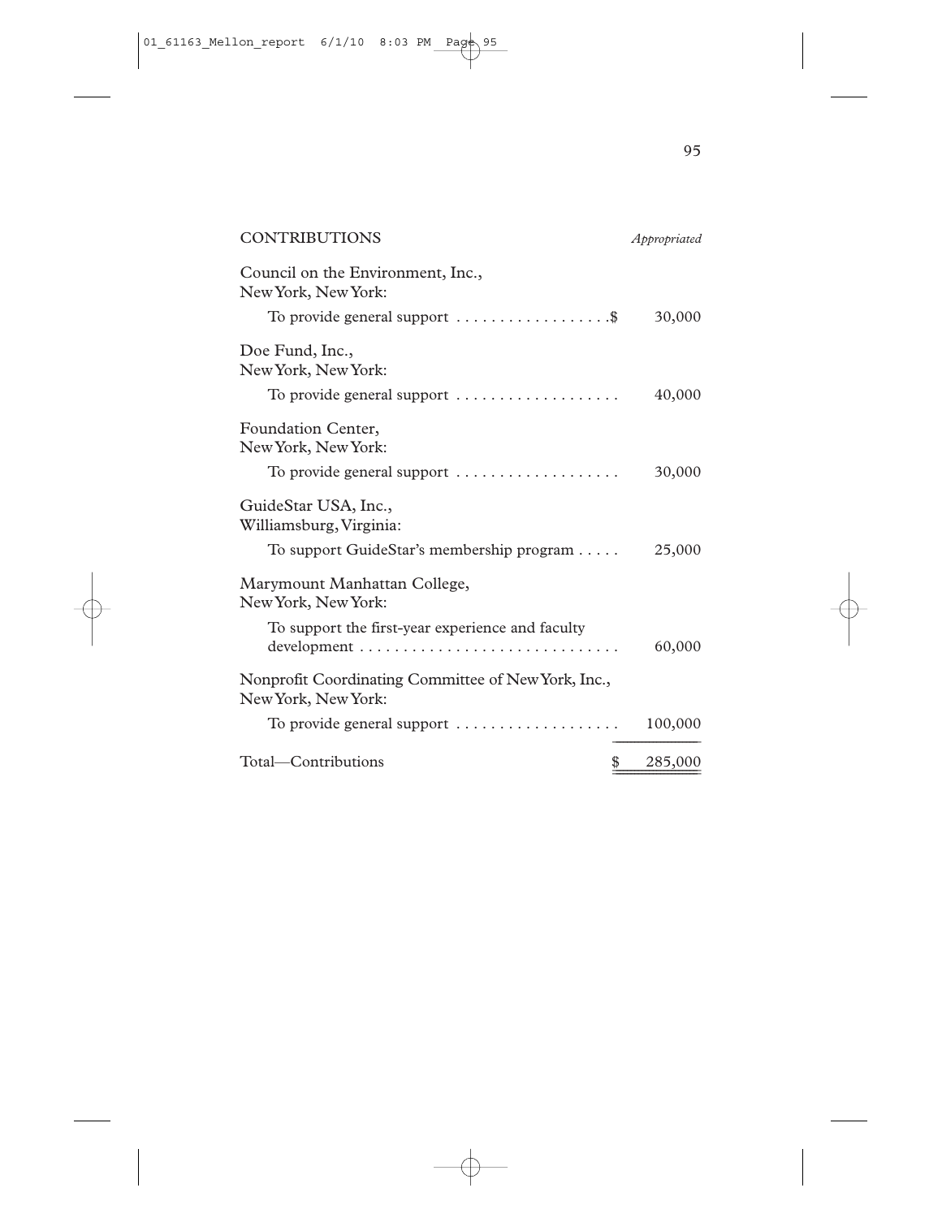| CONTRIBUTIONS | *Appropriated* |
|---|---|
| Council on the Environment, Inc., New York, New York: | |
| To provide general support . . . . . . . . . . . . . . . . . .$ | 30,000 |
| Doe Fund, Inc., New York, New York: | |
| To provide general support . . . . . . . . . . . . . . . . . . . | 40,000 |
| Foundation Center, New York, New York: | |
| To provide general support . . . . . . . . . . . . . . . . . . . | 30,000 |
| GuideStar USA, Inc., Williamsburg, Virginia: | |
| To support GuideStar's membership program . . . . . | 25,000 |
| Marymount Manhattan College, New York, New York: | |
| To support the first-year experience and faculty development . . . . . . . . . . . . . . . . . . . . . . . . . . . . . . | 60,000 |
| Nonprofit Coordinating Committee of New York, Inc., New York, New York: | |
| To provide general support . . . . . . . . . . . . . . . . . . . | 100,000 |
| Total—Contributions | $ 285,000 |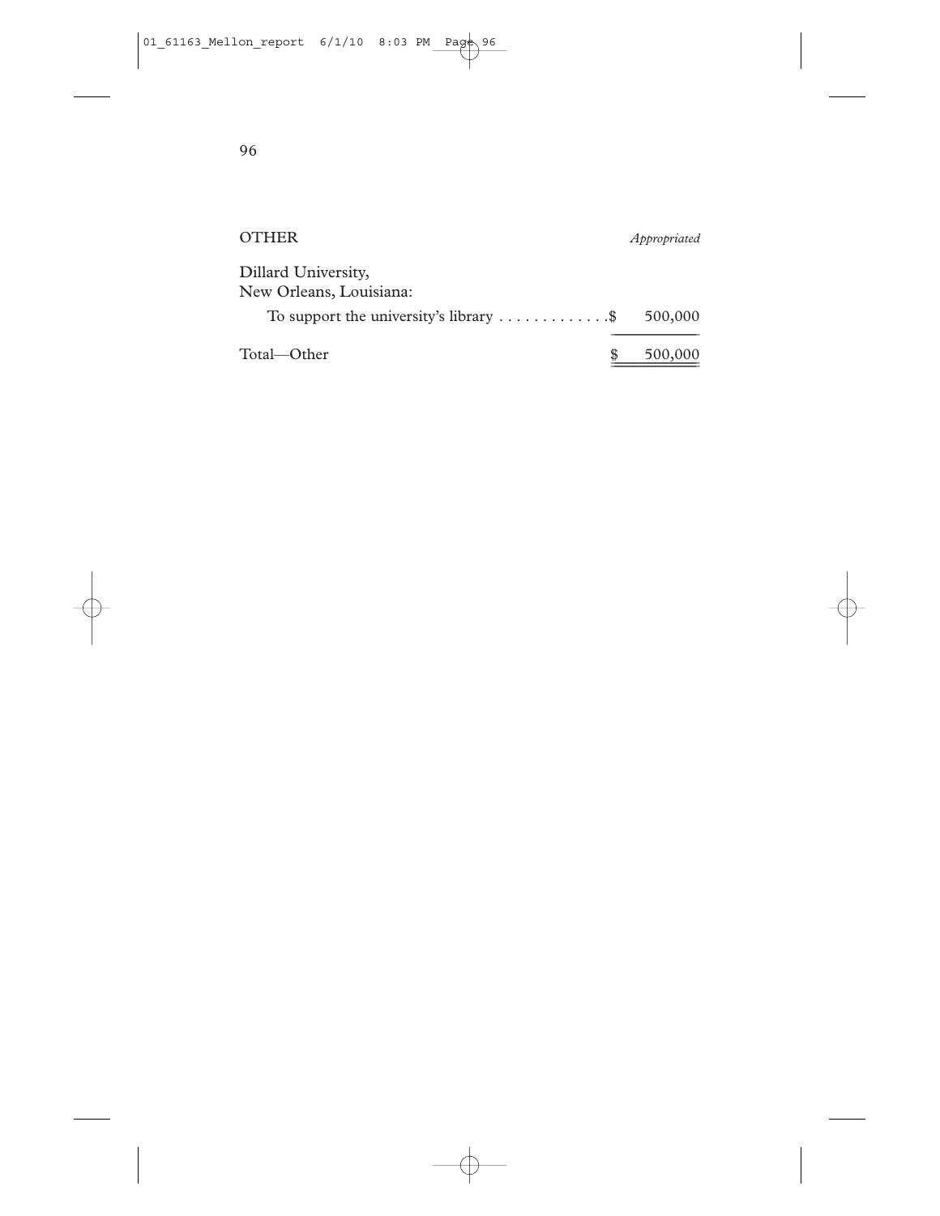| OTHER | *Appropriated* |
|---|---|
| Dillard University, New Orleans, Louisiana: | |
| To support the university's library | $ 500,000 |
| Total—Other | $ 500,000 |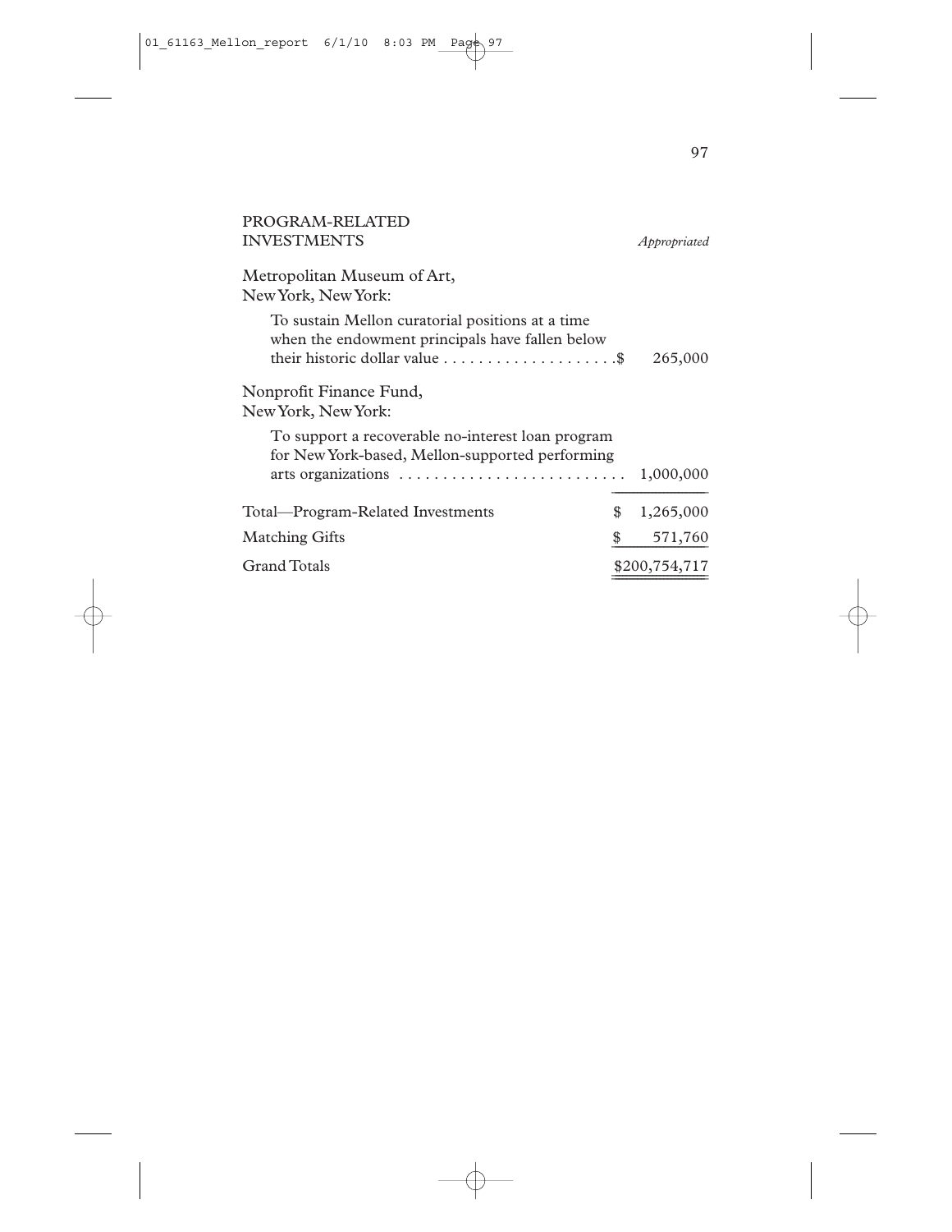## PROGRAM-RELATED INVESTMENTS

| | *Appropriated* |
|---|---|
| **Metropolitan Museum of Art, New York, New York:** | |
| To sustain Mellon curatorial positions at a time when the endowment principals have fallen below their historic dollar value | $ 265,000 |
| **Nonprofit Finance Fund, New York, New York:** | |
| To support a recoverable no-interest loan program for New York-based, Mellon-supported performing arts organizations | 1,000,000 |
| Total—Program-Related Investments | $ 1,265,000 |
| Matching Gifts | $ 571,760 |
| Grand Totals | $200,754,717 |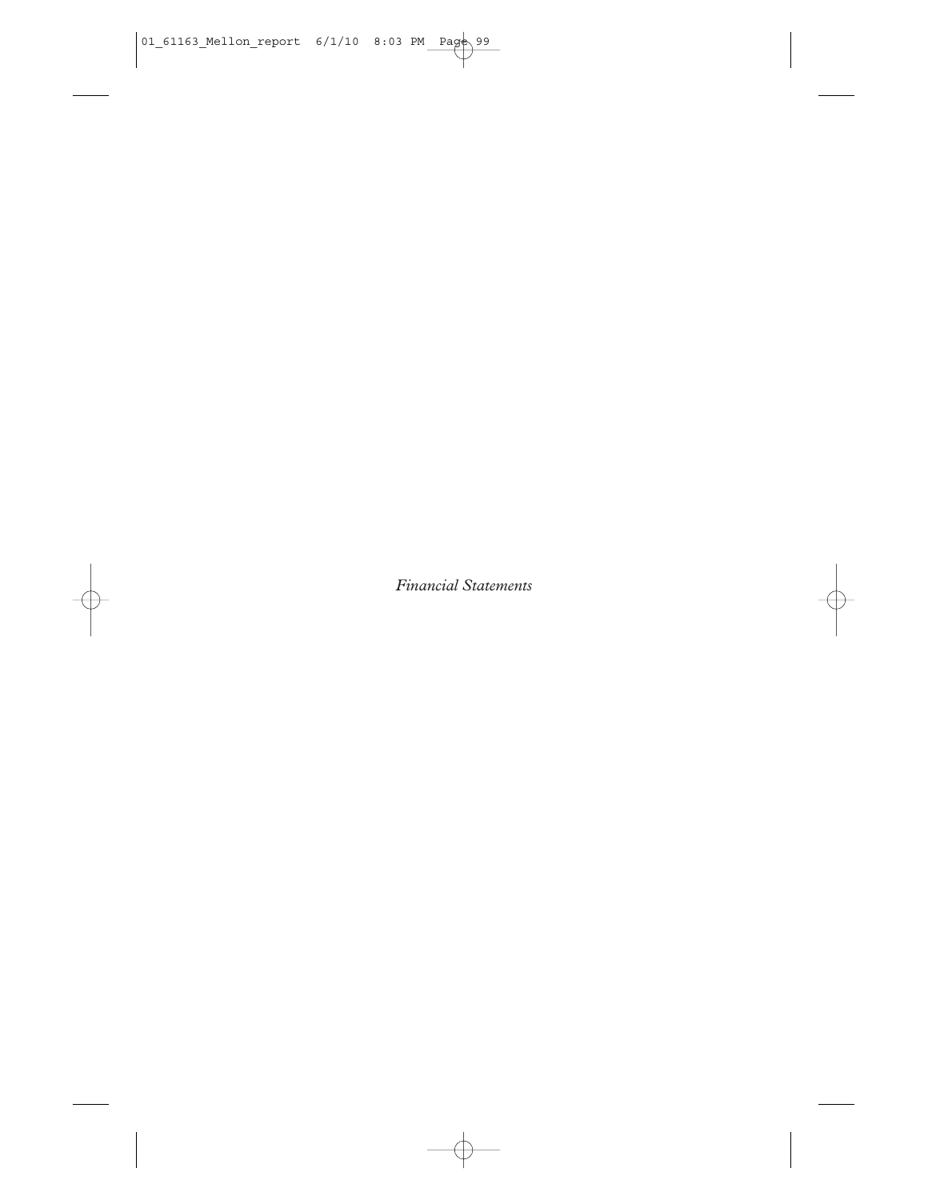*Financial Statements*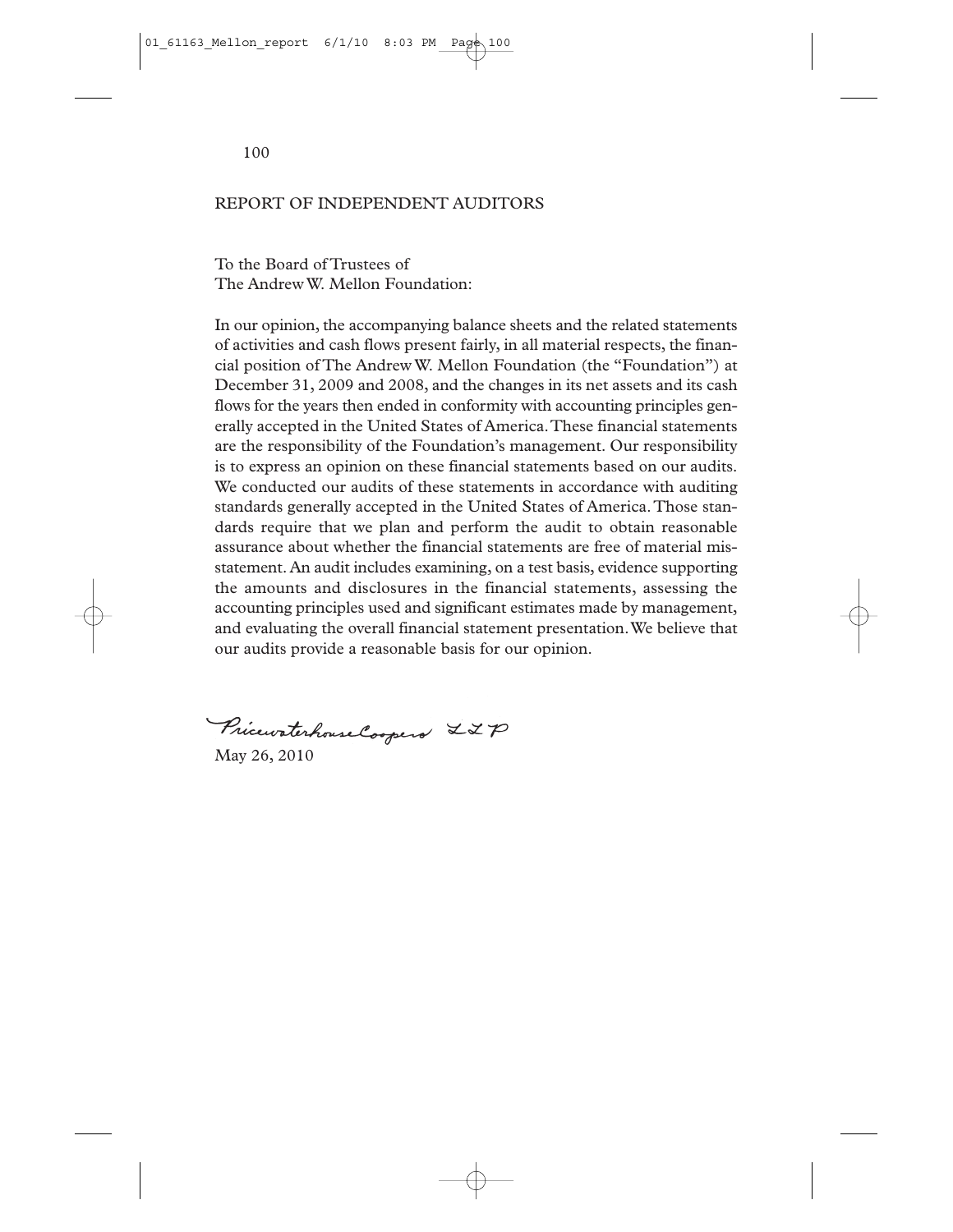## REPORT OF INDEPENDENT AUDITORS

To the Board of Trustees of
The Andrew W. Mellon Foundation:

In our opinion, the accompanying balance sheets and the related statements of activities and cash flows present fairly, in all material respects, the financial position of The Andrew W. Mellon Foundation (the "Foundation") at December 31, 2009 and 2008, and the changes in its net assets and its cash flows for the years then ended in conformity with accounting principles generally accepted in the United States of America. These financial statements are the responsibility of the Foundation's management. Our responsibility is to express an opinion on these financial statements based on our audits. We conducted our audits of these statements in accordance with auditing standards generally accepted in the United States of America. Those standards require that we plan and perform the audit to obtain reasonable assurance about whether the financial statements are free of material misstatement. An audit includes examining, on a test basis, evidence supporting the amounts and disclosures in the financial statements, assessing the accounting principles used and significant estimates made by management, and evaluating the overall financial statement presentation. We believe that our audits provide a reasonable basis for our opinion.

PricewaterhouseCoopers LLP

May 26, 2010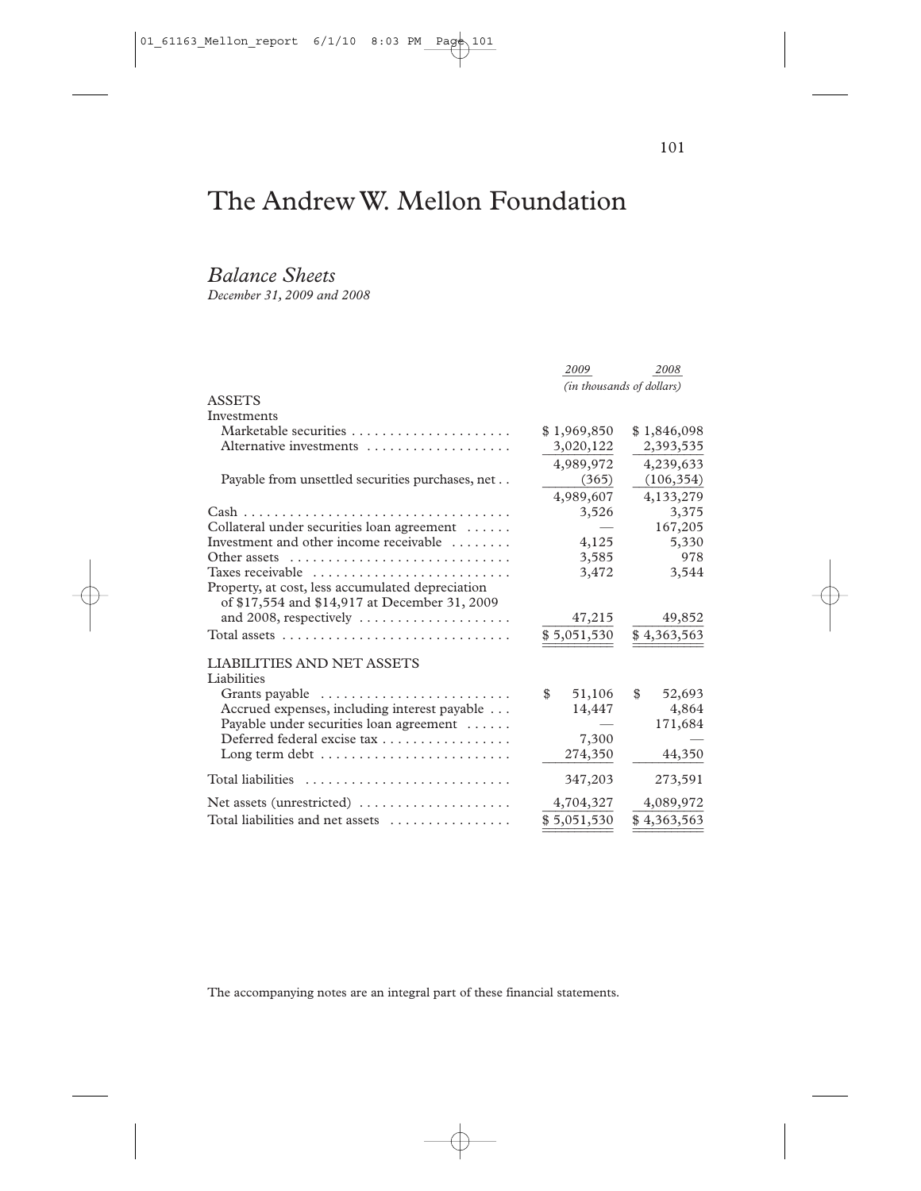# The Andrew W. Mellon Foundation

## *Balance Sheets*

*December 31, 2009 and 2008*

| | 2009 | 2008 |
|---|---|---|
| | *(in thousands of dollars)* | |
| ASSETS | | |
| Investments | | |
| Marketable securities | $ 1,969,850 | $ 1,846,098 |
| Alternative investments | 3,020,122 | 2,393,535 |
| | 4,989,972 | 4,239,633 |
| Payable from unsettled securities purchases, net | (365) | (106,354) |
| | 4,989,607 | 4,133,279 |
| Cash | 3,526 | 3,375 |
| Collateral under securities loan agreement | — | 167,205 |
| Investment and other income receivable | 4,125 | 5,330 |
| Other assets | 3,585 | 978 |
| Taxes receivable | 3,472 | 3,544 |
| Property, at cost, less accumulated depreciation of $17,554 and $14,917 at December 31, 2009 and 2008, respectively | 47,215 | 49,852 |
| Total assets | $ 5,051,530 | $ 4,363,563 |
| LIABILITIES AND NET ASSETS | | |
| Liabilities | | |
| Grants payable | $ 51,106 | $ 52,693 |
| Accrued expenses, including interest payable | 14,447 | 4,864 |
| Payable under securities loan agreement | — | 171,684 |
| Deferred federal excise tax | 7,300 | — |
| Long term debt | 274,350 | 44,350 |
| Total liabilities | 347,203 | 273,591 |
| Net assets (unrestricted) | 4,704,327 | 4,089,972 |
| Total liabilities and net assets | $ 5,051,530 | $ 4,363,563 |

The accompanying notes are an integral part of these financial statements.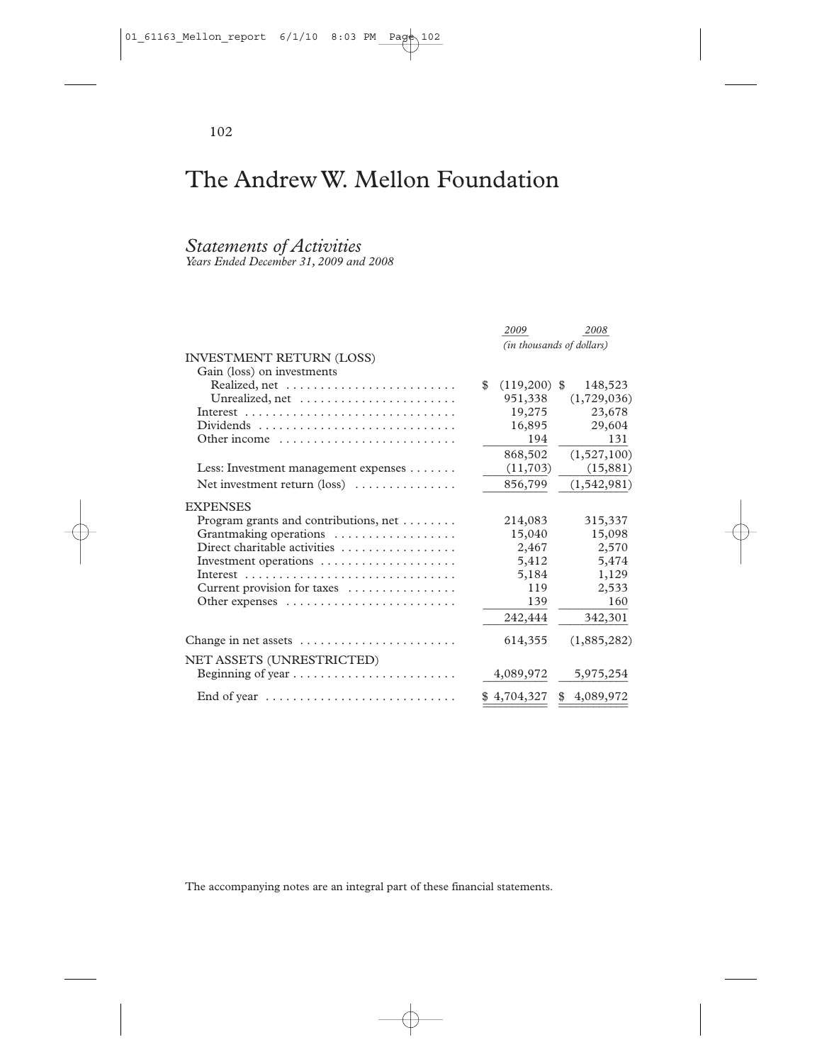# The Andrew W. Mellon Foundation

## *Statements of Activities*

*Years Ended December 31, 2009 and 2008*

| | *2009* | *2008* |
|---|---|---|
| | *(in thousands of dollars)* | |
| INVESTMENT RETURN (LOSS) | | |
| Gain (loss) on investments | | |
| Realized, net | $ (119,200) | $ 148,523 |
| Unrealized, net | 951,338 | (1,729,036) |
| Interest | 19,275 | 23,678 |
| Dividends | 16,895 | 29,604 |
| Other income | 194 | 131 |
| | 868,502 | (1,527,100) |
| Less: Investment management expenses | (11,703) | (15,881) |
| Net investment return (loss) | 856,799 | (1,542,981) |
| EXPENSES | | |
| Program grants and contributions, net | 214,083 | 315,337 |
| Grantmaking operations | 15,040 | 15,098 |
| Direct charitable activities | 2,467 | 2,570 |
| Investment operations | 5,412 | 5,474 |
| Interest | 5,184 | 1,129 |
| Current provision for taxes | 119 | 2,533 |
| Other expenses | 139 | 160 |
| | 242,444 | 342,301 |
| Change in net assets | 614,355 | (1,885,282) |
| NET ASSETS (UNRESTRICTED) | | |
| Beginning of year | 4,089,972 | 5,975,254 |
| End of year | $ 4,704,327 | $ 4,089,972 |

The accompanying notes are an integral part of these financial statements.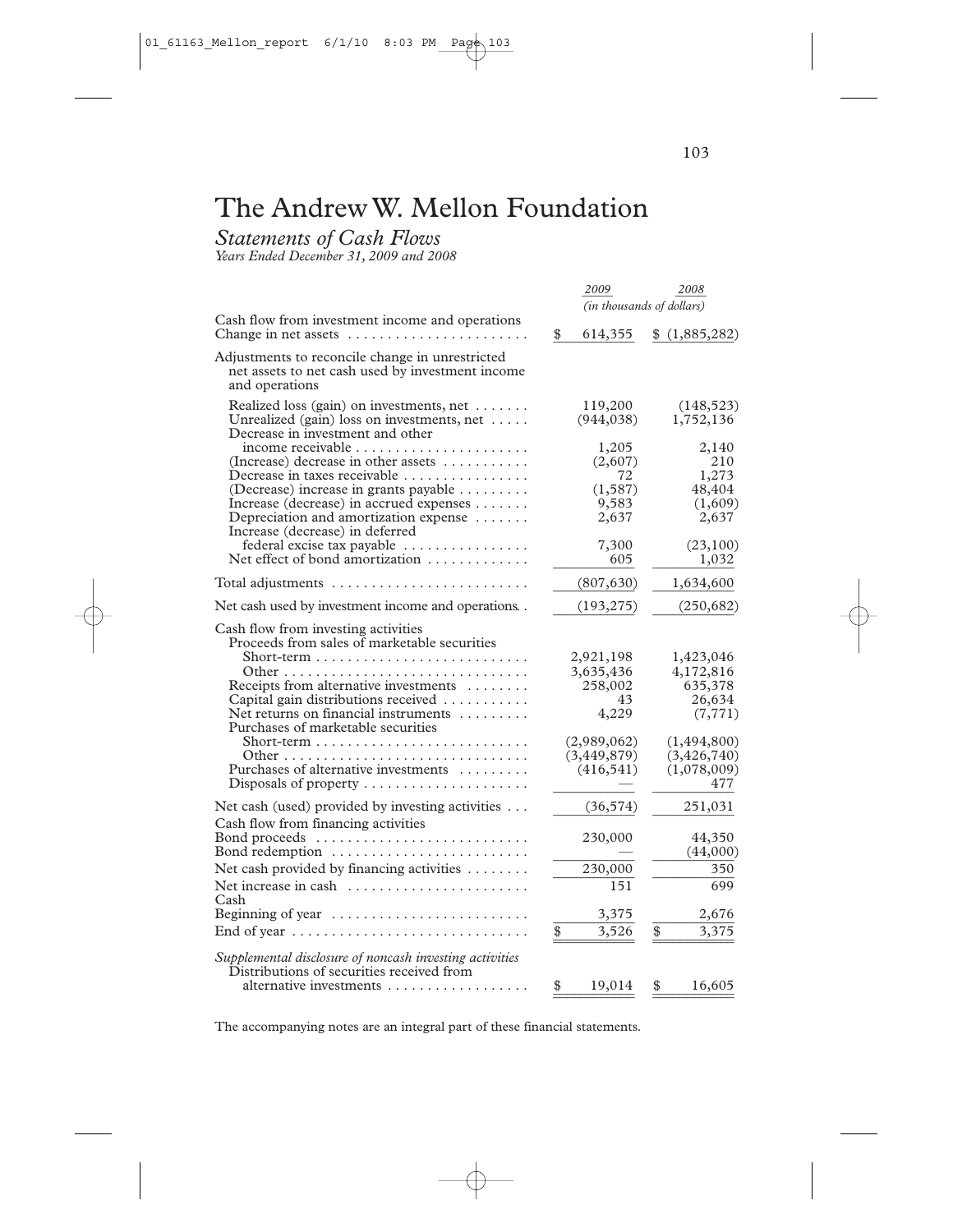# The Andrew W. Mellon Foundation

*Statements of Cash Flows*
*Years Ended December 31, 2009 and 2008*

| | *2009* | *2008* |
|---|---|---|
| | *(in thousands of dollars)* | |
| Cash flow from investment income and operations | | |
| Change in net assets | $ 614,355 | $ (1,885,282) |
| Adjustments to reconcile change in unrestricted net assets to net cash used by investment income and operations | | |
| Realized loss (gain) on investments, net | 119,200 | (148,523) |
| Unrealized (gain) loss on investments, net | (944,038) | 1,752,136 |
| Decrease in investment and other income receivable | 1,205 | 2,140 |
| (Increase) decrease in other assets | (2,607) | 210 |
| Decrease in taxes receivable | 72 | 1,273 |
| (Decrease) increase in grants payable | (1,587) | 48,404 |
| Increase (decrease) in accrued expenses | 9,583 | (1,609) |
| Depreciation and amortization expense | 2,637 | 2,637 |
| Increase (decrease) in deferred federal excise tax payable | 7,300 | (23,100) |
| Net effect of bond amortization | 605 | 1,032 |
| Total adjustments | (807,630) | 1,634,600 |
| Net cash used by investment income and operations | (193,275) | (250,682) |
| Cash flow from investing activities | | |
| Proceeds from sales of marketable securities | | |
| Short-term | 2,921,198 | 1,423,046 |
| Other | 3,635,436 | 4,172,816 |
| Receipts from alternative investments | 258,002 | 635,378 |
| Capital gain distributions received | 43 | 26,634 |
| Net returns on financial instruments | 4,229 | (7,771) |
| Purchases of marketable securities | | |
| Short-term | (2,989,062) | (1,494,800) |
| Other | (3,449,879) | (3,426,740) |
| Purchases of alternative investments | (416,541) | (1,078,009) |
| Disposals of property | — | 477 |
| Net cash (used) provided by investing activities | (36,574) | 251,031 |
| Cash flow from financing activities | | |
| Bond proceeds | 230,000 | 44,350 |
| Bond redemption | — | (44,000) |
| Net cash provided by financing activities | 230,000 | 350 |
| Net increase in cash | 151 | 699 |
| Cash | | |
| Beginning of year | 3,375 | 2,676 |
| End of year | $ 3,526 | $ 3,375 |
| *Supplemental disclosure of noncash investing activities* | | |
| Distributions of securities received from alternative investments | $ 19,014 | $ 16,605 |

The accompanying notes are an integral part of these financial statements.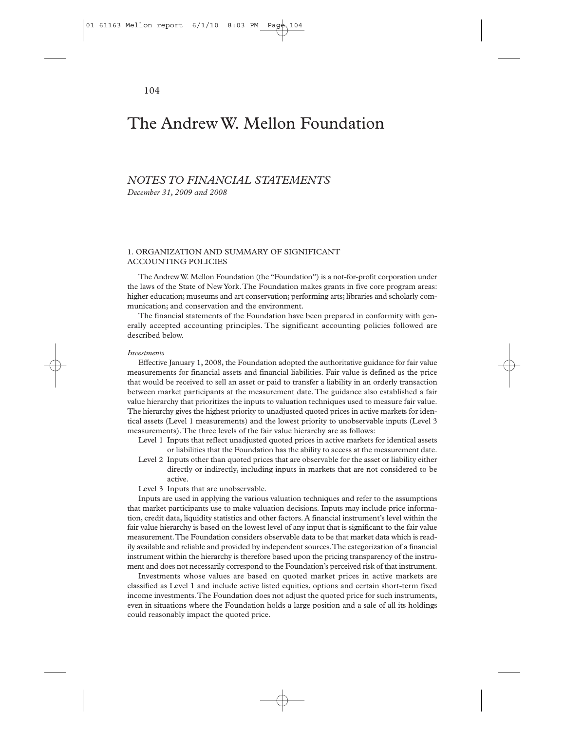# The Andrew W. Mellon Foundation

## *NOTES TO FINANCIAL STATEMENTS*

*December 31, 2009 and 2008*

### 1. ORGANIZATION AND SUMMARY OF SIGNIFICANT ACCOUNTING POLICIES

The Andrew W. Mellon Foundation (the "Foundation") is a not-for-profit corporation under the laws of the State of New York. The Foundation makes grants in five core program areas: higher education; museums and art conservation; performing arts; libraries and scholarly communication; and conservation and the environment.

The financial statements of the Foundation have been prepared in conformity with generally accepted accounting principles. The significant accounting policies followed are described below.

*Investments*

Effective January 1, 2008, the Foundation adopted the authoritative guidance for fair value measurements for financial assets and financial liabilities. Fair value is defined as the price that would be received to sell an asset or paid to transfer a liability in an orderly transaction between market participants at the measurement date. The guidance also established a fair value hierarchy that prioritizes the inputs to valuation techniques used to measure fair value. The hierarchy gives the highest priority to unadjusted quoted prices in active markets for identical assets (Level 1 measurements) and the lowest priority to unobservable inputs (Level 3 measurements). The three levels of the fair value hierarchy are as follows:

- Level 1 Inputs that reflect unadjusted quoted prices in active markets for identical assets or liabilities that the Foundation has the ability to access at the measurement date.
- Level 2 Inputs other than quoted prices that are observable for the asset or liability either directly or indirectly, including inputs in markets that are not considered to be active.
- Level 3 Inputs that are unobservable.

Inputs are used in applying the various valuation techniques and refer to the assumptions that market participants use to make valuation decisions. Inputs may include price information, credit data, liquidity statistics and other factors. A financial instrument's level within the fair value hierarchy is based on the lowest level of any input that is significant to the fair value measurement. The Foundation considers observable data to be that market data which is readily available and reliable and provided by independent sources. The categorization of a financial instrument within the hierarchy is therefore based upon the pricing transparency of the instrument and does not necessarily correspond to the Foundation's perceived risk of that instrument.

Investments whose values are based on quoted market prices in active markets are classified as Level 1 and include active listed equities, options and certain short-term fixed income investments. The Foundation does not adjust the quoted price for such instruments, even in situations where the Foundation holds a large position and a sale of all its holdings could reasonably impact the quoted price.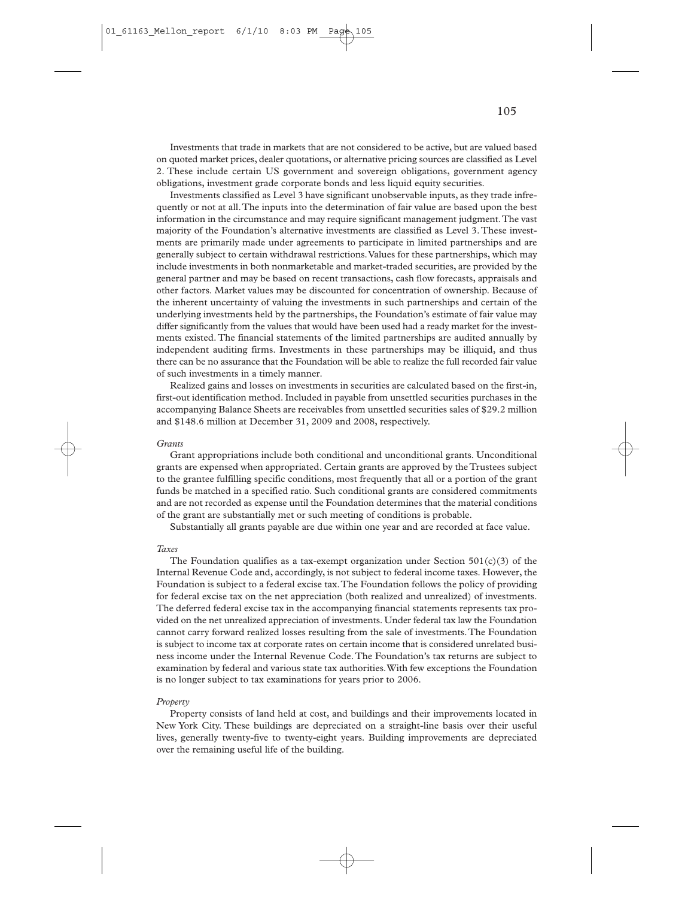Investments that trade in markets that are not considered to be active, but are valued based on quoted market prices, dealer quotations, or alternative pricing sources are classified as Level 2. These include certain US government and sovereign obligations, government agency obligations, investment grade corporate bonds and less liquid equity securities.

Investments classified as Level 3 have significant unobservable inputs, as they trade infrequently or not at all. The inputs into the determination of fair value are based upon the best information in the circumstance and may require significant management judgment. The vast majority of the Foundation's alternative investments are classified as Level 3. These investments are primarily made under agreements to participate in limited partnerships and are generally subject to certain withdrawal restrictions. Values for these partnerships, which may include investments in both nonmarketable and market-traded securities, are provided by the general partner and may be based on recent transactions, cash flow forecasts, appraisals and other factors. Market values may be discounted for concentration of ownership. Because of the inherent uncertainty of valuing the investments in such partnerships and certain of the underlying investments held by the partnerships, the Foundation's estimate of fair value may differ significantly from the values that would have been used had a ready market for the investments existed. The financial statements of the limited partnerships are audited annually by independent auditing firms. Investments in these partnerships may be illiquid, and thus there can be no assurance that the Foundation will be able to realize the full recorded fair value of such investments in a timely manner.

Realized gains and losses on investments in securities are calculated based on the first-in, first-out identification method. Included in payable from unsettled securities purchases in the accompanying Balance Sheets are receivables from unsettled securities sales of $29.2 million and $148.6 million at December 31, 2009 and 2008, respectively.

*Grants*

Grant appropriations include both conditional and unconditional grants. Unconditional grants are expensed when appropriated. Certain grants are approved by the Trustees subject to the grantee fulfilling specific conditions, most frequently that all or a portion of the grant funds be matched in a specified ratio. Such conditional grants are considered commitments and are not recorded as expense until the Foundation determines that the material conditions of the grant are substantially met or such meeting of conditions is probable.

Substantially all grants payable are due within one year and are recorded at face value.

*Taxes*

The Foundation qualifies as a tax-exempt organization under Section 501(c)(3) of the Internal Revenue Code and, accordingly, is not subject to federal income taxes. However, the Foundation is subject to a federal excise tax. The Foundation follows the policy of providing for federal excise tax on the net appreciation (both realized and unrealized) of investments. The deferred federal excise tax in the accompanying financial statements represents tax provided on the net unrealized appreciation of investments. Under federal tax law the Foundation cannot carry forward realized losses resulting from the sale of investments. The Foundation is subject to income tax at corporate rates on certain income that is considered unrelated business income under the Internal Revenue Code. The Foundation's tax returns are subject to examination by federal and various state tax authorities. With few exceptions the Foundation is no longer subject to tax examinations for years prior to 2006.

*Property*

Property consists of land held at cost, and buildings and their improvements located in New York City. These buildings are depreciated on a straight-line basis over their useful lives, generally twenty-five to twenty-eight years. Building improvements are depreciated over the remaining useful life of the building.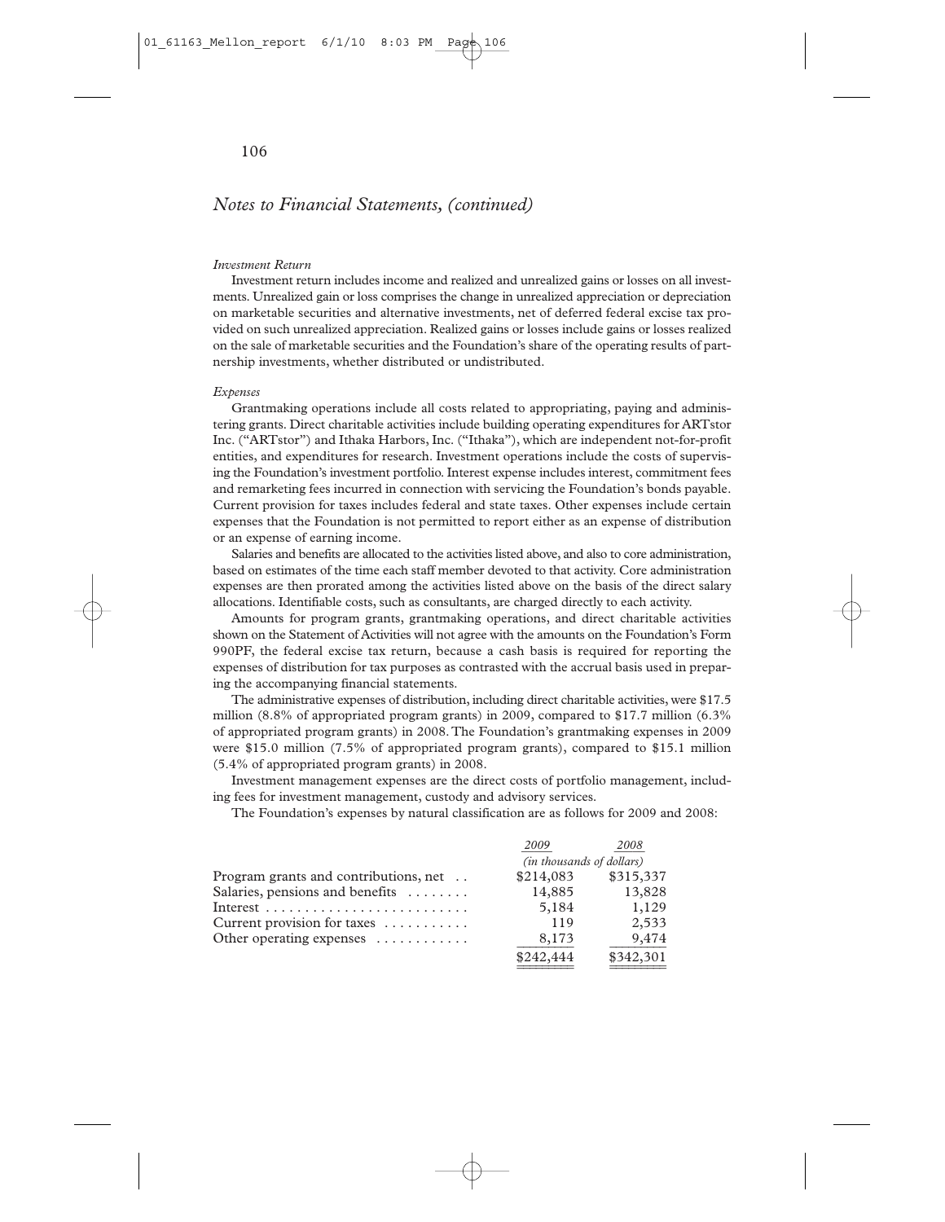## *Notes to Financial Statements, (continued)*

*Investment Return*

Investment return includes income and realized and unrealized gains or losses on all investments. Unrealized gain or loss comprises the change in unrealized appreciation or depreciation on marketable securities and alternative investments, net of deferred federal excise tax provided on such unrealized appreciation. Realized gains or losses include gains or losses realized on the sale of marketable securities and the Foundation's share of the operating results of partnership investments, whether distributed or undistributed.

*Expenses*

Grantmaking operations include all costs related to appropriating, paying and administering grants. Direct charitable activities include building operating expenditures for ARTstor Inc. ("ARTstor") and Ithaka Harbors, Inc. ("Ithaka"), which are independent not-for-profit entities, and expenditures for research. Investment operations include the costs of supervising the Foundation's investment portfolio. Interest expense includes interest, commitment fees and remarketing fees incurred in connection with servicing the Foundation's bonds payable. Current provision for taxes includes federal and state taxes. Other expenses include certain expenses that the Foundation is not permitted to report either as an expense of distribution or an expense of earning income.

Salaries and benefits are allocated to the activities listed above, and also to core administration, based on estimates of the time each staff member devoted to that activity. Core administration expenses are then prorated among the activities listed above on the basis of the direct salary allocations. Identifiable costs, such as consultants, are charged directly to each activity.

Amounts for program grants, grantmaking operations, and direct charitable activities shown on the Statement of Activities will not agree with the amounts on the Foundation's Form 990PF, the federal excise tax return, because a cash basis is required for reporting the expenses of distribution for tax purposes as contrasted with the accrual basis used in preparing the accompanying financial statements.

The administrative expenses of distribution, including direct charitable activities, were $17.5 million (8.8% of appropriated program grants) in 2009, compared to $17.7 million (6.3% of appropriated program grants) in 2008. The Foundation's grantmaking expenses in 2009 were $15.0 million (7.5% of appropriated program grants), compared to $15.1 million (5.4% of appropriated program grants) in 2008.

Investment management expenses are the direct costs of portfolio management, including fees for investment management, custody and advisory services.

The Foundation's expenses by natural classification are as follows for 2009 and 2008:

| | *2009* | *2008* |
|---|---|---|
| | *(in thousands of dollars)* | |
| Program grants and contributions, net | $214,083 | $315,337 |
| Salaries, pensions and benefits | 14,885 | 13,828 |
| Interest | 5,184 | 1,129 |
| Current provision for taxes | 119 | 2,533 |
| Other operating expenses | 8,173 | 9,474 |
| | $242,444 | $342,301 |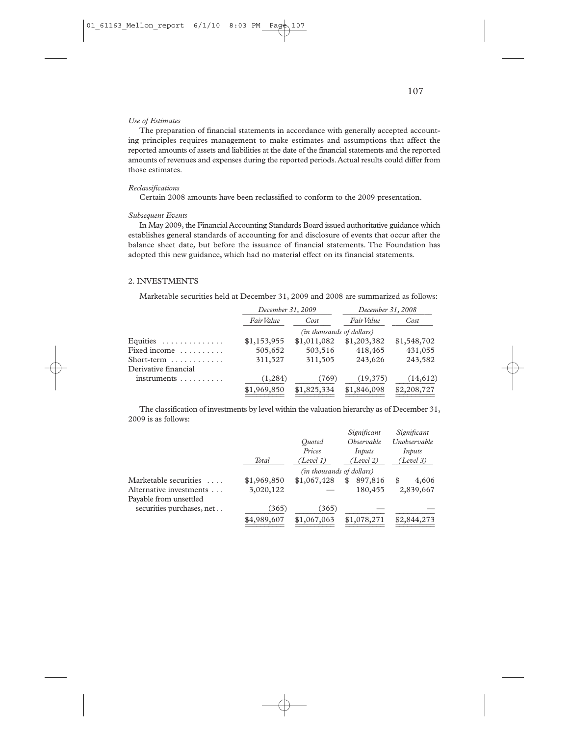*Use of Estimates*

The preparation of financial statements in accordance with generally accepted accounting principles requires management to make estimates and assumptions that affect the reported amounts of assets and liabilities at the date of the financial statements and the reported amounts of revenues and expenses during the reported periods. Actual results could differ from those estimates.

*Reclassifications*

Certain 2008 amounts have been reclassified to conform to the 2009 presentation.

*Subsequent Events*

In May 2009, the Financial Accounting Standards Board issued authoritative guidance which establishes general standards of accounting for and disclosure of events that occur after the balance sheet date, but before the issuance of financial statements. The Foundation has adopted this new guidance, which had no material effect on its financial statements.

2. INVESTMENTS

Marketable securities held at December 31, 2009 and 2008 are summarized as follows:

| | *December 31, 2009* | | *December 31, 2008* | |
|---|---|---|---|---|
| | *Fair Value* | *Cost* | *Fair Value* | *Cost* |
| | *(in thousands of dollars)* | | | |
| Equities | $1,153,955 | $1,011,082 | $1,203,382 | $1,548,702 |
| Fixed income | 505,652 | 503,516 | 418,465 | 431,055 |
| Short-term | 311,527 | 311,505 | 243,626 | 243,582 |
| Derivative financial instruments | (1,284) | (769) | (19,375) | (14,612) |
| | $1,969,850 | $1,825,334 | $1,846,098 | $2,208,727 |

The classification of investments by level within the valuation hierarchy as of December 31, 2009 is as follows:

| | *Total* | *Quoted Prices (Level 1)* | *Significant Observable Inputs (Level 2)* | *Significant Unobservable Inputs (Level 3)* |
|---|---|---|---|---|
| | *(in thousands of dollars)* | | | |
| Marketable securities | $1,969,850 | $1,067,428 | $ 897,816 | $ 4,606 |
| Alternative investments | 3,020,122 | — | 180,455 | 2,839,667 |
| Payable from unsettled securities purchases, net | (365) | (365) | — | — |
| | $4,989,607 | $1,067,063 | $1,078,271 | $2,844,273 |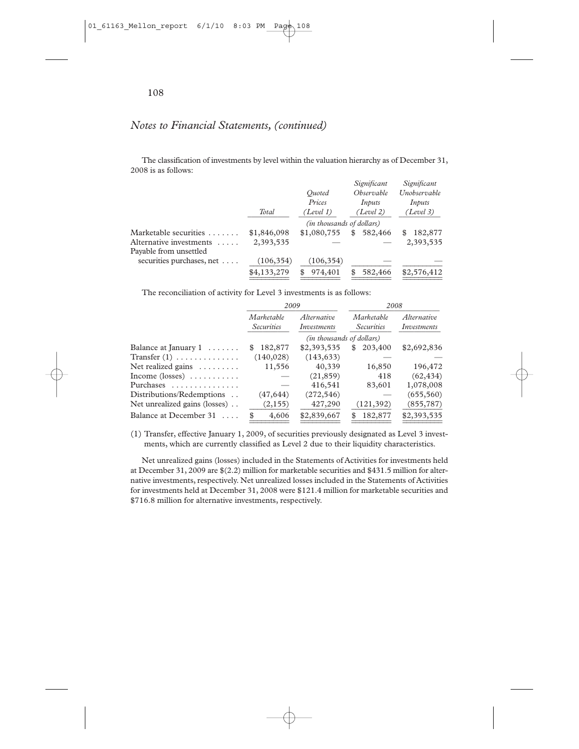## *Notes to Financial Statements, (continued)*

The classification of investments by level within the valuation hierarchy as of December 31, 2008 is as follows:

| | Total | Quoted Prices (Level 1) | Significant Observable Inputs (Level 2) | Significant Unobservable Inputs (Level 3) |
|---|---|---|---|---|
| | | *(in thousands of dollars)* | | |
| Marketable securities | $1,846,098 | $1,080,755 | $ 582,466 | $ 182,877 |
| Alternative investments | 2,393,535 | — | — | 2,393,535 |
| Payable from unsettled securities purchases, net | (106,354) | (106,354) | — | — |
| | $4,133,279 | $ 974,401 | $ 582,466 | $2,576,412 |

The reconciliation of activity for Level 3 investments is as follows:

| | 2009 | | 2008 | |
|---|---|---|---|---|
| | Marketable Securities | Alternative Investments | Marketable Securities | Alternative Investments |
| | *(in thousands of dollars)* | | | |
| Balance at January 1 | $ 182,877 | $2,393,535 | $ 203,400 | $2,692,836 |
| Transfer (1) | (140,028) | (143,633) | — | — |
| Net realized gains | 11,556 | 40,339 | 16,850 | 196,472 |
| Income (losses) | — | (21,859) | 418 | (62,434) |
| Purchases | — | 416,541 | 83,601 | 1,078,008 |
| Distributions/Redemptions | (47,644) | (272,546) | — | (655,560) |
| Net unrealized gains (losses) | (2,155) | 427,290 | (121,392) | (855,787) |
| Balance at December 31 | $ 4,606 | $2,839,667 | $ 182,877 | $2,393,535 |

(1) Transfer, effective January 1, 2009, of securities previously designated as Level 3 investments, which are currently classified as Level 2 due to their liquidity characteristics.

Net unrealized gains (losses) included in the Statements of Activities for investments held at December 31, 2009 are $(2.2) million for marketable securities and $431.5 million for alternative investments, respectively. Net unrealized losses included in the Statements of Activities for investments held at December 31, 2008 were $121.4 million for marketable securities and $716.8 million for alternative investments, respectively.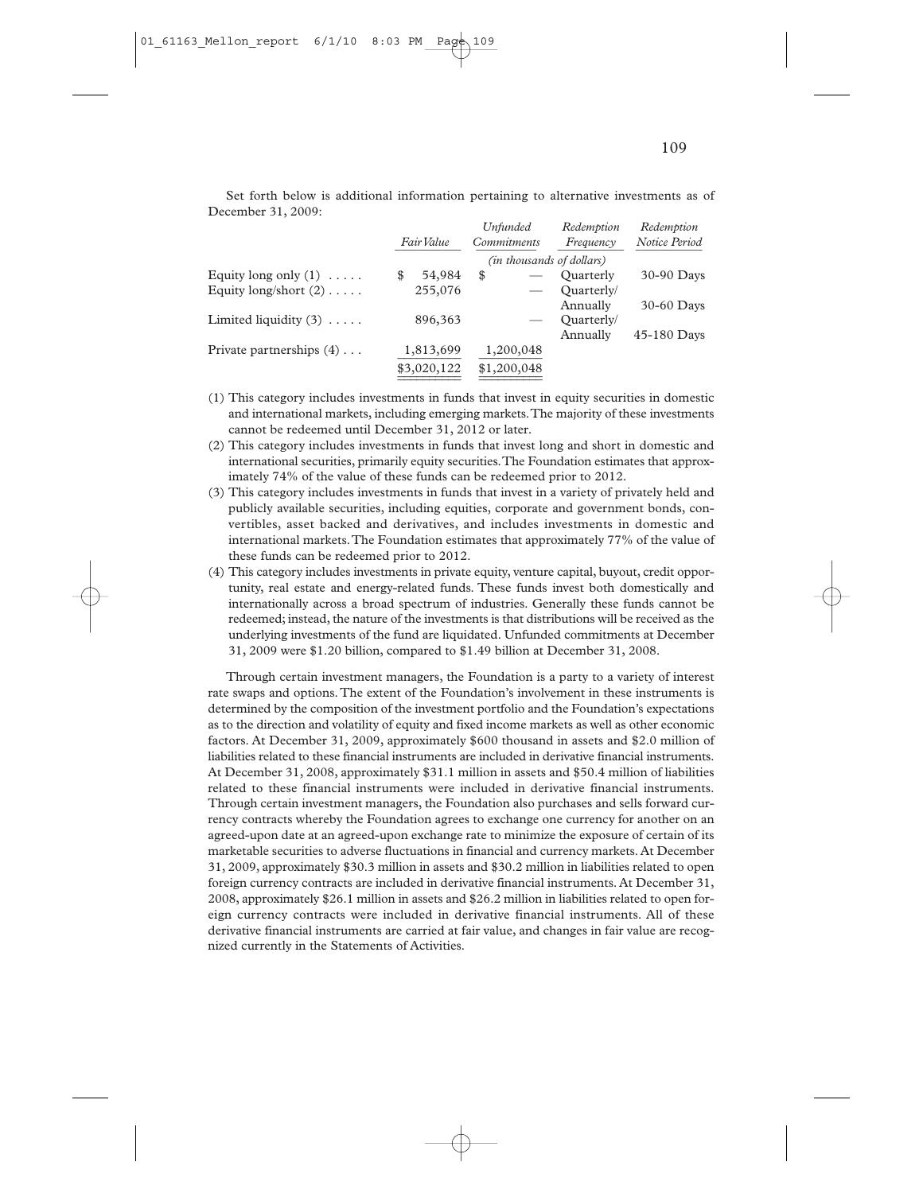Set forth below is additional information pertaining to alternative investments as of December 31, 2009:

| | *Fair Value* | *Unfunded Commitments* | *Redemption Frequency* | *Redemption Notice Period* |
|---|---|---|---|---|
| | *(in thousands of dollars)* | | | |
| Equity long only (1) | $ 54,984 | $ — | Quarterly | 30-90 Days |
| Equity long/short (2) | 255,076 | — | Quarterly/ Annually | 30-60 Days |
| Limited liquidity (3) | 896,363 | — | Quarterly/ Annually | 45-180 Days |
| Private partnerships (4) | 1,813,699 | 1,200,048 | | |
| | $3,020,122 | $1,200,048 | | |

(1) This category includes investments in funds that invest in equity securities in domestic and international markets, including emerging markets. The majority of these investments cannot be redeemed until December 31, 2012 or later.

(2) This category includes investments in funds that invest long and short in domestic and international securities, primarily equity securities. The Foundation estimates that approximately 74% of the value of these funds can be redeemed prior to 2012.

(3) This category includes investments in funds that invest in a variety of privately held and publicly available securities, including equities, corporate and government bonds, convertibles, asset backed and derivatives, and includes investments in domestic and international markets. The Foundation estimates that approximately 77% of the value of these funds can be redeemed prior to 2012.

(4) This category includes investments in private equity, venture capital, buyout, credit opportunity, real estate and energy-related funds. These funds invest both domestically and internationally across a broad spectrum of industries. Generally these funds cannot be redeemed; instead, the nature of the investments is that distributions will be received as the underlying investments of the fund are liquidated. Unfunded commitments at December 31, 2009 were $1.20 billion, compared to $1.49 billion at December 31, 2008.

Through certain investment managers, the Foundation is a party to a variety of interest rate swaps and options. The extent of the Foundation's involvement in these instruments is determined by the composition of the investment portfolio and the Foundation's expectations as to the direction and volatility of equity and fixed income markets as well as other economic factors. At December 31, 2009, approximately $600 thousand in assets and $2.0 million of liabilities related to these financial instruments are included in derivative financial instruments. At December 31, 2008, approximately $31.1 million in assets and $50.4 million of liabilities related to these financial instruments were included in derivative financial instruments. Through certain investment managers, the Foundation also purchases and sells forward currency contracts whereby the Foundation agrees to exchange one currency for another on an agreed-upon date at an agreed-upon exchange rate to minimize the exposure of certain of its marketable securities to adverse fluctuations in financial and currency markets. At December 31, 2009, approximately $30.3 million in assets and $30.2 million in liabilities related to open foreign currency contracts are included in derivative financial instruments. At December 31, 2008, approximately $26.1 million in assets and $26.2 million in liabilities related to open foreign currency contracts were included in derivative financial instruments. All of these derivative financial instruments are carried at fair value, and changes in fair value are recognized currently in the Statements of Activities.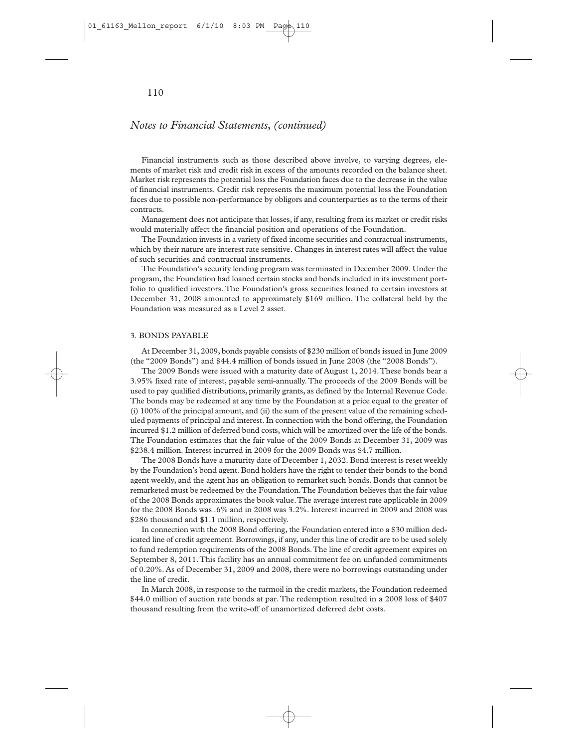*Notes to Financial Statements, (continued)*

Financial instruments such as those described above involve, to varying degrees, elements of market risk and credit risk in excess of the amounts recorded on the balance sheet. Market risk represents the potential loss the Foundation faces due to the decrease in the value of financial instruments. Credit risk represents the maximum potential loss the Foundation faces due to possible non-performance by obligors and counterparties as to the terms of their contracts.

Management does not anticipate that losses, if any, resulting from its market or credit risks would materially affect the financial position and operations of the Foundation.

The Foundation invests in a variety of fixed income securities and contractual instruments, which by their nature are interest rate sensitive. Changes in interest rates will affect the value of such securities and contractual instruments.

The Foundation's security lending program was terminated in December 2009. Under the program, the Foundation had loaned certain stocks and bonds included in its investment portfolio to qualified investors. The Foundation's gross securities loaned to certain investors at December 31, 2008 amounted to approximately $169 million. The collateral held by the Foundation was measured as a Level 2 asset.

## 3. BONDS PAYABLE

At December 31, 2009, bonds payable consists of $230 million of bonds issued in June 2009 (the "2009 Bonds") and $44.4 million of bonds issued in June 2008 (the "2008 Bonds").

The 2009 Bonds were issued with a maturity date of August 1, 2014. These bonds bear a 3.95% fixed rate of interest, payable semi-annually. The proceeds of the 2009 Bonds will be used to pay qualified distributions, primarily grants, as defined by the Internal Revenue Code. The bonds may be redeemed at any time by the Foundation at a price equal to the greater of (i) 100% of the principal amount, and (ii) the sum of the present value of the remaining scheduled payments of principal and interest. In connection with the bond offering, the Foundation incurred $1.2 million of deferred bond costs, which will be amortized over the life of the bonds. The Foundation estimates that the fair value of the 2009 Bonds at December 31, 2009 was $238.4 million. Interest incurred in 2009 for the 2009 Bonds was $4.7 million.

The 2008 Bonds have a maturity date of December 1, 2032. Bond interest is reset weekly by the Foundation's bond agent. Bond holders have the right to tender their bonds to the bond agent weekly, and the agent has an obligation to remarket such bonds. Bonds that cannot be remarketed must be redeemed by the Foundation. The Foundation believes that the fair value of the 2008 Bonds approximates the book value. The average interest rate applicable in 2009 for the 2008 Bonds was .6% and in 2008 was 3.2%. Interest incurred in 2009 and 2008 was $286 thousand and $1.1 million, respectively.

In connection with the 2008 Bond offering, the Foundation entered into a $30 million dedicated line of credit agreement. Borrowings, if any, under this line of credit are to be used solely to fund redemption requirements of the 2008 Bonds. The line of credit agreement expires on September 8, 2011. This facility has an annual commitment fee on unfunded commitments of 0.20%. As of December 31, 2009 and 2008, there were no borrowings outstanding under the line of credit.

In March 2008, in response to the turmoil in the credit markets, the Foundation redeemed $44.0 million of auction rate bonds at par. The redemption resulted in a 2008 loss of $407 thousand resulting from the write-off of unamortized deferred debt costs.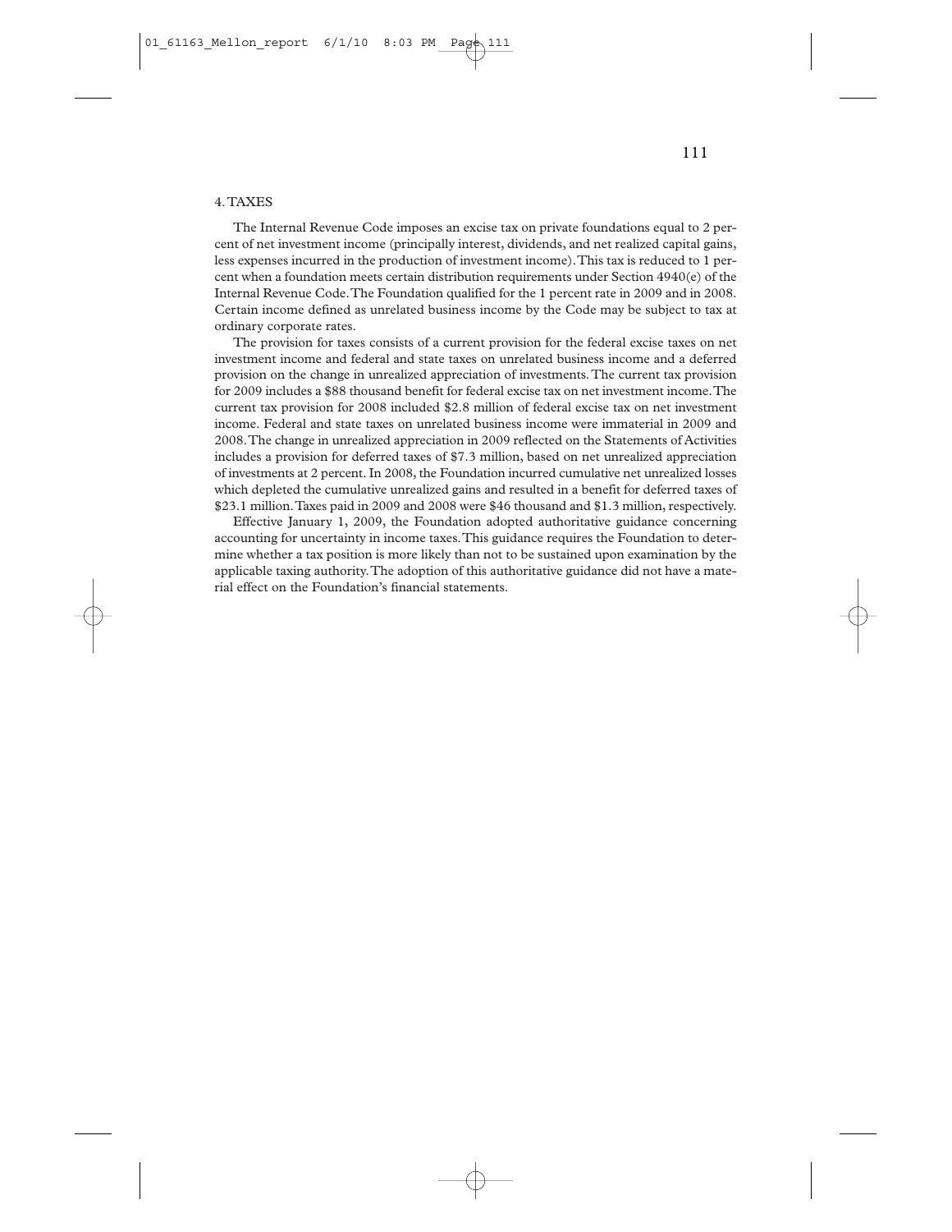## 4. TAXES

The Internal Revenue Code imposes an excise tax on private foundations equal to 2 percent of net investment income (principally interest, dividends, and net realized capital gains, less expenses incurred in the production of investment income). This tax is reduced to 1 percent when a foundation meets certain distribution requirements under Section 4940(e) of the Internal Revenue Code. The Foundation qualified for the 1 percent rate in 2009 and in 2008. Certain income defined as unrelated business income by the Code may be subject to tax at ordinary corporate rates.

The provision for taxes consists of a current provision for the federal excise taxes on net investment income and federal and state taxes on unrelated business income and a deferred provision on the change in unrealized appreciation of investments. The current tax provision for 2009 includes a $88 thousand benefit for federal excise tax on net investment income. The current tax provision for 2008 included $2.8 million of federal excise tax on net investment income. Federal and state taxes on unrelated business income were immaterial in 2009 and 2008. The change in unrealized appreciation in 2009 reflected on the Statements of Activities includes a provision for deferred taxes of $7.3 million, based on net unrealized appreciation of investments at 2 percent. In 2008, the Foundation incurred cumulative net unrealized losses which depleted the cumulative unrealized gains and resulted in a benefit for deferred taxes of $23.1 million. Taxes paid in 2009 and 2008 were $46 thousand and $1.3 million, respectively.

Effective January 1, 2009, the Foundation adopted authoritative guidance concerning accounting for uncertainty in income taxes. This guidance requires the Foundation to determine whether a tax position is more likely than not to be sustained upon examination by the applicable taxing authority. The adoption of this authoritative guidance did not have a material effect on the Foundation's financial statements.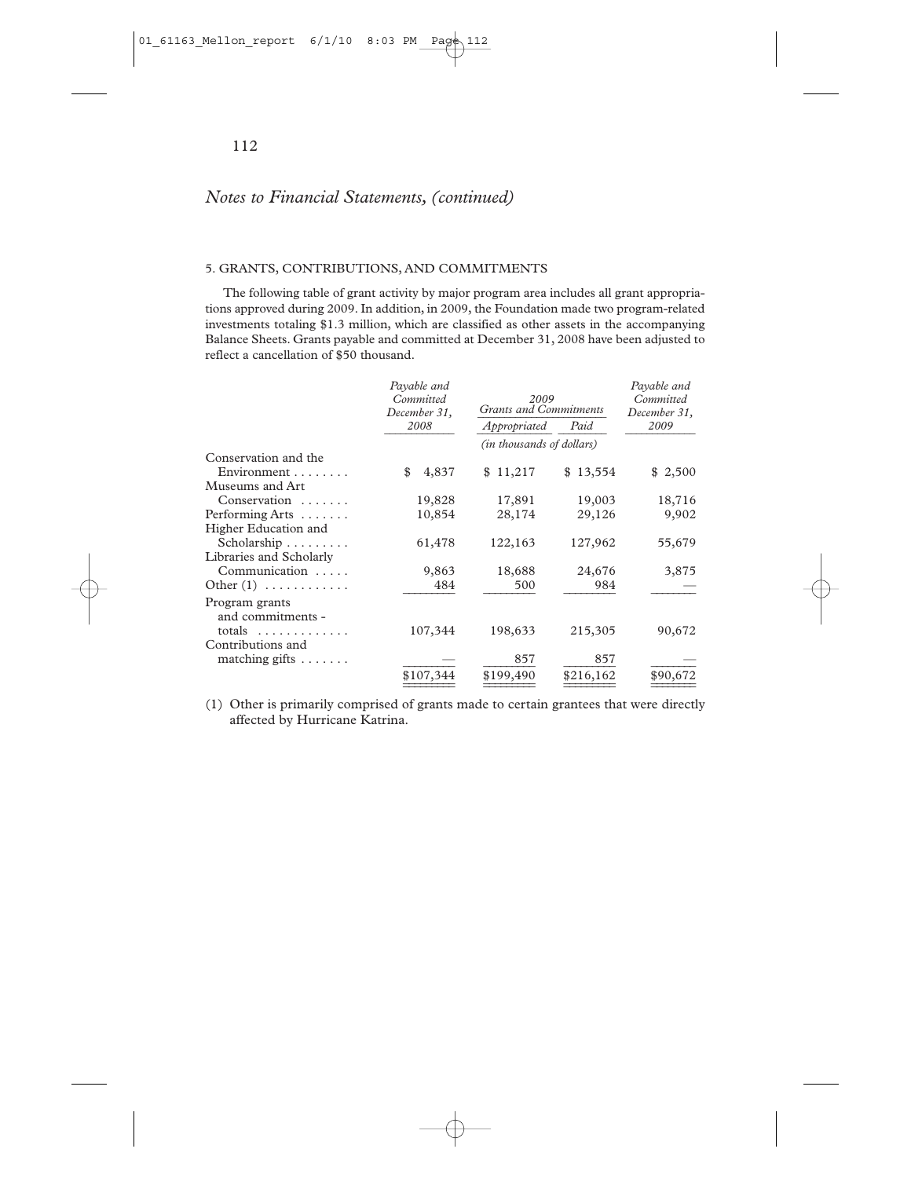*Notes to Financial Statements, (continued)*

5. GRANTS, CONTRIBUTIONS, AND COMMITMENTS

The following table of grant activity by major program area includes all grant appropriations approved during 2009. In addition, in 2009, the Foundation made two program-related investments totaling $1.3 million, which are classified as other assets in the accompanying Balance Sheets. Grants payable and committed at December 31, 2008 have been adjusted to reflect a cancellation of $50 thousand.

| | *Payable and Committed December 31, 2008* | *2009 Grants and Commitments* | | *Payable and Committed December 31, 2009* |
|---|---|---|---|---|
| | | *Appropriated* | *Paid* | |
| | | *(in thousands of dollars)* | | |
| Conservation and the Environment | $ 4,837 | $ 11,217 | $ 13,554 | $ 2,500 |
| Museums and Art Conservation | 19,828 | 17,891 | 19,003 | 18,716 |
| Performing Arts | 10,854 | 28,174 | 29,126 | 9,902 |
| Higher Education and Scholarship | 61,478 | 122,163 | 127,962 | 55,679 |
| Libraries and Scholarly Communication | 9,863 | 18,688 | 24,676 | 3,875 |
| Other (1) | 484 | 500 | 984 | — |
| Program grants and commitments - totals | 107,344 | 198,633 | 215,305 | 90,672 |
| Contributions and matching gifts | — | 857 | 857 | — |
| | $107,344 | $199,490 | $216,162 | $90,672 |

(1) Other is primarily comprised of grants made to certain grantees that were directly affected by Hurricane Katrina.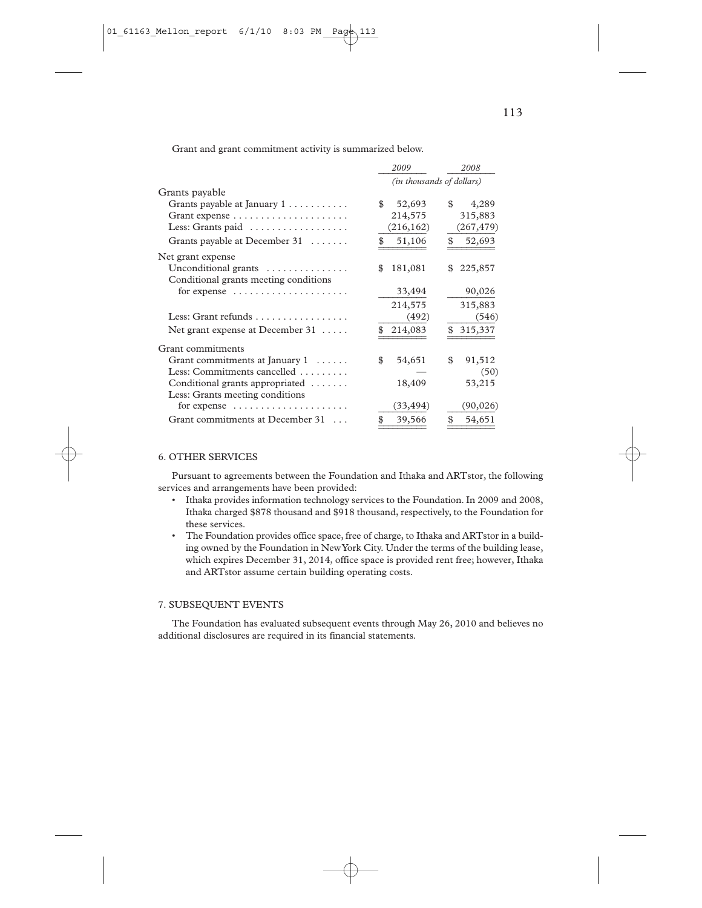Grant and grant commitment activity is summarized below.

| | 2009 | 2008 |
|---|---|---|
| | *(in thousands of dollars)* | |
| Grants payable | | |
| Grants payable at January 1 | $ 52,693 | $ 4,289 |
| Grant expense | 214,575 | 315,883 |
| Less: Grants paid | (216,162) | (267,479) |
| Grants payable at December 31 | $ 51,106 | $ 52,693 |
| Net grant expense | | |
| Unconditional grants | $ 181,081 | $ 225,857 |
| Conditional grants meeting conditions for expense | 33,494 | 90,026 |
| | 214,575 | 315,883 |
| Less: Grant refunds | (492) | (546) |
| Net grant expense at December 31 | $ 214,083 | $ 315,337 |
| Grant commitments | | |
| Grant commitments at January 1 | $ 54,651 | $ 91,512 |
| Less: Commitments cancelled | — | (50) |
| Conditional grants appropriated | 18,409 | 53,215 |
| Less: Grants meeting conditions for expense | (33,494) | (90,026) |
| Grant commitments at December 31 | $ 39,566 | $ 54,651 |

## 6. OTHER SERVICES

Pursuant to agreements between the Foundation and Ithaka and ARTstor, the following services and arrangements have been provided:

- Ithaka provides information technology services to the Foundation. In 2009 and 2008, Ithaka charged $878 thousand and $918 thousand, respectively, to the Foundation for these services.
- The Foundation provides office space, free of charge, to Ithaka and ARTstor in a building owned by the Foundation in New York City. Under the terms of the building lease, which expires December 31, 2014, office space is provided rent free; however, Ithaka and ARTstor assume certain building operating costs.

## 7. SUBSEQUENT EVENTS

The Foundation has evaluated subsequent events through May 26, 2010 and believes no additional disclosures are required in its financial statements.